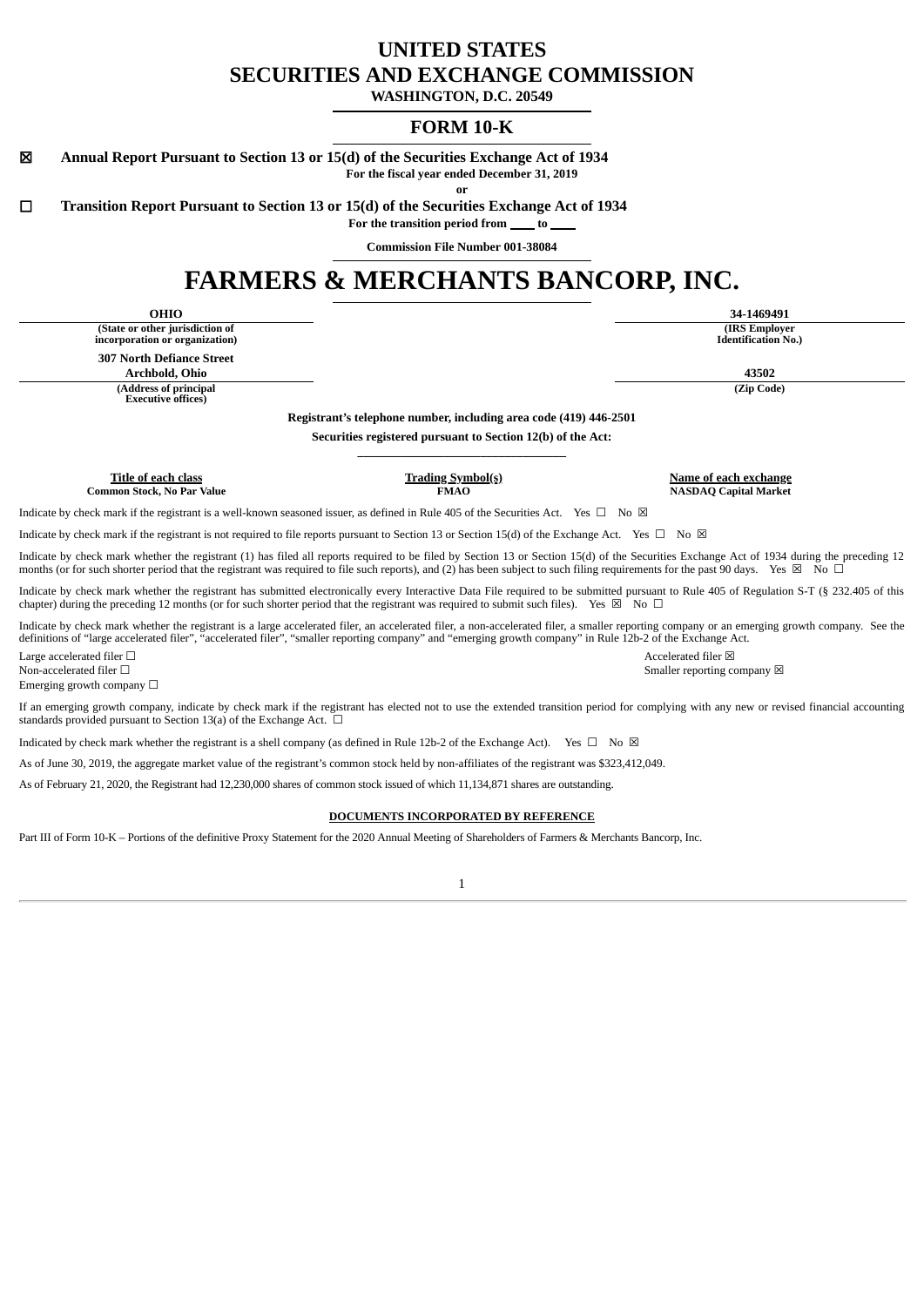# UNITED STATES
# SECURITIES AND EXCHANGE COMMISSION

**WASHINGTON, D.C. 20549**

## FORM 10-K

☒ **Annual Report Pursuant to Section 13 or 15(d) of the Securities Exchange Act of 1934**

**For the fiscal year ended December 31, 2019**

**or**

☐ **Transition Report Pursuant to Section 13 or 15(d) of the Securities Exchange Act of 1934**

**For the transition period from \_\_\_\_ to \_\_\_\_**

**Commission File Number 001-38084**

# FARMERS & MERCHANTS BANCORP, INC.

| **OHIO** | **34-1469491** |
|---|---|
| **(State or other jurisdiction of incorporation or organization)** | **(IRS Employer Identification No.)** |
| **307 North Defiance Street Archbold, Ohio** | **43502** |
| **(Address of principal Executive offices)** | **(Zip Code)** |

**Registrant's telephone number, including area code (419) 446-2501**

**Securities registered pursuant to Section 12(b) of the Act:**

| Title of each class | Trading Symbol(s) | Name of each exchange |
|---|---|---|
| **Common Stock, No Par Value** | **FMAO** | **NASDAQ Capital Market** |

Indicate by check mark if the registrant is a well-known seasoned issuer, as defined in Rule 405 of the Securities Act. Yes ☐ No ☒

Indicate by check mark if the registrant is not required to file reports pursuant to Section 13 or Section 15(d) of the Exchange Act. Yes ☐ No ☒

Indicate by check mark whether the registrant (1) has filed all reports required to be filed by Section 13 or Section 15(d) of the Securities Exchange Act of 1934 during the preceding 12 months (or for such shorter period that the registrant was required to file such reports), and (2) has been subject to such filing requirements for the past 90 days. Yes ☒ No ☐

Indicate by check mark whether the registrant has submitted electronically every Interactive Data File required to be submitted pursuant to Rule 405 of Regulation S-T (§ 232.405 of this chapter) during the preceding 12 months (or for such shorter period that the registrant was required to submit such files). Yes ☒ No ☐

Indicate by check mark whether the registrant is a large accelerated filer, an accelerated filer, a non-accelerated filer, a smaller reporting company or an emerging growth company. See the definitions of "large accelerated filer", "accelerated filer", "smaller reporting company" and "emerging growth company" in Rule 12b-2 of the Exchange Act.

Large accelerated filer ☐
Accelerated filer ☒
Non-accelerated filer ☐
Smaller reporting company ☒
Emerging growth company ☐

If an emerging growth company, indicate by check mark if the registrant has elected not to use the extended transition period for complying with any new or revised financial accounting standards provided pursuant to Section 13(a) of the Exchange Act. ☐

Indicated by check mark whether the registrant is a shell company (as defined in Rule 12b-2 of the Exchange Act). Yes ☐ No ☒

As of June 30, 2019, the aggregate market value of the registrant's common stock held by non-affiliates of the registrant was $323,412,049.

As of February 21, 2020, the Registrant had 12,230,000 shares of common stock issued of which 11,134,871 shares are outstanding.

**DOCUMENTS INCORPORATED BY REFERENCE**

Part III of Form 10-K – Portions of the definitive Proxy Statement for the 2020 Annual Meeting of Shareholders of Farmers & Merchants Bancorp, Inc.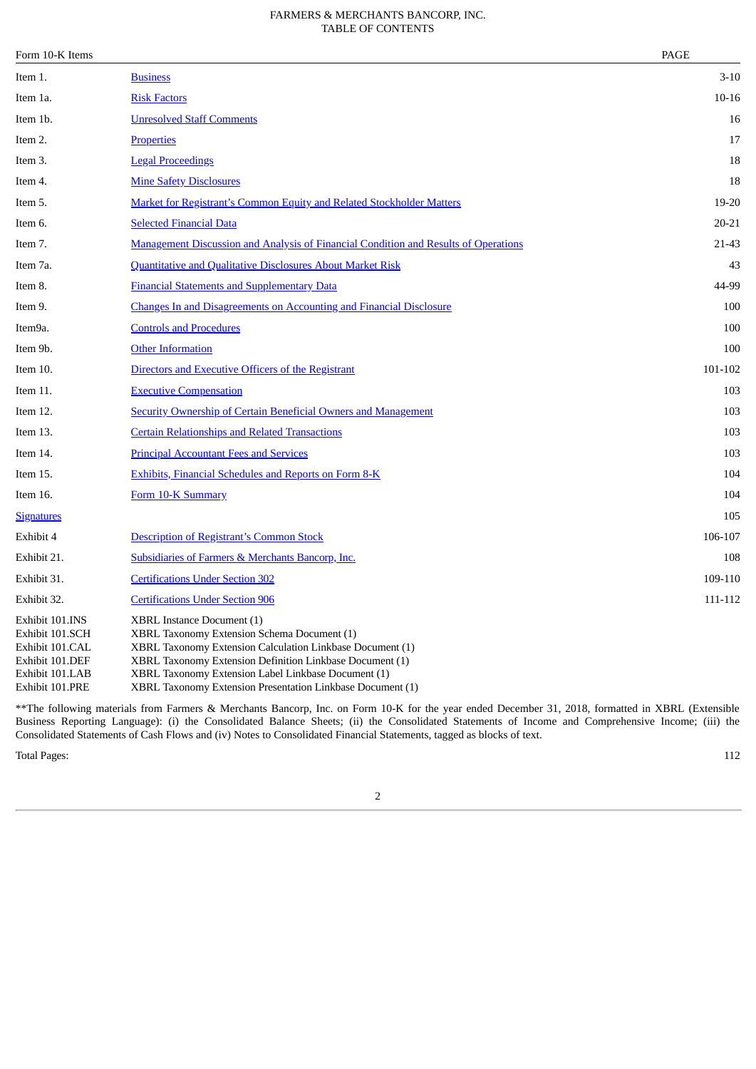FARMERS & MERCHANTS BANCORP, INC.
TABLE OF CONTENTS

| Form 10-K Items | | PAGE |
|---|---|---|
| Item 1. | Business | 3-10 |
| Item 1a. | Risk Factors | 10-16 |
| Item 1b. | Unresolved Staff Comments | 16 |
| Item 2. | Properties | 17 |
| Item 3. | Legal Proceedings | 18 |
| Item 4. | Mine Safety Disclosures | 18 |
| Item 5. | Market for Registrant's Common Equity and Related Stockholder Matters | 19-20 |
| Item 6. | Selected Financial Data | 20-21 |
| Item 7. | Management Discussion and Analysis of Financial Condition and Results of Operations | 21-43 |
| Item 7a. | Quantitative and Qualitative Disclosures About Market Risk | 43 |
| Item 8. | Financial Statements and Supplementary Data | 44-99 |
| Item 9. | Changes In and Disagreements on Accounting and Financial Disclosure | 100 |
| Item9a. | Controls and Procedures | 100 |
| Item 9b. | Other Information | 100 |
| Item 10. | Directors and Executive Officers of the Registrant | 101-102 |
| Item 11. | Executive Compensation | 103 |
| Item 12. | Security Ownership of Certain Beneficial Owners and Management | 103 |
| Item 13. | Certain Relationships and Related Transactions | 103 |
| Item 14. | Principal Accountant Fees and Services | 103 |
| Item 15. | Exhibits, Financial Schedules and Reports on Form 8-K | 104 |
| Item 16. | Form 10-K Summary | 104 |
| Signatures | | 105 |
| Exhibit 4 | Description of Registrant's Common Stock | 106-107 |
| Exhibit 21. | Subsidiaries of Farmers & Merchants Bancorp, Inc. | 108 |
| Exhibit 31. | Certifications Under Section 302 | 109-110 |
| Exhibit 32. | Certifications Under Section 906 | 111-112 |
| Exhibit 101.INS | XBRL Instance Document (1) | |
| Exhibit 101.SCH | XBRL Taxonomy Extension Schema Document (1) | |
| Exhibit 101.CAL | XBRL Taxonomy Extension Calculation Linkbase Document (1) | |
| Exhibit 101.DEF | XBRL Taxonomy Extension Definition Linkbase Document (1) | |
| Exhibit 101.LAB | XBRL Taxonomy Extension Label Linkbase Document (1) | |
| Exhibit 101.PRE | XBRL Taxonomy Extension Presentation Linkbase Document (1) | |

**The following materials from Farmers & Merchants Bancorp, Inc. on Form 10-K for the year ended December 31, 2018, formatted in XBRL (Extensible Business Reporting Language): (i) the Consolidated Balance Sheets; (ii) the Consolidated Statements of Income and Comprehensive Income; (iii) the Consolidated Statements of Cash Flows and (iv) Notes to Consolidated Financial Statements, tagged as blocks of text.

Total Pages: 112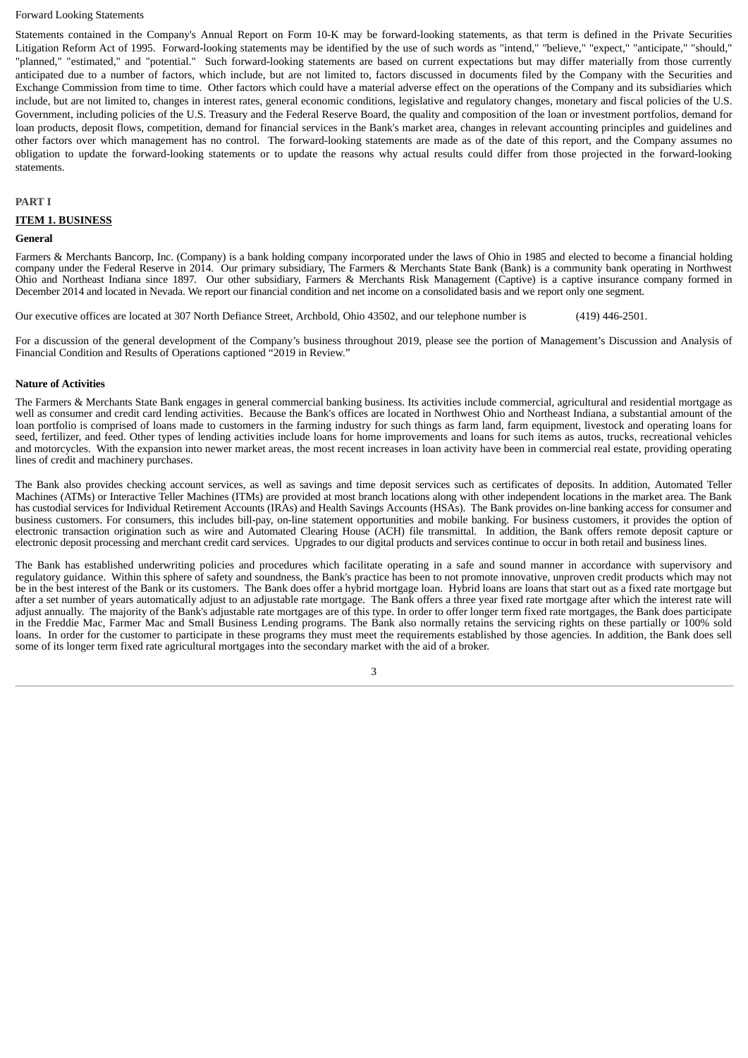Forward Looking Statements

Statements contained in the Company's Annual Report on Form 10-K may be forward-looking statements, as that term is defined in the Private Securities Litigation Reform Act of 1995. Forward-looking statements may be identified by the use of such words as "intend," "believe," "expect," "anticipate," "should," "planned," "estimated," and "potential." Such forward-looking statements are based on current expectations but may differ materially from those currently anticipated due to a number of factors, which include, but are not limited to, factors discussed in documents filed by the Company with the Securities and Exchange Commission from time to time. Other factors which could have a material adverse effect on the operations of the Company and its subsidiaries which include, but are not limited to, changes in interest rates, general economic conditions, legislative and regulatory changes, monetary and fiscal policies of the U.S. Government, including policies of the U.S. Treasury and the Federal Reserve Board, the quality and composition of the loan or investment portfolios, demand for loan products, deposit flows, competition, demand for financial services in the Bank's market area, changes in relevant accounting principles and guidelines and other factors over which management has no control. The forward-looking statements are made as of the date of this report, and the Company assumes no obligation to update the forward-looking statements or to update the reasons why actual results could differ from those projected in the forward-looking statements.

# PART I

## ITEM 1. BUSINESS

### General

Farmers & Merchants Bancorp, Inc. (Company) is a bank holding company incorporated under the laws of Ohio in 1985 and elected to become a financial holding company under the Federal Reserve in 2014. Our primary subsidiary, The Farmers & Merchants State Bank (Bank) is a community bank operating in Northwest Ohio and Northeast Indiana since 1897. Our other subsidiary, Farmers & Merchants Risk Management (Captive) is a captive insurance company formed in December 2014 and located in Nevada. We report our financial condition and net income on a consolidated basis and we report only one segment.

Our executive offices are located at 307 North Defiance Street, Archbold, Ohio 43502, and our telephone number is (419) 446-2501.

For a discussion of the general development of the Company's business throughout 2019, please see the portion of Management's Discussion and Analysis of Financial Condition and Results of Operations captioned "2019 in Review."

### Nature of Activities

The Farmers & Merchants State Bank engages in general commercial banking business. Its activities include commercial, agricultural and residential mortgage as well as consumer and credit card lending activities. Because the Bank's offices are located in Northwest Ohio and Northeast Indiana, a substantial amount of the loan portfolio is comprised of loans made to customers in the farming industry for such things as farm land, farm equipment, livestock and operating loans for seed, fertilizer, and feed. Other types of lending activities include loans for home improvements and loans for such items as autos, trucks, recreational vehicles and motorcycles. With the expansion into newer market areas, the most recent increases in loan activity have been in commercial real estate, providing operating lines of credit and machinery purchases.

The Bank also provides checking account services, as well as savings and time deposit services such as certificates of deposits. In addition, Automated Teller Machines (ATMs) or Interactive Teller Machines (ITMs) are provided at most branch locations along with other independent locations in the market area. The Bank has custodial services for Individual Retirement Accounts (IRAs) and Health Savings Accounts (HSAs). The Bank provides on-line banking access for consumer and business customers. For consumers, this includes bill-pay, on-line statement opportunities and mobile banking. For business customers, it provides the option of electronic transaction origination such as wire and Automated Clearing House (ACH) file transmittal. In addition, the Bank offers remote deposit capture or electronic deposit processing and merchant credit card services. Upgrades to our digital products and services continue to occur in both retail and business lines.

The Bank has established underwriting policies and procedures which facilitate operating in a safe and sound manner in accordance with supervisory and regulatory guidance. Within this sphere of safety and soundness, the Bank's practice has been to not promote innovative, unproven credit products which may not be in the best interest of the Bank or its customers. The Bank does offer a hybrid mortgage loan. Hybrid loans are loans that start out as a fixed rate mortgage but after a set number of years automatically adjust to an adjustable rate mortgage. The Bank offers a three year fixed rate mortgage after which the interest rate will adjust annually. The majority of the Bank's adjustable rate mortgages are of this type. In order to offer longer term fixed rate mortgages, the Bank does participate in the Freddie Mac, Farmer Mac and Small Business Lending programs. The Bank also normally retains the servicing rights on these partially or 100% sold loans. In order for the customer to participate in these programs they must meet the requirements established by those agencies. In addition, the Bank does sell some of its longer term fixed rate agricultural mortgages into the secondary market with the aid of a broker.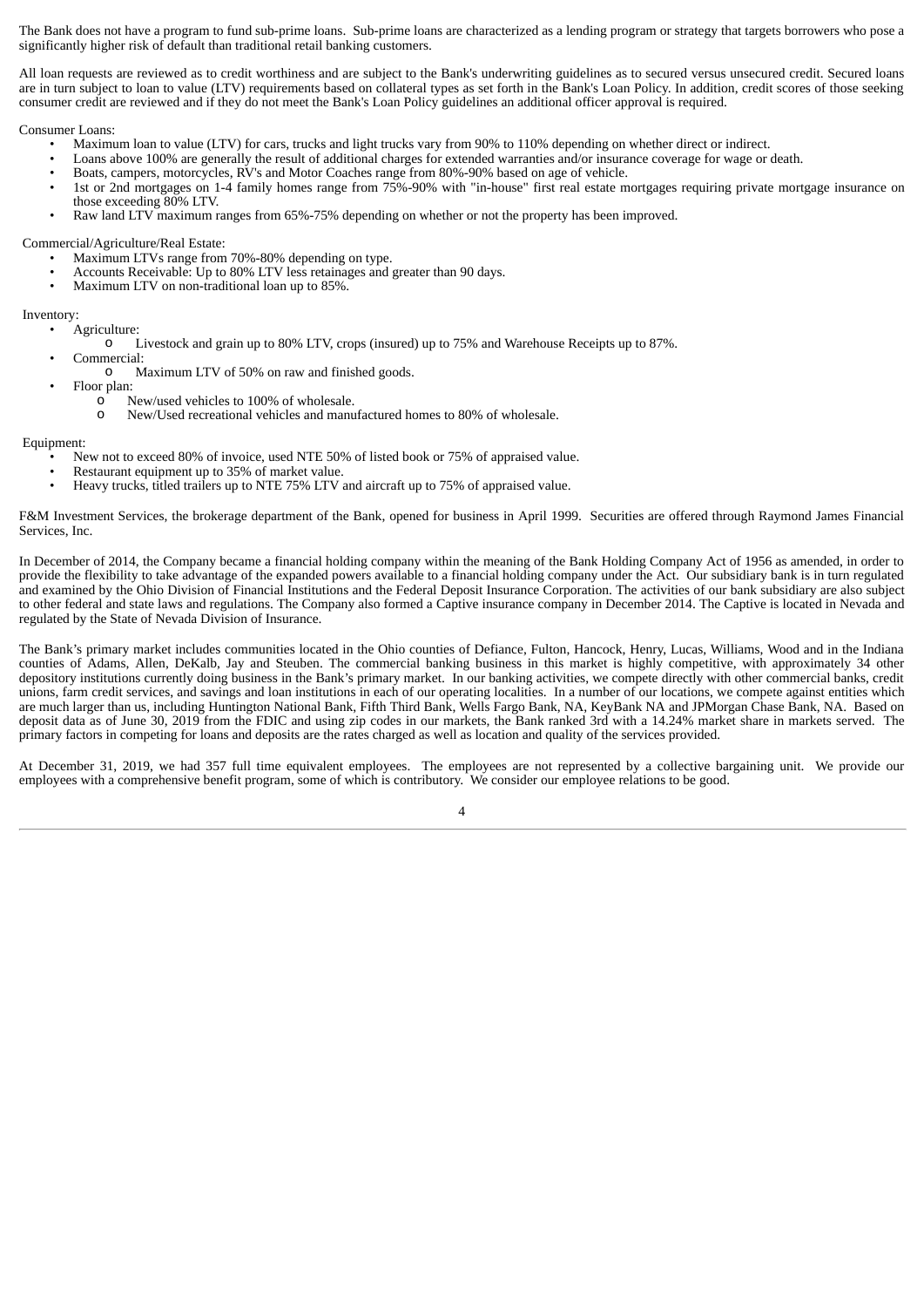The Bank does not have a program to fund sub-prime loans. Sub-prime loans are characterized as a lending program or strategy that targets borrowers who pose a significantly higher risk of default than traditional retail banking customers.

All loan requests are reviewed as to credit worthiness and are subject to the Bank's underwriting guidelines as to secured versus unsecured credit. Secured loans are in turn subject to loan to value (LTV) requirements based on collateral types as set forth in the Bank's Loan Policy. In addition, credit scores of those seeking consumer credit are reviewed and if they do not meet the Bank's Loan Policy guidelines an additional officer approval is required.

Consumer Loans:

- Maximum loan to value (LTV) for cars, trucks and light trucks vary from 90% to 110% depending on whether direct or indirect.
- Loans above 100% are generally the result of additional charges for extended warranties and/or insurance coverage for wage or death.
- Boats, campers, motorcycles, RV's and Motor Coaches range from 80%-90% based on age of vehicle.
- 1st or 2nd mortgages on 1-4 family homes range from 75%-90% with "in-house" first real estate mortgages requiring private mortgage insurance on those exceeding 80% LTV.
- Raw land LTV maximum ranges from 65%-75% depending on whether or not the property has been improved.

Commercial/Agriculture/Real Estate:

- Maximum LTVs range from 70%-80% depending on type.
- Accounts Receivable: Up to 80% LTV less retainages and greater than 90 days.
- Maximum LTV on non-traditional loan up to 85%.

Inventory:

- Agriculture:
  - Livestock and grain up to 80% LTV, crops (insured) up to 75% and Warehouse Receipts up to 87%.
- Commercial:
  - Maximum LTV of 50% on raw and finished goods.
- Floor plan:
  - New/used vehicles to 100% of wholesale.
  - New/Used recreational vehicles and manufactured homes to 80% of wholesale.

Equipment:

- New not to exceed 80% of invoice, used NTE 50% of listed book or 75% of appraised value.
- Restaurant equipment up to 35% of market value.
- Heavy trucks, titled trailers up to NTE 75% LTV and aircraft up to 75% of appraised value.

F&M Investment Services, the brokerage department of the Bank, opened for business in April 1999. Securities are offered through Raymond James Financial Services, Inc.

In December of 2014, the Company became a financial holding company within the meaning of the Bank Holding Company Act of 1956 as amended, in order to provide the flexibility to take advantage of the expanded powers available to a financial holding company under the Act. Our subsidiary bank is in turn regulated and examined by the Ohio Division of Financial Institutions and the Federal Deposit Insurance Corporation. The activities of our bank subsidiary are also subject to other federal and state laws and regulations. The Company also formed a Captive insurance company in December 2014. The Captive is located in Nevada and regulated by the State of Nevada Division of Insurance.

The Bank's primary market includes communities located in the Ohio counties of Defiance, Fulton, Hancock, Henry, Lucas, Williams, Wood and in the Indiana counties of Adams, Allen, DeKalb, Jay and Steuben. The commercial banking business in this market is highly competitive, with approximately 34 other depository institutions currently doing business in the Bank's primary market. In our banking activities, we compete directly with other commercial banks, credit unions, farm credit services, and savings and loan institutions in each of our operating localities. In a number of our locations, we compete against entities which are much larger than us, including Huntington National Bank, Fifth Third Bank, Wells Fargo Bank, NA, KeyBank NA and JPMorgan Chase Bank, NA. Based on deposit data as of June 30, 2019 from the FDIC and using zip codes in our markets, the Bank ranked 3rd with a 14.24% market share in markets served. The primary factors in competing for loans and deposits are the rates charged as well as location and quality of the services provided.

At December 31, 2019, we had 357 full time equivalent employees. The employees are not represented by a collective bargaining unit. We provide our employees with a comprehensive benefit program, some of which is contributory. We consider our employee relations to be good.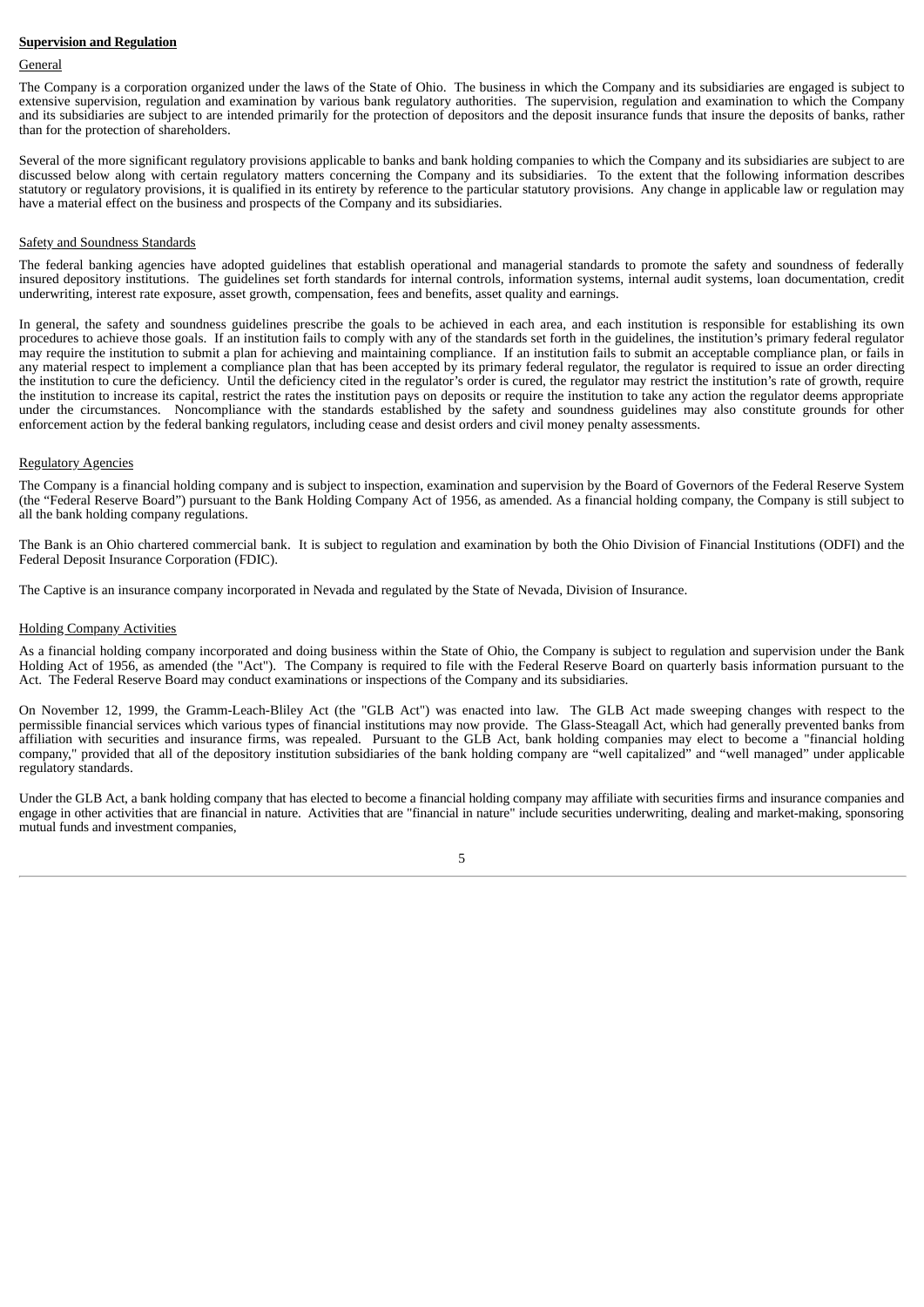**Supervision and Regulation**

General

The Company is a corporation organized under the laws of the State of Ohio. The business in which the Company and its subsidiaries are engaged is subject to extensive supervision, regulation and examination by various bank regulatory authorities. The supervision, regulation and examination to which the Company and its subsidiaries are subject to are intended primarily for the protection of depositors and the deposit insurance funds that insure the deposits of banks, rather than for the protection of shareholders.

Several of the more significant regulatory provisions applicable to banks and bank holding companies to which the Company and its subsidiaries are subject to are discussed below along with certain regulatory matters concerning the Company and its subsidiaries. To the extent that the following information describes statutory or regulatory provisions, it is qualified in its entirety by reference to the particular statutory provisions. Any change in applicable law or regulation may have a material effect on the business and prospects of the Company and its subsidiaries.

Safety and Soundness Standards

The federal banking agencies have adopted guidelines that establish operational and managerial standards to promote the safety and soundness of federally insured depository institutions. The guidelines set forth standards for internal controls, information systems, internal audit systems, loan documentation, credit underwriting, interest rate exposure, asset growth, compensation, fees and benefits, asset quality and earnings.

In general, the safety and soundness guidelines prescribe the goals to be achieved in each area, and each institution is responsible for establishing its own procedures to achieve those goals. If an institution fails to comply with any of the standards set forth in the guidelines, the institution's primary federal regulator may require the institution to submit a plan for achieving and maintaining compliance. If an institution fails to submit an acceptable compliance plan, or fails in any material respect to implement a compliance plan that has been accepted by its primary federal regulator, the regulator is required to issue an order directing the institution to cure the deficiency. Until the deficiency cited in the regulator's order is cured, the regulator may restrict the institution's rate of growth, require the institution to increase its capital, restrict the rates the institution pays on deposits or require the institution to take any action the regulator deems appropriate under the circumstances. Noncompliance with the standards established by the safety and soundness guidelines may also constitute grounds for other enforcement action by the federal banking regulators, including cease and desist orders and civil money penalty assessments.

Regulatory Agencies

The Company is a financial holding company and is subject to inspection, examination and supervision by the Board of Governors of the Federal Reserve System (the "Federal Reserve Board") pursuant to the Bank Holding Company Act of 1956, as amended. As a financial holding company, the Company is still subject to all the bank holding company regulations.

The Bank is an Ohio chartered commercial bank. It is subject to regulation and examination by both the Ohio Division of Financial Institutions (ODFI) and the Federal Deposit Insurance Corporation (FDIC).

The Captive is an insurance company incorporated in Nevada and regulated by the State of Nevada, Division of Insurance.

Holding Company Activities

As a financial holding company incorporated and doing business within the State of Ohio, the Company is subject to regulation and supervision under the Bank Holding Act of 1956, as amended (the "Act"). The Company is required to file with the Federal Reserve Board on quarterly basis information pursuant to the Act. The Federal Reserve Board may conduct examinations or inspections of the Company and its subsidiaries.

On November 12, 1999, the Gramm-Leach-Bliley Act (the "GLB Act") was enacted into law. The GLB Act made sweeping changes with respect to the permissible financial services which various types of financial institutions may now provide. The Glass-Steagall Act, which had generally prevented banks from affiliation with securities and insurance firms, was repealed. Pursuant to the GLB Act, bank holding companies may elect to become a "financial holding company," provided that all of the depository institution subsidiaries of the bank holding company are "well capitalized" and "well managed" under applicable regulatory standards.

Under the GLB Act, a bank holding company that has elected to become a financial holding company may affiliate with securities firms and insurance companies and engage in other activities that are financial in nature. Activities that are "financial in nature" include securities underwriting, dealing and market-making, sponsoring mutual funds and investment companies,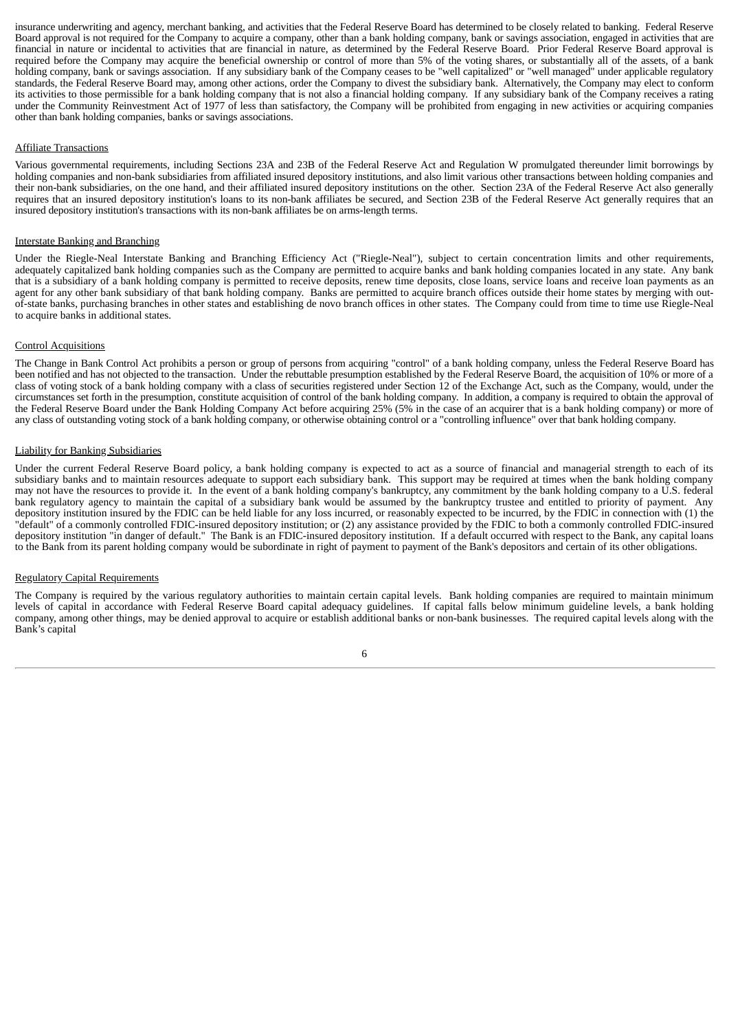insurance underwriting and agency, merchant banking, and activities that the Federal Reserve Board has determined to be closely related to banking. Federal Reserve Board approval is not required for the Company to acquire a company, other than a bank holding company, bank or savings association, engaged in activities that are financial in nature or incidental to activities that are financial in nature, as determined by the Federal Reserve Board. Prior Federal Reserve Board approval is required before the Company may acquire the beneficial ownership or control of more than 5% of the voting shares, or substantially all of the assets, of a bank holding company, bank or savings association. If any subsidiary bank of the Company ceases to be "well capitalized" or "well managed" under applicable regulatory standards, the Federal Reserve Board may, among other actions, order the Company to divest the subsidiary bank. Alternatively, the Company may elect to conform its activities to those permissible for a bank holding company that is not also a financial holding company. If any subsidiary bank of the Company receives a rating under the Community Reinvestment Act of 1977 of less than satisfactory, the Company will be prohibited from engaging in new activities or acquiring companies other than bank holding companies, banks or savings associations.

Affiliate Transactions

Various governmental requirements, including Sections 23A and 23B of the Federal Reserve Act and Regulation W promulgated thereunder limit borrowings by holding companies and non-bank subsidiaries from affiliated insured depository institutions, and also limit various other transactions between holding companies and their non-bank subsidiaries, on the one hand, and their affiliated insured depository institutions on the other. Section 23A of the Federal Reserve Act also generally requires that an insured depository institution's loans to its non-bank affiliates be secured, and Section 23B of the Federal Reserve Act generally requires that an insured depository institution's transactions with its non-bank affiliates be on arms-length terms.

Interstate Banking and Branching

Under the Riegle-Neal Interstate Banking and Branching Efficiency Act ("Riegle-Neal"), subject to certain concentration limits and other requirements, adequately capitalized bank holding companies such as the Company are permitted to acquire banks and bank holding companies located in any state. Any bank that is a subsidiary of a bank holding company is permitted to receive deposits, renew time deposits, close loans, service loans and receive loan payments as an agent for any other bank subsidiary of that bank holding company. Banks are permitted to acquire branch offices outside their home states by merging with out-of-state banks, purchasing branches in other states and establishing de novo branch offices in other states. The Company could from time to time use Riegle-Neal to acquire banks in additional states.

Control Acquisitions

The Change in Bank Control Act prohibits a person or group of persons from acquiring "control" of a bank holding company, unless the Federal Reserve Board has been notified and has not objected to the transaction. Under the rebuttable presumption established by the Federal Reserve Board, the acquisition of 10% or more of a class of voting stock of a bank holding company with a class of securities registered under Section 12 of the Exchange Act, such as the Company, would, under the circumstances set forth in the presumption, constitute acquisition of control of the bank holding company. In addition, a company is required to obtain the approval of the Federal Reserve Board under the Bank Holding Company Act before acquiring 25% (5% in the case of an acquirer that is a bank holding company) or more of any class of outstanding voting stock of a bank holding company, or otherwise obtaining control or a "controlling influence" over that bank holding company.

Liability for Banking Subsidiaries

Under the current Federal Reserve Board policy, a bank holding company is expected to act as a source of financial and managerial strength to each of its subsidiary banks and to maintain resources adequate to support each subsidiary bank. This support may be required at times when the bank holding company may not have the resources to provide it. In the event of a bank holding company's bankruptcy, any commitment by the bank holding company to a U.S. federal bank regulatory agency to maintain the capital of a subsidiary bank would be assumed by the bankruptcy trustee and entitled to priority of payment. Any depository institution insured by the FDIC can be held liable for any loss incurred, or reasonably expected to be incurred, by the FDIC in connection with (1) the "default" of a commonly controlled FDIC-insured depository institution; or (2) any assistance provided by the FDIC to both a commonly controlled FDIC-insured depository institution "in danger of default." The Bank is an FDIC-insured depository institution. If a default occurred with respect to the Bank, any capital loans to the Bank from its parent holding company would be subordinate in right of payment to payment of the Bank's depositors and certain of its other obligations.

Regulatory Capital Requirements

The Company is required by the various regulatory authorities to maintain certain capital levels. Bank holding companies are required to maintain minimum levels of capital in accordance with Federal Reserve Board capital adequacy guidelines. If capital falls below minimum guideline levels, a bank holding company, among other things, may be denied approval to acquire or establish additional banks or non-bank businesses. The required capital levels along with the Bank’s capital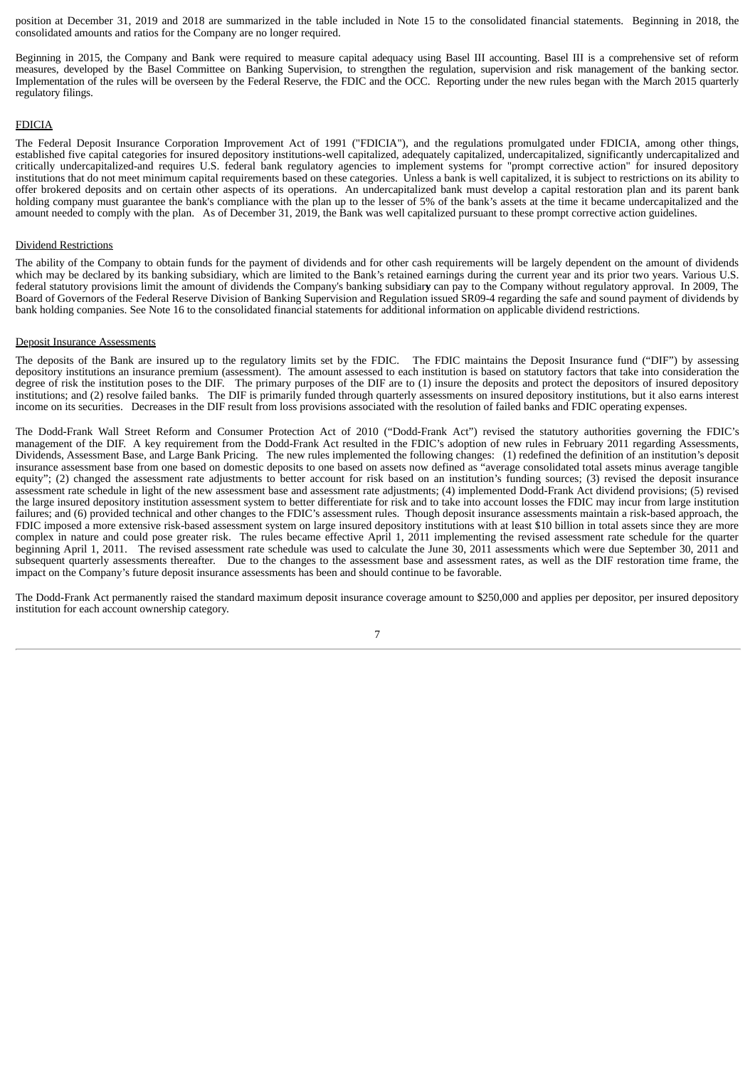position at December 31, 2019 and 2018 are summarized in the table included in Note 15 to the consolidated financial statements. Beginning in 2018, the consolidated amounts and ratios for the Company are no longer required.

Beginning in 2015, the Company and Bank were required to measure capital adequacy using Basel III accounting. Basel III is a comprehensive set of reform measures, developed by the Basel Committee on Banking Supervision, to strengthen the regulation, supervision and risk management of the banking sector. Implementation of the rules will be overseen by the Federal Reserve, the FDIC and the OCC. Reporting under the new rules began with the March 2015 quarterly regulatory filings.

## FDICIA

The Federal Deposit Insurance Corporation Improvement Act of 1991 ("FDICIA"), and the regulations promulgated under FDICIA, among other things, established five capital categories for insured depository institutions-well capitalized, adequately capitalized, undercapitalized, significantly undercapitalized and critically undercapitalized-and requires U.S. federal bank regulatory agencies to implement systems for "prompt corrective action" for insured depository institutions that do not meet minimum capital requirements based on these categories. Unless a bank is well capitalized, it is subject to restrictions on its ability to offer brokered deposits and on certain other aspects of its operations. An undercapitalized bank must develop a capital restoration plan and its parent bank holding company must guarantee the bank's compliance with the plan up to the lesser of 5% of the bank's assets at the time it became undercapitalized and the amount needed to comply with the plan. As of December 31, 2019, the Bank was well capitalized pursuant to these prompt corrective action guidelines.

## Dividend Restrictions

The ability of the Company to obtain funds for the payment of dividends and for other cash requirements will be largely dependent on the amount of dividends which may be declared by its banking subsidiary, which are limited to the Bank's retained earnings during the current year and its prior two years. Various U.S. federal statutory provisions limit the amount of dividends the Company's banking subsidiary can pay to the Company without regulatory approval. In 2009, The Board of Governors of the Federal Reserve Division of Banking Supervision and Regulation issued SR09-4 regarding the safe and sound payment of dividends by bank holding companies. See Note 16 to the consolidated financial statements for additional information on applicable dividend restrictions.

## Deposit Insurance Assessments

The deposits of the Bank are insured up to the regulatory limits set by the FDIC. The FDIC maintains the Deposit Insurance fund ("DIF") by assessing depository institutions an insurance premium (assessment). The amount assessed to each institution is based on statutory factors that take into consideration the degree of risk the institution poses to the DIF. The primary purposes of the DIF are to (1) insure the deposits and protect the depositors of insured depository institutions; and (2) resolve failed banks. The DIF is primarily funded through quarterly assessments on insured depository institutions, but it also earns interest income on its securities. Decreases in the DIF result from loss provisions associated with the resolution of failed banks and FDIC operating expenses.

The Dodd-Frank Wall Street Reform and Consumer Protection Act of 2010 ("Dodd-Frank Act") revised the statutory authorities governing the FDIC's management of the DIF. A key requirement from the Dodd-Frank Act resulted in the FDIC's adoption of new rules in February 2011 regarding Assessments, Dividends, Assessment Base, and Large Bank Pricing. The new rules implemented the following changes: (1) redefined the definition of an institution's deposit insurance assessment base from one based on domestic deposits to one based on assets now defined as "average consolidated total assets minus average tangible equity"; (2) changed the assessment rate adjustments to better account for risk based on an institution's funding sources; (3) revised the deposit insurance assessment rate schedule in light of the new assessment base and assessment rate adjustments; (4) implemented Dodd-Frank Act dividend provisions; (5) revised the large insured depository institution assessment system to better differentiate for risk and to take into account losses the FDIC may incur from large institution failures; and (6) provided technical and other changes to the FDIC's assessment rules. Though deposit insurance assessments maintain a risk-based approach, the FDIC imposed a more extensive risk-based assessment system on large insured depository institutions with at least $10 billion in total assets since they are more complex in nature and could pose greater risk. The rules became effective April 1, 2011 implementing the revised assessment rate schedule for the quarter beginning April 1, 2011. The revised assessment rate schedule was used to calculate the June 30, 2011 assessments which were due September 30, 2011 and subsequent quarterly assessments thereafter. Due to the changes to the assessment base and assessment rates, as well as the DIF restoration time frame, the impact on the Company's future deposit insurance assessments has been and should continue to be favorable.

The Dodd-Frank Act permanently raised the standard maximum deposit insurance coverage amount to $250,000 and applies per depositor, per insured depository institution for each account ownership category.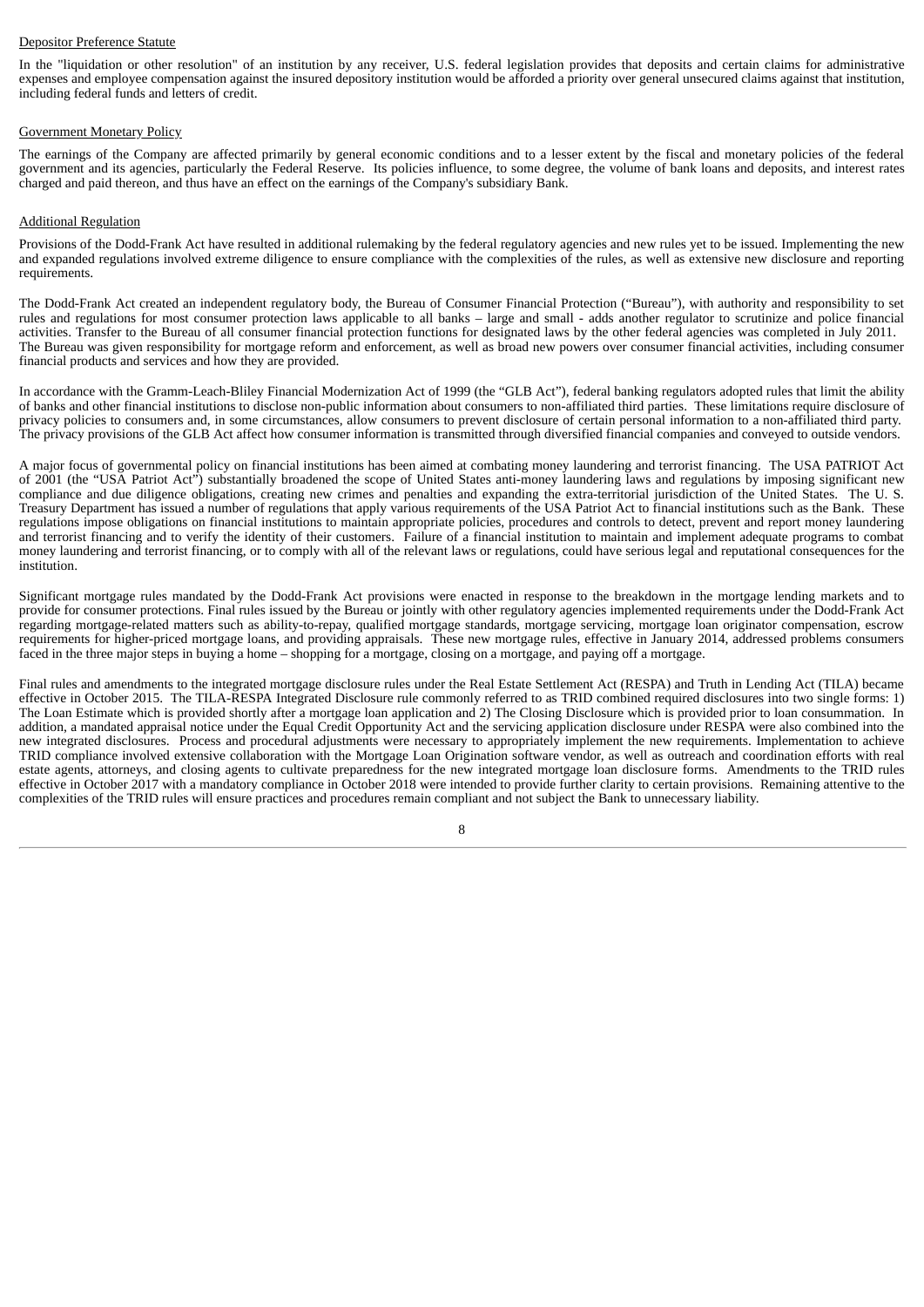Depositor Preference Statute

In the "liquidation or other resolution" of an institution by any receiver, U.S. federal legislation provides that deposits and certain claims for administrative expenses and employee compensation against the insured depository institution would be afforded a priority over general unsecured claims against that institution, including federal funds and letters of credit.

Government Monetary Policy

The earnings of the Company are affected primarily by general economic conditions and to a lesser extent by the fiscal and monetary policies of the federal government and its agencies, particularly the Federal Reserve. Its policies influence, to some degree, the volume of bank loans and deposits, and interest rates charged and paid thereon, and thus have an effect on the earnings of the Company's subsidiary Bank.

Additional Regulation

Provisions of the Dodd-Frank Act have resulted in additional rulemaking by the federal regulatory agencies and new rules yet to be issued. Implementing the new and expanded regulations involved extreme diligence to ensure compliance with the complexities of the rules, as well as extensive new disclosure and reporting requirements.

The Dodd-Frank Act created an independent regulatory body, the Bureau of Consumer Financial Protection ("Bureau"), with authority and responsibility to set rules and regulations for most consumer protection laws applicable to all banks – large and small - adds another regulator to scrutinize and police financial activities. Transfer to the Bureau of all consumer financial protection functions for designated laws by the other federal agencies was completed in July 2011. The Bureau was given responsibility for mortgage reform and enforcement, as well as broad new powers over consumer financial activities, including consumer financial products and services and how they are provided.

In accordance with the Gramm-Leach-Bliley Financial Modernization Act of 1999 (the "GLB Act"), federal banking regulators adopted rules that limit the ability of banks and other financial institutions to disclose non-public information about consumers to non-affiliated third parties. These limitations require disclosure of privacy policies to consumers and, in some circumstances, allow consumers to prevent disclosure of certain personal information to a non-affiliated third party. The privacy provisions of the GLB Act affect how consumer information is transmitted through diversified financial companies and conveyed to outside vendors.

A major focus of governmental policy on financial institutions has been aimed at combating money laundering and terrorist financing. The USA PATRIOT Act of 2001 (the "USA Patriot Act") substantially broadened the scope of United States anti-money laundering laws and regulations by imposing significant new compliance and due diligence obligations, creating new crimes and penalties and expanding the extra-territorial jurisdiction of the United States. The U. S. Treasury Department has issued a number of regulations that apply various requirements of the USA Patriot Act to financial institutions such as the Bank. These regulations impose obligations on financial institutions to maintain appropriate policies, procedures and controls to detect, prevent and report money laundering and terrorist financing and to verify the identity of their customers. Failure of a financial institution to maintain and implement adequate programs to combat money laundering and terrorist financing, or to comply with all of the relevant laws or regulations, could have serious legal and reputational consequences for the institution.

Significant mortgage rules mandated by the Dodd-Frank Act provisions were enacted in response to the breakdown in the mortgage lending markets and to provide for consumer protections. Final rules issued by the Bureau or jointly with other regulatory agencies implemented requirements under the Dodd-Frank Act regarding mortgage-related matters such as ability-to-repay, qualified mortgage standards, mortgage servicing, mortgage loan originator compensation, escrow requirements for higher-priced mortgage loans, and providing appraisals. These new mortgage rules, effective in January 2014, addressed problems consumers faced in the three major steps in buying a home – shopping for a mortgage, closing on a mortgage, and paying off a mortgage.

Final rules and amendments to the integrated mortgage disclosure rules under the Real Estate Settlement Act (RESPA) and Truth in Lending Act (TILA) became effective in October 2015. The TILA-RESPA Integrated Disclosure rule commonly referred to as TRID combined required disclosures into two single forms: 1) The Loan Estimate which is provided shortly after a mortgage loan application and 2) The Closing Disclosure which is provided prior to loan consummation. In addition, a mandated appraisal notice under the Equal Credit Opportunity Act and the servicing application disclosure under RESPA were also combined into the new integrated disclosures. Process and procedural adjustments were necessary to appropriately implement the new requirements. Implementation to achieve TRID compliance involved extensive collaboration with the Mortgage Loan Origination software vendor, as well as outreach and coordination efforts with real estate agents, attorneys, and closing agents to cultivate preparedness for the new integrated mortgage loan disclosure forms. Amendments to the TRID rules effective in October 2017 with a mandatory compliance in October 2018 were intended to provide further clarity to certain provisions. Remaining attentive to the complexities of the TRID rules will ensure practices and procedures remain compliant and not subject the Bank to unnecessary liability.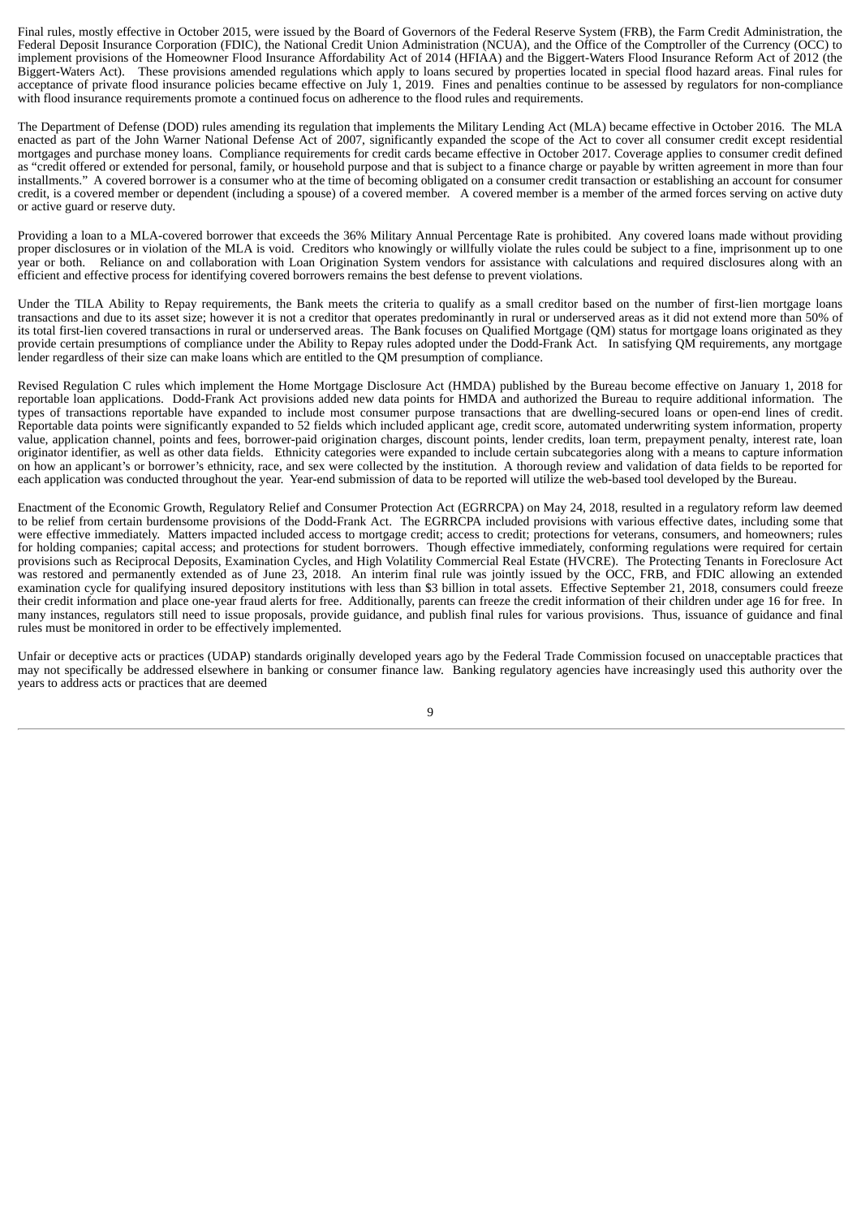Final rules, mostly effective in October 2015, were issued by the Board of Governors of the Federal Reserve System (FRB), the Farm Credit Administration, the Federal Deposit Insurance Corporation (FDIC), the National Credit Union Administration (NCUA), and the Office of the Comptroller of the Currency (OCC) to implement provisions of the Homeowner Flood Insurance Affordability Act of 2014 (HFIAA) and the Biggert-Waters Flood Insurance Reform Act of 2012 (the Biggert-Waters Act). These provisions amended regulations which apply to loans secured by properties located in special flood hazard areas. Final rules for acceptance of private flood insurance policies became effective on July 1, 2019. Fines and penalties continue to be assessed by regulators for non-compliance with flood insurance requirements promote a continued focus on adherence to the flood rules and requirements.

The Department of Defense (DOD) rules amending its regulation that implements the Military Lending Act (MLA) became effective in October 2016. The MLA enacted as part of the John Warner National Defense Act of 2007, significantly expanded the scope of the Act to cover all consumer credit except residential mortgages and purchase money loans. Compliance requirements for credit cards became effective in October 2017. Coverage applies to consumer credit defined as "credit offered or extended for personal, family, or household purpose and that is subject to a finance charge or payable by written agreement in more than four installments." A covered borrower is a consumer who at the time of becoming obligated on a consumer credit transaction or establishing an account for consumer credit, is a covered member or dependent (including a spouse) of a covered member. A covered member is a member of the armed forces serving on active duty or active guard or reserve duty.

Providing a loan to a MLA-covered borrower that exceeds the 36% Military Annual Percentage Rate is prohibited. Any covered loans made without providing proper disclosures or in violation of the MLA is void. Creditors who knowingly or willfully violate the rules could be subject to a fine, imprisonment up to one year or both. Reliance on and collaboration with Loan Origination System vendors for assistance with calculations and required disclosures along with an efficient and effective process for identifying covered borrowers remains the best defense to prevent violations.

Under the TILA Ability to Repay requirements, the Bank meets the criteria to qualify as a small creditor based on the number of first-lien mortgage loans transactions and due to its asset size; however it is not a creditor that operates predominantly in rural or underserved areas as it did not extend more than 50% of its total first-lien covered transactions in rural or underserved areas. The Bank focuses on Qualified Mortgage (QM) status for mortgage loans originated as they provide certain presumptions of compliance under the Ability to Repay rules adopted under the Dodd-Frank Act. In satisfying QM requirements, any mortgage lender regardless of their size can make loans which are entitled to the QM presumption of compliance.

Revised Regulation C rules which implement the Home Mortgage Disclosure Act (HMDA) published by the Bureau become effective on January 1, 2018 for reportable loan applications. Dodd-Frank Act provisions added new data points for HMDA and authorized the Bureau to require additional information. The types of transactions reportable have expanded to include most consumer purpose transactions that are dwelling-secured loans or open-end lines of credit. Reportable data points were significantly expanded to 52 fields which included applicant age, credit score, automated underwriting system information, property value, application channel, points and fees, borrower-paid origination charges, discount points, lender credits, loan term, prepayment penalty, interest rate, loan originator identifier, as well as other data fields. Ethnicity categories were expanded to include certain subcategories along with a means to capture information on how an applicant's or borrower's ethnicity, race, and sex were collected by the institution. A thorough review and validation of data fields to be reported for each application was conducted throughout the year. Year-end submission of data to be reported will utilize the web-based tool developed by the Bureau.

Enactment of the Economic Growth, Regulatory Relief and Consumer Protection Act (EGRRCPA) on May 24, 2018, resulted in a regulatory reform law deemed to be relief from certain burdensome provisions of the Dodd-Frank Act. The EGRRCPA included provisions with various effective dates, including some that were effective immediately. Matters impacted included access to mortgage credit; access to credit; protections for veterans, consumers, and homeowners; rules for holding companies; capital access; and protections for student borrowers. Though effective immediately, conforming regulations were required for certain provisions such as Reciprocal Deposits, Examination Cycles, and High Volatility Commercial Real Estate (HVCRE). The Protecting Tenants in Foreclosure Act was restored and permanently extended as of June 23, 2018. An interim final rule was jointly issued by the OCC, FRB, and FDIC allowing an extended examination cycle for qualifying insured depository institutions with less than $3 billion in total assets. Effective September 21, 2018, consumers could freeze their credit information and place one-year fraud alerts for free. Additionally, parents can freeze the credit information of their children under age 16 for free. In many instances, regulators still need to issue proposals, provide guidance, and publish final rules for various provisions. Thus, issuance of guidance and final rules must be monitored in order to be effectively implemented.

Unfair or deceptive acts or practices (UDAP) standards originally developed years ago by the Federal Trade Commission focused on unacceptable practices that may not specifically be addressed elsewhere in banking or consumer finance law. Banking regulatory agencies have increasingly used this authority over the years to address acts or practices that are deemed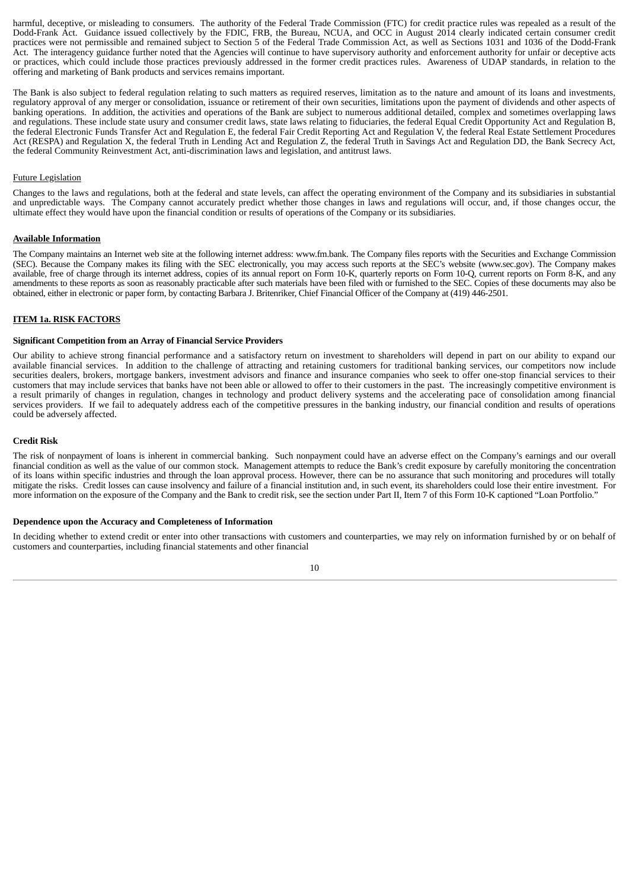harmful, deceptive, or misleading to consumers. The authority of the Federal Trade Commission (FTC) for credit practice rules was repealed as a result of the Dodd-Frank Act. Guidance issued collectively by the FDIC, FRB, the Bureau, NCUA, and OCC in August 2014 clearly indicated certain consumer credit practices were not permissible and remained subject to Section 5 of the Federal Trade Commission Act, as well as Sections 1031 and 1036 of the Dodd-Frank Act. The interagency guidance further noted that the Agencies will continue to have supervisory authority and enforcement authority for unfair or deceptive acts or practices, which could include those practices previously addressed in the former credit practices rules. Awareness of UDAP standards, in relation to the offering and marketing of Bank products and services remains important.

The Bank is also subject to federal regulation relating to such matters as required reserves, limitation as to the nature and amount of its loans and investments, regulatory approval of any merger or consolidation, issuance or retirement of their own securities, limitations upon the payment of dividends and other aspects of banking operations. In addition, the activities and operations of the Bank are subject to numerous additional detailed, complex and sometimes overlapping laws and regulations. These include state usury and consumer credit laws, state laws relating to fiduciaries, the federal Equal Credit Opportunity Act and Regulation B, the federal Electronic Funds Transfer Act and Regulation E, the federal Fair Credit Reporting Act and Regulation V, the federal Real Estate Settlement Procedures Act (RESPA) and Regulation X, the federal Truth in Lending Act and Regulation Z, the federal Truth in Savings Act and Regulation DD, the Bank Secrecy Act, the federal Community Reinvestment Act, anti-discrimination laws and legislation, and antitrust laws.

Future Legislation

Changes to the laws and regulations, both at the federal and state levels, can affect the operating environment of the Company and its subsidiaries in substantial and unpredictable ways. The Company cannot accurately predict whether those changes in laws and regulations will occur, and, if those changes occur, the ultimate effect they would have upon the financial condition or results of operations of the Company or its subsidiaries.

## Available Information

The Company maintains an Internet web site at the following internet address: www.fm.bank. The Company files reports with the Securities and Exchange Commission (SEC). Because the Company makes its filing with the SEC electronically, you may access such reports at the SEC's website (www.sec.gov). The Company makes available, free of charge through its internet address, copies of its annual report on Form 10-K, quarterly reports on Form 10-Q, current reports on Form 8-K, and any amendments to these reports as soon as reasonably practicable after such materials have been filed with or furnished to the SEC. Copies of these documents may also be obtained, either in electronic or paper form, by contacting Barbara J. Britenriker, Chief Financial Officer of the Company at (419) 446-2501.

## ITEM 1a. RISK FACTORS

### Significant Competition from an Array of Financial Service Providers

Our ability to achieve strong financial performance and a satisfactory return on investment to shareholders will depend in part on our ability to expand our available financial services. In addition to the challenge of attracting and retaining customers for traditional banking services, our competitors now include securities dealers, brokers, mortgage bankers, investment advisors and finance and insurance companies who seek to offer one-stop financial services to their customers that may include services that banks have not been able or allowed to offer to their customers in the past. The increasingly competitive environment is a result primarily of changes in regulation, changes in technology and product delivery systems and the accelerating pace of consolidation among financial services providers. If we fail to adequately address each of the competitive pressures in the banking industry, our financial condition and results of operations could be adversely affected.

### Credit Risk

The risk of nonpayment of loans is inherent in commercial banking. Such nonpayment could have an adverse effect on the Company's earnings and our overall financial condition as well as the value of our common stock. Management attempts to reduce the Bank's credit exposure by carefully monitoring the concentration of its loans within specific industries and through the loan approval process. However, there can be no assurance that such monitoring and procedures will totally mitigate the risks. Credit losses can cause insolvency and failure of a financial institution and, in such event, its shareholders could lose their entire investment. For more information on the exposure of the Company and the Bank to credit risk, see the section under Part II, Item 7 of this Form 10-K captioned "Loan Portfolio."

### Dependence upon the Accuracy and Completeness of Information

In deciding whether to extend credit or enter into other transactions with customers and counterparties, we may rely on information furnished by or on behalf of customers and counterparties, including financial statements and other financial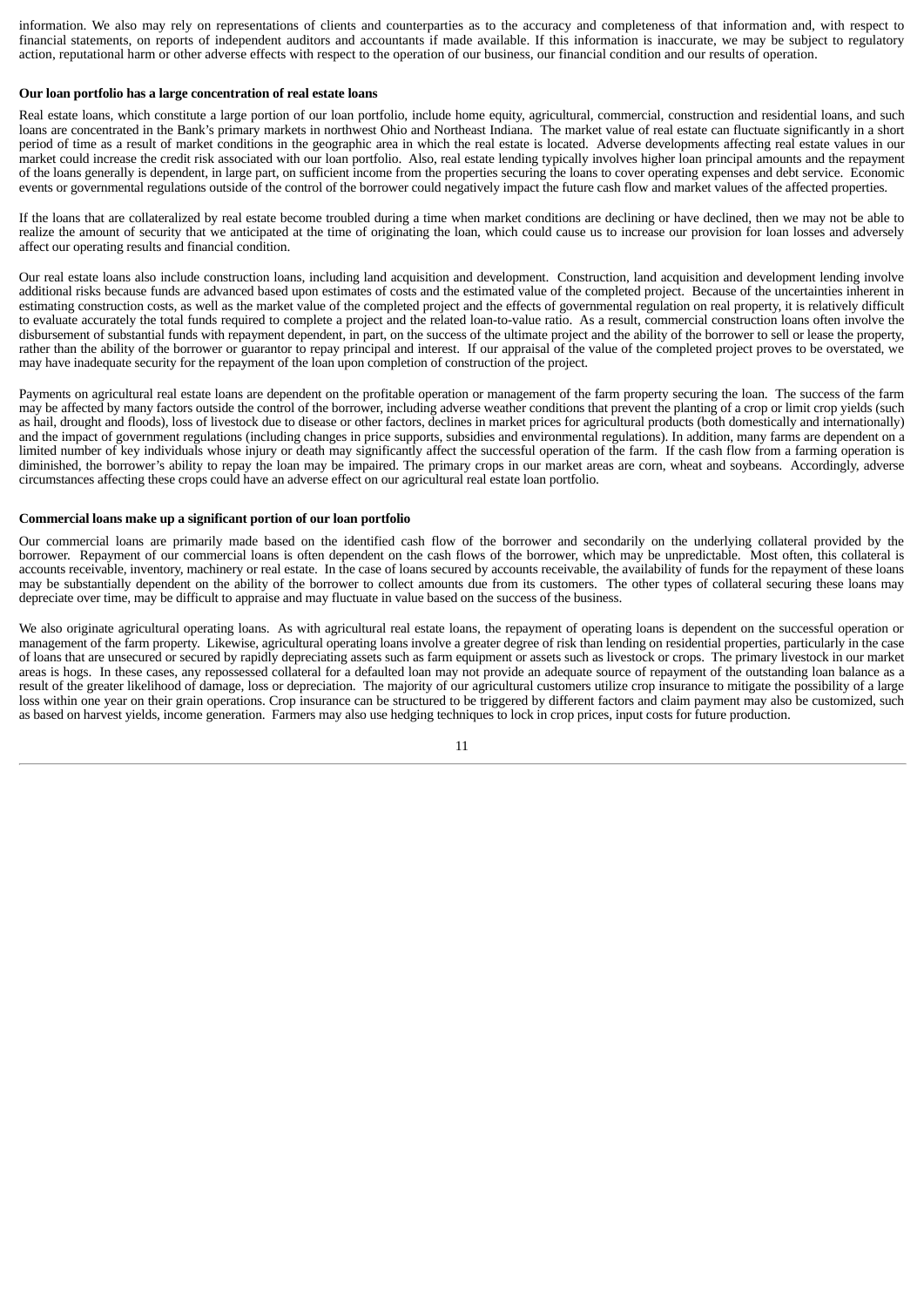information. We also may rely on representations of clients and counterparties as to the accuracy and completeness of that information and, with respect to financial statements, on reports of independent auditors and accountants if made available. If this information is inaccurate, we may be subject to regulatory action, reputational harm or other adverse effects with respect to the operation of our business, our financial condition and our results of operation.

**Our loan portfolio has a large concentration of real estate loans**

Real estate loans, which constitute a large portion of our loan portfolio, include home equity, agricultural, commercial, construction and residential loans, and such loans are concentrated in the Bank's primary markets in northwest Ohio and Northeast Indiana. The market value of real estate can fluctuate significantly in a short period of time as a result of market conditions in the geographic area in which the real estate is located. Adverse developments affecting real estate values in our market could increase the credit risk associated with our loan portfolio. Also, real estate lending typically involves higher loan principal amounts and the repayment of the loans generally is dependent, in large part, on sufficient income from the properties securing the loans to cover operating expenses and debt service. Economic events or governmental regulations outside of the control of the borrower could negatively impact the future cash flow and market values of the affected properties.

If the loans that are collateralized by real estate become troubled during a time when market conditions are declining or have declined, then we may not be able to realize the amount of security that we anticipated at the time of originating the loan, which could cause us to increase our provision for loan losses and adversely affect our operating results and financial condition.

Our real estate loans also include construction loans, including land acquisition and development. Construction, land acquisition and development lending involve additional risks because funds are advanced based upon estimates of costs and the estimated value of the completed project. Because of the uncertainties inherent in estimating construction costs, as well as the market value of the completed project and the effects of governmental regulation on real property, it is relatively difficult to evaluate accurately the total funds required to complete a project and the related loan-to-value ratio. As a result, commercial construction loans often involve the disbursement of substantial funds with repayment dependent, in part, on the success of the ultimate project and the ability of the borrower to sell or lease the property, rather than the ability of the borrower or guarantor to repay principal and interest. If our appraisal of the value of the completed project proves to be overstated, we may have inadequate security for the repayment of the loan upon completion of construction of the project.

Payments on agricultural real estate loans are dependent on the profitable operation or management of the farm property securing the loan. The success of the farm may be affected by many factors outside the control of the borrower, including adverse weather conditions that prevent the planting of a crop or limit crop yields (such as hail, drought and floods), loss of livestock due to disease or other factors, declines in market prices for agricultural products (both domestically and internationally) and the impact of government regulations (including changes in price supports, subsidies and environmental regulations). In addition, many farms are dependent on a limited number of key individuals whose injury or death may significantly affect the successful operation of the farm. If the cash flow from a farming operation is diminished, the borrower's ability to repay the loan may be impaired. The primary crops in our market areas are corn, wheat and soybeans. Accordingly, adverse circumstances affecting these crops could have an adverse effect on our agricultural real estate loan portfolio.

**Commercial loans make up a significant portion of our loan portfolio**

Our commercial loans are primarily made based on the identified cash flow of the borrower and secondarily on the underlying collateral provided by the borrower. Repayment of our commercial loans is often dependent on the cash flows of the borrower, which may be unpredictable. Most often, this collateral is accounts receivable, inventory, machinery or real estate. In the case of loans secured by accounts receivable, the availability of funds for the repayment of these loans may be substantially dependent on the ability of the borrower to collect amounts due from its customers. The other types of collateral securing these loans may depreciate over time, may be difficult to appraise and may fluctuate in value based on the success of the business.

We also originate agricultural operating loans. As with agricultural real estate loans, the repayment of operating loans is dependent on the successful operation or management of the farm property. Likewise, agricultural operating loans involve a greater degree of risk than lending on residential properties, particularly in the case of loans that are unsecured or secured by rapidly depreciating assets such as farm equipment or assets such as livestock or crops. The primary livestock in our market areas is hogs. In these cases, any repossessed collateral for a defaulted loan may not provide an adequate source of repayment of the outstanding loan balance as a result of the greater likelihood of damage, loss or depreciation. The majority of our agricultural customers utilize crop insurance to mitigate the possibility of a large loss within one year on their grain operations. Crop insurance can be structured to be triggered by different factors and claim payment may also be customized, such as based on harvest yields, income generation. Farmers may also use hedging techniques to lock in crop prices, input costs for future production.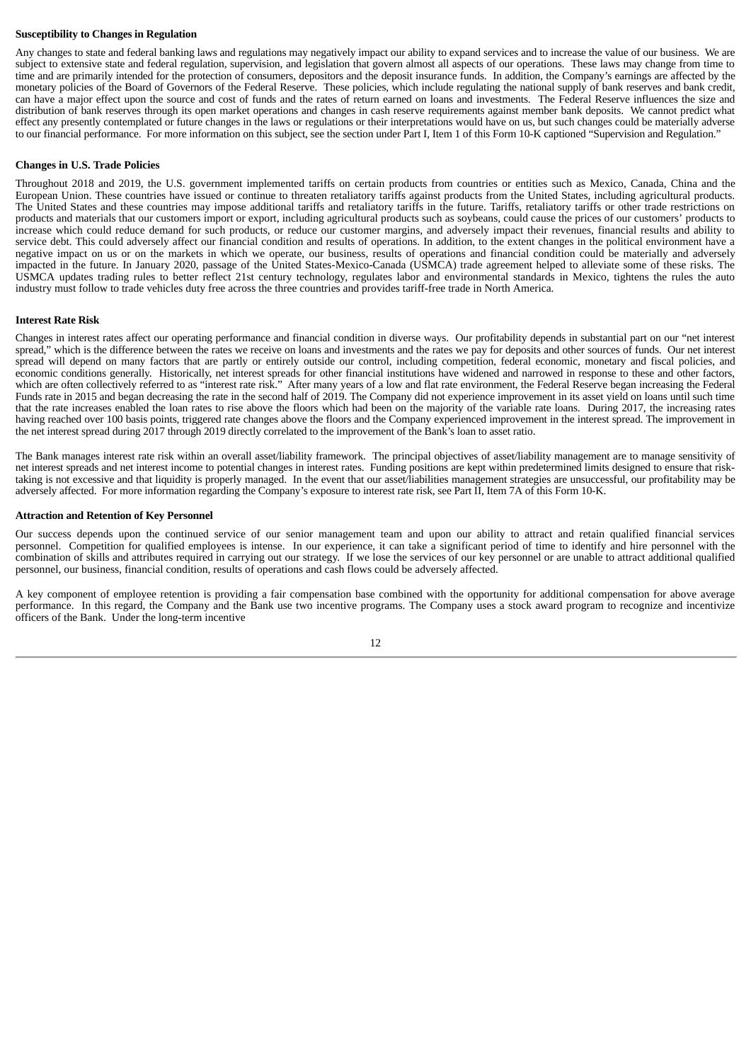**Susceptibility to Changes in Regulation**

Any changes to state and federal banking laws and regulations may negatively impact our ability to expand services and to increase the value of our business. We are subject to extensive state and federal regulation, supervision, and legislation that govern almost all aspects of our operations. These laws may change from time to time and are primarily intended for the protection of consumers, depositors and the deposit insurance funds. In addition, the Company's earnings are affected by the monetary policies of the Board of Governors of the Federal Reserve. These policies, which include regulating the national supply of bank reserves and bank credit, can have a major effect upon the source and cost of funds and the rates of return earned on loans and investments. The Federal Reserve influences the size and distribution of bank reserves through its open market operations and changes in cash reserve requirements against member bank deposits. We cannot predict what effect any presently contemplated or future changes in the laws or regulations or their interpretations would have on us, but such changes could be materially adverse to our financial performance. For more information on this subject, see the section under Part I, Item 1 of this Form 10-K captioned "Supervision and Regulation."

**Changes in U.S. Trade Policies**

Throughout 2018 and 2019, the U.S. government implemented tariffs on certain products from countries or entities such as Mexico, Canada, China and the European Union. These countries have issued or continue to threaten retaliatory tariffs against products from the United States, including agricultural products. The United States and these countries may impose additional tariffs and retaliatory tariffs in the future. Tariffs, retaliatory tariffs or other trade restrictions on products and materials that our customers import or export, including agricultural products such as soybeans, could cause the prices of our customers' products to increase which could reduce demand for such products, or reduce our customer margins, and adversely impact their revenues, financial results and ability to service debt. This could adversely affect our financial condition and results of operations. In addition, to the extent changes in the political environment have a negative impact on us or on the markets in which we operate, our business, results of operations and financial condition could be materially and adversely impacted in the future. In January 2020, passage of the United States-Mexico-Canada (USMCA) trade agreement helped to alleviate some of these risks. The USMCA updates trading rules to better reflect 21st century technology, regulates labor and environmental standards in Mexico, tightens the rules the auto industry must follow to trade vehicles duty free across the three countries and provides tariff-free trade in North America.

**Interest Rate Risk**

Changes in interest rates affect our operating performance and financial condition in diverse ways. Our profitability depends in substantial part on our "net interest spread," which is the difference between the rates we receive on loans and investments and the rates we pay for deposits and other sources of funds. Our net interest spread will depend on many factors that are partly or entirely outside our control, including competition, federal economic, monetary and fiscal policies, and economic conditions generally. Historically, net interest spreads for other financial institutions have widened and narrowed in response to these and other factors, which are often collectively referred to as "interest rate risk." After many years of a low and flat rate environment, the Federal Reserve began increasing the Federal Funds rate in 2015 and began decreasing the rate in the second half of 2019. The Company did not experience improvement in its asset yield on loans until such time that the rate increases enabled the loan rates to rise above the floors which had been on the majority of the variable rate loans. During 2017, the increasing rates having reached over 100 basis points, triggered rate changes above the floors and the Company experienced improvement in the interest spread. The improvement in the net interest spread during 2017 through 2019 directly correlated to the improvement of the Bank's loan to asset ratio.

The Bank manages interest rate risk within an overall asset/liability framework. The principal objectives of asset/liability management are to manage sensitivity of net interest spreads and net interest income to potential changes in interest rates. Funding positions are kept within predetermined limits designed to ensure that risk-taking is not excessive and that liquidity is properly managed. In the event that our asset/liabilities management strategies are unsuccessful, our profitability may be adversely affected. For more information regarding the Company's exposure to interest rate risk, see Part II, Item 7A of this Form 10-K.

**Attraction and Retention of Key Personnel**

Our success depends upon the continued service of our senior management team and upon our ability to attract and retain qualified financial services personnel. Competition for qualified employees is intense. In our experience, it can take a significant period of time to identify and hire personnel with the combination of skills and attributes required in carrying out our strategy. If we lose the services of our key personnel or are unable to attract additional qualified personnel, our business, financial condition, results of operations and cash flows could be adversely affected.

A key component of employee retention is providing a fair compensation base combined with the opportunity for additional compensation for above average performance. In this regard, the Company and the Bank use two incentive programs. The Company uses a stock award program to recognize and incentivize officers of the Bank. Under the long-term incentive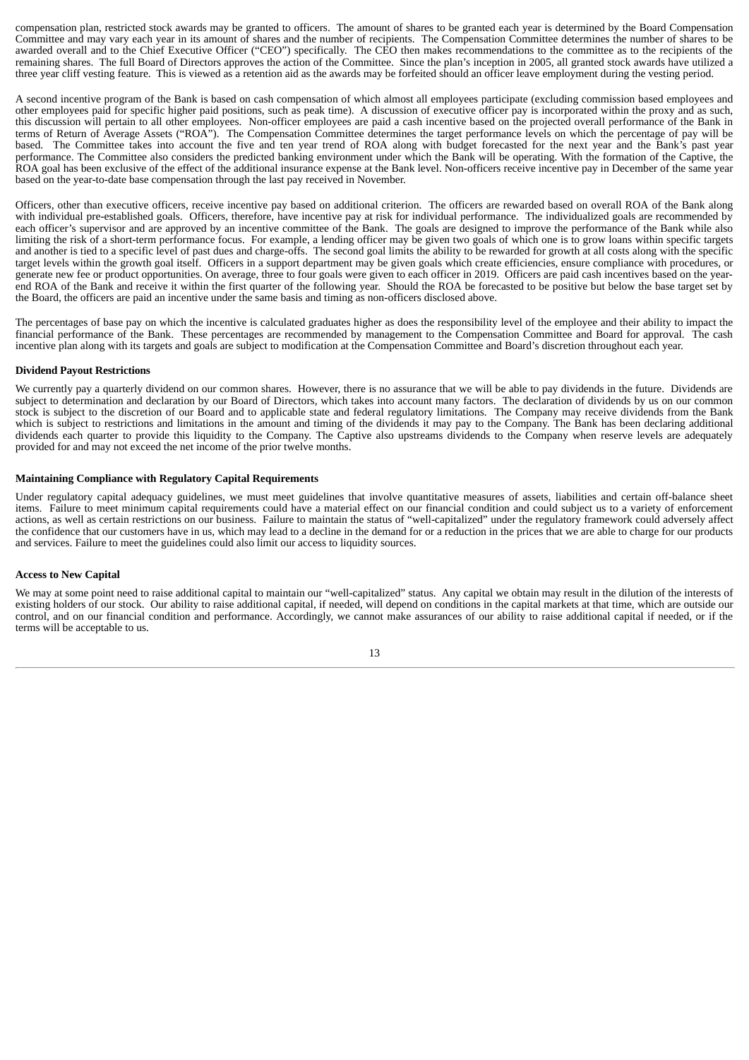compensation plan, restricted stock awards may be granted to officers. The amount of shares to be granted each year is determined by the Board Compensation Committee and may vary each year in its amount of shares and the number of recipients. The Compensation Committee determines the number of shares to be awarded overall and to the Chief Executive Officer ("CEO") specifically. The CEO then makes recommendations to the committee as to the recipients of the remaining shares. The full Board of Directors approves the action of the Committee. Since the plan's inception in 2005, all granted stock awards have utilized a three year cliff vesting feature. This is viewed as a retention aid as the awards may be forfeited should an officer leave employment during the vesting period.

A second incentive program of the Bank is based on cash compensation of which almost all employees participate (excluding commission based employees and other employees paid for specific higher paid positions, such as peak time). A discussion of executive officer pay is incorporated within the proxy and as such, this discussion will pertain to all other employees. Non-officer employees are paid a cash incentive based on the projected overall performance of the Bank in terms of Return of Average Assets ("ROA"). The Compensation Committee determines the target performance levels on which the percentage of pay will be based. The Committee takes into account the five and ten year trend of ROA along with budget forecasted for the next year and the Bank's past year performance. The Committee also considers the predicted banking environment under which the Bank will be operating. With the formation of the Captive, the ROA goal has been exclusive of the effect of the additional insurance expense at the Bank level. Non-officers receive incentive pay in December of the same year based on the year-to-date base compensation through the last pay received in November.

Officers, other than executive officers, receive incentive pay based on additional criterion. The officers are rewarded based on overall ROA of the Bank along with individual pre-established goals. Officers, therefore, have incentive pay at risk for individual performance. The individualized goals are recommended by each officer's supervisor and are approved by an incentive committee of the Bank. The goals are designed to improve the performance of the Bank while also limiting the risk of a short-term performance focus. For example, a lending officer may be given two goals of which one is to grow loans within specific targets and another is tied to a specific level of past dues and charge-offs. The second goal limits the ability to be rewarded for growth at all costs along with the specific target levels within the growth goal itself. Officers in a support department may be given goals which create efficiencies, ensure compliance with procedures, or generate new fee or product opportunities. On average, three to four goals were given to each officer in 2019. Officers are paid cash incentives based on the year-end ROA of the Bank and receive it within the first quarter of the following year. Should the ROA be forecasted to be positive but below the base target set by the Board, the officers are paid an incentive under the same basis and timing as non-officers disclosed above.

The percentages of base pay on which the incentive is calculated graduates higher as does the responsibility level of the employee and their ability to impact the financial performance of the Bank. These percentages are recommended by management to the Compensation Committee and Board for approval. The cash incentive plan along with its targets and goals are subject to modification at the Compensation Committee and Board's discretion throughout each year.

**Dividend Payout Restrictions**

We currently pay a quarterly dividend on our common shares. However, there is no assurance that we will be able to pay dividends in the future. Dividends are subject to determination and declaration by our Board of Directors, which takes into account many factors. The declaration of dividends by us on our common stock is subject to the discretion of our Board and to applicable state and federal regulatory limitations. The Company may receive dividends from the Bank which is subject to restrictions and limitations in the amount and timing of the dividends it may pay to the Company. The Bank has been declaring additional dividends each quarter to provide this liquidity to the Company. The Captive also upstreams dividends to the Company when reserve levels are adequately provided for and may not exceed the net income of the prior twelve months.

**Maintaining Compliance with Regulatory Capital Requirements**

Under regulatory capital adequacy guidelines, we must meet guidelines that involve quantitative measures of assets, liabilities and certain off-balance sheet items. Failure to meet minimum capital requirements could have a material effect on our financial condition and could subject us to a variety of enforcement actions, as well as certain restrictions on our business. Failure to maintain the status of "well-capitalized" under the regulatory framework could adversely affect the confidence that our customers have in us, which may lead to a decline in the demand for or a reduction in the prices that we are able to charge for our products and services. Failure to meet the guidelines could also limit our access to liquidity sources.

**Access to New Capital**

We may at some point need to raise additional capital to maintain our "well-capitalized" status. Any capital we obtain may result in the dilution of the interests of existing holders of our stock. Our ability to raise additional capital, if needed, will depend on conditions in the capital markets at that time, which are outside our control, and on our financial condition and performance. Accordingly, we cannot make assurances of our ability to raise additional capital if needed, or if the terms will be acceptable to us.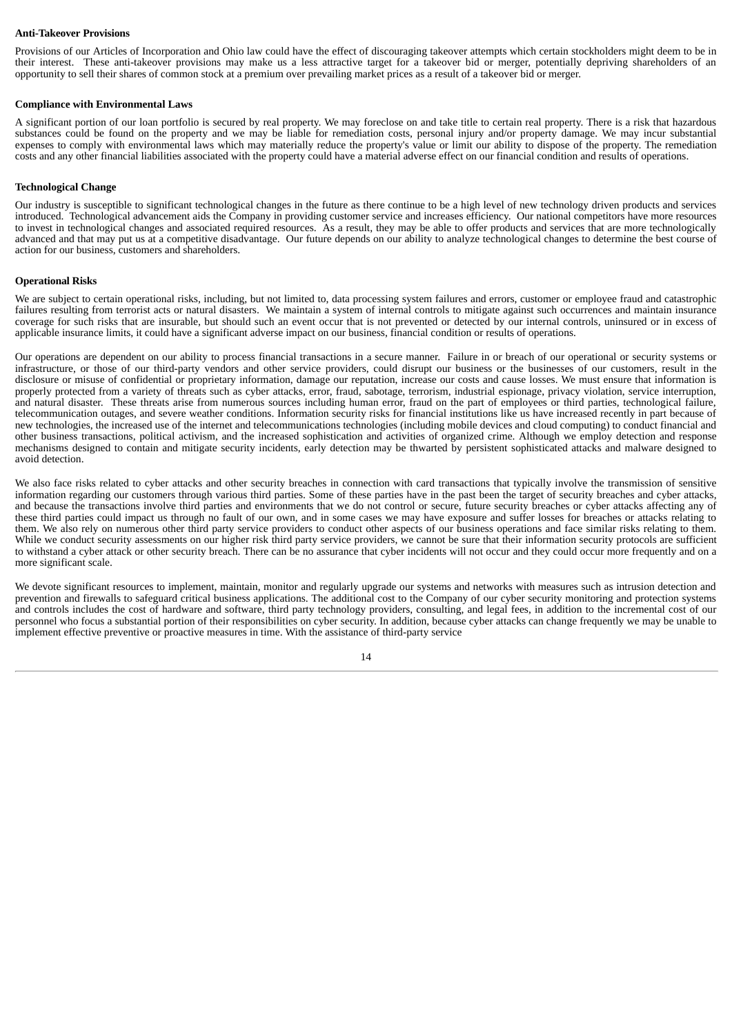**Anti-Takeover Provisions**

Provisions of our Articles of Incorporation and Ohio law could have the effect of discouraging takeover attempts which certain stockholders might deem to be in their interest. These anti-takeover provisions may make us a less attractive target for a takeover bid or merger, potentially depriving shareholders of an opportunity to sell their shares of common stock at a premium over prevailing market prices as a result of a takeover bid or merger.

**Compliance with Environmental Laws**

A significant portion of our loan portfolio is secured by real property. We may foreclose on and take title to certain real property. There is a risk that hazardous substances could be found on the property and we may be liable for remediation costs, personal injury and/or property damage. We may incur substantial expenses to comply with environmental laws which may materially reduce the property's value or limit our ability to dispose of the property. The remediation costs and any other financial liabilities associated with the property could have a material adverse effect on our financial condition and results of operations.

**Technological Change**

Our industry is susceptible to significant technological changes in the future as there continue to be a high level of new technology driven products and services introduced. Technological advancement aids the Company in providing customer service and increases efficiency. Our national competitors have more resources to invest in technological changes and associated required resources. As a result, they may be able to offer products and services that are more technologically advanced and that may put us at a competitive disadvantage. Our future depends on our ability to analyze technological changes to determine the best course of action for our business, customers and shareholders.

**Operational Risks**

We are subject to certain operational risks, including, but not limited to, data processing system failures and errors, customer or employee fraud and catastrophic failures resulting from terrorist acts or natural disasters. We maintain a system of internal controls to mitigate against such occurrences and maintain insurance coverage for such risks that are insurable, but should such an event occur that is not prevented or detected by our internal controls, uninsured or in excess of applicable insurance limits, it could have a significant adverse impact on our business, financial condition or results of operations.

Our operations are dependent on our ability to process financial transactions in a secure manner. Failure in or breach of our operational or security systems or infrastructure, or those of our third-party vendors and other service providers, could disrupt our business or the businesses of our customers, result in the disclosure or misuse of confidential or proprietary information, damage our reputation, increase our costs and cause losses. We must ensure that information is properly protected from a variety of threats such as cyber attacks, error, fraud, sabotage, terrorism, industrial espionage, privacy violation, service interruption, and natural disaster. These threats arise from numerous sources including human error, fraud on the part of employees or third parties, technological failure, telecommunication outages, and severe weather conditions. Information security risks for financial institutions like us have increased recently in part because of new technologies, the increased use of the internet and telecommunications technologies (including mobile devices and cloud computing) to conduct financial and other business transactions, political activism, and the increased sophistication and activities of organized crime. Although we employ detection and response mechanisms designed to contain and mitigate security incidents, early detection may be thwarted by persistent sophisticated attacks and malware designed to avoid detection.

We also face risks related to cyber attacks and other security breaches in connection with card transactions that typically involve the transmission of sensitive information regarding our customers through various third parties. Some of these parties have in the past been the target of security breaches and cyber attacks, and because the transactions involve third parties and environments that we do not control or secure, future security breaches or cyber attacks affecting any of these third parties could impact us through no fault of our own, and in some cases we may have exposure and suffer losses for breaches or attacks relating to them. We also rely on numerous other third party service providers to conduct other aspects of our business operations and face similar risks relating to them. While we conduct security assessments on our higher risk third party service providers, we cannot be sure that their information security protocols are sufficient to withstand a cyber attack or other security breach. There can be no assurance that cyber incidents will not occur and they could occur more frequently and on a more significant scale.

We devote significant resources to implement, maintain, monitor and regularly upgrade our systems and networks with measures such as intrusion detection and prevention and firewalls to safeguard critical business applications. The additional cost to the Company of our cyber security monitoring and protection systems and controls includes the cost of hardware and software, third party technology providers, consulting, and legal fees, in addition to the incremental cost of our personnel who focus a substantial portion of their responsibilities on cyber security. In addition, because cyber attacks can change frequently we may be unable to implement effective preventive or proactive measures in time. With the assistance of third-party service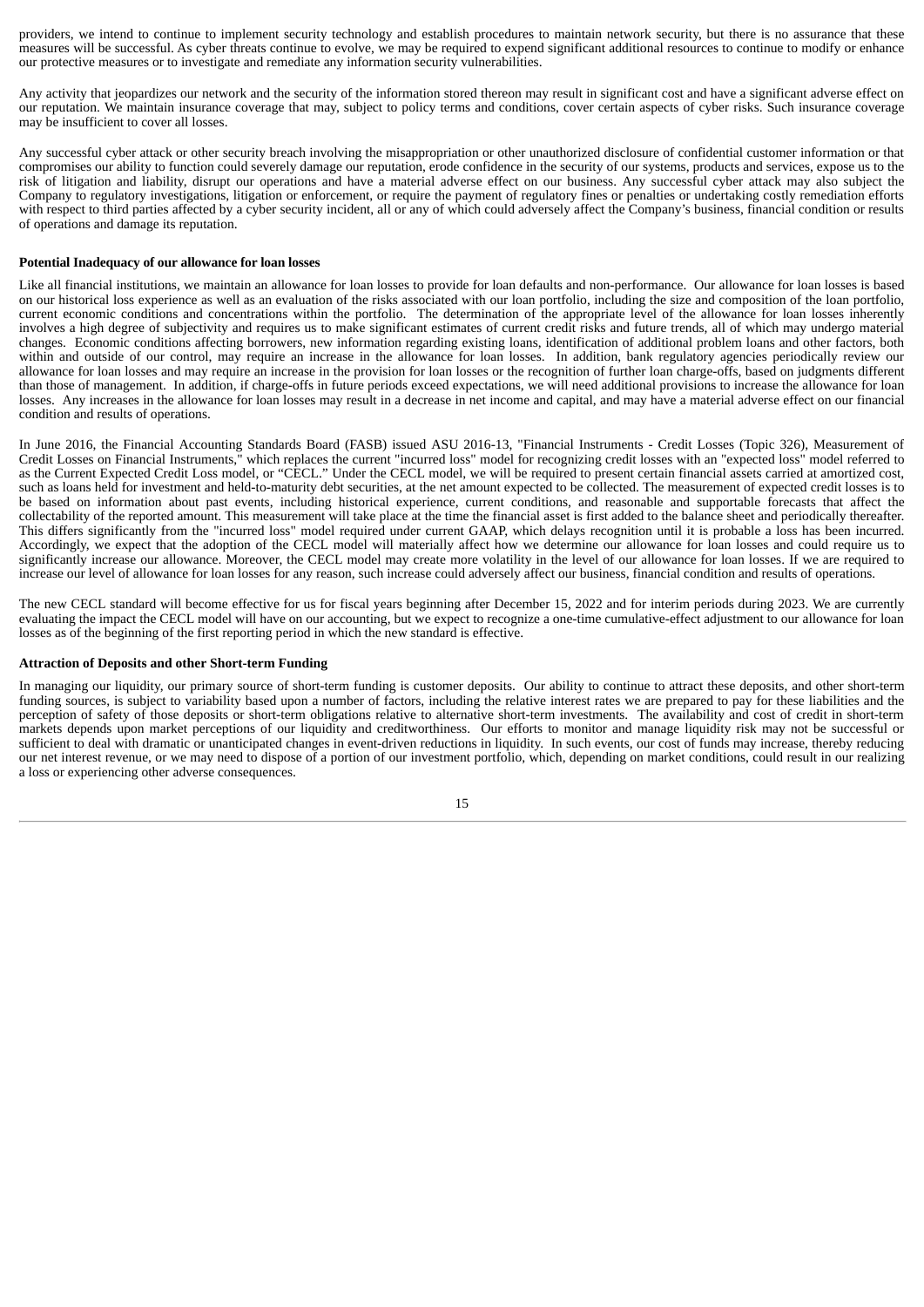providers, we intend to continue to implement security technology and establish procedures to maintain network security, but there is no assurance that these measures will be successful. As cyber threats continue to evolve, we may be required to expend significant additional resources to continue to modify or enhance our protective measures or to investigate and remediate any information security vulnerabilities.

Any activity that jeopardizes our network and the security of the information stored thereon may result in significant cost and have a significant adverse effect on our reputation. We maintain insurance coverage that may, subject to policy terms and conditions, cover certain aspects of cyber risks. Such insurance coverage may be insufficient to cover all losses.

Any successful cyber attack or other security breach involving the misappropriation or other unauthorized disclosure of confidential customer information or that compromises our ability to function could severely damage our reputation, erode confidence in the security of our systems, products and services, expose us to the risk of litigation and liability, disrupt our operations and have a material adverse effect on our business. Any successful cyber attack may also subject the Company to regulatory investigations, litigation or enforcement, or require the payment of regulatory fines or penalties or undertaking costly remediation efforts with respect to third parties affected by a cyber security incident, all or any of which could adversely affect the Company's business, financial condition or results of operations and damage its reputation.

**Potential Inadequacy of our allowance for loan losses**

Like all financial institutions, we maintain an allowance for loan losses to provide for loan defaults and non-performance. Our allowance for loan losses is based on our historical loss experience as well as an evaluation of the risks associated with our loan portfolio, including the size and composition of the loan portfolio, current economic conditions and concentrations within the portfolio. The determination of the appropriate level of the allowance for loan losses inherently involves a high degree of subjectivity and requires us to make significant estimates of current credit risks and future trends, all of which may undergo material changes. Economic conditions affecting borrowers, new information regarding existing loans, identification of additional problem loans and other factors, both within and outside of our control, may require an increase in the allowance for loan losses. In addition, bank regulatory agencies periodically review our allowance for loan losses and may require an increase in the provision for loan losses or the recognition of further loan charge-offs, based on judgments different than those of management. In addition, if charge-offs in future periods exceed expectations, we will need additional provisions to increase the allowance for loan losses. Any increases in the allowance for loan losses may result in a decrease in net income and capital, and may have a material adverse effect on our financial condition and results of operations.

In June 2016, the Financial Accounting Standards Board (FASB) issued ASU 2016-13, "Financial Instruments - Credit Losses (Topic 326), Measurement of Credit Losses on Financial Instruments," which replaces the current "incurred loss" model for recognizing credit losses with an "expected loss" model referred to as the Current Expected Credit Loss model, or "CECL." Under the CECL model, we will be required to present certain financial assets carried at amortized cost, such as loans held for investment and held-to-maturity debt securities, at the net amount expected to be collected. The measurement of expected credit losses is to be based on information about past events, including historical experience, current conditions, and reasonable and supportable forecasts that affect the collectability of the reported amount. This measurement will take place at the time the financial asset is first added to the balance sheet and periodically thereafter. This differs significantly from the "incurred loss" model required under current GAAP, which delays recognition until it is probable a loss has been incurred. Accordingly, we expect that the adoption of the CECL model will materially affect how we determine our allowance for loan losses and could require us to significantly increase our allowance. Moreover, the CECL model may create more volatility in the level of our allowance for loan losses. If we are required to increase our level of allowance for loan losses for any reason, such increase could adversely affect our business, financial condition and results of operations.

The new CECL standard will become effective for us for fiscal years beginning after December 15, 2022 and for interim periods during 2023. We are currently evaluating the impact the CECL model will have on our accounting, but we expect to recognize a one-time cumulative-effect adjustment to our allowance for loan losses as of the beginning of the first reporting period in which the new standard is effective.

**Attraction of Deposits and other Short-term Funding**

In managing our liquidity, our primary source of short-term funding is customer deposits. Our ability to continue to attract these deposits, and other short-term funding sources, is subject to variability based upon a number of factors, including the relative interest rates we are prepared to pay for these liabilities and the perception of safety of those deposits or short-term obligations relative to alternative short-term investments. The availability and cost of credit in short-term markets depends upon market perceptions of our liquidity and creditworthiness. Our efforts to monitor and manage liquidity risk may not be successful or sufficient to deal with dramatic or unanticipated changes in event-driven reductions in liquidity. In such events, our cost of funds may increase, thereby reducing our net interest revenue, or we may need to dispose of a portion of our investment portfolio, which, depending on market conditions, could result in our realizing a loss or experiencing other adverse consequences.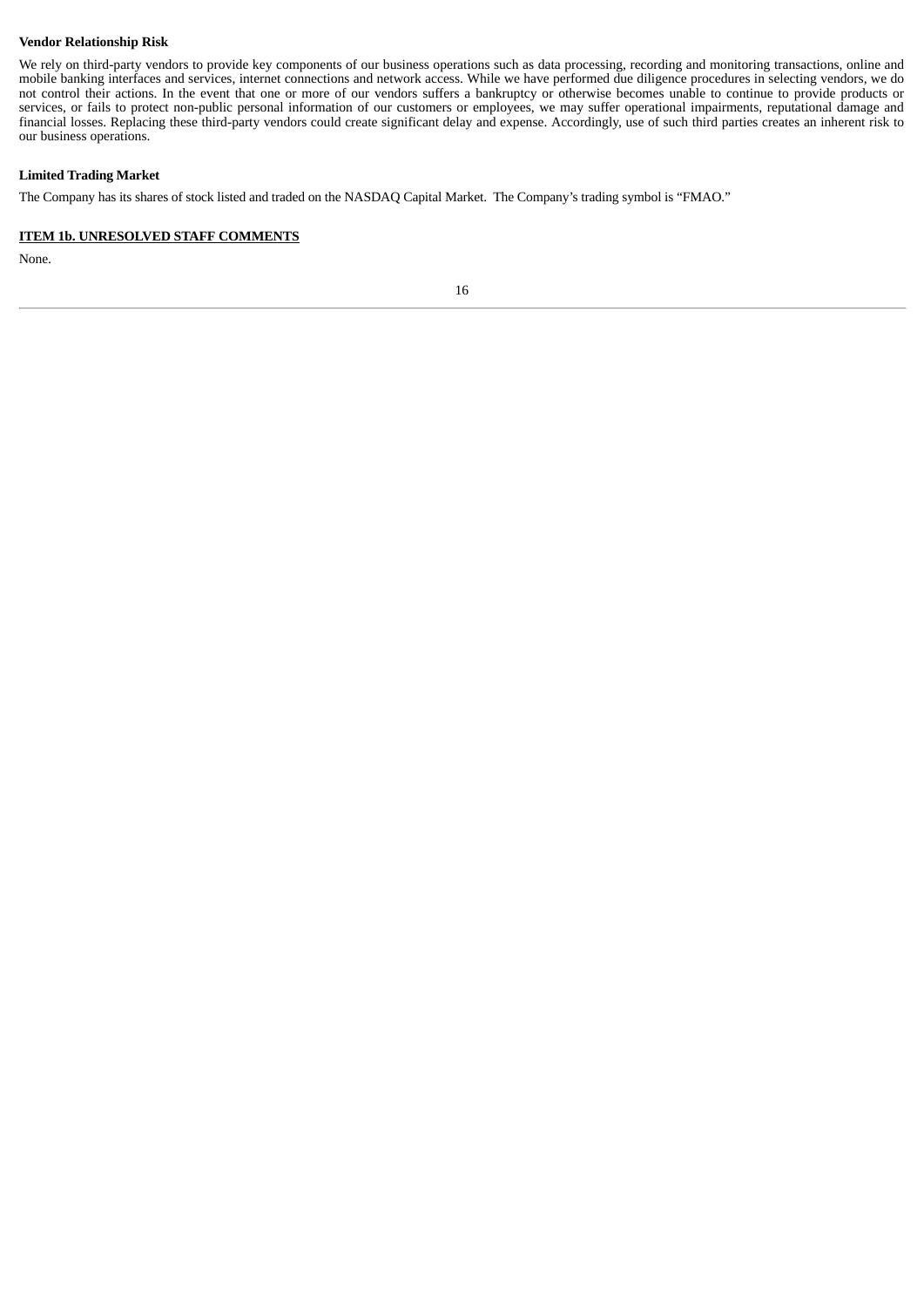**Vendor Relationship Risk**

We rely on third-party vendors to provide key components of our business operations such as data processing, recording and monitoring transactions, online and mobile banking interfaces and services, internet connections and network access. While we have performed due diligence procedures in selecting vendors, we do not control their actions. In the event that one or more of our vendors suffers a bankruptcy or otherwise becomes unable to continue to provide products or services, or fails to protect non-public personal information of our customers or employees, we may suffer operational impairments, reputational damage and financial losses. Replacing these third-party vendors could create significant delay and expense. Accordingly, use of such third parties creates an inherent risk to our business operations.

**Limited Trading Market**

The Company has its shares of stock listed and traded on the NASDAQ Capital Market. The Company's trading symbol is "FMAO."

**ITEM 1b. UNRESOLVED STAFF COMMENTS**

None.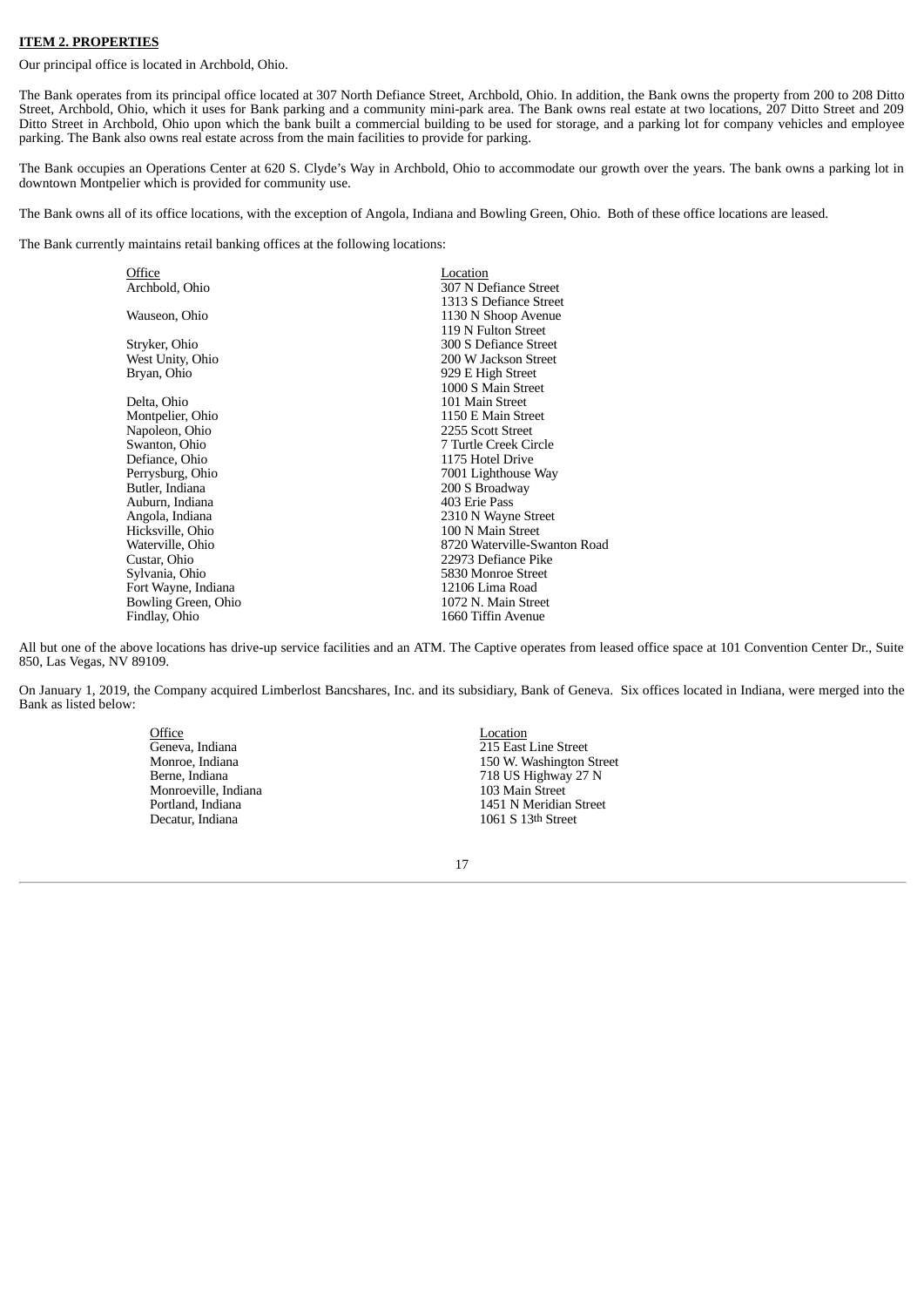**ITEM 2. PROPERTIES**

Our principal office is located in Archbold, Ohio.

The Bank operates from its principal office located at 307 North Defiance Street, Archbold, Ohio. In addition, the Bank owns the property from 200 to 208 Ditto Street, Archbold, Ohio, which it uses for Bank parking and a community mini-park area. The Bank owns real estate at two locations, 207 Ditto Street and 209 Ditto Street in Archbold, Ohio upon which the bank built a commercial building to be used for storage, and a parking lot for company vehicles and employee parking. The Bank also owns real estate across from the main facilities to provide for parking.

The Bank occupies an Operations Center at 620 S. Clyde's Way in Archbold, Ohio to accommodate our growth over the years. The bank owns a parking lot in downtown Montpelier which is provided for community use.

The Bank owns all of its office locations, with the exception of Angola, Indiana and Bowling Green, Ohio. Both of these office locations are leased.

The Bank currently maintains retail banking offices at the following locations:

| Office | Location |
|---|---|
| Archbold, Ohio | 307 N Defiance Street |
| | 1313 S Defiance Street |
| Wauseon, Ohio | 1130 N Shoop Avenue |
| | 119 N Fulton Street |
| Stryker, Ohio | 300 S Defiance Street |
| West Unity, Ohio | 200 W Jackson Street |
| Bryan, Ohio | 929 E High Street |
| | 1000 S Main Street |
| Delta, Ohio | 101 Main Street |
| Montpelier, Ohio | 1150 E Main Street |
| Napoleon, Ohio | 2255 Scott Street |
| Swanton, Ohio | 7 Turtle Creek Circle |
| Defiance, Ohio | 1175 Hotel Drive |
| Perrysburg, Ohio | 7001 Lighthouse Way |
| Butler, Indiana | 200 S Broadway |
| Auburn, Indiana | 403 Erie Pass |
| Angola, Indiana | 2310 N Wayne Street |
| Hicksville, Ohio | 100 N Main Street |
| Waterville, Ohio | 8720 Waterville-Swanton Road |
| Custar, Ohio | 22973 Defiance Pike |
| Sylvania, Ohio | 5830 Monroe Street |
| Fort Wayne, Indiana | 12106 Lima Road |
| Bowling Green, Ohio | 1072 N. Main Street |
| Findlay, Ohio | 1660 Tiffin Avenue |

All but one of the above locations has drive-up service facilities and an ATM. The Captive operates from leased office space at 101 Convention Center Dr., Suite 850, Las Vegas, NV 89109.

On January 1, 2019, the Company acquired Limberlost Bancshares, Inc. and its subsidiary, Bank of Geneva. Six offices located in Indiana, were merged into the Bank as listed below:

| Office | Location |
|---|---|
| Geneva, Indiana | 215 East Line Street |
| Monroe, Indiana | 150 W. Washington Street |
| Berne, Indiana | 718 US Highway 27 N |
| Monroeville, Indiana | 103 Main Street |
| Portland, Indiana | 1451 N Meridian Street |
| Decatur, Indiana | 1061 S 13th Street |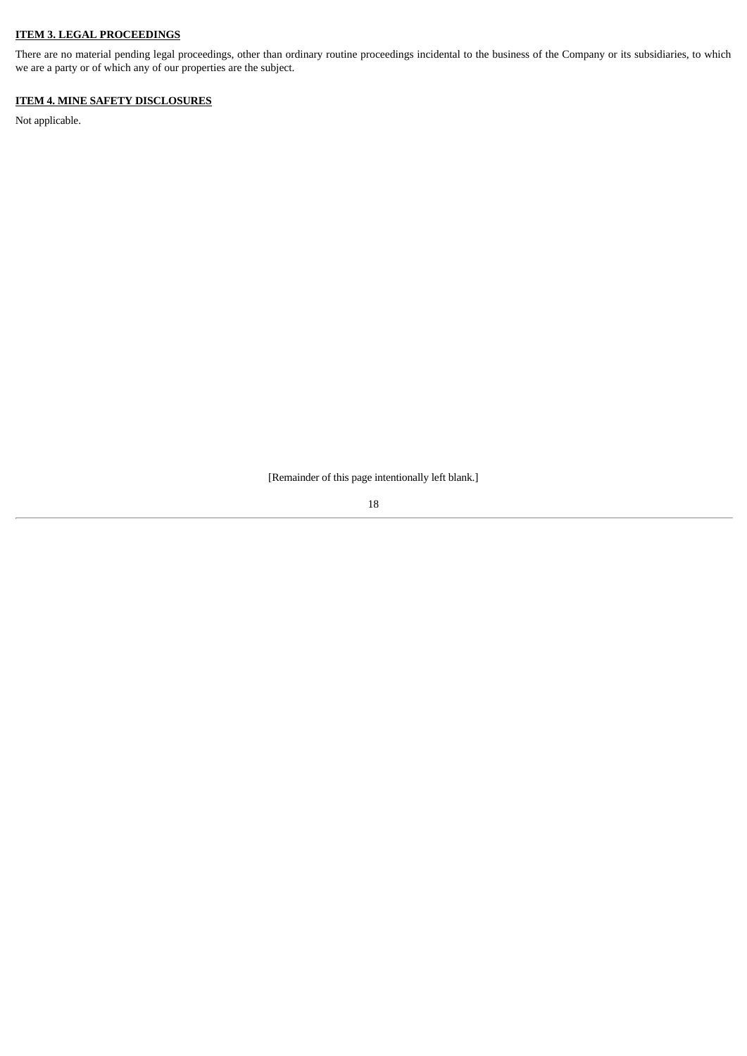## ITEM 3. LEGAL PROCEEDINGS

There are no material pending legal proceedings, other than ordinary routine proceedings incidental to the business of the Company or its subsidiaries, to which we are a party or of which any of our properties are the subject.

## ITEM 4. MINE SAFETY DISCLOSURES

Not applicable.

[Remainder of this page intentionally left blank.]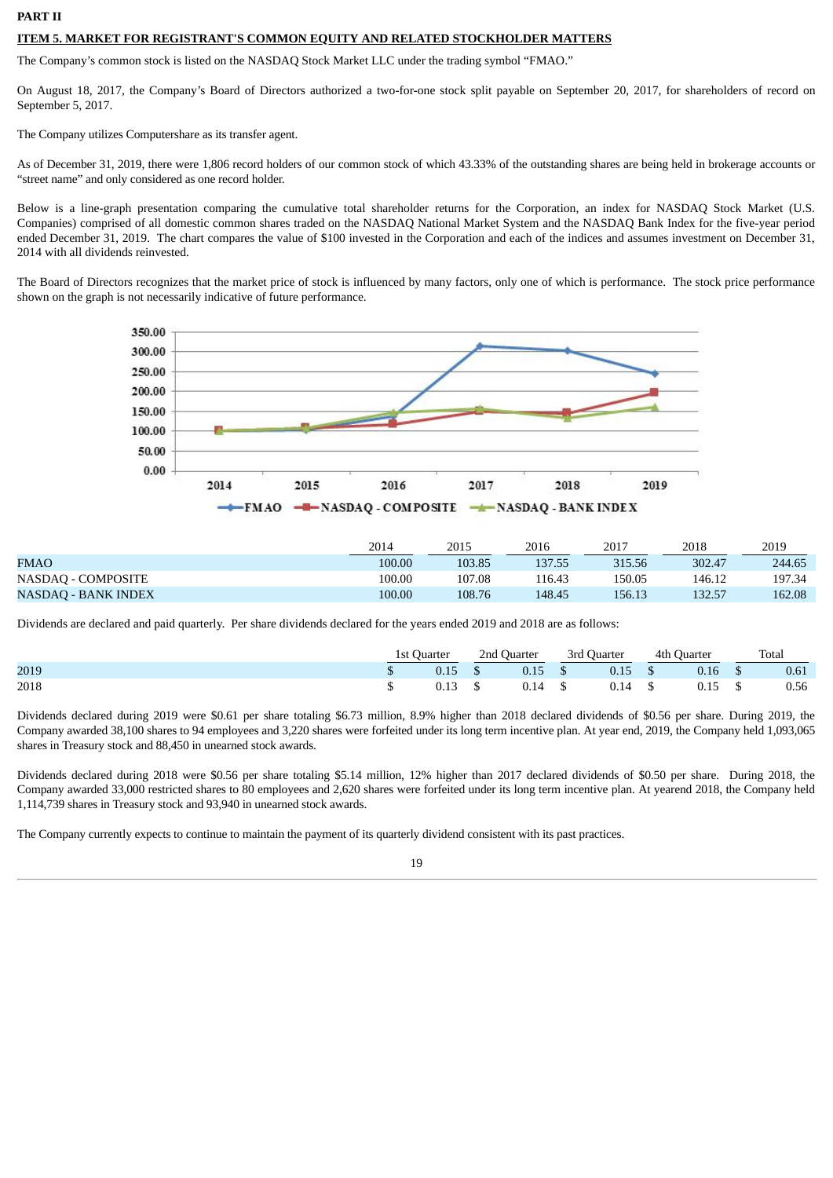# PART II

## ITEM 5. MARKET FOR REGISTRANT'S COMMON EQUITY AND RELATED STOCKHOLDER MATTERS

The Company's common stock is listed on the NASDAQ Stock Market LLC under the trading symbol "FMAO."

On August 18, 2017, the Company's Board of Directors authorized a two-for-one stock split payable on September 20, 2017, for shareholders of record on September 5, 2017.

The Company utilizes Computershare as its transfer agent.

As of December 31, 2019, there were 1,806 record holders of our common stock of which 43.33% of the outstanding shares are being held in brokerage accounts or "street name" and only considered as one record holder.

Below is a line-graph presentation comparing the cumulative total shareholder returns for the Corporation, an index for NASDAQ Stock Market (U.S. Companies) comprised of all domestic common shares traded on the NASDAQ National Market System and the NASDAQ Bank Index for the five-year period ended December 31, 2019. The chart compares the value of $100 invested in the Corporation and each of the indices and assumes investment on December 31, 2014 with all dividends reinvested.

The Board of Directors recognizes that the market price of stock is influenced by many factors, only one of which is performance. The stock price performance shown on the graph is not necessarily indicative of future performance.

| | 2014 | 2015 | 2016 | 2017 | 2018 | 2019 |
|---|---|---|---|---|---|---|
| FMAO | 100.00 | 103.85 | 137.55 | 315.56 | 302.47 | 244.65 |
| NASDAQ - COMPOSITE | 100.00 | 107.08 | 116.43 | 150.05 | 146.12 | 197.34 |
| NASDAQ - BANK INDEX | 100.00 | 108.76 | 148.45 | 156.13 | 132.57 | 162.08 |

Dividends are declared and paid quarterly. Per share dividends declared for the years ended 2019 and 2018 are as follows:

| | 1st Quarter | 2nd Quarter | 3rd Quarter | 4th Quarter | Total |
|---|---|---|---|---|---|
| 2019 | $ 0.15 | $ 0.15 | $ 0.15 | $ 0.16 | $ 0.61 |
| 2018 | $ 0.13 | $ 0.14 | $ 0.14 | $ 0.15 | $ 0.56 |

Dividends declared during 2019 were $0.61 per share totaling $6.73 million, 8.9% higher than 2018 declared dividends of $0.56 per share. During 2019, the Company awarded 38,100 shares to 94 employees and 3,220 shares were forfeited under its long term incentive plan. At year end, 2019, the Company held 1,093,065 shares in Treasury stock and 88,450 in unearned stock awards.

Dividends declared during 2018 were $0.56 per share totaling $5.14 million, 12% higher than 2017 declared dividends of $0.50 per share. During 2018, the Company awarded 33,000 restricted shares to 80 employees and 2,620 shares were forfeited under its long term incentive plan. At yearend 2018, the Company held 1,114,739 shares in Treasury stock and 93,940 in unearned stock awards.

The Company currently expects to continue to maintain the payment of its quarterly dividend consistent with its past practices.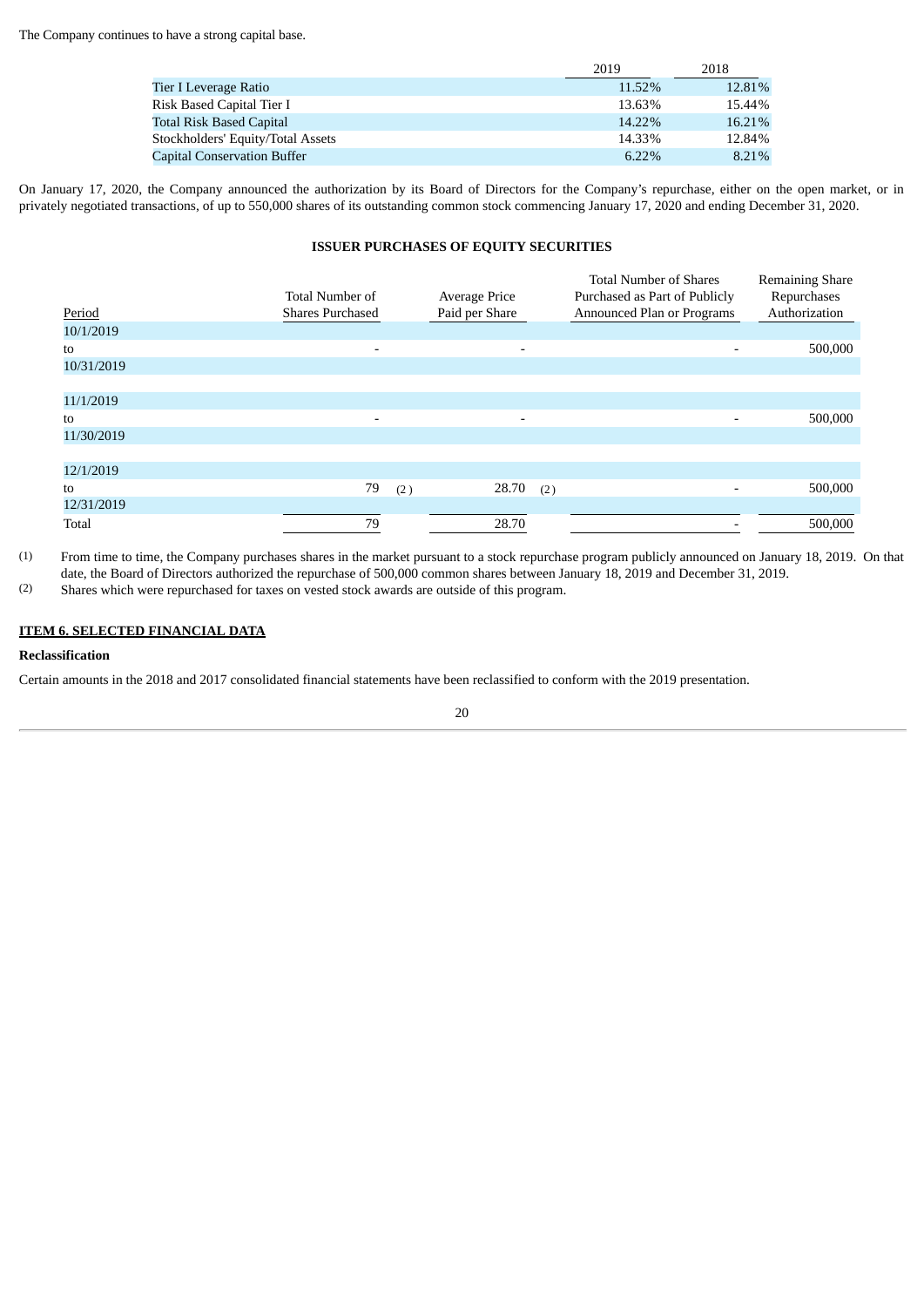The Company continues to have a strong capital base.

| | 2019 | 2018 |
|---|---|---|
| Tier I Leverage Ratio | 11.52% | 12.81% |
| Risk Based Capital Tier I | 13.63% | 15.44% |
| Total Risk Based Capital | 14.22% | 16.21% |
| Stockholders' Equity/Total Assets | 14.33% | 12.84% |
| Capital Conservation Buffer | 6.22% | 8.21% |

On January 17, 2020, the Company announced the authorization by its Board of Directors for the Company's repurchase, either on the open market, or in privately negotiated transactions, of up to 550,000 shares of its outstanding common stock commencing January 17, 2020 and ending December 31, 2020.

**ISSUER PURCHASES OF EQUITY SECURITIES**

| Period | Total Number of Shares Purchased | Average Price Paid per Share | Total Number of Shares Purchased as Part of Publicly Announced Plan or Programs | Remaining Share Repurchases Authorization |
|---|---|---|---|---|
| 10/1/2019 to 10/31/2019 | - | - | - | 500,000 |
| 11/1/2019 to 11/30/2019 | - | - | - | 500,000 |
| 12/1/2019 to 12/31/2019 | 79 (2) | 28.70 (2) | - | 500,000 |
| Total | 79 | 28.70 | - | 500,000 |

(1) From time to time, the Company purchases shares in the market pursuant to a stock repurchase program publicly announced on January 18, 2019. On that date, the Board of Directors authorized the repurchase of 500,000 common shares between January 18, 2019 and December 31, 2019.

(2) Shares which were repurchased for taxes on vested stock awards are outside of this program.

## ITEM 6. SELECTED FINANCIAL DATA

**Reclassification**

Certain amounts in the 2018 and 2017 consolidated financial statements have been reclassified to conform with the 2019 presentation.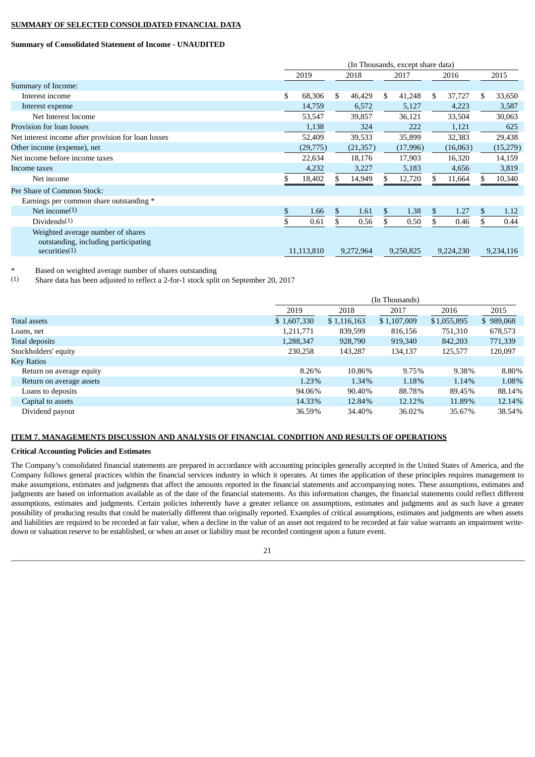**SUMMARY OF SELECTED CONSOLIDATED FINANCIAL DATA**

**Summary of Consolidated Statement of Income - UNAUDITED**

| | (In Thousands, except share data) | | | | |
|---|---|---|---|---|---|
| | 2019 | 2018 | 2017 | 2016 | 2015 |
| Summary of Income: | | | | | |
| Interest income | $ 68,306 | $ 46,429 | $ 41,248 | $ 37,727 | $ 33,650 |
| Interest expense | 14,759 | 6,572 | 5,127 | 4,223 | 3,587 |
| Net Interest Income | 53,547 | 39,857 | 36,121 | 33,504 | 30,063 |
| Provision for loan losses | 1,138 | 324 | 222 | 1,121 | 625 |
| Net interest income after provision for loan losses | 52,409 | 39,533 | 35,899 | 32,383 | 29,438 |
| Other income (expense), net | (29,775) | (21,357) | (17,996) | (16,063) | (15,279) |
| Net income before income taxes | 22,634 | 18,176 | 17,903 | 16,320 | 14,159 |
| Income taxes | 4,232 | 3,227 | 5,183 | 4,656 | 3,819 |
| Net income | $ 18,402 | $ 14,949 | $ 12,720 | $ 11,664 | $ 10,340 |
| Per Share of Common Stock: | | | | | |
| Earnings per common share outstanding * | | | | | |
| Net income(1) | $ 1.66 | $ 1.61 | $ 1.38 | $ 1.27 | $ 1.12 |
| Dividends(1) | $ 0.61 | $ 0.56 | $ 0.50 | $ 0.46 | $ 0.44 |
| Weighted average number of shares outstanding, including participating securities(1) | 11,113,810 | 9,272,964 | 9,250,825 | 9,224,230 | 9,234,116 |

\* Based on weighted average number of shares outstanding

(1) Share data has been adjusted to reflect a 2-for-1 stock split on September 20, 2017

| | (In Thousands) | | | | |
|---|---|---|---|---|---|
| | 2019 | 2018 | 2017 | 2016 | 2015 |
| Total assets | $ 1,607,330 | $ 1,116,163 | $ 1,107,009 | $ 1,055,895 | $ 989,068 |
| Loans, net | 1,211,771 | 839,599 | 816,156 | 751,310 | 678,573 |
| Total deposits | 1,288,347 | 928,790 | 919,340 | 842,203 | 771,339 |
| Stockholders' equity | 230,258 | 143,287 | 134,137 | 125,577 | 120,097 |
| Key Ratios | | | | | |
| Return on average equity | 8.26% | 10.86% | 9.75% | 9.38% | 8.80% |
| Return on average assets | 1.23% | 1.34% | 1.18% | 1.14% | 1.08% |
| Loans to deposits | 94.06% | 90.40% | 88.78% | 89.45% | 88.14% |
| Capital to assets | 14.33% | 12.84% | 12.12% | 11.89% | 12.14% |
| Dividend payout | 36.59% | 34.40% | 36.02% | 35.67% | 38.54% |

**ITEM 7. MANAGEMENTS DISCUSSION AND ANALYSIS OF FINANCIAL CONDITION AND RESULTS OF OPERATIONS**

**Critical Accounting Policies and Estimates**

The Company's consolidated financial statements are prepared in accordance with accounting principles generally accepted in the United States of America, and the Company follows general practices within the financial services industry in which it operates. At times the application of these principles requires management to make assumptions, estimates and judgments that affect the amounts reported in the financial statements and accompanying notes. These assumptions, estimates and judgments are based on information available as of the date of the financial statements. As this information changes, the financial statements could reflect different assumptions, estimates and judgments. Certain policies inherently have a greater reliance on assumptions, estimates and judgments and as such have a greater possibility of producing results that could be materially different than originally reported. Examples of critical assumptions, estimates and judgments are when assets and liabilities are required to be recorded at fair value, when a decline in the value of an asset not required to be recorded at fair value warrants an impairment write-down or valuation reserve to be established, or when an asset or liability must be recorded contingent upon a future event.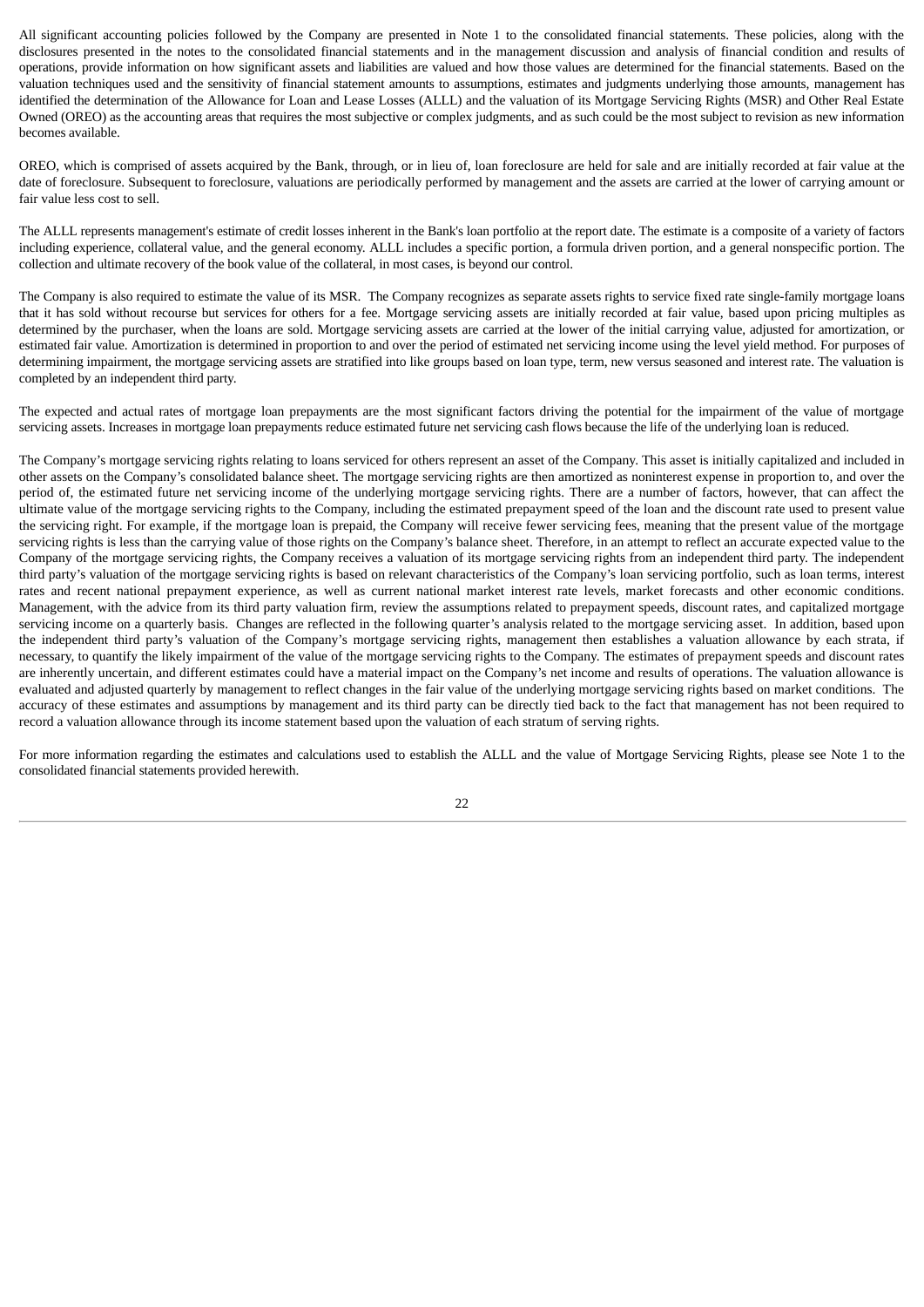All significant accounting policies followed by the Company are presented in Note 1 to the consolidated financial statements. These policies, along with the disclosures presented in the notes to the consolidated financial statements and in the management discussion and analysis of financial condition and results of operations, provide information on how significant assets and liabilities are valued and how those values are determined for the financial statements. Based on the valuation techniques used and the sensitivity of financial statement amounts to assumptions, estimates and judgments underlying those amounts, management has identified the determination of the Allowance for Loan and Lease Losses (ALLL) and the valuation of its Mortgage Servicing Rights (MSR) and Other Real Estate Owned (OREO) as the accounting areas that requires the most subjective or complex judgments, and as such could be the most subject to revision as new information becomes available.

OREO, which is comprised of assets acquired by the Bank, through, or in lieu of, loan foreclosure are held for sale and are initially recorded at fair value at the date of foreclosure. Subsequent to foreclosure, valuations are periodically performed by management and the assets are carried at the lower of carrying amount or fair value less cost to sell.

The ALLL represents management's estimate of credit losses inherent in the Bank's loan portfolio at the report date. The estimate is a composite of a variety of factors including experience, collateral value, and the general economy. ALLL includes a specific portion, a formula driven portion, and a general nonspecific portion. The collection and ultimate recovery of the book value of the collateral, in most cases, is beyond our control.

The Company is also required to estimate the value of its MSR. The Company recognizes as separate assets rights to service fixed rate single-family mortgage loans that it has sold without recourse but services for others for a fee. Mortgage servicing assets are initially recorded at fair value, based upon pricing multiples as determined by the purchaser, when the loans are sold. Mortgage servicing assets are carried at the lower of the initial carrying value, adjusted for amortization, or estimated fair value. Amortization is determined in proportion to and over the period of estimated net servicing income using the level yield method. For purposes of determining impairment, the mortgage servicing assets are stratified into like groups based on loan type, term, new versus seasoned and interest rate. The valuation is completed by an independent third party.

The expected and actual rates of mortgage loan prepayments are the most significant factors driving the potential for the impairment of the value of mortgage servicing assets. Increases in mortgage loan prepayments reduce estimated future net servicing cash flows because the life of the underlying loan is reduced.

The Company's mortgage servicing rights relating to loans serviced for others represent an asset of the Company. This asset is initially capitalized and included in other assets on the Company's consolidated balance sheet. The mortgage servicing rights are then amortized as noninterest expense in proportion to, and over the period of, the estimated future net servicing income of the underlying mortgage servicing rights. There are a number of factors, however, that can affect the ultimate value of the mortgage servicing rights to the Company, including the estimated prepayment speed of the loan and the discount rate used to present value the servicing right. For example, if the mortgage loan is prepaid, the Company will receive fewer servicing fees, meaning that the present value of the mortgage servicing rights is less than the carrying value of those rights on the Company's balance sheet. Therefore, in an attempt to reflect an accurate expected value to the Company of the mortgage servicing rights, the Company receives a valuation of its mortgage servicing rights from an independent third party. The independent third party's valuation of the mortgage servicing rights is based on relevant characteristics of the Company's loan servicing portfolio, such as loan terms, interest rates and recent national prepayment experience, as well as current national market interest rate levels, market forecasts and other economic conditions. Management, with the advice from its third party valuation firm, review the assumptions related to prepayment speeds, discount rates, and capitalized mortgage servicing income on a quarterly basis. Changes are reflected in the following quarter's analysis related to the mortgage servicing asset. In addition, based upon the independent third party's valuation of the Company's mortgage servicing rights, management then establishes a valuation allowance by each strata, if necessary, to quantify the likely impairment of the value of the mortgage servicing rights to the Company. The estimates of prepayment speeds and discount rates are inherently uncertain, and different estimates could have a material impact on the Company's net income and results of operations. The valuation allowance is evaluated and adjusted quarterly by management to reflect changes in the fair value of the underlying mortgage servicing rights based on market conditions. The accuracy of these estimates and assumptions by management and its third party can be directly tied back to the fact that management has not been required to record a valuation allowance through its income statement based upon the valuation of each stratum of serving rights.

For more information regarding the estimates and calculations used to establish the ALLL and the value of Mortgage Servicing Rights, please see Note 1 to the consolidated financial statements provided herewith.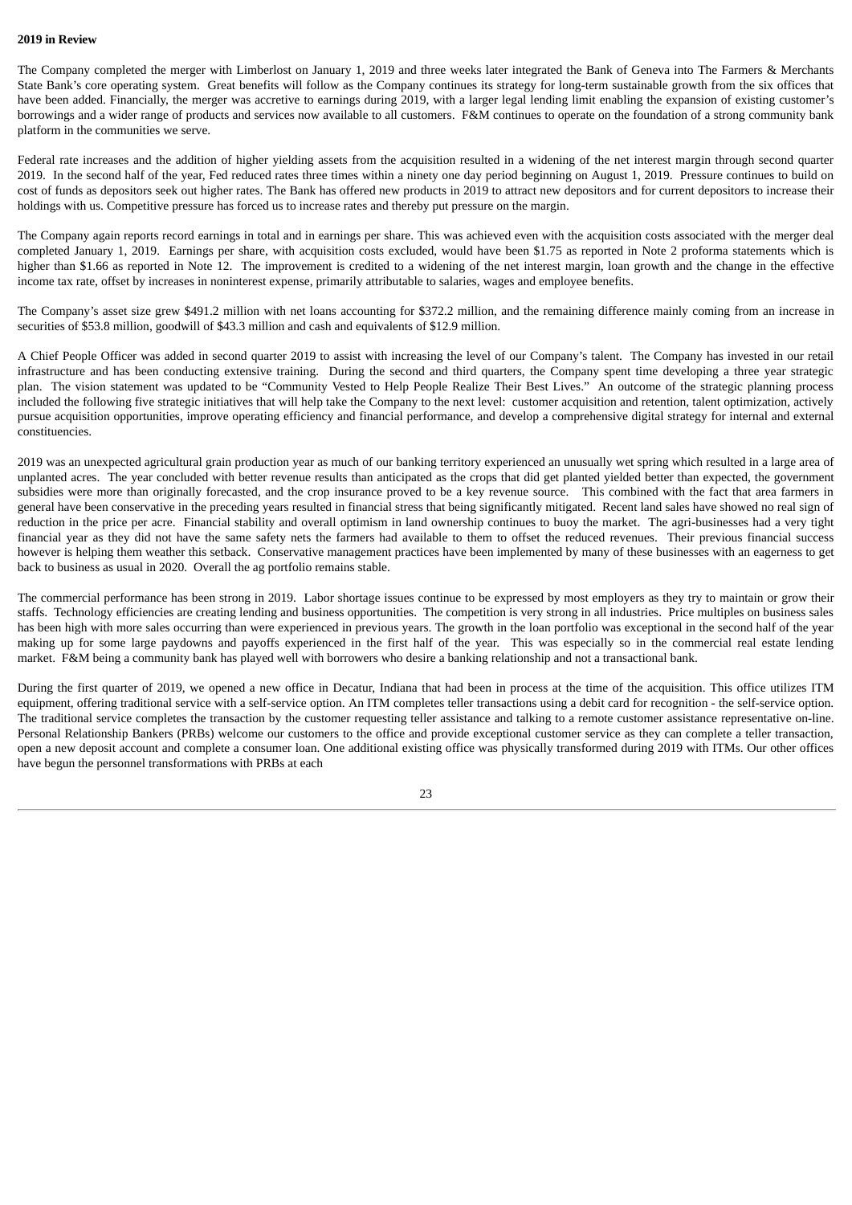**2019 in Review**

The Company completed the merger with Limberlost on January 1, 2019 and three weeks later integrated the Bank of Geneva into The Farmers & Merchants State Bank's core operating system. Great benefits will follow as the Company continues its strategy for long-term sustainable growth from the six offices that have been added. Financially, the merger was accretive to earnings during 2019, with a larger legal lending limit enabling the expansion of existing customer's borrowings and a wider range of products and services now available to all customers. F&M continues to operate on the foundation of a strong community bank platform in the communities we serve.

Federal rate increases and the addition of higher yielding assets from the acquisition resulted in a widening of the net interest margin through second quarter 2019. In the second half of the year, Fed reduced rates three times within a ninety one day period beginning on August 1, 2019. Pressure continues to build on cost of funds as depositors seek out higher rates. The Bank has offered new products in 2019 to attract new depositors and for current depositors to increase their holdings with us. Competitive pressure has forced us to increase rates and thereby put pressure on the margin.

The Company again reports record earnings in total and in earnings per share. This was achieved even with the acquisition costs associated with the merger deal completed January 1, 2019. Earnings per share, with acquisition costs excluded, would have been $1.75 as reported in Note 2 proforma statements which is higher than $1.66 as reported in Note 12. The improvement is credited to a widening of the net interest margin, loan growth and the change in the effective income tax rate, offset by increases in noninterest expense, primarily attributable to salaries, wages and employee benefits.

The Company's asset size grew $491.2 million with net loans accounting for $372.2 million, and the remaining difference mainly coming from an increase in securities of $53.8 million, goodwill of $43.3 million and cash and equivalents of $12.9 million.

A Chief People Officer was added in second quarter 2019 to assist with increasing the level of our Company's talent. The Company has invested in our retail infrastructure and has been conducting extensive training. During the second and third quarters, the Company spent time developing a three year strategic plan. The vision statement was updated to be "Community Vested to Help People Realize Their Best Lives." An outcome of the strategic planning process included the following five strategic initiatives that will help take the Company to the next level: customer acquisition and retention, talent optimization, actively pursue acquisition opportunities, improve operating efficiency and financial performance, and develop a comprehensive digital strategy for internal and external constituencies.

2019 was an unexpected agricultural grain production year as much of our banking territory experienced an unusually wet spring which resulted in a large area of unplanted acres. The year concluded with better revenue results than anticipated as the crops that did get planted yielded better than expected, the government subsidies were more than originally forecasted, and the crop insurance proved to be a key revenue source. This combined with the fact that area farmers in general have been conservative in the preceding years resulted in financial stress that being significantly mitigated. Recent land sales have showed no real sign of reduction in the price per acre. Financial stability and overall optimism in land ownership continues to buoy the market. The agri-businesses had a very tight financial year as they did not have the same safety nets the farmers had available to them to offset the reduced revenues. Their previous financial success however is helping them weather this setback. Conservative management practices have been implemented by many of these businesses with an eagerness to get back to business as usual in 2020. Overall the ag portfolio remains stable.

The commercial performance has been strong in 2019. Labor shortage issues continue to be expressed by most employers as they try to maintain or grow their staffs. Technology efficiencies are creating lending and business opportunities. The competition is very strong in all industries. Price multiples on business sales has been high with more sales occurring than were experienced in previous years. The growth in the loan portfolio was exceptional in the second half of the year making up for some large paydowns and payoffs experienced in the first half of the year. This was especially so in the commercial real estate lending market. F&M being a community bank has played well with borrowers who desire a banking relationship and not a transactional bank.

During the first quarter of 2019, we opened a new office in Decatur, Indiana that had been in process at the time of the acquisition. This office utilizes ITM equipment, offering traditional service with a self-service option. An ITM completes teller transactions using a debit card for recognition - the self-service option. The traditional service completes the transaction by the customer requesting teller assistance and talking to a remote customer assistance representative on-line. Personal Relationship Bankers (PRBs) welcome our customers to the office and provide exceptional customer service as they can complete a teller transaction, open a new deposit account and complete a consumer loan. One additional existing office was physically transformed during 2019 with ITMs. Our other offices have begun the personnel transformations with PRBs at each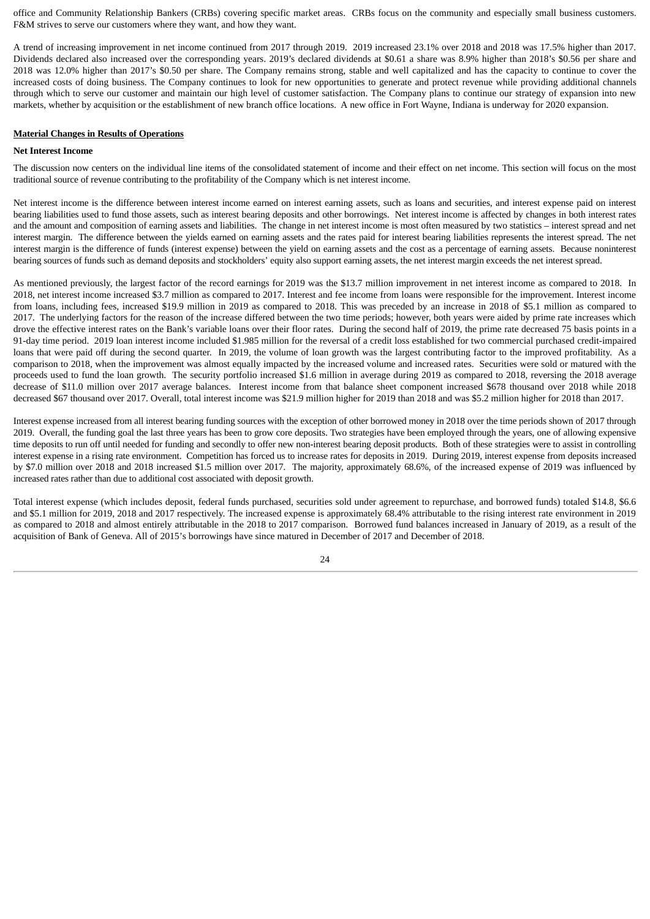office and Community Relationship Bankers (CRBs) covering specific market areas. CRBs focus on the community and especially small business customers. F&M strives to serve our customers where they want, and how they want.

A trend of increasing improvement in net income continued from 2017 through 2019. 2019 increased 23.1% over 2018 and 2018 was 17.5% higher than 2017. Dividends declared also increased over the corresponding years. 2019's declared dividends at $0.61 a share was 8.9% higher than 2018's $0.56 per share and 2018 was 12.0% higher than 2017's $0.50 per share. The Company remains strong, stable and well capitalized and has the capacity to continue to cover the increased costs of doing business. The Company continues to look for new opportunities to generate and protect revenue while providing additional channels through which to serve our customer and maintain our high level of customer satisfaction. The Company plans to continue our strategy of expansion into new markets, whether by acquisition or the establishment of new branch office locations. A new office in Fort Wayne, Indiana is underway for 2020 expansion.

**Material Changes in Results of Operations**

**Net Interest Income**

The discussion now centers on the individual line items of the consolidated statement of income and their effect on net income. This section will focus on the most traditional source of revenue contributing to the profitability of the Company which is net interest income.

Net interest income is the difference between interest income earned on interest earning assets, such as loans and securities, and interest expense paid on interest bearing liabilities used to fund those assets, such as interest bearing deposits and other borrowings. Net interest income is affected by changes in both interest rates and the amount and composition of earning assets and liabilities. The change in net interest income is most often measured by two statistics – interest spread and net interest margin. The difference between the yields earned on earning assets and the rates paid for interest bearing liabilities represents the interest spread. The net interest margin is the difference of funds (interest expense) between the yield on earning assets and the cost as a percentage of earning assets. Because noninterest bearing sources of funds such as demand deposits and stockholders' equity also support earning assets, the net interest margin exceeds the net interest spread.

As mentioned previously, the largest factor of the record earnings for 2019 was the $13.7 million improvement in net interest income as compared to 2018. In 2018, net interest income increased $3.7 million as compared to 2017. Interest and fee income from loans were responsible for the improvement. Interest income from loans, including fees, increased $19.9 million in 2019 as compared to 2018. This was preceded by an increase in 2018 of $5.1 million as compared to 2017. The underlying factors for the reason of the increase differed between the two time periods; however, both years were aided by prime rate increases which drove the effective interest rates on the Bank's variable loans over their floor rates. During the second half of 2019, the prime rate decreased 75 basis points in a 91-day time period. 2019 loan interest income included $1.985 million for the reversal of a credit loss established for two commercial purchased credit-impaired loans that were paid off during the second quarter. In 2019, the volume of loan growth was the largest contributing factor to the improved profitability. As a comparison to 2018, when the improvement was almost equally impacted by the increased volume and increased rates. Securities were sold or matured with the proceeds used to fund the loan growth. The security portfolio increased $1.6 million in average during 2019 as compared to 2018, reversing the 2018 average decrease of $11.0 million over 2017 average balances. Interest income from that balance sheet component increased $678 thousand over 2018 while 2018 decreased $67 thousand over 2017. Overall, total interest income was $21.9 million higher for 2019 than 2018 and was $5.2 million higher for 2018 than 2017.

Interest expense increased from all interest bearing funding sources with the exception of other borrowed money in 2018 over the time periods shown of 2017 through 2019. Overall, the funding goal the last three years has been to grow core deposits. Two strategies have been employed through the years, one of allowing expensive time deposits to run off until needed for funding and secondly to offer new non-interest bearing deposit products. Both of these strategies were to assist in controlling interest expense in a rising rate environment. Competition has forced us to increase rates for deposits in 2019. During 2019, interest expense from deposits increased by $7.0 million over 2018 and 2018 increased $1.5 million over 2017. The majority, approximately 68.6%, of the increased expense of 2019 was influenced by increased rates rather than due to additional cost associated with deposit growth.

Total interest expense (which includes deposit, federal funds purchased, securities sold under agreement to repurchase, and borrowed funds) totaled $14.8, $6.6 and $5.1 million for 2019, 2018 and 2017 respectively. The increased expense is approximately 68.4% attributable to the rising interest rate environment in 2019 as compared to 2018 and almost entirely attributable in the 2018 to 2017 comparison. Borrowed fund balances increased in January of 2019, as a result of the acquisition of Bank of Geneva. All of 2015's borrowings have since matured in December of 2017 and December of 2018.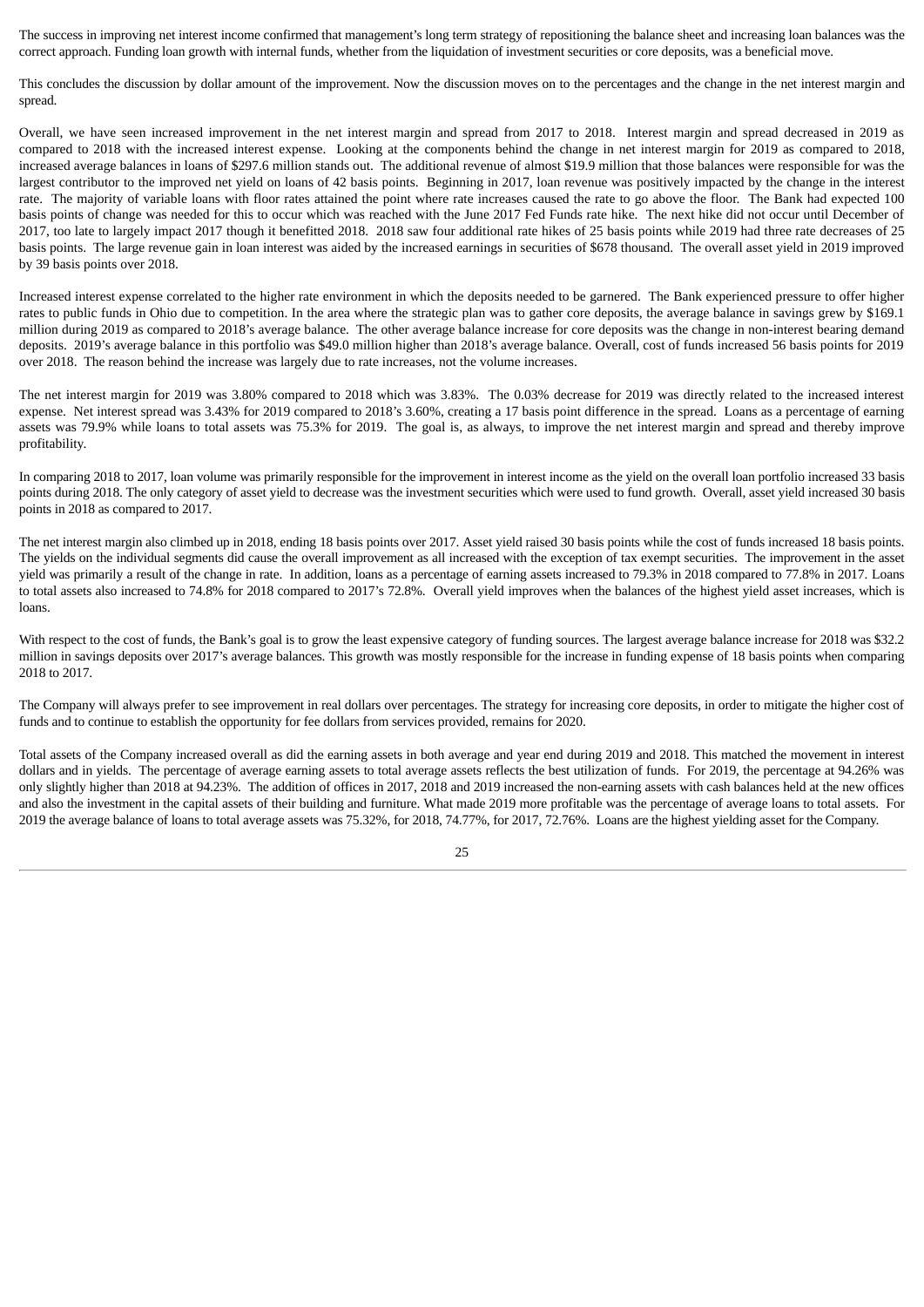The success in improving net interest income confirmed that management's long term strategy of repositioning the balance sheet and increasing loan balances was the correct approach. Funding loan growth with internal funds, whether from the liquidation of investment securities or core deposits, was a beneficial move.

This concludes the discussion by dollar amount of the improvement. Now the discussion moves on to the percentages and the change in the net interest margin and spread.

Overall, we have seen increased improvement in the net interest margin and spread from 2017 to 2018. Interest margin and spread decreased in 2019 as compared to 2018 with the increased interest expense. Looking at the components behind the change in net interest margin for 2019 as compared to 2018, increased average balances in loans of $297.6 million stands out. The additional revenue of almost $19.9 million that those balances were responsible for was the largest contributor to the improved net yield on loans of 42 basis points. Beginning in 2017, loan revenue was positively impacted by the change in the interest rate. The majority of variable loans with floor rates attained the point where rate increases caused the rate to go above the floor. The Bank had expected 100 basis points of change was needed for this to occur which was reached with the June 2017 Fed Funds rate hike. The next hike did not occur until December of 2017, too late to largely impact 2017 though it benefitted 2018. 2018 saw four additional rate hikes of 25 basis points while 2019 had three rate decreases of 25 basis points. The large revenue gain in loan interest was aided by the increased earnings in securities of $678 thousand. The overall asset yield in 2019 improved by 39 basis points over 2018.

Increased interest expense correlated to the higher rate environment in which the deposits needed to be garnered. The Bank experienced pressure to offer higher rates to public funds in Ohio due to competition. In the area where the strategic plan was to gather core deposits, the average balance in savings grew by $169.1 million during 2019 as compared to 2018's average balance. The other average balance increase for core deposits was the change in non-interest bearing demand deposits. 2019's average balance in this portfolio was $49.0 million higher than 2018's average balance. Overall, cost of funds increased 56 basis points for 2019 over 2018. The reason behind the increase was largely due to rate increases, not the volume increases.

The net interest margin for 2019 was 3.80% compared to 2018 which was 3.83%. The 0.03% decrease for 2019 was directly related to the increased interest expense. Net interest spread was 3.43% for 2019 compared to 2018's 3.60%, creating a 17 basis point difference in the spread. Loans as a percentage of earning assets was 79.9% while loans to total assets was 75.3% for 2019. The goal is, as always, to improve the net interest margin and spread and thereby improve profitability.

In comparing 2018 to 2017, loan volume was primarily responsible for the improvement in interest income as the yield on the overall loan portfolio increased 33 basis points during 2018. The only category of asset yield to decrease was the investment securities which were used to fund growth. Overall, asset yield increased 30 basis points in 2018 as compared to 2017.

The net interest margin also climbed up in 2018, ending 18 basis points over 2017. Asset yield raised 30 basis points while the cost of funds increased 18 basis points. The yields on the individual segments did cause the overall improvement as all increased with the exception of tax exempt securities. The improvement in the asset yield was primarily a result of the change in rate. In addition, loans as a percentage of earning assets increased to 79.3% in 2018 compared to 77.8% in 2017. Loans to total assets also increased to 74.8% for 2018 compared to 2017's 72.8%. Overall yield improves when the balances of the highest yield asset increases, which is loans.

With respect to the cost of funds, the Bank's goal is to grow the least expensive category of funding sources. The largest average balance increase for 2018 was $32.2 million in savings deposits over 2017's average balances. This growth was mostly responsible for the increase in funding expense of 18 basis points when comparing 2018 to 2017.

The Company will always prefer to see improvement in real dollars over percentages. The strategy for increasing core deposits, in order to mitigate the higher cost of funds and to continue to establish the opportunity for fee dollars from services provided, remains for 2020.

Total assets of the Company increased overall as did the earning assets in both average and year end during 2019 and 2018. This matched the movement in interest dollars and in yields. The percentage of average earning assets to total average assets reflects the best utilization of funds. For 2019, the percentage at 94.26% was only slightly higher than 2018 at 94.23%. The addition of offices in 2017, 2018 and 2019 increased the non-earning assets with cash balances held at the new offices and also the investment in the capital assets of their building and furniture. What made 2019 more profitable was the percentage of average loans to total assets. For 2019 the average balance of loans to total average assets was 75.32%, for 2018, 74.77%, for 2017, 72.76%. Loans are the highest yielding asset for the Company.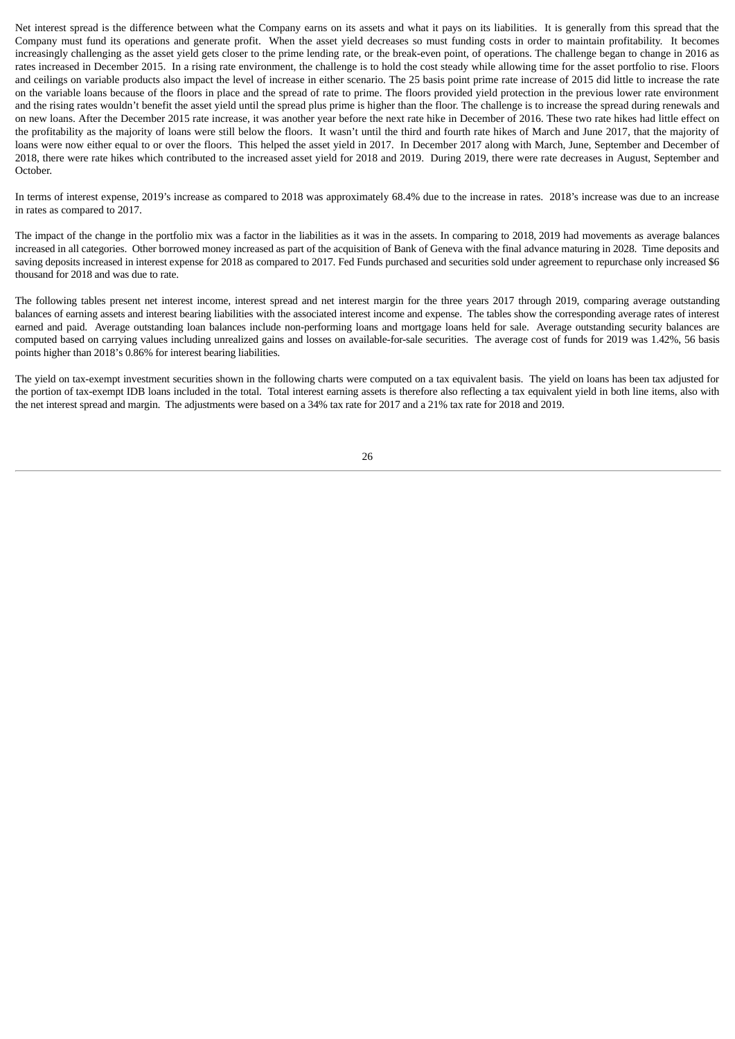Net interest spread is the difference between what the Company earns on its assets and what it pays on its liabilities. It is generally from this spread that the Company must fund its operations and generate profit. When the asset yield decreases so must funding costs in order to maintain profitability. It becomes increasingly challenging as the asset yield gets closer to the prime lending rate, or the break-even point, of operations. The challenge began to change in 2016 as rates increased in December 2015. In a rising rate environment, the challenge is to hold the cost steady while allowing time for the asset portfolio to rise. Floors and ceilings on variable products also impact the level of increase in either scenario. The 25 basis point prime rate increase of 2015 did little to increase the rate on the variable loans because of the floors in place and the spread of rate to prime. The floors provided yield protection in the previous lower rate environment and the rising rates wouldn't benefit the asset yield until the spread plus prime is higher than the floor. The challenge is to increase the spread during renewals and on new loans. After the December 2015 rate increase, it was another year before the next rate hike in December of 2016. These two rate hikes had little effect on the profitability as the majority of loans were still below the floors. It wasn't until the third and fourth rate hikes of March and June 2017, that the majority of loans were now either equal to or over the floors. This helped the asset yield in 2017. In December 2017 along with March, June, September and December of 2018, there were rate hikes which contributed to the increased asset yield for 2018 and 2019. During 2019, there were rate decreases in August, September and October.

In terms of interest expense, 2019's increase as compared to 2018 was approximately 68.4% due to the increase in rates. 2018's increase was due to an increase in rates as compared to 2017.

The impact of the change in the portfolio mix was a factor in the liabilities as it was in the assets. In comparing to 2018, 2019 had movements as average balances increased in all categories. Other borrowed money increased as part of the acquisition of Bank of Geneva with the final advance maturing in 2028. Time deposits and saving deposits increased in interest expense for 2018 as compared to 2017. Fed Funds purchased and securities sold under agreement to repurchase only increased $6 thousand for 2018 and was due to rate.

The following tables present net interest income, interest spread and net interest margin for the three years 2017 through 2019, comparing average outstanding balances of earning assets and interest bearing liabilities with the associated interest income and expense. The tables show the corresponding average rates of interest earned and paid. Average outstanding loan balances include non-performing loans and mortgage loans held for sale. Average outstanding security balances are computed based on carrying values including unrealized gains and losses on available-for-sale securities. The average cost of funds for 2019 was 1.42%, 56 basis points higher than 2018's 0.86% for interest bearing liabilities.

The yield on tax-exempt investment securities shown in the following charts were computed on a tax equivalent basis. The yield on loans has been tax adjusted for the portion of tax-exempt IDB loans included in the total. Total interest earning assets is therefore also reflecting a tax equivalent yield in both line items, also with the net interest spread and margin. The adjustments were based on a 34% tax rate for 2017 and a 21% tax rate for 2018 and 2019.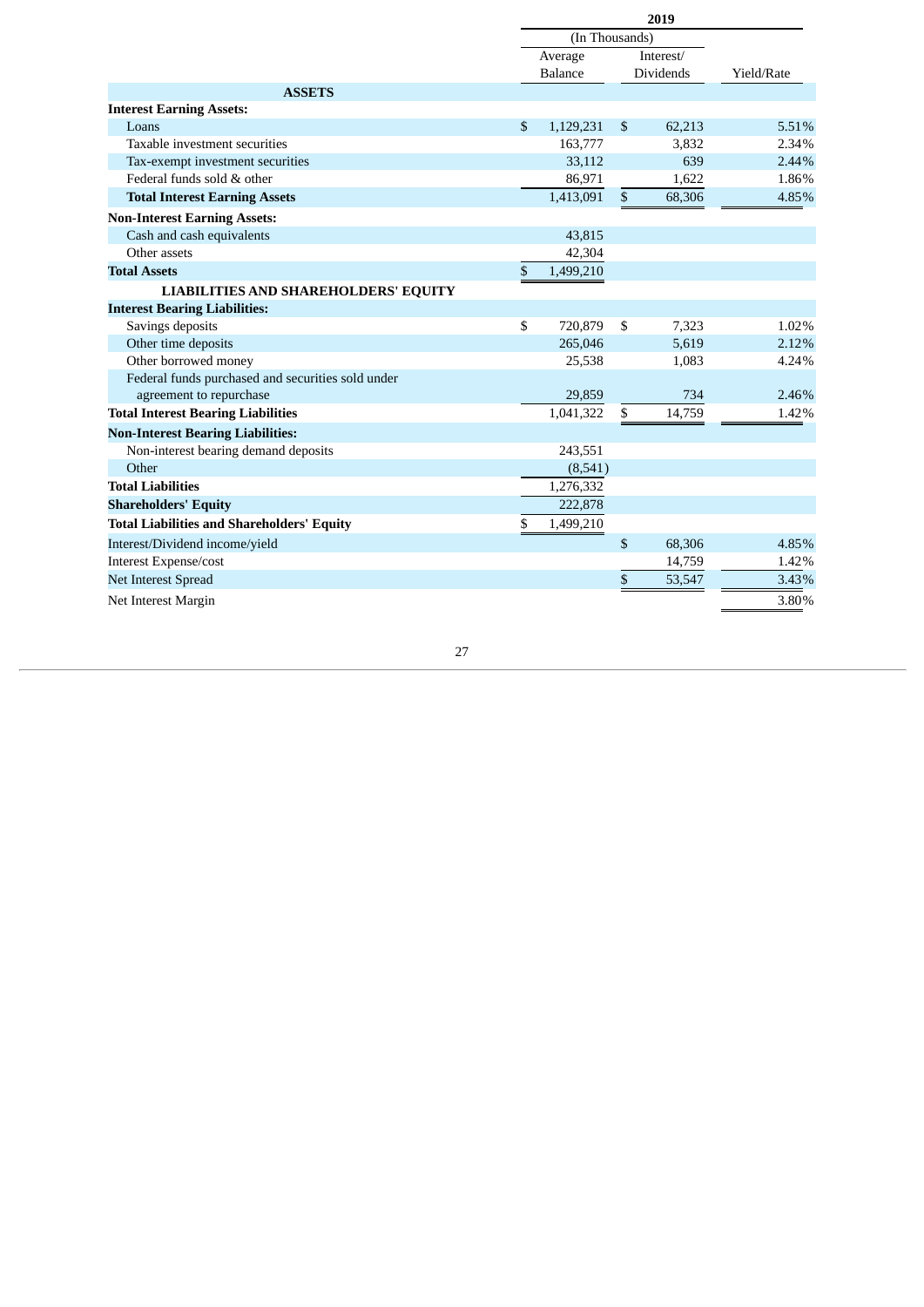| | 2019 | | |
|---|---|---|---|
| | (In Thousands) | | |
| | Average Balance | Interest/ Dividends | Yield/Rate |
| **ASSETS** | | | |
| **Interest Earning Assets:** | | | |
| Loans | $ 1,129,231 | $ 62,213 | 5.51% |
| Taxable investment securities | 163,777 | 3,832 | 2.34% |
| Tax-exempt investment securities | 33,112 | 639 | 2.44% |
| Federal funds sold & other | 86,971 | 1,622 | 1.86% |
| **Total Interest Earning Assets** | 1,413,091 | $ 68,306 | 4.85% |
| **Non-Interest Earning Assets:** | | | |
| Cash and cash equivalents | 43,815 | | |
| Other assets | 42,304 | | |
| **Total Assets** | $ 1,499,210 | | |
| **LIABILITIES AND SHAREHOLDERS' EQUITY** | | | |
| **Interest Bearing Liabilities:** | | | |
| Savings deposits | $ 720,879 | $ 7,323 | 1.02% |
| Other time deposits | 265,046 | 5,619 | 2.12% |
| Other borrowed money | 25,538 | 1,083 | 4.24% |
| Federal funds purchased and securities sold under agreement to repurchase | 29,859 | 734 | 2.46% |
| **Total Interest Bearing Liabilities** | 1,041,322 | $ 14,759 | 1.42% |
| **Non-Interest Bearing Liabilities:** | | | |
| Non-interest bearing demand deposits | 243,551 | | |
| Other | (8,541) | | |
| **Total Liabilities** | 1,276,332 | | |
| **Shareholders' Equity** | 222,878 | | |
| **Total Liabilities and Shareholders' Equity** | $ 1,499,210 | | |
| Interest/Dividend income/yield | | $ 68,306 | 4.85% |
| Interest Expense/cost | | 14,759 | 1.42% |
| Net Interest Spread | | $ 53,547 | 3.43% |
| Net Interest Margin | | | 3.80% |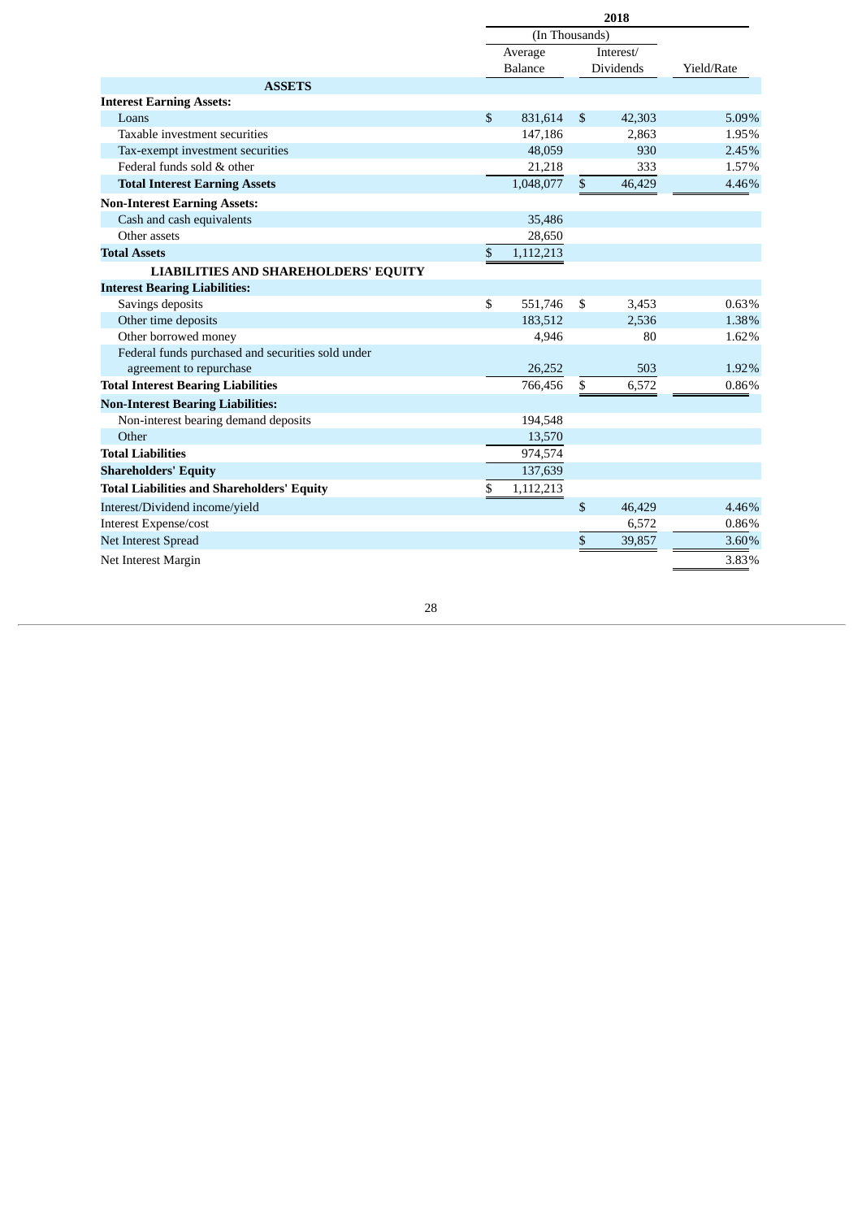| | 2018 | | |
|---|---|---|---|
| | (In Thousands) | | |
| | Average Balance | Interest/ Dividends | Yield/Rate |
| **ASSETS** | | | |
| **Interest Earning Assets:** | | | |
| Loans | $ 831,614 | $ 42,303 | 5.09% |
| Taxable investment securities | 147,186 | 2,863 | 1.95% |
| Tax-exempt investment securities | 48,059 | 930 | 2.45% |
| Federal funds sold & other | 21,218 | 333 | 1.57% |
| **Total Interest Earning Assets** | 1,048,077 | $ 46,429 | 4.46% |
| **Non-Interest Earning Assets:** | | | |
| Cash and cash equivalents | 35,486 | | |
| Other assets | 28,650 | | |
| **Total Assets** | $ 1,112,213 | | |
| **LIABILITIES AND SHAREHOLDERS' EQUITY** | | | |
| **Interest Bearing Liabilities:** | | | |
| Savings deposits | $ 551,746 | $ 3,453 | 0.63% |
| Other time deposits | 183,512 | 2,536 | 1.38% |
| Other borrowed money | 4,946 | 80 | 1.62% |
| Federal funds purchased and securities sold under agreement to repurchase | 26,252 | 503 | 1.92% |
| **Total Interest Bearing Liabilities** | 766,456 | $ 6,572 | 0.86% |
| **Non-Interest Bearing Liabilities:** | | | |
| Non-interest bearing demand deposits | 194,548 | | |
| Other | 13,570 | | |
| **Total Liabilities** | 974,574 | | |
| **Shareholders' Equity** | 137,639 | | |
| **Total Liabilities and Shareholders' Equity** | $ 1,112,213 | | |
| Interest/Dividend income/yield | | $ 46,429 | 4.46% |
| Interest Expense/cost | | 6,572 | 0.86% |
| Net Interest Spread | | $ 39,857 | 3.60% |
| Net Interest Margin | | | 3.83% |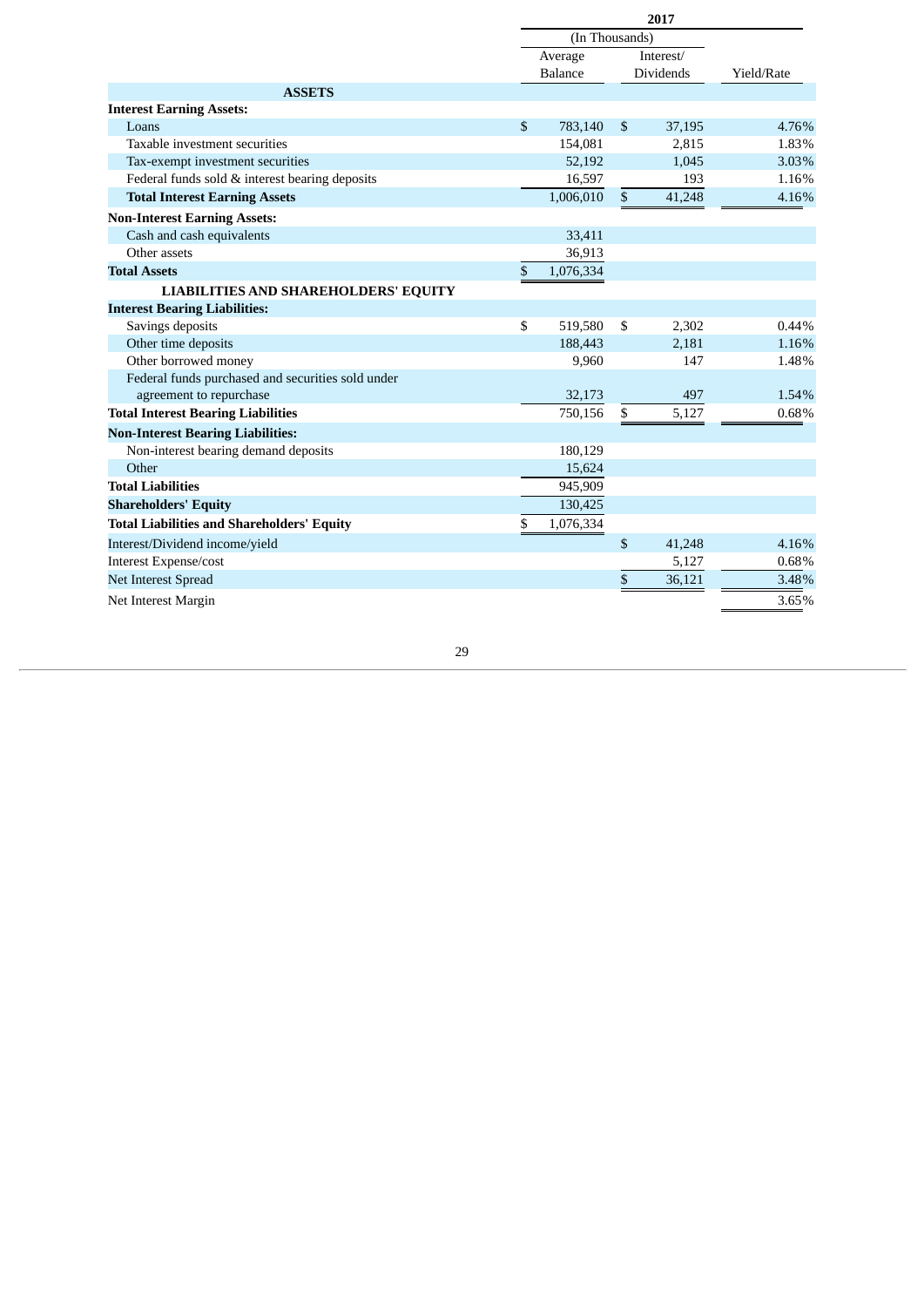| | 2017 | | |
|---|---|---|---|
| | (In Thousands) | | |
| | Average Balance | Interest/ Dividends | Yield/Rate |
| **ASSETS** | | | |
| **Interest Earning Assets:** | | | |
| Loans | $ 783,140 | $ 37,195 | 4.76% |
| Taxable investment securities | 154,081 | 2,815 | 1.83% |
| Tax-exempt investment securities | 52,192 | 1,045 | 3.03% |
| Federal funds sold & interest bearing deposits | 16,597 | 193 | 1.16% |
| **Total Interest Earning Assets** | 1,006,010 | $ 41,248 | 4.16% |
| **Non-Interest Earning Assets:** | | | |
| Cash and cash equivalents | 33,411 | | |
| Other assets | 36,913 | | |
| **Total Assets** | $ 1,076,334 | | |
| **LIABILITIES AND SHAREHOLDERS' EQUITY** | | | |
| **Interest Bearing Liabilities:** | | | |
| Savings deposits | $ 519,580 | $ 2,302 | 0.44% |
| Other time deposits | 188,443 | 2,181 | 1.16% |
| Other borrowed money | 9,960 | 147 | 1.48% |
| Federal funds purchased and securities sold under agreement to repurchase | 32,173 | 497 | 1.54% |
| **Total Interest Bearing Liabilities** | 750,156 | $ 5,127 | 0.68% |
| **Non-Interest Bearing Liabilities:** | | | |
| Non-interest bearing demand deposits | 180,129 | | |
| Other | 15,624 | | |
| **Total Liabilities** | 945,909 | | |
| **Shareholders' Equity** | 130,425 | | |
| **Total Liabilities and Shareholders' Equity** | $ 1,076,334 | | |
| Interest/Dividend income/yield | | $ 41,248 | 4.16% |
| Interest Expense/cost | | 5,127 | 0.68% |
| Net Interest Spread | | $ 36,121 | 3.48% |
| Net Interest Margin | | | 3.65% |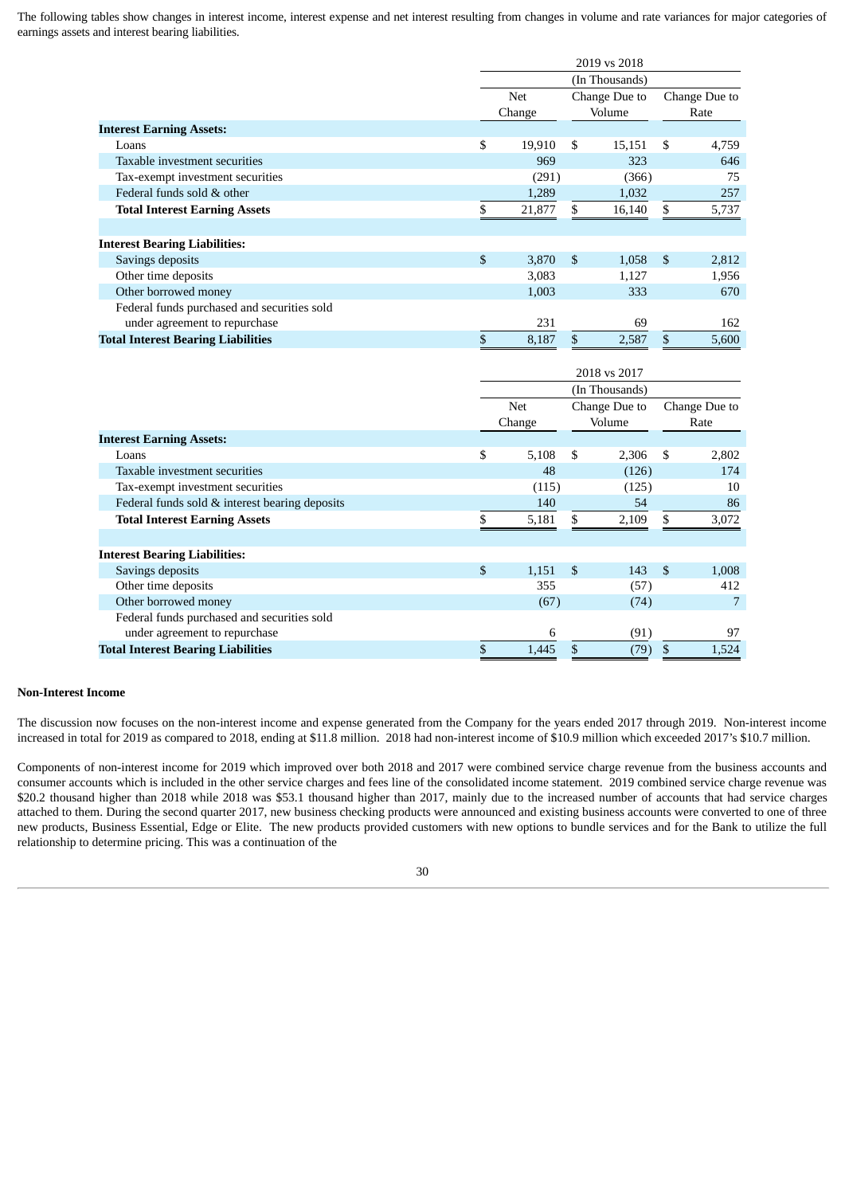The following tables show changes in interest income, interest expense and net interest resulting from changes in volume and rate variances for major categories of earnings assets and interest bearing liabilities.

| | 2019 vs 2018 (In Thousands) | | |
|---|---|---|---|
| | Net Change | Change Due to Volume | Change Due to Rate |
| **Interest Earning Assets:** | | | |
| Loans | $ 19,910 | $ 15,151 | $ 4,759 |
| Taxable investment securities | 969 | 323 | 646 |
| Tax-exempt investment securities | (291) | (366) | 75 |
| Federal funds sold & other | 1,289 | 1,032 | 257 |
| **Total Interest Earning Assets** | $ 21,877 | $ 16,140 | $ 5,737 |
| | | | |
| **Interest Bearing Liabilities:** | | | |
| Savings deposits | $ 3,870 | $ 1,058 | $ 2,812 |
| Other time deposits | 3,083 | 1,127 | 1,956 |
| Other borrowed money | 1,003 | 333 | 670 |
| Federal funds purchased and securities sold under agreement to repurchase | 231 | 69 | 162 |
| **Total Interest Bearing Liabilities** | $ 8,187 | $ 2,587 | $ 5,600 |

| | 2018 vs 2017 (In Thousands) | | |
|---|---|---|---|
| | Net Change | Change Due to Volume | Change Due to Rate |
| **Interest Earning Assets:** | | | |
| Loans | $ 5,108 | $ 2,306 | $ 2,802 |
| Taxable investment securities | 48 | (126) | 174 |
| Tax-exempt investment securities | (115) | (125) | 10 |
| Federal funds sold & interest bearing deposits | 140 | 54 | 86 |
| **Total Interest Earning Assets** | $ 5,181 | $ 2,109 | $ 3,072 |
| | | | |
| **Interest Bearing Liabilities:** | | | |
| Savings deposits | $ 1,151 | $ 143 | $ 1,008 |
| Other time deposits | 355 | (57) | 412 |
| Other borrowed money | (67) | (74) | 7 |
| Federal funds purchased and securities sold under agreement to repurchase | 6 | (91) | 97 |
| **Total Interest Bearing Liabilities** | $ 1,445 | $ (79) | $ 1,524 |

**Non-Interest Income**

The discussion now focuses on the non-interest income and expense generated from the Company for the years ended 2017 through 2019. Non-interest income increased in total for 2019 as compared to 2018, ending at $11.8 million. 2018 had non-interest income of $10.9 million which exceeded 2017's $10.7 million.

Components of non-interest income for 2019 which improved over both 2018 and 2017 were combined service charge revenue from the business accounts and consumer accounts which is included in the other service charges and fees line of the consolidated income statement. 2019 combined service charge revenue was $20.2 thousand higher than 2018 while 2018 was $53.1 thousand higher than 2017, mainly due to the increased number of accounts that had service charges attached to them. During the second quarter 2017, new business checking products were announced and existing business accounts were converted to one of three new products, Business Essential, Edge or Elite. The new products provided customers with new options to bundle services and for the Bank to utilize the full relationship to determine pricing. This was a continuation of the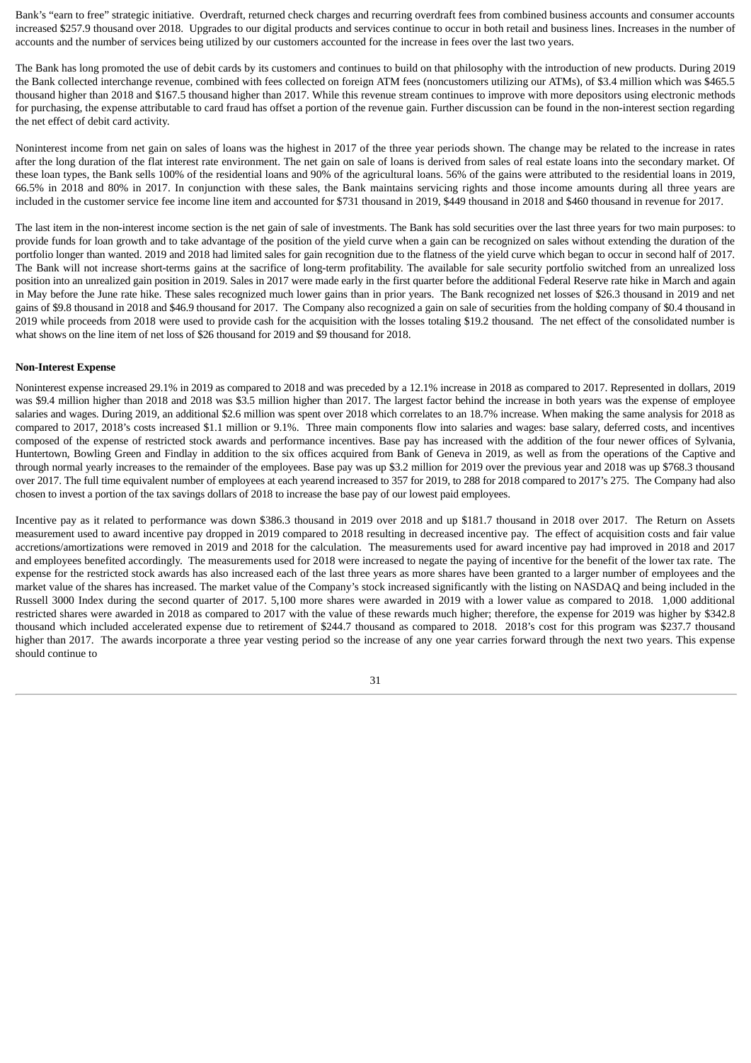Bank's "earn to free" strategic initiative. Overdraft, returned check charges and recurring overdraft fees from combined business accounts and consumer accounts increased $257.9 thousand over 2018. Upgrades to our digital products and services continue to occur in both retail and business lines. Increases in the number of accounts and the number of services being utilized by our customers accounted for the increase in fees over the last two years.

The Bank has long promoted the use of debit cards by its customers and continues to build on that philosophy with the introduction of new products. During 2019 the Bank collected interchange revenue, combined with fees collected on foreign ATM fees (noncustomers utilizing our ATMs), of $3.4 million which was $465.5 thousand higher than 2018 and $167.5 thousand higher than 2017. While this revenue stream continues to improve with more depositors using electronic methods for purchasing, the expense attributable to card fraud has offset a portion of the revenue gain. Further discussion can be found in the non-interest section regarding the net effect of debit card activity.

Noninterest income from net gain on sales of loans was the highest in 2017 of the three year periods shown. The change may be related to the increase in rates after the long duration of the flat interest rate environment. The net gain on sale of loans is derived from sales of real estate loans into the secondary market. Of these loan types, the Bank sells 100% of the residential loans and 90% of the agricultural loans. 56% of the gains were attributed to the residential loans in 2019, 66.5% in 2018 and 80% in 2017. In conjunction with these sales, the Bank maintains servicing rights and those income amounts during all three years are included in the customer service fee income line item and accounted for $731 thousand in 2019, $449 thousand in 2018 and $460 thousand in revenue for 2017.

The last item in the non-interest income section is the net gain of sale of investments. The Bank has sold securities over the last three years for two main purposes: to provide funds for loan growth and to take advantage of the position of the yield curve when a gain can be recognized on sales without extending the duration of the portfolio longer than wanted. 2019 and 2018 had limited sales for gain recognition due to the flatness of the yield curve which began to occur in second half of 2017. The Bank will not increase short-terms gains at the sacrifice of long-term profitability. The available for sale security portfolio switched from an unrealized loss position into an unrealized gain position in 2019. Sales in 2017 were made early in the first quarter before the additional Federal Reserve rate hike in March and again in May before the June rate hike. These sales recognized much lower gains than in prior years. The Bank recognized net losses of $26.3 thousand in 2019 and net gains of $9.8 thousand in 2018 and $46.9 thousand for 2017. The Company also recognized a gain on sale of securities from the holding company of $0.4 thousand in 2019 while proceeds from 2018 were used to provide cash for the acquisition with the losses totaling $19.2 thousand. The net effect of the consolidated number is what shows on the line item of net loss of $26 thousand for 2019 and $9 thousand for 2018.

**Non-Interest Expense**

Noninterest expense increased 29.1% in 2019 as compared to 2018 and was preceded by a 12.1% increase in 2018 as compared to 2017. Represented in dollars, 2019 was $9.4 million higher than 2018 and 2018 was $3.5 million higher than 2017. The largest factor behind the increase in both years was the expense of employee salaries and wages. During 2019, an additional $2.6 million was spent over 2018 which correlates to an 18.7% increase. When making the same analysis for 2018 as compared to 2017, 2018's costs increased $1.1 million or 9.1%. Three main components flow into salaries and wages: base salary, deferred costs, and incentives composed of the expense of restricted stock awards and performance incentives. Base pay has increased with the addition of the four newer offices of Sylvania, Huntertown, Bowling Green and Findlay in addition to the six offices acquired from Bank of Geneva in 2019, as well as from the operations of the Captive and through normal yearly increases to the remainder of the employees. Base pay was up $3.2 million for 2019 over the previous year and 2018 was up $768.3 thousand over 2017. The full time equivalent number of employees at each yearend increased to 357 for 2019, to 288 for 2018 compared to 2017's 275. The Company had also chosen to invest a portion of the tax savings dollars of 2018 to increase the base pay of our lowest paid employees.

Incentive pay as it related to performance was down $386.3 thousand in 2019 over 2018 and up $181.7 thousand in 2018 over 2017. The Return on Assets measurement used to award incentive pay dropped in 2019 compared to 2018 resulting in decreased incentive pay. The effect of acquisition costs and fair value accretions/amortizations were removed in 2019 and 2018 for the calculation. The measurements used for award incentive pay had improved in 2018 and 2017 and employees benefited accordingly. The measurements used for 2018 were increased to negate the paying of incentive for the benefit of the lower tax rate. The expense for the restricted stock awards has also increased each of the last three years as more shares have been granted to a larger number of employees and the market value of the shares has increased. The market value of the Company's stock increased significantly with the listing on NASDAQ and being included in the Russell 3000 Index during the second quarter of 2017. 5,100 more shares were awarded in 2019 with a lower value as compared to 2018. 1,000 additional restricted shares were awarded in 2018 as compared to 2017 with the value of these rewards much higher; therefore, the expense for 2019 was higher by $342.8 thousand which included accelerated expense due to retirement of $244.7 thousand as compared to 2018. 2018's cost for this program was $237.7 thousand higher than 2017. The awards incorporate a three year vesting period so the increase of any one year carries forward through the next two years. This expense should continue to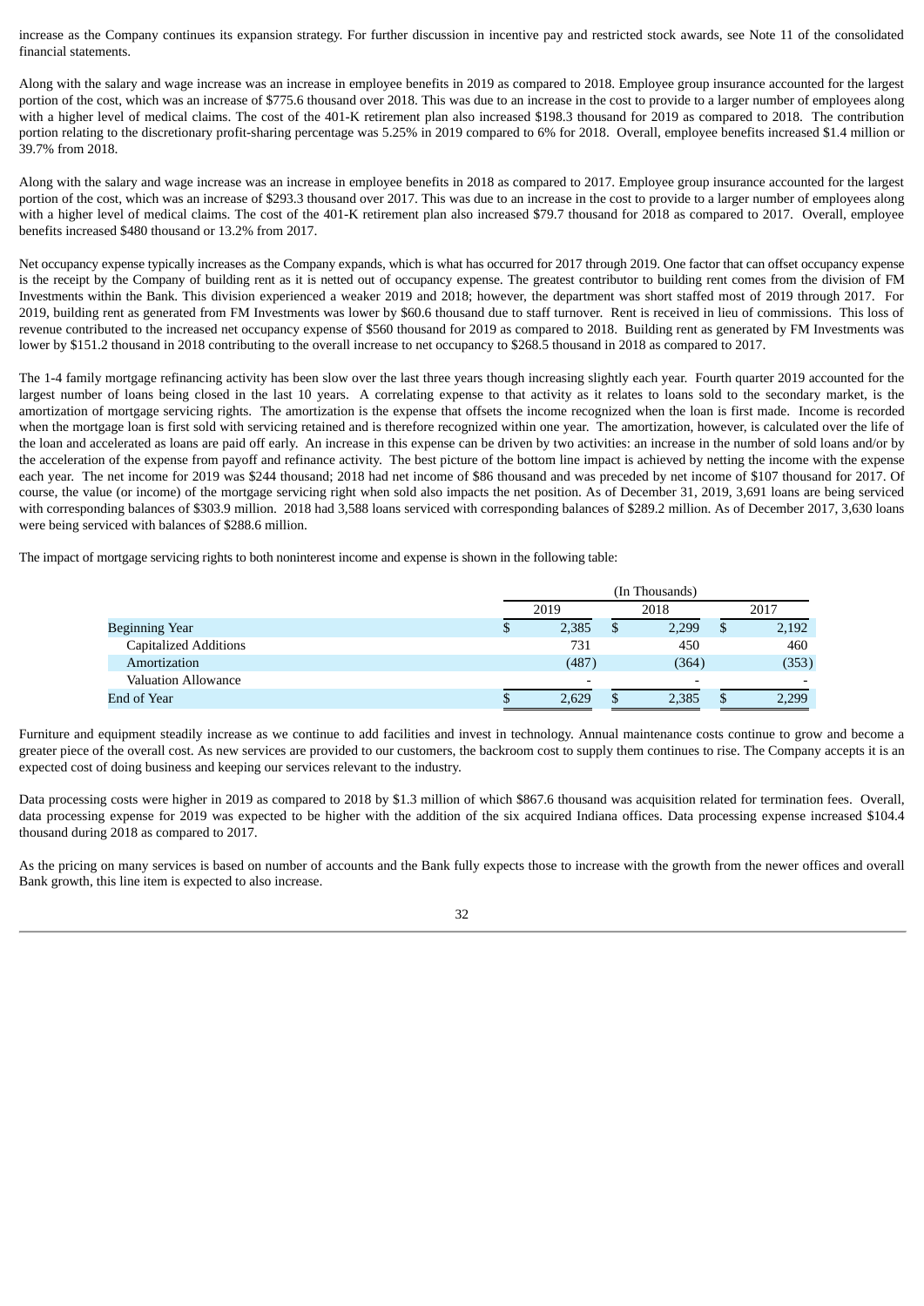increase as the Company continues its expansion strategy. For further discussion in incentive pay and restricted stock awards, see Note 11 of the consolidated financial statements.

Along with the salary and wage increase was an increase in employee benefits in 2019 as compared to 2018. Employee group insurance accounted for the largest portion of the cost, which was an increase of $775.6 thousand over 2018. This was due to an increase in the cost to provide to a larger number of employees along with a higher level of medical claims. The cost of the 401-K retirement plan also increased $198.3 thousand for 2019 as compared to 2018. The contribution portion relating to the discretionary profit-sharing percentage was 5.25% in 2019 compared to 6% for 2018. Overall, employee benefits increased $1.4 million or 39.7% from 2018.

Along with the salary and wage increase was an increase in employee benefits in 2018 as compared to 2017. Employee group insurance accounted for the largest portion of the cost, which was an increase of $293.3 thousand over 2017. This was due to an increase in the cost to provide to a larger number of employees along with a higher level of medical claims. The cost of the 401-K retirement plan also increased $79.7 thousand for 2018 as compared to 2017. Overall, employee benefits increased $480 thousand or 13.2% from 2017.

Net occupancy expense typically increases as the Company expands, which is what has occurred for 2017 through 2019. One factor that can offset occupancy expense is the receipt by the Company of building rent as it is netted out of occupancy expense. The greatest contributor to building rent comes from the division of FM Investments within the Bank. This division experienced a weaker 2019 and 2018; however, the department was short staffed most of 2019 through 2017. For 2019, building rent as generated from FM Investments was lower by $60.6 thousand due to staff turnover. Rent is received in lieu of commissions. This loss of revenue contributed to the increased net occupancy expense of $560 thousand for 2019 as compared to 2018. Building rent as generated by FM Investments was lower by $151.2 thousand in 2018 contributing to the overall increase to net occupancy to $268.5 thousand in 2018 as compared to 2017.

The 1-4 family mortgage refinancing activity has been slow over the last three years though increasing slightly each year. Fourth quarter 2019 accounted for the largest number of loans being closed in the last 10 years. A correlating expense to that activity as it relates to loans sold to the secondary market, is the amortization of mortgage servicing rights. The amortization is the expense that offsets the income recognized when the loan is first made. Income is recorded when the mortgage loan is first sold with servicing retained and is therefore recognized within one year. The amortization, however, is calculated over the life of the loan and accelerated as loans are paid off early. An increase in this expense can be driven by two activities: an increase in the number of sold loans and/or by the acceleration of the expense from payoff and refinance activity. The best picture of the bottom line impact is achieved by netting the income with the expense each year. The net income for 2019 was $244 thousand; 2018 had net income of $86 thousand and was preceded by net income of $107 thousand for 2017. Of course, the value (or income) of the mortgage servicing right when sold also impacts the net position. As of December 31, 2019, 3,691 loans are being serviced with corresponding balances of $303.9 million. 2018 had 3,588 loans serviced with corresponding balances of $289.2 million. As of December 2017, 3,630 loans were being serviced with balances of $288.6 million.

The impact of mortgage servicing rights to both noninterest income and expense is shown in the following table:

| | (In Thousands) | | |
|---|---|---|---|
| | 2019 | 2018 | 2017 |
| Beginning Year | $ 2,385 | $ 2,299 | $ 2,192 |
| Capitalized Additions | 731 | 450 | 460 |
| Amortization | (487) | (364) | (353) |
| Valuation Allowance | - | - | - |
| End of Year | $ 2,629 | $ 2,385 | $ 2,299 |

Furniture and equipment steadily increase as we continue to add facilities and invest in technology. Annual maintenance costs continue to grow and become a greater piece of the overall cost. As new services are provided to our customers, the backroom cost to supply them continues to rise. The Company accepts it is an expected cost of doing business and keeping our services relevant to the industry.

Data processing costs were higher in 2019 as compared to 2018 by $1.3 million of which $867.6 thousand was acquisition related for termination fees. Overall, data processing expense for 2019 was expected to be higher with the addition of the six acquired Indiana offices. Data processing expense increased $104.4 thousand during 2018 as compared to 2017.

As the pricing on many services is based on number of accounts and the Bank fully expects those to increase with the growth from the newer offices and overall Bank growth, this line item is expected to also increase.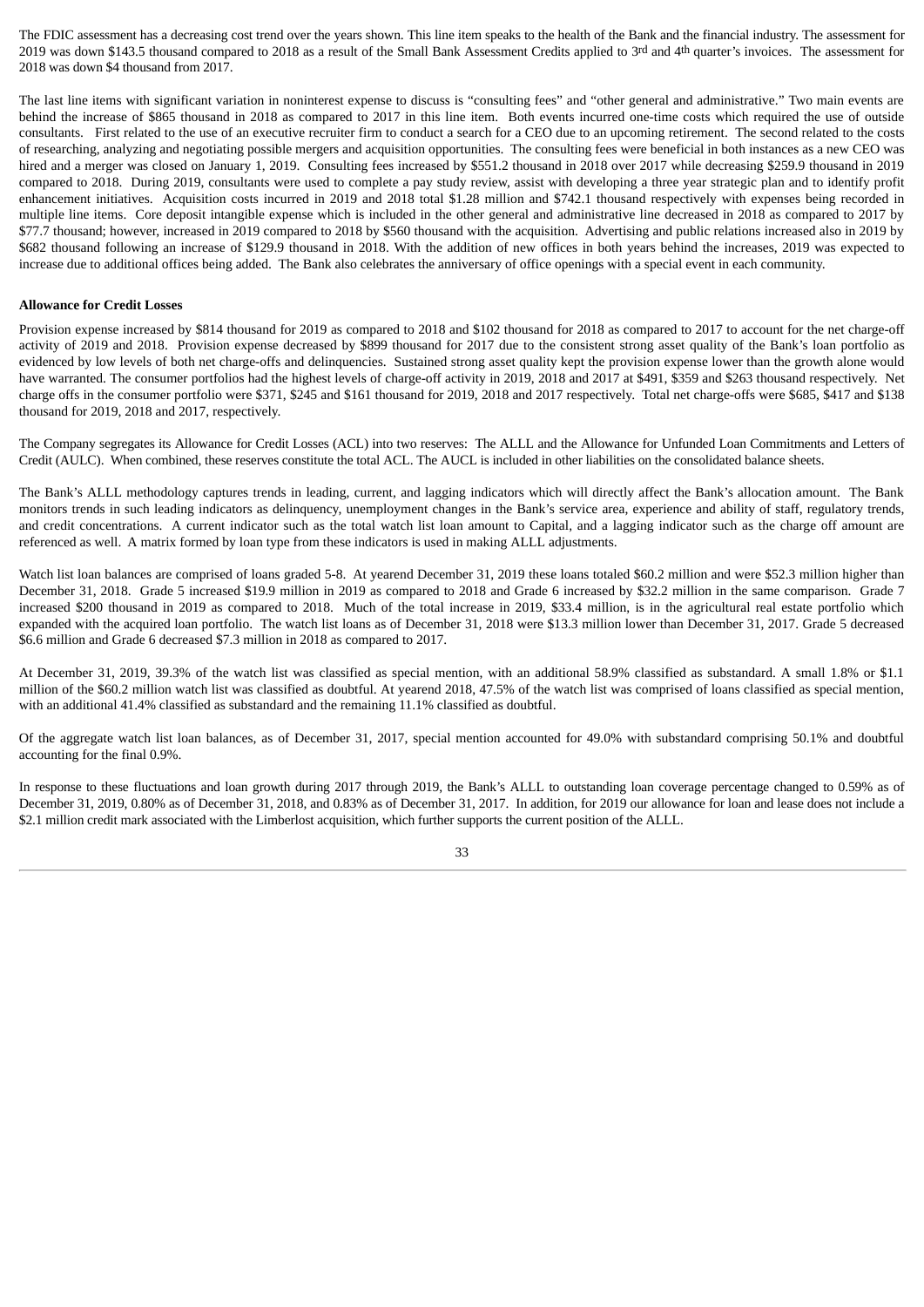The FDIC assessment has a decreasing cost trend over the years shown. This line item speaks to the health of the Bank and the financial industry. The assessment for 2019 was down $143.5 thousand compared to 2018 as a result of the Small Bank Assessment Credits applied to 3rd and 4th quarter's invoices. The assessment for 2018 was down $4 thousand from 2017.

The last line items with significant variation in noninterest expense to discuss is "consulting fees" and "other general and administrative." Two main events are behind the increase of $865 thousand in 2018 as compared to 2017 in this line item. Both events incurred one-time costs which required the use of outside consultants. First related to the use of an executive recruiter firm to conduct a search for a CEO due to an upcoming retirement. The second related to the costs of researching, analyzing and negotiating possible mergers and acquisition opportunities. The consulting fees were beneficial in both instances as a new CEO was hired and a merger was closed on January 1, 2019. Consulting fees increased by $551.2 thousand in 2018 over 2017 while decreasing $259.9 thousand in 2019 compared to 2018. During 2019, consultants were used to complete a pay study review, assist with developing a three year strategic plan and to identify profit enhancement initiatives. Acquisition costs incurred in 2019 and 2018 total $1.28 million and $742.1 thousand respectively with expenses being recorded in multiple line items. Core deposit intangible expense which is included in the other general and administrative line decreased in 2018 as compared to 2017 by $77.7 thousand; however, increased in 2019 compared to 2018 by $560 thousand with the acquisition. Advertising and public relations increased also in 2019 by $682 thousand following an increase of $129.9 thousand in 2018. With the addition of new offices in both years behind the increases, 2019 was expected to increase due to additional offices being added. The Bank also celebrates the anniversary of office openings with a special event in each community.

**Allowance for Credit Losses**

Provision expense increased by $814 thousand for 2019 as compared to 2018 and $102 thousand for 2018 as compared to 2017 to account for the net charge-off activity of 2019 and 2018. Provision expense decreased by $899 thousand for 2017 due to the consistent strong asset quality of the Bank's loan portfolio as evidenced by low levels of both net charge-offs and delinquencies. Sustained strong asset quality kept the provision expense lower than the growth alone would have warranted. The consumer portfolios had the highest levels of charge-off activity in 2019, 2018 and 2017 at $491, $359 and $263 thousand respectively. Net charge offs in the consumer portfolio were $371, $245 and $161 thousand for 2019, 2018 and 2017 respectively. Total net charge-offs were $685, $417 and $138 thousand for 2019, 2018 and 2017, respectively.

The Company segregates its Allowance for Credit Losses (ACL) into two reserves: The ALLL and the Allowance for Unfunded Loan Commitments and Letters of Credit (AULC). When combined, these reserves constitute the total ACL. The AUCL is included in other liabilities on the consolidated balance sheets.

The Bank's ALLL methodology captures trends in leading, current, and lagging indicators which will directly affect the Bank's allocation amount. The Bank monitors trends in such leading indicators as delinquency, unemployment changes in the Bank's service area, experience and ability of staff, regulatory trends, and credit concentrations. A current indicator such as the total watch list loan amount to Capital, and a lagging indicator such as the charge off amount are referenced as well. A matrix formed by loan type from these indicators is used in making ALLL adjustments.

Watch list loan balances are comprised of loans graded 5-8. At yearend December 31, 2019 these loans totaled $60.2 million and were $52.3 million higher than December 31, 2018. Grade 5 increased $19.9 million in 2019 as compared to 2018 and Grade 6 increased by $32.2 million in the same comparison. Grade 7 increased $200 thousand in 2019 as compared to 2018. Much of the total increase in 2019, $33.4 million, is in the agricultural real estate portfolio which expanded with the acquired loan portfolio. The watch list loans as of December 31, 2018 were $13.3 million lower than December 31, 2017. Grade 5 decreased $6.6 million and Grade 6 decreased $7.3 million in 2018 as compared to 2017.

At December 31, 2019, 39.3% of the watch list was classified as special mention, with an additional 58.9% classified as substandard. A small 1.8% or $1.1 million of the $60.2 million watch list was classified as doubtful. At yearend 2018, 47.5% of the watch list was comprised of loans classified as special mention, with an additional 41.4% classified as substandard and the remaining 11.1% classified as doubtful.

Of the aggregate watch list loan balances, as of December 31, 2017, special mention accounted for 49.0% with substandard comprising 50.1% and doubtful accounting for the final 0.9%.

In response to these fluctuations and loan growth during 2017 through 2019, the Bank's ALLL to outstanding loan coverage percentage changed to 0.59% as of December 31, 2019, 0.80% as of December 31, 2018, and 0.83% as of December 31, 2017. In addition, for 2019 our allowance for loan and lease does not include a $2.1 million credit mark associated with the Limberlost acquisition, which further supports the current position of the ALLL.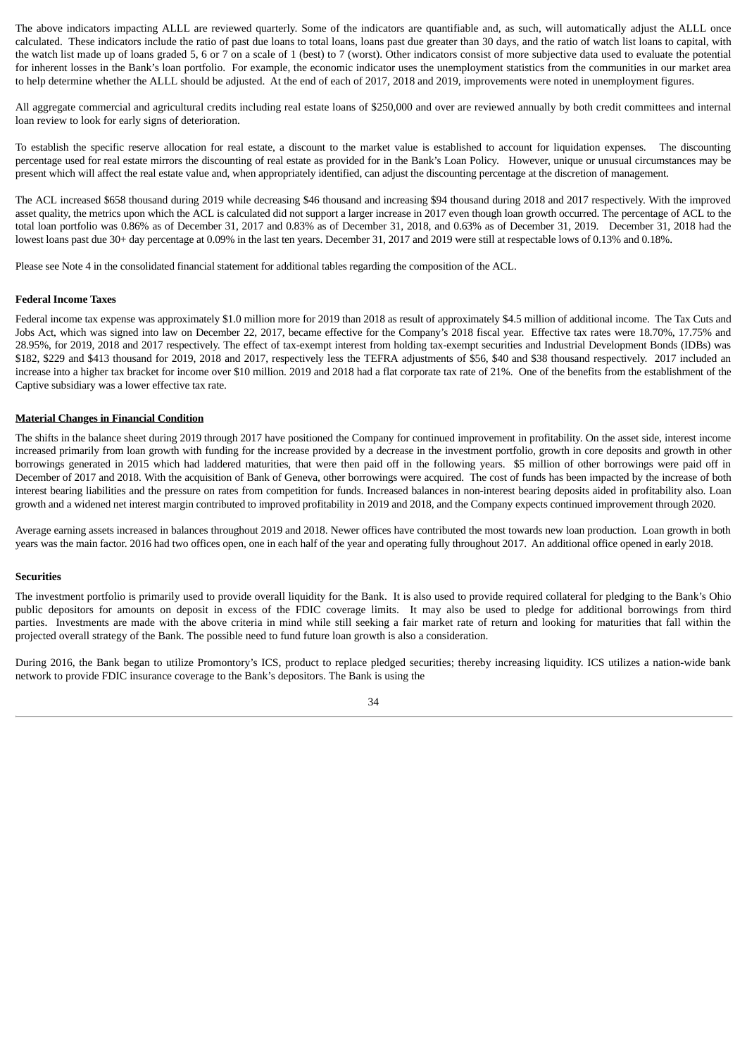The above indicators impacting ALLL are reviewed quarterly. Some of the indicators are quantifiable and, as such, will automatically adjust the ALLL once calculated. These indicators include the ratio of past due loans to total loans, loans past due greater than 30 days, and the ratio of watch list loans to capital, with the watch list made up of loans graded 5, 6 or 7 on a scale of 1 (best) to 7 (worst). Other indicators consist of more subjective data used to evaluate the potential for inherent losses in the Bank's loan portfolio. For example, the economic indicator uses the unemployment statistics from the communities in our market area to help determine whether the ALLL should be adjusted. At the end of each of 2017, 2018 and 2019, improvements were noted in unemployment figures.

All aggregate commercial and agricultural credits including real estate loans of $250,000 and over are reviewed annually by both credit committees and internal loan review to look for early signs of deterioration.

To establish the specific reserve allocation for real estate, a discount to the market value is established to account for liquidation expenses. The discounting percentage used for real estate mirrors the discounting of real estate as provided for in the Bank's Loan Policy. However, unique or unusual circumstances may be present which will affect the real estate value and, when appropriately identified, can adjust the discounting percentage at the discretion of management.

The ACL increased $658 thousand during 2019 while decreasing $46 thousand and increasing $94 thousand during 2018 and 2017 respectively. With the improved asset quality, the metrics upon which the ACL is calculated did not support a larger increase in 2017 even though loan growth occurred. The percentage of ACL to the total loan portfolio was 0.86% as of December 31, 2017 and 0.83% as of December 31, 2018, and 0.63% as of December 31, 2019. December 31, 2018 had the lowest loans past due 30+ day percentage at 0.09% in the last ten years. December 31, 2017 and 2019 were still at respectable lows of 0.13% and 0.18%.

Please see Note 4 in the consolidated financial statement for additional tables regarding the composition of the ACL.

**Federal Income Taxes**

Federal income tax expense was approximately $1.0 million more for 2019 than 2018 as result of approximately $4.5 million of additional income. The Tax Cuts and Jobs Act, which was signed into law on December 22, 2017, became effective for the Company's 2018 fiscal year. Effective tax rates were 18.70%, 17.75% and 28.95%, for 2019, 2018 and 2017 respectively. The effect of tax-exempt interest from holding tax-exempt securities and Industrial Development Bonds (IDBs) was $182, $229 and $413 thousand for 2019, 2018 and 2017, respectively less the TEFRA adjustments of $56, $40 and $38 thousand respectively. 2017 included an increase into a higher tax bracket for income over $10 million. 2019 and 2018 had a flat corporate tax rate of 21%. One of the benefits from the establishment of the Captive subsidiary was a lower effective tax rate.

**Material Changes in Financial Condition**

The shifts in the balance sheet during 2019 through 2017 have positioned the Company for continued improvement in profitability. On the asset side, interest income increased primarily from loan growth with funding for the increase provided by a decrease in the investment portfolio, growth in core deposits and growth in other borrowings generated in 2015 which had laddered maturities, that were then paid off in the following years. $5 million of other borrowings were paid off in December of 2017 and 2018. With the acquisition of Bank of Geneva, other borrowings were acquired. The cost of funds has been impacted by the increase of both interest bearing liabilities and the pressure on rates from competition for funds. Increased balances in non-interest bearing deposits aided in profitability also. Loan growth and a widened net interest margin contributed to improved profitability in 2019 and 2018, and the Company expects continued improvement through 2020.

Average earning assets increased in balances throughout 2019 and 2018. Newer offices have contributed the most towards new loan production. Loan growth in both years was the main factor. 2016 had two offices open, one in each half of the year and operating fully throughout 2017. An additional office opened in early 2018.

**Securities**

The investment portfolio is primarily used to provide overall liquidity for the Bank. It is also used to provide required collateral for pledging to the Bank's Ohio public depositors for amounts on deposit in excess of the FDIC coverage limits. It may also be used to pledge for additional borrowings from third parties. Investments are made with the above criteria in mind while still seeking a fair market rate of return and looking for maturities that fall within the projected overall strategy of the Bank. The possible need to fund future loan growth is also a consideration.

During 2016, the Bank began to utilize Promontory's ICS, product to replace pledged securities; thereby increasing liquidity. ICS utilizes a nation-wide bank network to provide FDIC insurance coverage to the Bank's depositors. The Bank is using the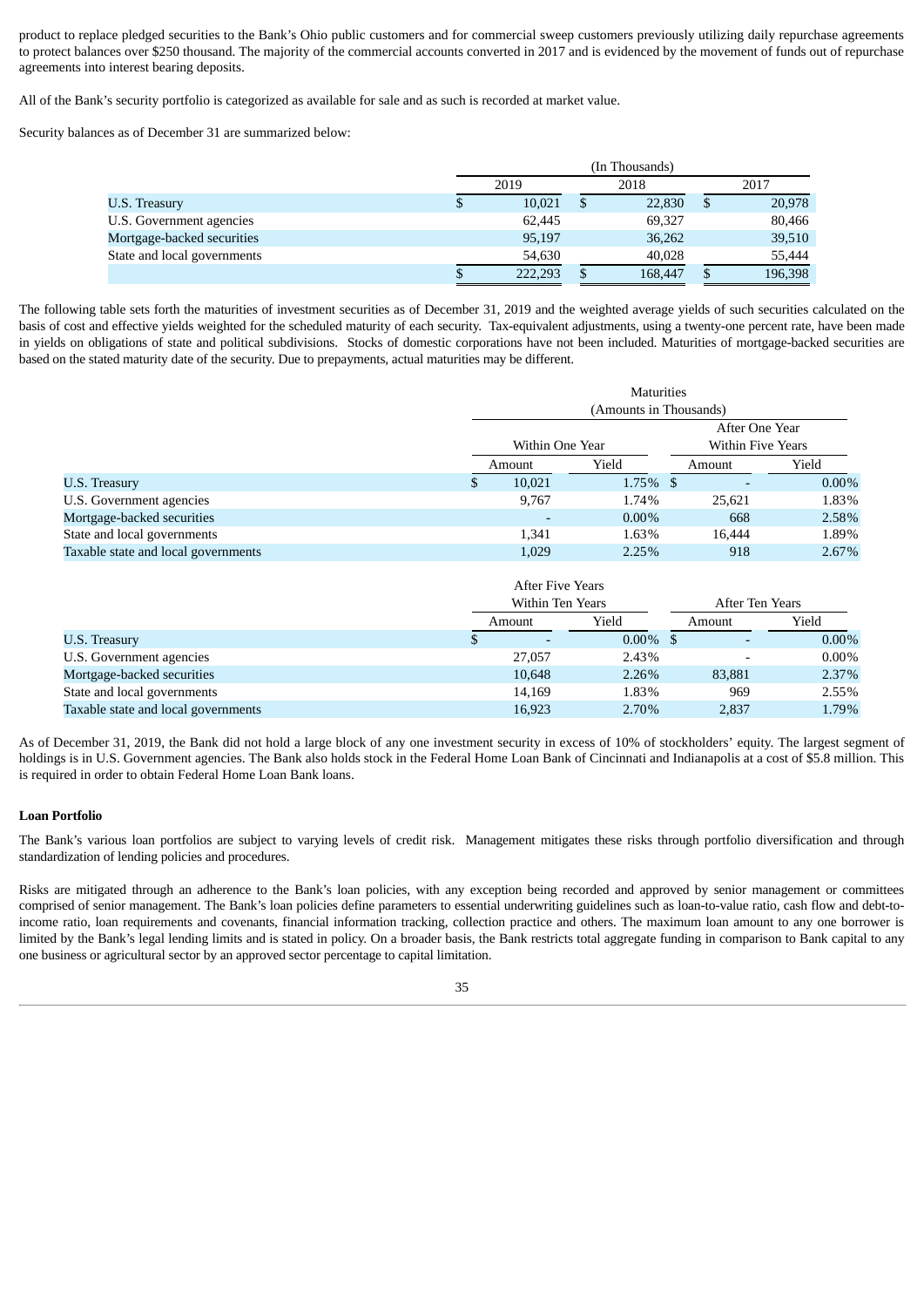product to replace pledged securities to the Bank's Ohio public customers and for commercial sweep customers previously utilizing daily repurchase agreements to protect balances over $250 thousand. The majority of the commercial accounts converted in 2017 and is evidenced by the movement of funds out of repurchase agreements into interest bearing deposits.

All of the Bank's security portfolio is categorized as available for sale and as such is recorded at market value.

Security balances as of December 31 are summarized below:

| | (In Thousands) | | |
|---|---|---|---|
| | 2019 | 2018 | 2017 |
| U.S. Treasury | $ 10,021 | $ 22,830 | $ 20,978 |
| U.S. Government agencies | 62,445 | 69,327 | 80,466 |
| Mortgage-backed securities | 95,197 | 36,262 | 39,510 |
| State and local governments | 54,630 | 40,028 | 55,444 |
| | $ 222,293 | $ 168,447 | $ 196,398 |

The following table sets forth the maturities of investment securities as of December 31, 2019 and the weighted average yields of such securities calculated on the basis of cost and effective yields weighted for the scheduled maturity of each security. Tax-equivalent adjustments, using a twenty-one percent rate, have been made in yields on obligations of state and political subdivisions. Stocks of domestic corporations have not been included. Maturities of mortgage-backed securities are based on the stated maturity date of the security. Due to prepayments, actual maturities may be different.

| | Maturities (Amounts in Thousands) | | | |
|---|---|---|---|---|
| | Within One Year | | After One Year Within Five Years | |
| | Amount | Yield | Amount | Yield |
| U.S. Treasury | $ 10,021 | 1.75% | $ - | 0.00% |
| U.S. Government agencies | 9,767 | 1.74% | 25,621 | 1.83% |
| Mortgage-backed securities | - | 0.00% | 668 | 2.58% |
| State and local governments | 1,341 | 1.63% | 16,444 | 1.89% |
| Taxable state and local governments | 1,029 | 2.25% | 918 | 2.67% |

| | After Five Years Within Ten Years | | After Ten Years | |
|---|---|---|---|---|
| | Amount | Yield | Amount | Yield |
| U.S. Treasury | $ - | 0.00% | $ - | 0.00% |
| U.S. Government agencies | 27,057 | 2.43% | - | 0.00% |
| Mortgage-backed securities | 10,648 | 2.26% | 83,881 | 2.37% |
| State and local governments | 14,169 | 1.83% | 969 | 2.55% |
| Taxable state and local governments | 16,923 | 2.70% | 2,837 | 1.79% |

As of December 31, 2019, the Bank did not hold a large block of any one investment security in excess of 10% of stockholders' equity. The largest segment of holdings is in U.S. Government agencies. The Bank also holds stock in the Federal Home Loan Bank of Cincinnati and Indianapolis at a cost of $5.8 million. This is required in order to obtain Federal Home Loan Bank loans.

**Loan Portfolio**

The Bank's various loan portfolios are subject to varying levels of credit risk. Management mitigates these risks through portfolio diversification and through standardization of lending policies and procedures.

Risks are mitigated through an adherence to the Bank's loan policies, with any exception being recorded and approved by senior management or committees comprised of senior management. The Bank's loan policies define parameters to essential underwriting guidelines such as loan-to-value ratio, cash flow and debt-to-income ratio, loan requirements and covenants, financial information tracking, collection practice and others. The maximum loan amount to any one borrower is limited by the Bank's legal lending limits and is stated in policy. On a broader basis, the Bank restricts total aggregate funding in comparison to Bank capital to any one business or agricultural sector by an approved sector percentage to capital limitation.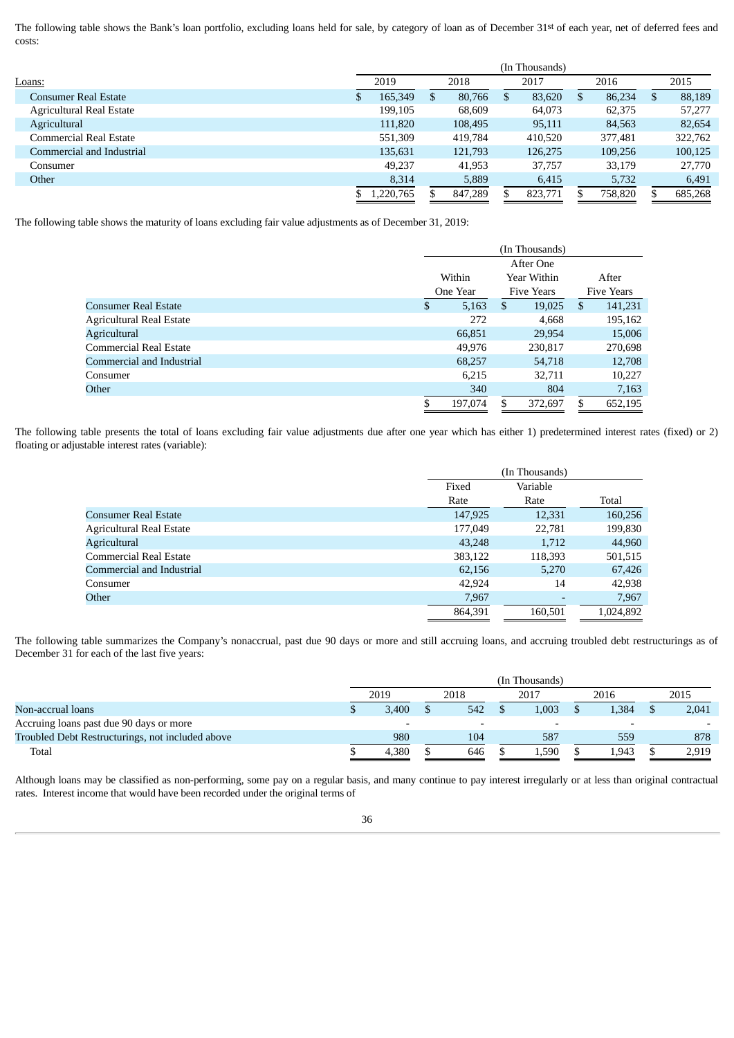The following table shows the Bank's loan portfolio, excluding loans held for sale, by category of loan as of December 31st of each year, net of deferred fees and costs:

| | (In Thousands) | | | | |
|---|---|---|---|---|---|
| Loans: | 2019 | 2018 | 2017 | 2016 | 2015 |
| Consumer Real Estate | $ 165,349 | $ 80,766 | $ 83,620 | $ 86,234 | $ 88,189 |
| Agricultural Real Estate | 199,105 | 68,609 | 64,073 | 62,375 | 57,277 |
| Agricultural | 111,820 | 108,495 | 95,111 | 84,563 | 82,654 |
| Commercial Real Estate | 551,309 | 419,784 | 410,520 | 377,481 | 322,762 |
| Commercial and Industrial | 135,631 | 121,793 | 126,275 | 109,256 | 100,125 |
| Consumer | 49,237 | 41,953 | 37,757 | 33,179 | 27,770 |
| Other | 8,314 | 5,889 | 6,415 | 5,732 | 6,491 |
| | $ 1,220,765 | $ 847,289 | $ 823,771 | $ 758,820 | $ 685,268 |

The following table shows the maturity of loans excluding fair value adjustments as of December 31, 2019:

| | (In Thousands) | | |
|---|---|---|---|
| | Within One Year | After One Year Within Five Years | After Five Years |
| Consumer Real Estate | $ 5,163 | $ 19,025 | $ 141,231 |
| Agricultural Real Estate | 272 | 4,668 | 195,162 |
| Agricultural | 66,851 | 29,954 | 15,006 |
| Commercial Real Estate | 49,976 | 230,817 | 270,698 |
| Commercial and Industrial | 68,257 | 54,718 | 12,708 |
| Consumer | 6,215 | 32,711 | 10,227 |
| Other | 340 | 804 | 7,163 |
| | $ 197,074 | $ 372,697 | $ 652,195 |

The following table presents the total of loans excluding fair value adjustments due after one year which has either 1) predetermined interest rates (fixed) or 2) floating or adjustable interest rates (variable):

| | (In Thousands) | | |
|---|---|---|---|
| | Fixed Rate | Variable Rate | Total |
| Consumer Real Estate | 147,925 | 12,331 | 160,256 |
| Agricultural Real Estate | 177,049 | 22,781 | 199,830 |
| Agricultural | 43,248 | 1,712 | 44,960 |
| Commercial Real Estate | 383,122 | 118,393 | 501,515 |
| Commercial and Industrial | 62,156 | 5,270 | 67,426 |
| Consumer | 42,924 | 14 | 42,938 |
| Other | 7,967 | - | 7,967 |
| | 864,391 | 160,501 | 1,024,892 |

The following table summarizes the Company's nonaccrual, past due 90 days or more and still accruing loans, and accruing troubled debt restructurings as of December 31 for each of the last five years:

| | (In Thousands) | | | | |
|---|---|---|---|---|---|
| | 2019 | 2018 | 2017 | 2016 | 2015 |
| Non-accrual loans | $ 3,400 | $ 542 | $ 1,003 | $ 1,384 | $ 2,041 |
| Accruing loans past due 90 days or more | - | - | - | - | - |
| Troubled Debt Restructurings, not included above | 980 | 104 | 587 | 559 | 878 |
| Total | $ 4,380 | $ 646 | $ 1,590 | $ 1,943 | $ 2,919 |

Although loans may be classified as non-performing, some pay on a regular basis, and many continue to pay interest irregularly or at less than original contractual rates. Interest income that would have been recorded under the original terms of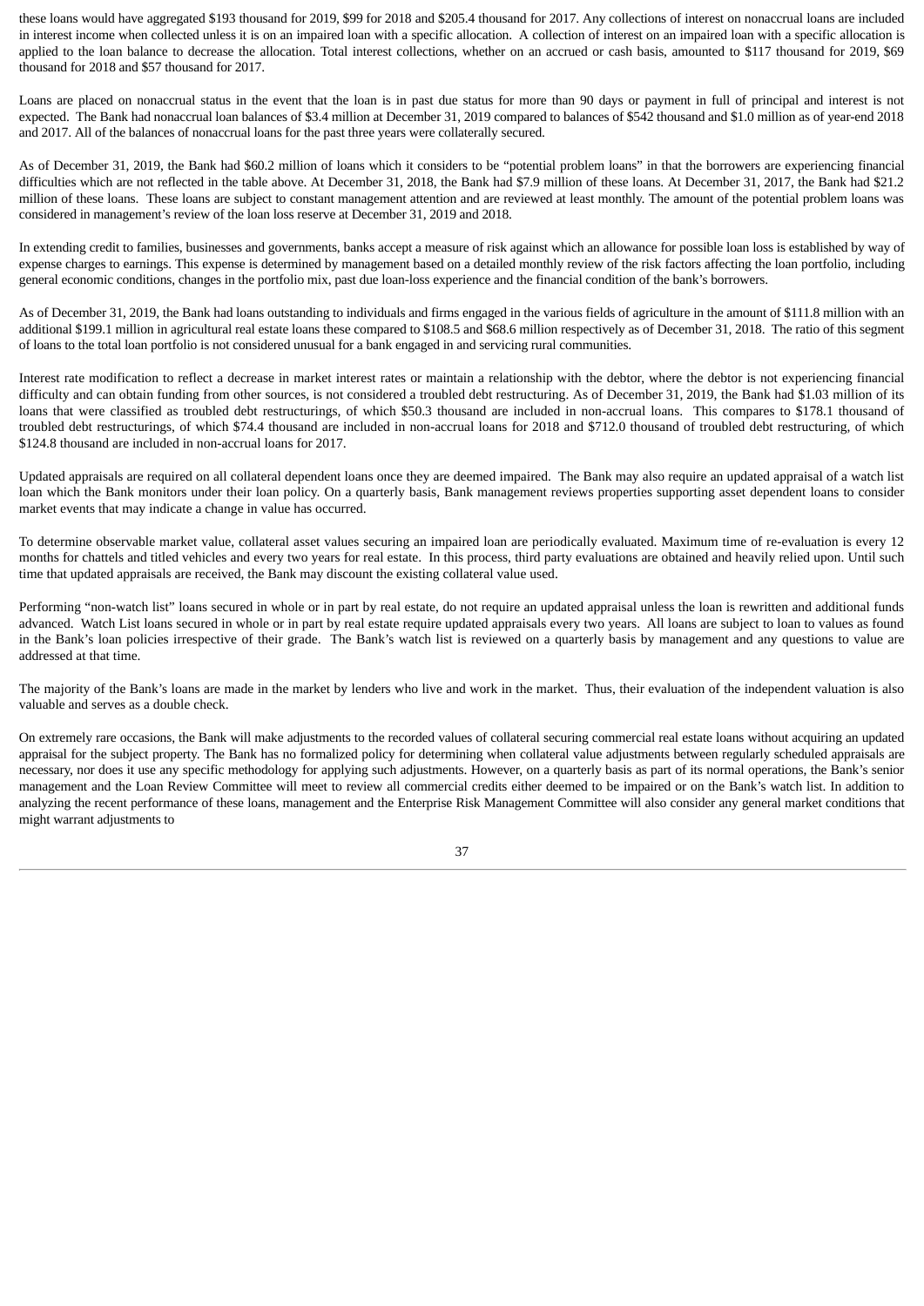these loans would have aggregated $193 thousand for 2019, $99 for 2018 and $205.4 thousand for 2017. Any collections of interest on nonaccrual loans are included in interest income when collected unless it is on an impaired loan with a specific allocation. A collection of interest on an impaired loan with a specific allocation is applied to the loan balance to decrease the allocation. Total interest collections, whether on an accrued or cash basis, amounted to $117 thousand for 2019, $69 thousand for 2018 and $57 thousand for 2017.

Loans are placed on nonaccrual status in the event that the loan is in past due status for more than 90 days or payment in full of principal and interest is not expected. The Bank had nonaccrual loan balances of $3.4 million at December 31, 2019 compared to balances of $542 thousand and $1.0 million as of year-end 2018 and 2017. All of the balances of nonaccrual loans for the past three years were collaterally secured.

As of December 31, 2019, the Bank had $60.2 million of loans which it considers to be "potential problem loans" in that the borrowers are experiencing financial difficulties which are not reflected in the table above. At December 31, 2018, the Bank had $7.9 million of these loans. At December 31, 2017, the Bank had $21.2 million of these loans. These loans are subject to constant management attention and are reviewed at least monthly. The amount of the potential problem loans was considered in management's review of the loan loss reserve at December 31, 2019 and 2018.

In extending credit to families, businesses and governments, banks accept a measure of risk against which an allowance for possible loan loss is established by way of expense charges to earnings. This expense is determined by management based on a detailed monthly review of the risk factors affecting the loan portfolio, including general economic conditions, changes in the portfolio mix, past due loan-loss experience and the financial condition of the bank's borrowers.

As of December 31, 2019, the Bank had loans outstanding to individuals and firms engaged in the various fields of agriculture in the amount of $111.8 million with an additional $199.1 million in agricultural real estate loans these compared to $108.5 and $68.6 million respectively as of December 31, 2018. The ratio of this segment of loans to the total loan portfolio is not considered unusual for a bank engaged in and servicing rural communities.

Interest rate modification to reflect a decrease in market interest rates or maintain a relationship with the debtor, where the debtor is not experiencing financial difficulty and can obtain funding from other sources, is not considered a troubled debt restructuring. As of December 31, 2019, the Bank had $1.03 million of its loans that were classified as troubled debt restructurings, of which $50.3 thousand are included in non-accrual loans. This compares to $178.1 thousand of troubled debt restructurings, of which $74.4 thousand are included in non-accrual loans for 2018 and $712.0 thousand of troubled debt restructuring, of which $124.8 thousand are included in non-accrual loans for 2017.

Updated appraisals are required on all collateral dependent loans once they are deemed impaired. The Bank may also require an updated appraisal of a watch list loan which the Bank monitors under their loan policy. On a quarterly basis, Bank management reviews properties supporting asset dependent loans to consider market events that may indicate a change in value has occurred.

To determine observable market value, collateral asset values securing an impaired loan are periodically evaluated. Maximum time of re-evaluation is every 12 months for chattels and titled vehicles and every two years for real estate. In this process, third party evaluations are obtained and heavily relied upon. Until such time that updated appraisals are received, the Bank may discount the existing collateral value used.

Performing "non-watch list" loans secured in whole or in part by real estate, do not require an updated appraisal unless the loan is rewritten and additional funds advanced. Watch List loans secured in whole or in part by real estate require updated appraisals every two years. All loans are subject to loan to values as found in the Bank's loan policies irrespective of their grade. The Bank's watch list is reviewed on a quarterly basis by management and any questions to value are addressed at that time.

The majority of the Bank's loans are made in the market by lenders who live and work in the market. Thus, their evaluation of the independent valuation is also valuable and serves as a double check.

On extremely rare occasions, the Bank will make adjustments to the recorded values of collateral securing commercial real estate loans without acquiring an updated appraisal for the subject property. The Bank has no formalized policy for determining when collateral value adjustments between regularly scheduled appraisals are necessary, nor does it use any specific methodology for applying such adjustments. However, on a quarterly basis as part of its normal operations, the Bank's senior management and the Loan Review Committee will meet to review all commercial credits either deemed to be impaired or on the Bank's watch list. In addition to analyzing the recent performance of these loans, management and the Enterprise Risk Management Committee will also consider any general market conditions that might warrant adjustments to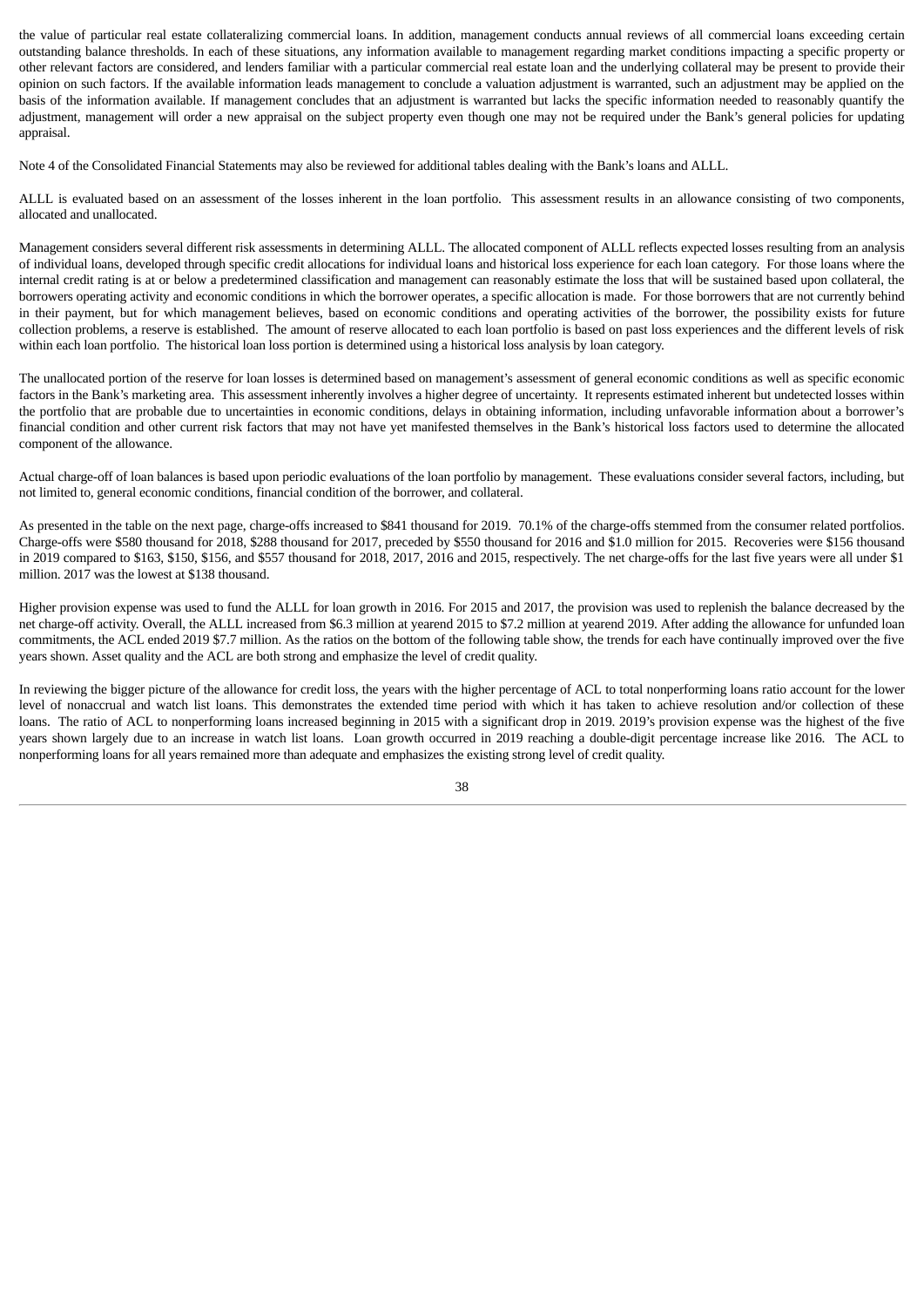the value of particular real estate collateralizing commercial loans. In addition, management conducts annual reviews of all commercial loans exceeding certain outstanding balance thresholds. In each of these situations, any information available to management regarding market conditions impacting a specific property or other relevant factors are considered, and lenders familiar with a particular commercial real estate loan and the underlying collateral may be present to provide their opinion on such factors. If the available information leads management to conclude a valuation adjustment is warranted, such an adjustment may be applied on the basis of the information available. If management concludes that an adjustment is warranted but lacks the specific information needed to reasonably quantify the adjustment, management will order a new appraisal on the subject property even though one may not be required under the Bank's general policies for updating appraisal.

Note 4 of the Consolidated Financial Statements may also be reviewed for additional tables dealing with the Bank's loans and ALLL.

ALLL is evaluated based on an assessment of the losses inherent in the loan portfolio. This assessment results in an allowance consisting of two components, allocated and unallocated.

Management considers several different risk assessments in determining ALLL. The allocated component of ALLL reflects expected losses resulting from an analysis of individual loans, developed through specific credit allocations for individual loans and historical loss experience for each loan category. For those loans where the internal credit rating is at or below a predetermined classification and management can reasonably estimate the loss that will be sustained based upon collateral, the borrowers operating activity and economic conditions in which the borrower operates, a specific allocation is made. For those borrowers that are not currently behind in their payment, but for which management believes, based on economic conditions and operating activities of the borrower, the possibility exists for future collection problems, a reserve is established. The amount of reserve allocated to each loan portfolio is based on past loss experiences and the different levels of risk within each loan portfolio. The historical loan loss portion is determined using a historical loss analysis by loan category.

The unallocated portion of the reserve for loan losses is determined based on management's assessment of general economic conditions as well as specific economic factors in the Bank's marketing area. This assessment inherently involves a higher degree of uncertainty. It represents estimated inherent but undetected losses within the portfolio that are probable due to uncertainties in economic conditions, delays in obtaining information, including unfavorable information about a borrower's financial condition and other current risk factors that may not have yet manifested themselves in the Bank's historical loss factors used to determine the allocated component of the allowance.

Actual charge-off of loan balances is based upon periodic evaluations of the loan portfolio by management. These evaluations consider several factors, including, but not limited to, general economic conditions, financial condition of the borrower, and collateral.

As presented in the table on the next page, charge-offs increased to $841 thousand for 2019. 70.1% of the charge-offs stemmed from the consumer related portfolios. Charge-offs were $580 thousand for 2018, $288 thousand for 2017, preceded by $550 thousand for 2016 and $1.0 million for 2015. Recoveries were $156 thousand in 2019 compared to $163, $150, $156, and $557 thousand for 2018, 2017, 2016 and 2015, respectively. The net charge-offs for the last five years were all under $1 million. 2017 was the lowest at $138 thousand.

Higher provision expense was used to fund the ALLL for loan growth in 2016. For 2015 and 2017, the provision was used to replenish the balance decreased by the net charge-off activity. Overall, the ALLL increased from $6.3 million at yearend 2015 to $7.2 million at yearend 2019. After adding the allowance for unfunded loan commitments, the ACL ended 2019 $7.7 million. As the ratios on the bottom of the following table show, the trends for each have continually improved over the five years shown. Asset quality and the ACL are both strong and emphasize the level of credit quality.

In reviewing the bigger picture of the allowance for credit loss, the years with the higher percentage of ACL to total nonperforming loans ratio account for the lower level of nonaccrual and watch list loans. This demonstrates the extended time period with which it has taken to achieve resolution and/or collection of these loans. The ratio of ACL to nonperforming loans increased beginning in 2015 with a significant drop in 2019. 2019's provision expense was the highest of the five years shown largely due to an increase in watch list loans. Loan growth occurred in 2019 reaching a double-digit percentage increase like 2016. The ACL to nonperforming loans for all years remained more than adequate and emphasizes the existing strong level of credit quality.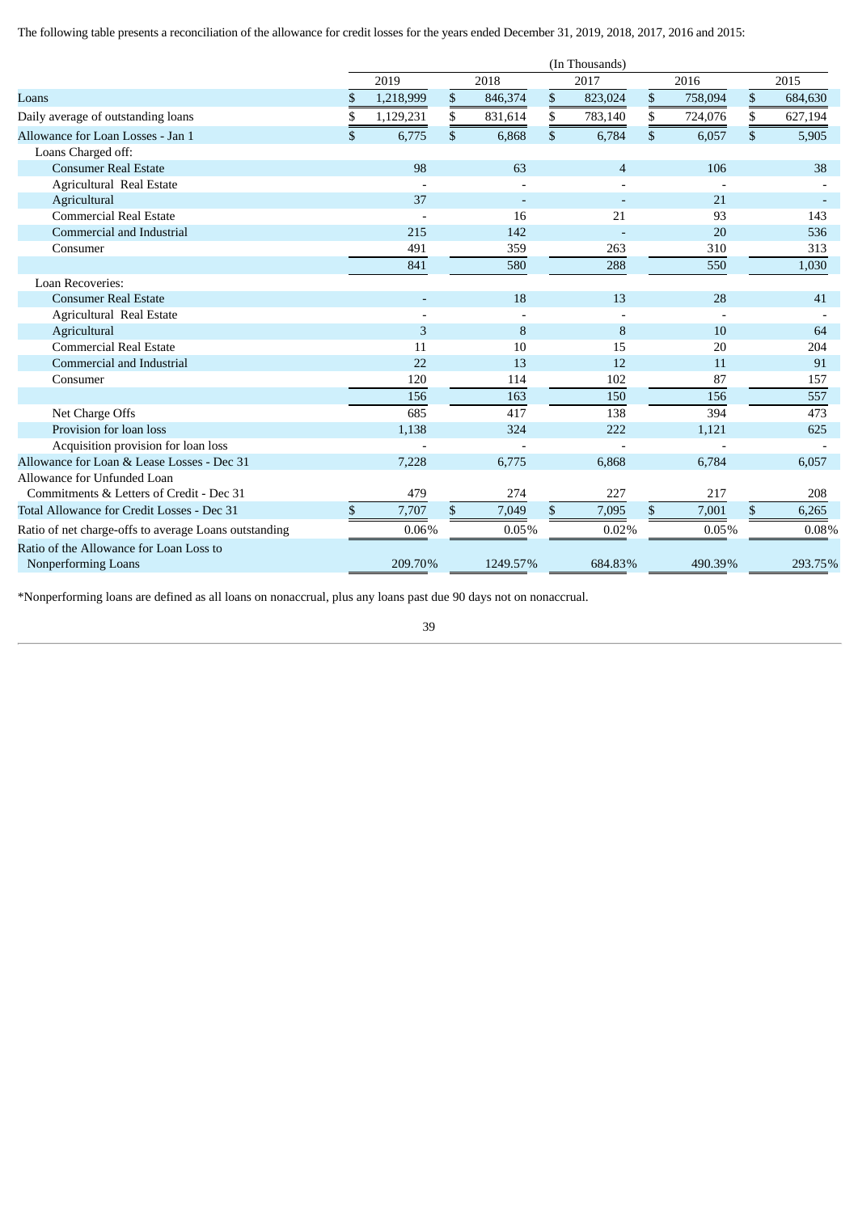The following table presents a reconciliation of the allowance for credit losses for the years ended December 31, 2019, 2018, 2017, 2016 and 2015:

| | (In Thousands) | | | | |
|---|---|---|---|---|---|
| | 2019 | 2018 | 2017 | 2016 | 2015 |
| Loans | $ 1,218,999 | $ 846,374 | $ 823,024 | $ 758,094 | $ 684,630 |
| Daily average of outstanding loans | $ 1,129,231 | $ 831,614 | $ 783,140 | $ 724,076 | $ 627,194 |
| Allowance for Loan Losses - Jan 1 | $ 6,775 | $ 6,868 | $ 6,784 | $ 6,057 | $ 5,905 |
| Loans Charged off: | | | | | |
| Consumer Real Estate | 98 | 63 | 4 | 106 | 38 |
| Agricultural Real Estate | - | - | - | - | - |
| Agricultural | 37 | - | - | 21 | - |
| Commercial Real Estate | - | 16 | 21 | 93 | 143 |
| Commercial and Industrial | 215 | 142 | - | 20 | 536 |
| Consumer | 491 | 359 | 263 | 310 | 313 |
| | 841 | 580 | 288 | 550 | 1,030 |
| Loan Recoveries: | | | | | |
| Consumer Real Estate | - | 18 | 13 | 28 | 41 |
| Agricultural Real Estate | - | - | - | - | - |
| Agricultural | 3 | 8 | 8 | 10 | 64 |
| Commercial Real Estate | 11 | 10 | 15 | 20 | 204 |
| Commercial and Industrial | 22 | 13 | 12 | 11 | 91 |
| Consumer | 120 | 114 | 102 | 87 | 157 |
| | 156 | 163 | 150 | 156 | 557 |
| Net Charge Offs | 685 | 417 | 138 | 394 | 473 |
| Provision for loan loss | 1,138 | 324 | 222 | 1,121 | 625 |
| Acquisition provision for loan loss | - | - | - | - | - |
| Allowance for Loan & Lease Losses - Dec 31 | 7,228 | 6,775 | 6,868 | 6,784 | 6,057 |
| Allowance for Unfunded Loan Commitments & Letters of Credit - Dec 31 | 479 | 274 | 227 | 217 | 208 |
| Total Allowance for Credit Losses - Dec 31 | $ 7,707 | $ 7,049 | $ 7,095 | $ 7,001 | $ 6,265 |
| Ratio of net charge-offs to average Loans outstanding | 0.06% | 0.05% | 0.02% | 0.05% | 0.08% |
| Ratio of the Allowance for Loan Loss to Nonperforming Loans | 209.70% | 1249.57% | 684.83% | 490.39% | 293.75% |

*Nonperforming loans are defined as all loans on nonaccrual, plus any loans past due 90 days not on nonaccrual.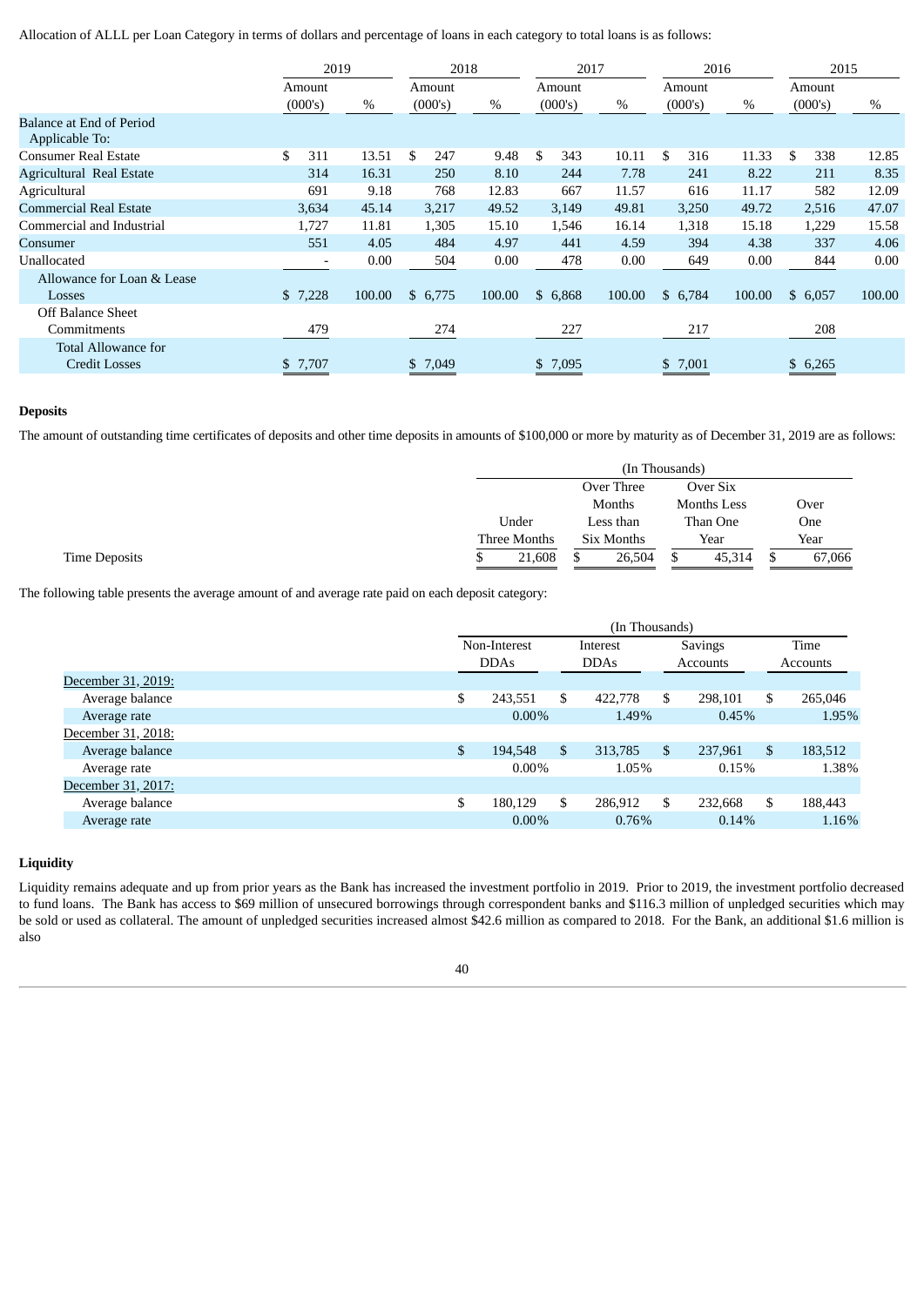Allocation of ALLL per Loan Category in terms of dollars and percentage of loans in each category to total loans is as follows:

| | 2019 | | 2018 | | 2017 | | 2016 | | 2015 | |
|---|---|---|---|---|---|---|---|---|---|---|
| | Amount (000's) | % | Amount (000's) | % | Amount (000's) | % | Amount (000's) | % | Amount (000's) | % |
| Balance at End of Period Applicable To: | | | | | | | | | | |
| Consumer Real Estate | $ 311 | 13.51 | $ 247 | 9.48 | $ 343 | 10.11 | $ 316 | 11.33 | $ 338 | 12.85 |
| Agricultural Real Estate | 314 | 16.31 | 250 | 8.10 | 244 | 7.78 | 241 | 8.22 | 211 | 8.35 |
| Agricultural | 691 | 9.18 | 768 | 12.83 | 667 | 11.57 | 616 | 11.17 | 582 | 12.09 |
| Commercial Real Estate | 3,634 | 45.14 | 3,217 | 49.52 | 3,149 | 49.81 | 3,250 | 49.72 | 2,516 | 47.07 |
| Commercial and Industrial | 1,727 | 11.81 | 1,305 | 15.10 | 1,546 | 16.14 | 1,318 | 15.18 | 1,229 | 15.58 |
| Consumer | 551 | 4.05 | 484 | 4.97 | 441 | 4.59 | 394 | 4.38 | 337 | 4.06 |
| Unallocated | - | 0.00 | 504 | 0.00 | 478 | 0.00 | 649 | 0.00 | 844 | 0.00 |
| Allowance for Loan & Lease Losses | $ 7,228 | 100.00 | $ 6,775 | 100.00 | $ 6,868 | 100.00 | $ 6,784 | 100.00 | $ 6,057 | 100.00 |
| Off Balance Sheet Commitments | 479 | | 274 | | 227 | | 217 | | 208 | |
| Total Allowance for Credit Losses | $ 7,707 | | $ 7,049 | | $ 7,095 | | $ 7,001 | | $ 6,265 | |

**Deposits**

The amount of outstanding time certificates of deposits and other time deposits in amounts of $100,000 or more by maturity as of December 31, 2019 are as follows:

| | (In Thousands) | | | |
|---|---|---|---|---|
| | Under Three Months | Over Three Months Less than Six Months | Over Six Months Less Than One Year | Over One Year |
| Time Deposits | $ 21,608 | $ 26,504 | $ 45,314 | $ 67,066 |

The following table presents the average amount of and average rate paid on each deposit category:

| | (In Thousands) | | | |
|---|---|---|---|---|
| | Non-Interest DDAs | Interest DDAs | Savings Accounts | Time Accounts |
| December 31, 2019: | | | | |
| Average balance | $ 243,551 | $ 422,778 | $ 298,101 | $ 265,046 |
| Average rate | 0.00% | 1.49% | 0.45% | 1.95% |
| December 31, 2018: | | | | |
| Average balance | $ 194,548 | $ 313,785 | $ 237,961 | $ 183,512 |
| Average rate | 0.00% | 1.05% | 0.15% | 1.38% |
| December 31, 2017: | | | | |
| Average balance | $ 180,129 | $ 286,912 | $ 232,668 | $ 188,443 |
| Average rate | 0.00% | 0.76% | 0.14% | 1.16% |

**Liquidity**

Liquidity remains adequate and up from prior years as the Bank has increased the investment portfolio in 2019. Prior to 2019, the investment portfolio decreased to fund loans. The Bank has access to $69 million of unsecured borrowings through correspondent banks and $116.3 million of unpledged securities which may be sold or used as collateral. The amount of unpledged securities increased almost $42.6 million as compared to 2018. For the Bank, an additional $1.6 million is also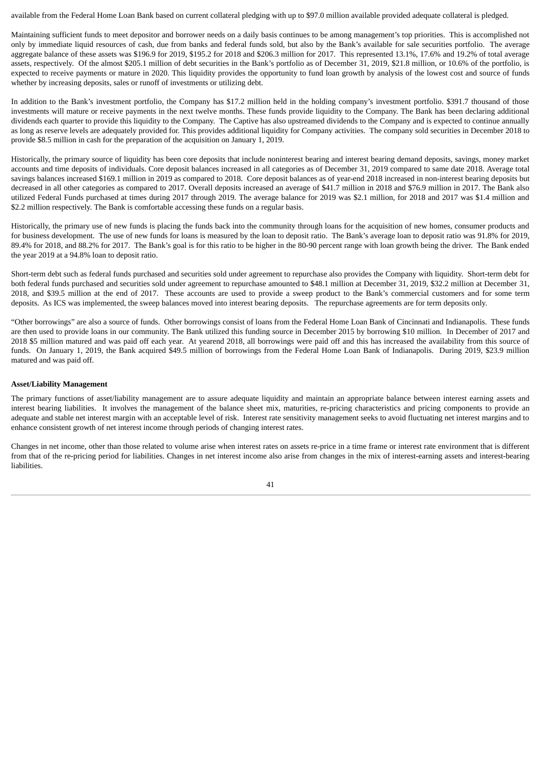available from the Federal Home Loan Bank based on current collateral pledging with up to $97.0 million available provided adequate collateral is pledged.

Maintaining sufficient funds to meet depositor and borrower needs on a daily basis continues to be among management's top priorities. This is accomplished not only by immediate liquid resources of cash, due from banks and federal funds sold, but also by the Bank's available for sale securities portfolio. The average aggregate balance of these assets was $196.9 for 2019, $195.2 for 2018 and $206.3 million for 2017. This represented 13.1%, 17.6% and 19.2% of total average assets, respectively. Of the almost $205.1 million of debt securities in the Bank's portfolio as of December 31, 2019, $21.8 million, or 10.6% of the portfolio, is expected to receive payments or mature in 2020. This liquidity provides the opportunity to fund loan growth by analysis of the lowest cost and source of funds whether by increasing deposits, sales or runoff of investments or utilizing debt.

In addition to the Bank's investment portfolio, the Company has $17.2 million held in the holding company's investment portfolio. $391.7 thousand of those investments will mature or receive payments in the next twelve months. These funds provide liquidity to the Company. The Bank has been declaring additional dividends each quarter to provide this liquidity to the Company. The Captive has also upstreamed dividends to the Company and is expected to continue annually as long as reserve levels are adequately provided for. This provides additional liquidity for Company activities. The company sold securities in December 2018 to provide $8.5 million in cash for the preparation of the acquisition on January 1, 2019.

Historically, the primary source of liquidity has been core deposits that include noninterest bearing and interest bearing demand deposits, savings, money market accounts and time deposits of individuals. Core deposit balances increased in all categories as of December 31, 2019 compared to same date 2018. Average total savings balances increased $169.1 million in 2019 as compared to 2018. Core deposit balances as of year-end 2018 increased in non-interest bearing deposits but decreased in all other categories as compared to 2017. Overall deposits increased an average of $41.7 million in 2018 and $76.9 million in 2017. The Bank also utilized Federal Funds purchased at times during 2017 through 2019. The average balance for 2019 was $2.1 million, for 2018 and 2017 was $1.4 million and $2.2 million respectively. The Bank is comfortable accessing these funds on a regular basis.

Historically, the primary use of new funds is placing the funds back into the community through loans for the acquisition of new homes, consumer products and for business development. The use of new funds for loans is measured by the loan to deposit ratio. The Bank's average loan to deposit ratio was 91.8% for 2019, 89.4% for 2018, and 88.2% for 2017. The Bank's goal is for this ratio to be higher in the 80-90 percent range with loan growth being the driver. The Bank ended the year 2019 at a 94.8% loan to deposit ratio.

Short-term debt such as federal funds purchased and securities sold under agreement to repurchase also provides the Company with liquidity. Short-term debt for both federal funds purchased and securities sold under agreement to repurchase amounted to $48.1 million at December 31, 2019, $32.2 million at December 31, 2018, and $39.5 million at the end of 2017. These accounts are used to provide a sweep product to the Bank's commercial customers and for some term deposits. As ICS was implemented, the sweep balances moved into interest bearing deposits. The repurchase agreements are for term deposits only.

"Other borrowings" are also a source of funds. Other borrowings consist of loans from the Federal Home Loan Bank of Cincinnati and Indianapolis. These funds are then used to provide loans in our community. The Bank utilized this funding source in December 2015 by borrowing $10 million. In December of 2017 and 2018 $5 million matured and was paid off each year. At yearend 2018, all borrowings were paid off and this has increased the availability from this source of funds. On January 1, 2019, the Bank acquired $49.5 million of borrowings from the Federal Home Loan Bank of Indianapolis. During 2019, $23.9 million matured and was paid off.

**Asset/Liability Management**

The primary functions of asset/liability management are to assure adequate liquidity and maintain an appropriate balance between interest earning assets and interest bearing liabilities. It involves the management of the balance sheet mix, maturities, re-pricing characteristics and pricing components to provide an adequate and stable net interest margin with an acceptable level of risk. Interest rate sensitivity management seeks to avoid fluctuating net interest margins and to enhance consistent growth of net interest income through periods of changing interest rates.

Changes in net income, other than those related to volume arise when interest rates on assets re-price in a time frame or interest rate environment that is different from that of the re-pricing period for liabilities. Changes in net interest income also arise from changes in the mix of interest-earning assets and interest-bearing liabilities.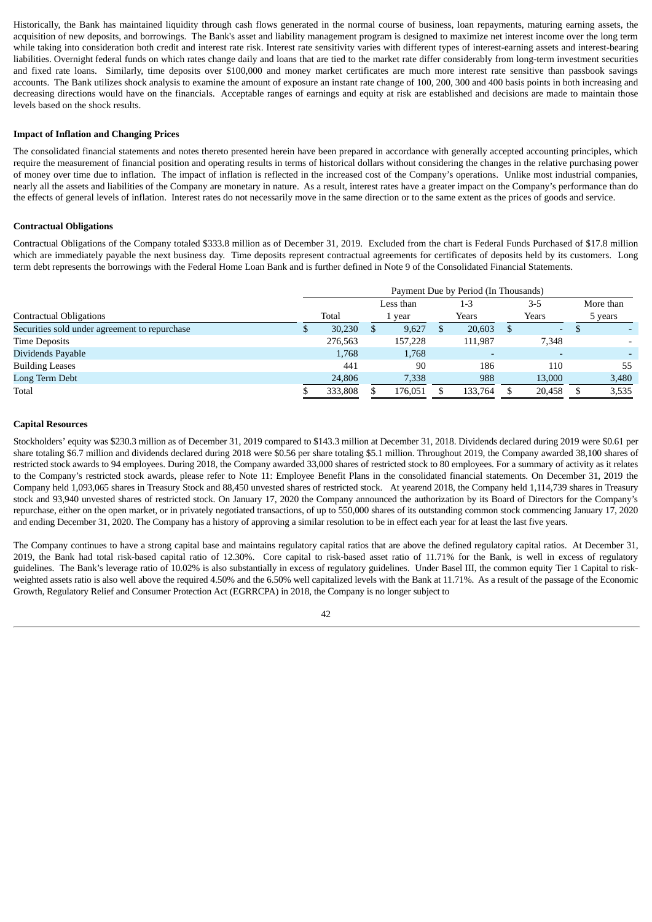Historically, the Bank has maintained liquidity through cash flows generated in the normal course of business, loan repayments, maturing earning assets, the acquisition of new deposits, and borrowings. The Bank's asset and liability management program is designed to maximize net interest income over the long term while taking into consideration both credit and interest rate risk. Interest rate sensitivity varies with different types of interest-earning assets and interest-bearing liabilities. Overnight federal funds on which rates change daily and loans that are tied to the market rate differ considerably from long-term investment securities and fixed rate loans. Similarly, time deposits over $100,000 and money market certificates are much more interest rate sensitive than passbook savings accounts. The Bank utilizes shock analysis to examine the amount of exposure an instant rate change of 100, 200, 300 and 400 basis points in both increasing and decreasing directions would have on the financials. Acceptable ranges of earnings and equity at risk are established and decisions are made to maintain those levels based on the shock results.

**Impact of Inflation and Changing Prices**

The consolidated financial statements and notes thereto presented herein have been prepared in accordance with generally accepted accounting principles, which require the measurement of financial position and operating results in terms of historical dollars without considering the changes in the relative purchasing power of money over time due to inflation. The impact of inflation is reflected in the increased cost of the Company's operations. Unlike most industrial companies, nearly all the assets and liabilities of the Company are monetary in nature. As a result, interest rates have a greater impact on the Company's performance than do the effects of general levels of inflation. Interest rates do not necessarily move in the same direction or to the same extent as the prices of goods and service.

**Contractual Obligations**

Contractual Obligations of the Company totaled $333.8 million as of December 31, 2019. Excluded from the chart is Federal Funds Purchased of $17.8 million which are immediately payable the next business day. Time deposits represent contractual agreements for certificates of deposits held by its customers. Long term debt represents the borrowings with the Federal Home Loan Bank and is further defined in Note 9 of the Consolidated Financial Statements.

| | Payment Due by Period (In Thousands) | | | | |
|---|---|---|---|---|---|
| Contractual Obligations | Total | Less than 1 year | 1-3 Years | 3-5 Years | More than 5 years |
| Securities sold under agreement to repurchase | $ 30,230 | $ 9,627 | $ 20,603 | $ - | $ - |
| Time Deposits | 276,563 | 157,228 | 111,987 | 7,348 | - |
| Dividends Payable | 1,768 | 1,768 | - | - | - |
| Building Leases | 441 | 90 | 186 | 110 | 55 |
| Long Term Debt | 24,806 | 7,338 | 988 | 13,000 | 3,480 |
| Total | $ 333,808 | $ 176,051 | $ 133,764 | $ 20,458 | $ 3,535 |

**Capital Resources**

Stockholders' equity was $230.3 million as of December 31, 2019 compared to $143.3 million at December 31, 2018. Dividends declared during 2019 were $0.61 per share totaling $6.7 million and dividends declared during 2018 were $0.56 per share totaling $5.1 million. Throughout 2019, the Company awarded 38,100 shares of restricted stock awards to 94 employees. During 2018, the Company awarded 33,000 shares of restricted stock to 80 employees. For a summary of activity as it relates to the Company's restricted stock awards, please refer to Note 11: Employee Benefit Plans in the consolidated financial statements. On December 31, 2019 the Company held 1,093,065 shares in Treasury Stock and 88,450 unvested shares of restricted stock. At yearend 2018, the Company held 1,114,739 shares in Treasury stock and 93,940 unvested shares of restricted stock. On January 17, 2020 the Company announced the authorization by its Board of Directors for the Company's repurchase, either on the open market, or in privately negotiated transactions, of up to 550,000 shares of its outstanding common stock commencing January 17, 2020 and ending December 31, 2020. The Company has a history of approving a similar resolution to be in effect each year for at least the last five years.

The Company continues to have a strong capital base and maintains regulatory capital ratios that are above the defined regulatory capital ratios. At December 31, 2019, the Bank had total risk-based capital ratio of 12.30%. Core capital to risk-based asset ratio of 11.71% for the Bank, is well in excess of regulatory guidelines. The Bank's leverage ratio of 10.02% is also substantially in excess of regulatory guidelines. Under Basel III, the common equity Tier 1 Capital to risk-weighted assets ratio is also well above the required 4.50% and the 6.50% well capitalized levels with the Bank at 11.71%. As a result of the passage of the Economic Growth, Regulatory Relief and Consumer Protection Act (EGRRCPA) in 2018, the Company is no longer subject to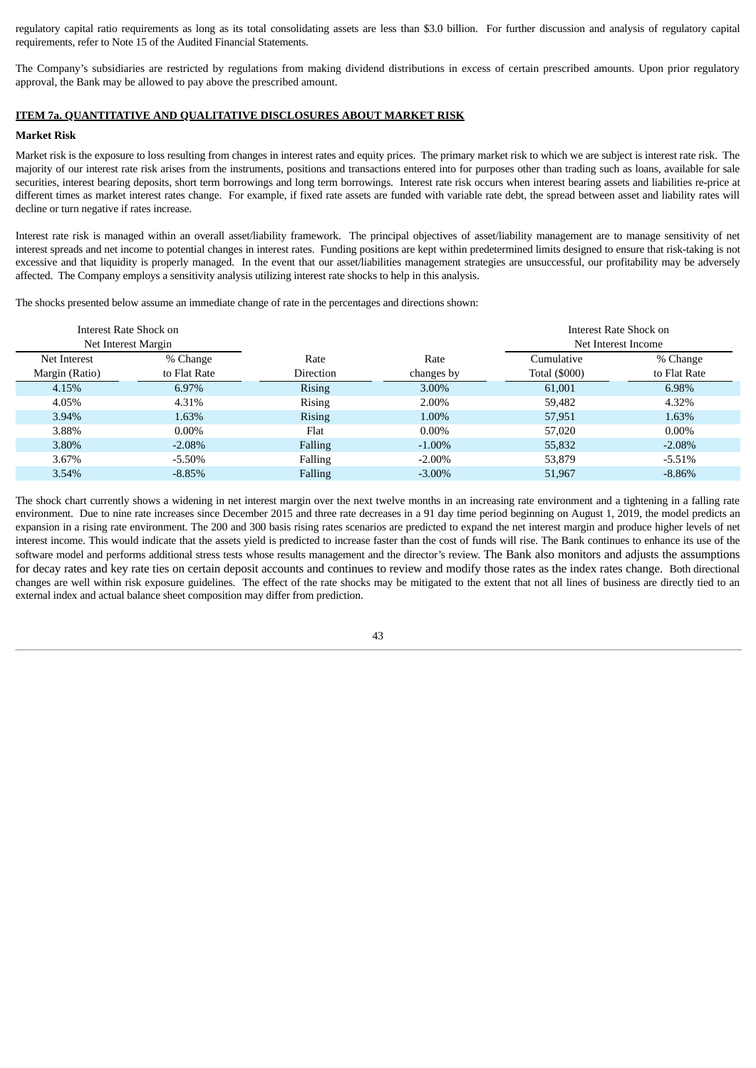regulatory capital ratio requirements as long as its total consolidating assets are less than $3.0 billion. For further discussion and analysis of regulatory capital requirements, refer to Note 15 of the Audited Financial Statements.

The Company's subsidiaries are restricted by regulations from making dividend distributions in excess of certain prescribed amounts. Upon prior regulatory approval, the Bank may be allowed to pay above the prescribed amount.

## ITEM 7a. QUANTITATIVE AND QUALITATIVE DISCLOSURES ABOUT MARKET RISK

### Market Risk

Market risk is the exposure to loss resulting from changes in interest rates and equity prices. The primary market risk to which we are subject is interest rate risk. The majority of our interest rate risk arises from the instruments, positions and transactions entered into for purposes other than trading such as loans, available for sale securities, interest bearing deposits, short term borrowings and long term borrowings. Interest rate risk occurs when interest bearing assets and liabilities re-price at different times as market interest rates change. For example, if fixed rate assets are funded with variable rate debt, the spread between asset and liability rates will decline or turn negative if rates increase.

Interest rate risk is managed within an overall asset/liability framework. The principal objectives of asset/liability management are to manage sensitivity of net interest spreads and net income to potential changes in interest rates. Funding positions are kept within predetermined limits designed to ensure that risk-taking is not excessive and that liquidity is properly managed. In the event that our asset/liabilities management strategies are unsuccessful, our profitability may be adversely affected. The Company employs a sensitivity analysis utilizing interest rate shocks to help in this analysis.

The shocks presented below assume an immediate change of rate in the percentages and directions shown:

| Interest Rate Shock on Net Interest Margin | | | | Interest Rate Shock on Net Interest Income | |
|---|---|---|---|---|---|
| Net Interest Margin (Ratio) | % Change to Flat Rate | Rate Direction | Rate changes by | Cumulative Total ($000) | % Change to Flat Rate |
| 4.15% | 6.97% | Rising | 3.00% | 61,001 | 6.98% |
| 4.05% | 4.31% | Rising | 2.00% | 59,482 | 4.32% |
| 3.94% | 1.63% | Rising | 1.00% | 57,951 | 1.63% |
| 3.88% | 0.00% | Flat | 0.00% | 57,020 | 0.00% |
| 3.80% | -2.08% | Falling | -1.00% | 55,832 | -2.08% |
| 3.67% | -5.50% | Falling | -2.00% | 53,879 | -5.51% |
| 3.54% | -8.85% | Falling | -3.00% | 51,967 | -8.86% |

The shock chart currently shows a widening in net interest margin over the next twelve months in an increasing rate environment and a tightening in a falling rate environment. Due to nine rate increases since December 2015 and three rate decreases in a 91 day time period beginning on August 1, 2019, the model predicts an expansion in a rising rate environment. The 200 and 300 basis rising rates scenarios are predicted to expand the net interest margin and produce higher levels of net interest income. This would indicate that the assets yield is predicted to increase faster than the cost of funds will rise. The Bank continues to enhance its use of the software model and performs additional stress tests whose results management and the director's review. The Bank also monitors and adjusts the assumptions for decay rates and key rate ties on certain deposit accounts and continues to review and modify those rates as the index rates change. Both directional changes are well within risk exposure guidelines. The effect of the rate shocks may be mitigated to the extent that not all lines of business are directly tied to an external index and actual balance sheet composition may differ from prediction.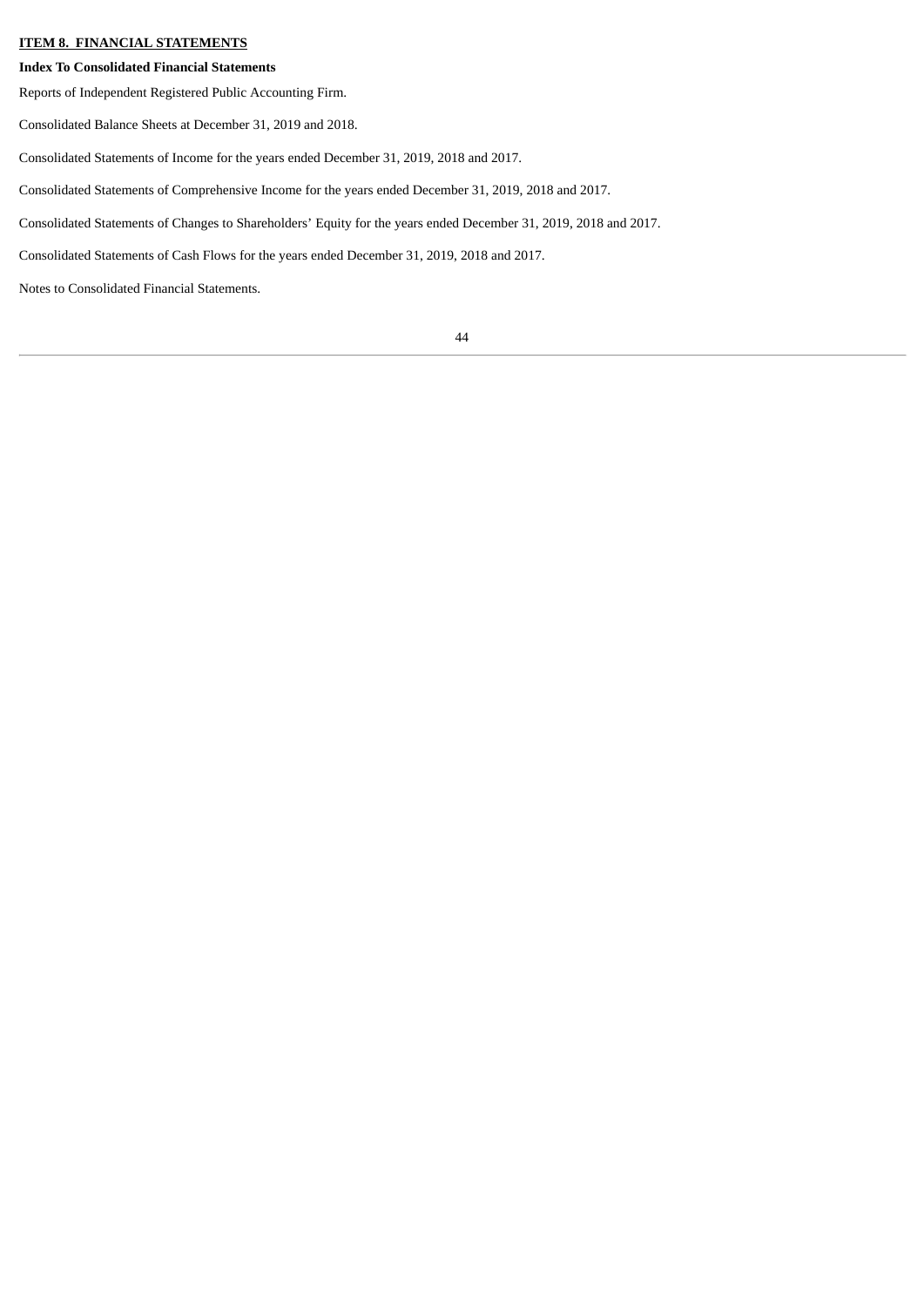## ITEM 8. FINANCIAL STATEMENTS

**Index To Consolidated Financial Statements**

Reports of Independent Registered Public Accounting Firm.

Consolidated Balance Sheets at December 31, 2019 and 2018.

Consolidated Statements of Income for the years ended December 31, 2019, 2018 and 2017.

Consolidated Statements of Comprehensive Income for the years ended December 31, 2019, 2018 and 2017.

Consolidated Statements of Changes to Shareholders' Equity for the years ended December 31, 2019, 2018 and 2017.

Consolidated Statements of Cash Flows for the years ended December 31, 2019, 2018 and 2017.

Notes to Consolidated Financial Statements.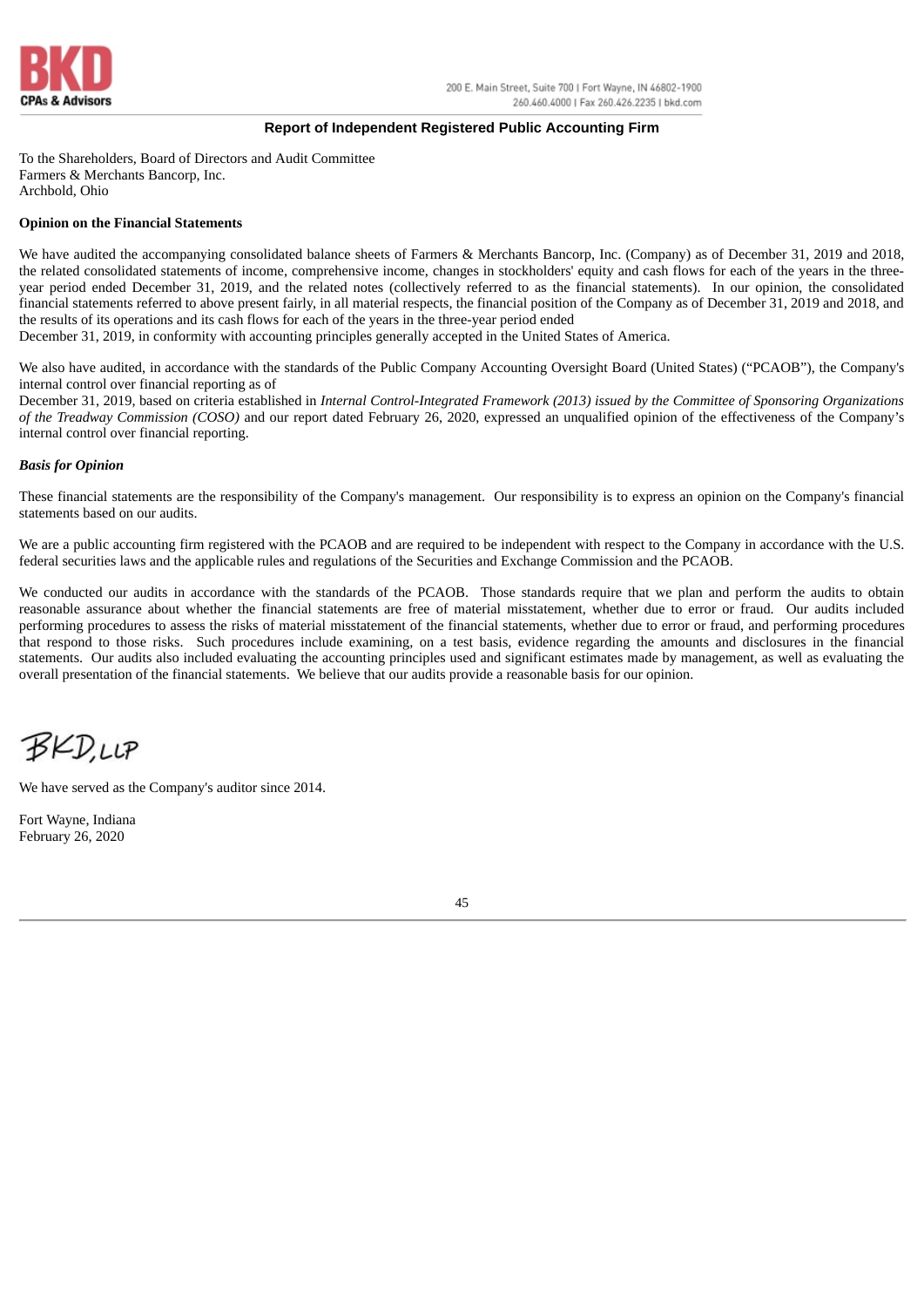BKD
CPAs & Advisors

200 E. Main Street, Suite 700 | Fort Wayne, IN 46802-1900
260.460.4000 | Fax 260.426.2235 | bkd.com

## Report of Independent Registered Public Accounting Firm

To the Shareholders, Board of Directors and Audit Committee
Farmers & Merchants Bancorp, Inc.
Archbold, Ohio

**Opinion on the Financial Statements**

We have audited the accompanying consolidated balance sheets of Farmers & Merchants Bancorp, Inc. (Company) as of December 31, 2019 and 2018, the related consolidated statements of income, comprehensive income, changes in stockholders' equity and cash flows for each of the years in the three-year period ended December 31, 2019, and the related notes (collectively referred to as the financial statements). In our opinion, the consolidated financial statements referred to above present fairly, in all material respects, the financial position of the Company as of December 31, 2019 and 2018, and the results of its operations and its cash flows for each of the years in the three-year period ended
December 31, 2019, in conformity with accounting principles generally accepted in the United States of America.

We also have audited, in accordance with the standards of the Public Company Accounting Oversight Board (United States) ("PCAOB"), the Company's internal control over financial reporting as of
December 31, 2019, based on criteria established in *Internal Control-Integrated Framework (2013) issued by the Committee of Sponsoring Organizations of the Treadway Commission (COSO)* and our report dated February 26, 2020, expressed an unqualified opinion of the effectiveness of the Company's internal control over financial reporting.

***Basis for Opinion***

These financial statements are the responsibility of the Company's management. Our responsibility is to express an opinion on the Company's financial statements based on our audits.

We are a public accounting firm registered with the PCAOB and are required to be independent with respect to the Company in accordance with the U.S. federal securities laws and the applicable rules and regulations of the Securities and Exchange Commission and the PCAOB.

We conducted our audits in accordance with the standards of the PCAOB. Those standards require that we plan and perform the audits to obtain reasonable assurance about whether the financial statements are free of material misstatement, whether due to error or fraud. Our audits included performing procedures to assess the risks of material misstatement of the financial statements, whether due to error or fraud, and performing procedures that respond to those risks. Such procedures include examining, on a test basis, evidence regarding the amounts and disclosures in the financial statements. Our audits also included evaluating the accounting principles used and significant estimates made by management, as well as evaluating the overall presentation of the financial statements. We believe that our audits provide a reasonable basis for our opinion.

BKD, LLP

We have served as the Company's auditor since 2014.

Fort Wayne, Indiana
February 26, 2020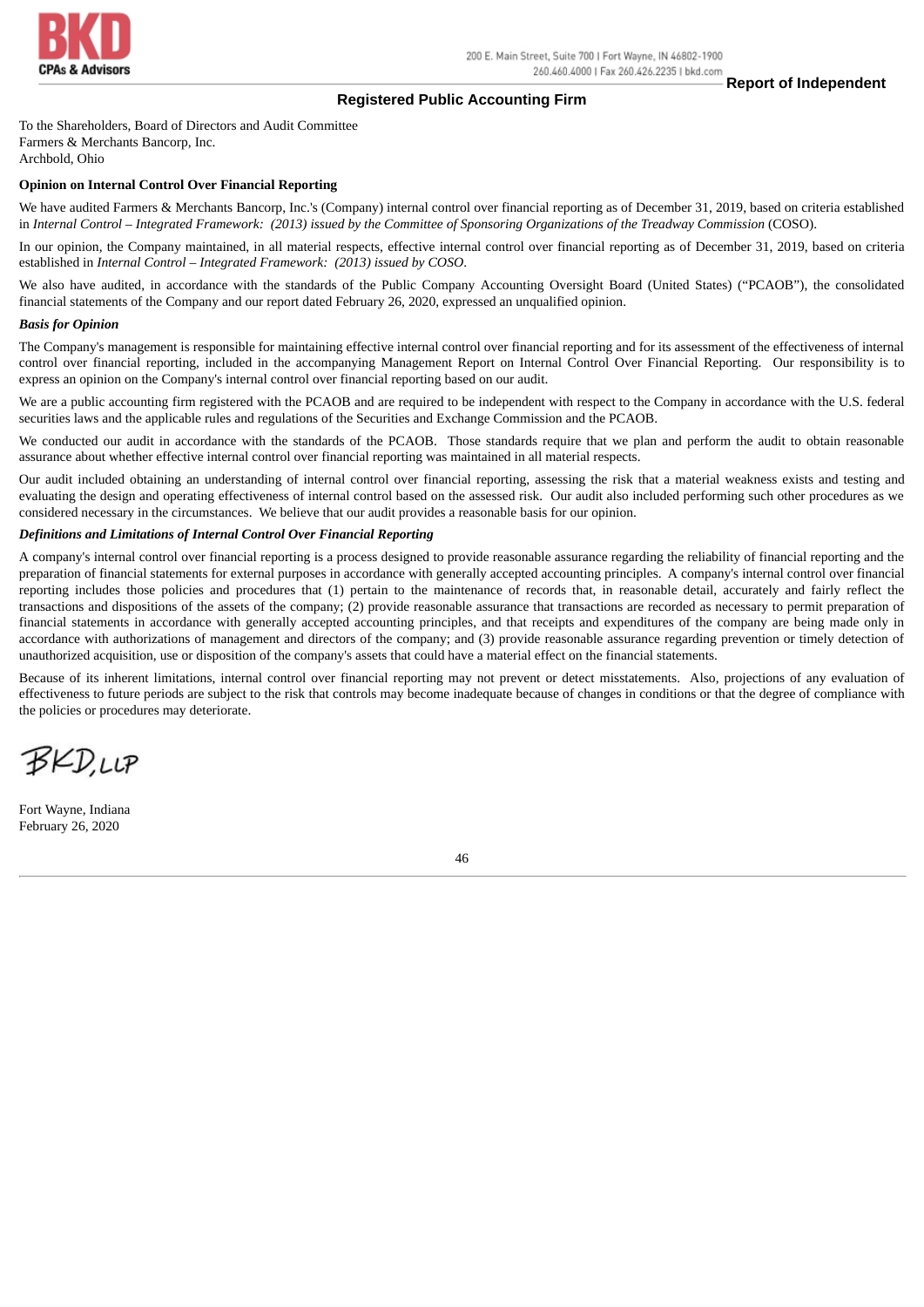BKD CPAs & Advisors

200 E. Main Street, Suite 700 | Fort Wayne, IN 46802-1900
260.460.4000 | Fax 260.426.2235 | bkd.com

# Report of Independent Registered Public Accounting Firm

To the Shareholders, Board of Directors and Audit Committee
Farmers & Merchants Bancorp, Inc.
Archbold, Ohio

**Opinion on Internal Control Over Financial Reporting**

We have audited Farmers & Merchants Bancorp, Inc.'s (Company) internal control over financial reporting as of December 31, 2019, based on criteria established in *Internal Control – Integrated Framework: (2013) issued by the Committee of Sponsoring Organizations of the Treadway Commission* (COSO).

In our opinion, the Company maintained, in all material respects, effective internal control over financial reporting as of December 31, 2019, based on criteria established in *Internal Control – Integrated Framework: (2013) issued by COSO*.

We also have audited, in accordance with the standards of the Public Company Accounting Oversight Board (United States) ("PCAOB"), the consolidated financial statements of the Company and our report dated February 26, 2020, expressed an unqualified opinion.

***Basis for Opinion***

The Company's management is responsible for maintaining effective internal control over financial reporting and for its assessment of the effectiveness of internal control over financial reporting, included in the accompanying Management Report on Internal Control Over Financial Reporting. Our responsibility is to express an opinion on the Company's internal control over financial reporting based on our audit.

We are a public accounting firm registered with the PCAOB and are required to be independent with respect to the Company in accordance with the U.S. federal securities laws and the applicable rules and regulations of the Securities and Exchange Commission and the PCAOB.

We conducted our audit in accordance with the standards of the PCAOB. Those standards require that we plan and perform the audit to obtain reasonable assurance about whether effective internal control over financial reporting was maintained in all material respects.

Our audit included obtaining an understanding of internal control over financial reporting, assessing the risk that a material weakness exists and testing and evaluating the design and operating effectiveness of internal control based on the assessed risk. Our audit also included performing such other procedures as we considered necessary in the circumstances. We believe that our audit provides a reasonable basis for our opinion.

***Definitions and Limitations of Internal Control Over Financial Reporting***

A company's internal control over financial reporting is a process designed to provide reasonable assurance regarding the reliability of financial reporting and the preparation of financial statements for external purposes in accordance with generally accepted accounting principles. A company's internal control over financial reporting includes those policies and procedures that (1) pertain to the maintenance of records that, in reasonable detail, accurately and fairly reflect the transactions and dispositions of the assets of the company; (2) provide reasonable assurance that transactions are recorded as necessary to permit preparation of financial statements in accordance with generally accepted accounting principles, and that receipts and expenditures of the company are being made only in accordance with authorizations of management and directors of the company; and (3) provide reasonable assurance regarding prevention or timely detection of unauthorized acquisition, use or disposition of the company's assets that could have a material effect on the financial statements.

Because of its inherent limitations, internal control over financial reporting may not prevent or detect misstatements. Also, projections of any evaluation of effectiveness to future periods are subject to the risk that controls may become inadequate because of changes in conditions or that the degree of compliance with the policies or procedures may deteriorate.

BKD, LLP

Fort Wayne, Indiana
February 26, 2020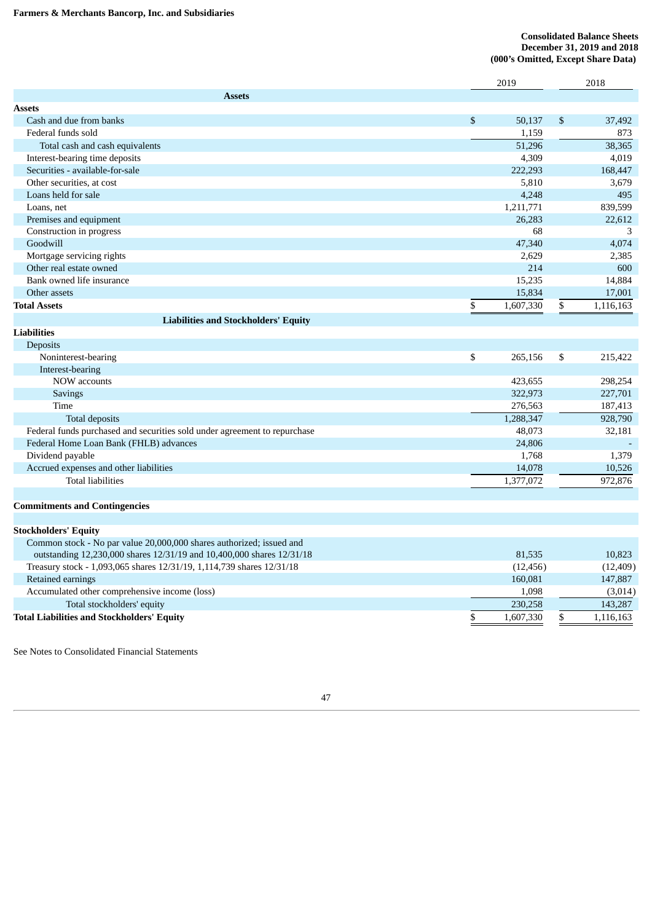**Farmers & Merchants Bancorp, Inc. and Subsidiaries**

**Consolidated Balance Sheets**
**December 31, 2019 and 2018**
**(000's Omitted, Except Share Data)**

| | 2019 | 2018 |
|---|---|---|
| **Assets** | | |
| **Assets** | | |
| Cash and due from banks | $ 50,137 | $ 37,492 |
| Federal funds sold | 1,159 | 873 |
| Total cash and cash equivalents | 51,296 | 38,365 |
| Interest-bearing time deposits | 4,309 | 4,019 |
| Securities - available-for-sale | 222,293 | 168,447 |
| Other securities, at cost | 5,810 | 3,679 |
| Loans held for sale | 4,248 | 495 |
| Loans, net | 1,211,771 | 839,599 |
| Premises and equipment | 26,283 | 22,612 |
| Construction in progress | 68 | 3 |
| Goodwill | 47,340 | 4,074 |
| Mortgage servicing rights | 2,629 | 2,385 |
| Other real estate owned | 214 | 600 |
| Bank owned life insurance | 15,235 | 14,884 |
| Other assets | 15,834 | 17,001 |
| **Total Assets** | $ 1,607,330 | $ 1,116,163 |
| **Liabilities and Stockholders' Equity** | | |
| **Liabilities** | | |
| Deposits | | |
| Noninterest-bearing | $ 265,156 | $ 215,422 |
| Interest-bearing | | |
| NOW accounts | 423,655 | 298,254 |
| Savings | 322,973 | 227,701 |
| Time | 276,563 | 187,413 |
| Total deposits | 1,288,347 | 928,790 |
| Federal funds purchased and securities sold under agreement to repurchase | 48,073 | 32,181 |
| Federal Home Loan Bank (FHLB) advances | 24,806 | - |
| Dividend payable | 1,768 | 1,379 |
| Accrued expenses and other liabilities | 14,078 | 10,526 |
| Total liabilities | 1,377,072 | 972,876 |
| | | |
| **Commitments and Contingencies** | | |
| | | |
| **Stockholders' Equity** | | |
| Common stock - No par value 20,000,000 shares authorized; issued and outstanding 12,230,000 shares 12/31/19 and 10,400,000 shares 12/31/18 | 81,535 | 10,823 |
| Treasury stock - 1,093,065 shares 12/31/19, 1,114,739 shares 12/31/18 | (12,456) | (12,409) |
| Retained earnings | 160,081 | 147,887 |
| Accumulated other comprehensive income (loss) | 1,098 | (3,014) |
| Total stockholders' equity | 230,258 | 143,287 |
| **Total Liabilities and Stockholders' Equity** | $ 1,607,330 | $ 1,116,163 |

See Notes to Consolidated Financial Statements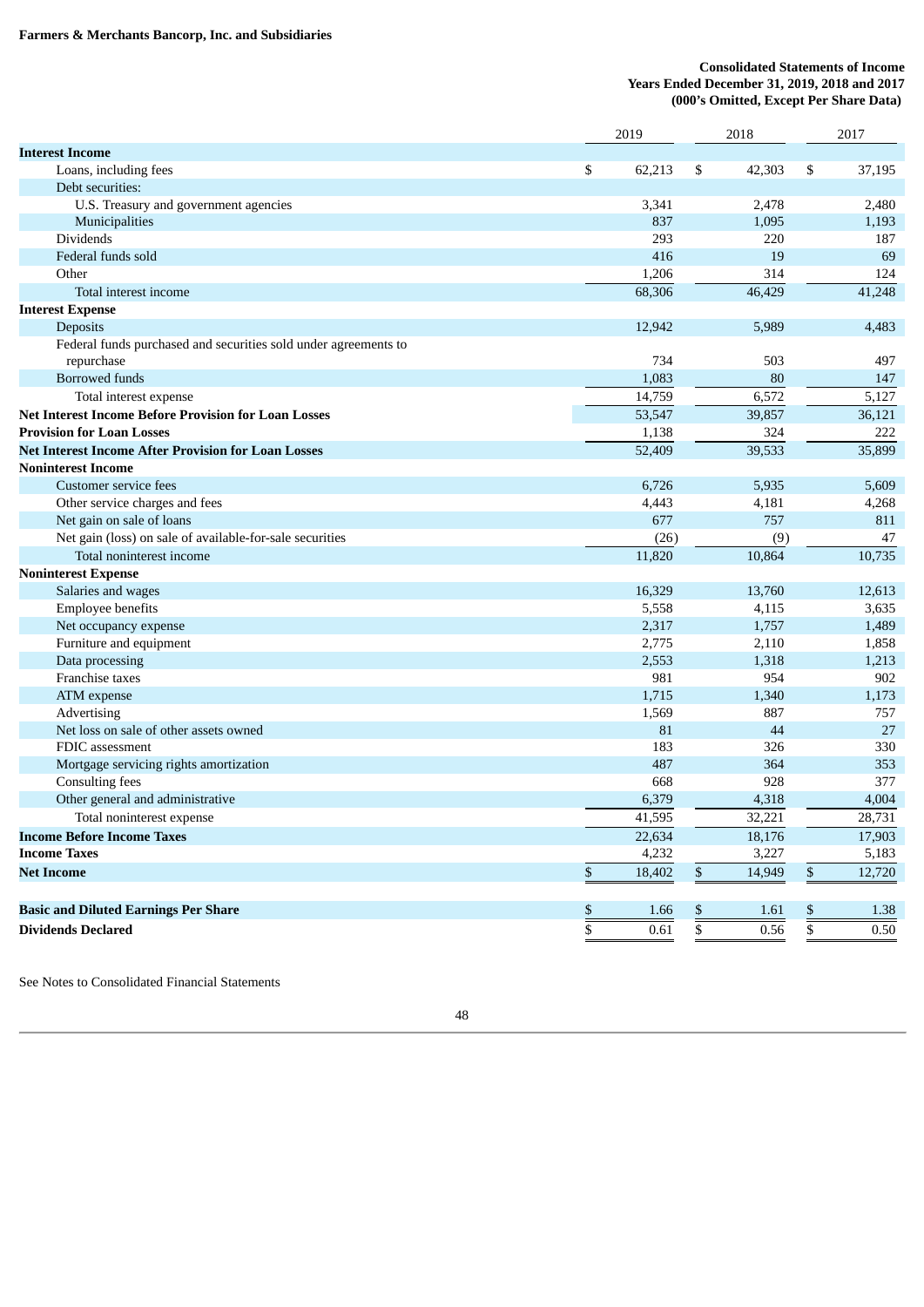**Farmers & Merchants Bancorp, Inc. and Subsidiaries**

**Consolidated Statements of Income**
**Years Ended December 31, 2019, 2018 and 2017**
**(000's Omitted, Except Per Share Data)**

| | 2019 | 2018 | 2017 |
|---|---|---|---|
| **Interest Income** | | | |
| Loans, including fees | $ 62,213 | $ 42,303 | $ 37,195 |
| Debt securities: | | | |
| U.S. Treasury and government agencies | 3,341 | 2,478 | 2,480 |
| Municipalities | 837 | 1,095 | 1,193 |
| Dividends | 293 | 220 | 187 |
| Federal funds sold | 416 | 19 | 69 |
| Other | 1,206 | 314 | 124 |
| Total interest income | 68,306 | 46,429 | 41,248 |
| **Interest Expense** | | | |
| Deposits | 12,942 | 5,989 | 4,483 |
| Federal funds purchased and securities sold under agreements to repurchase | 734 | 503 | 497 |
| Borrowed funds | 1,083 | 80 | 147 |
| Total interest expense | 14,759 | 6,572 | 5,127 |
| **Net Interest Income Before Provision for Loan Losses** | 53,547 | 39,857 | 36,121 |
| **Provision for Loan Losses** | 1,138 | 324 | 222 |
| **Net Interest Income After Provision for Loan Losses** | 52,409 | 39,533 | 35,899 |
| **Noninterest Income** | | | |
| Customer service fees | 6,726 | 5,935 | 5,609 |
| Other service charges and fees | 4,443 | 4,181 | 4,268 |
| Net gain on sale of loans | 677 | 757 | 811 |
| Net gain (loss) on sale of available-for-sale securities | (26) | (9) | 47 |
| Total noninterest income | 11,820 | 10,864 | 10,735 |
| **Noninterest Expense** | | | |
| Salaries and wages | 16,329 | 13,760 | 12,613 |
| Employee benefits | 5,558 | 4,115 | 3,635 |
| Net occupancy expense | 2,317 | 1,757 | 1,489 |
| Furniture and equipment | 2,775 | 2,110 | 1,858 |
| Data processing | 2,553 | 1,318 | 1,213 |
| Franchise taxes | 981 | 954 | 902 |
| ATM expense | 1,715 | 1,340 | 1,173 |
| Advertising | 1,569 | 887 | 757 |
| Net loss on sale of other assets owned | 81 | 44 | 27 |
| FDIC assessment | 183 | 326 | 330 |
| Mortgage servicing rights amortization | 487 | 364 | 353 |
| Consulting fees | 668 | 928 | 377 |
| Other general and administrative | 6,379 | 4,318 | 4,004 |
| Total noninterest expense | 41,595 | 32,221 | 28,731 |
| **Income Before Income Taxes** | 22,634 | 18,176 | 17,903 |
| **Income Taxes** | 4,232 | 3,227 | 5,183 |
| **Net Income** | $ 18,402 | $ 14,949 | $ 12,720 |
| | | | |
| **Basic and Diluted Earnings Per Share** | $ 1.66 | $ 1.61 | $ 1.38 |
| **Dividends Declared** | $ 0.61 | $ 0.56 | $ 0.50 |

See Notes to Consolidated Financial Statements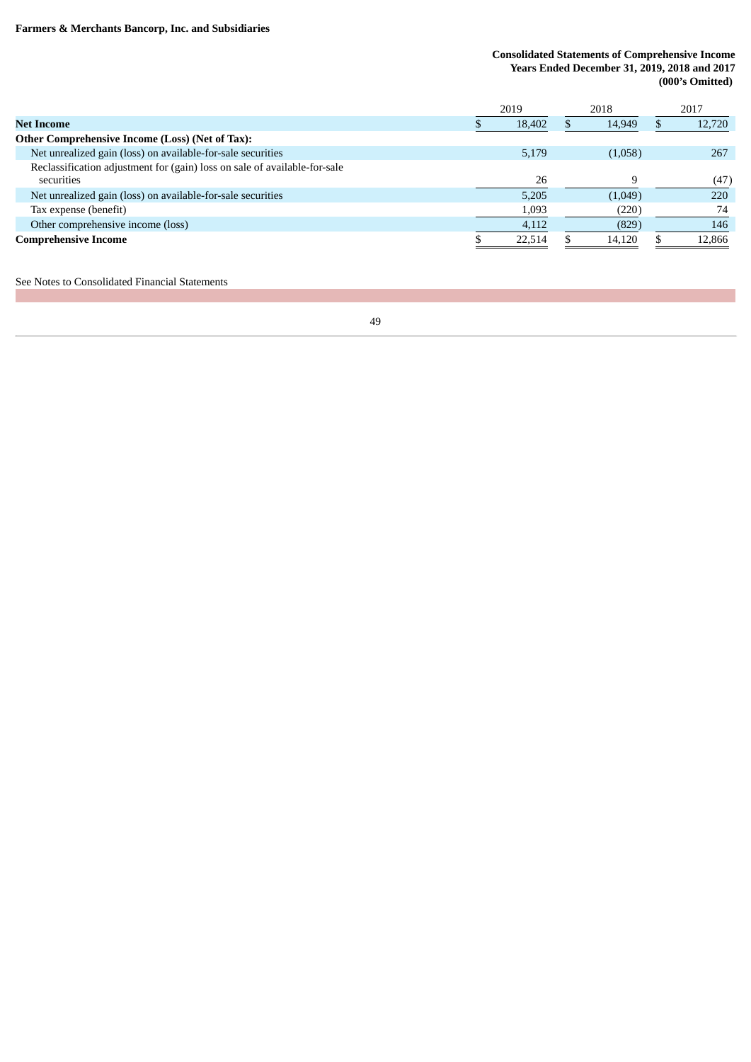**Farmers & Merchants Bancorp, Inc. and Subsidiaries**

**Consolidated Statements of Comprehensive Income**
**Years Ended December 31, 2019, 2018 and 2017**
**(000's Omitted)**

| | 2019 | 2018 | 2017 |
|---|---|---|---|
| **Net Income** | $ 18,402 | $ 14,949 | $ 12,720 |
| **Other Comprehensive Income (Loss) (Net of Tax):** | | | |
| Net unrealized gain (loss) on available-for-sale securities | 5,179 | (1,058) | 267 |
| Reclassification adjustment for (gain) loss on sale of available-for-sale securities | 26 | 9 | (47) |
| Net unrealized gain (loss) on available-for-sale securities | 5,205 | (1,049) | 220 |
| Tax expense (benefit) | 1,093 | (220) | 74 |
| Other comprehensive income (loss) | 4,112 | (829) | 146 |
| **Comprehensive Income** | $ 22,514 | $ 14,120 | $ 12,866 |

See Notes to Consolidated Financial Statements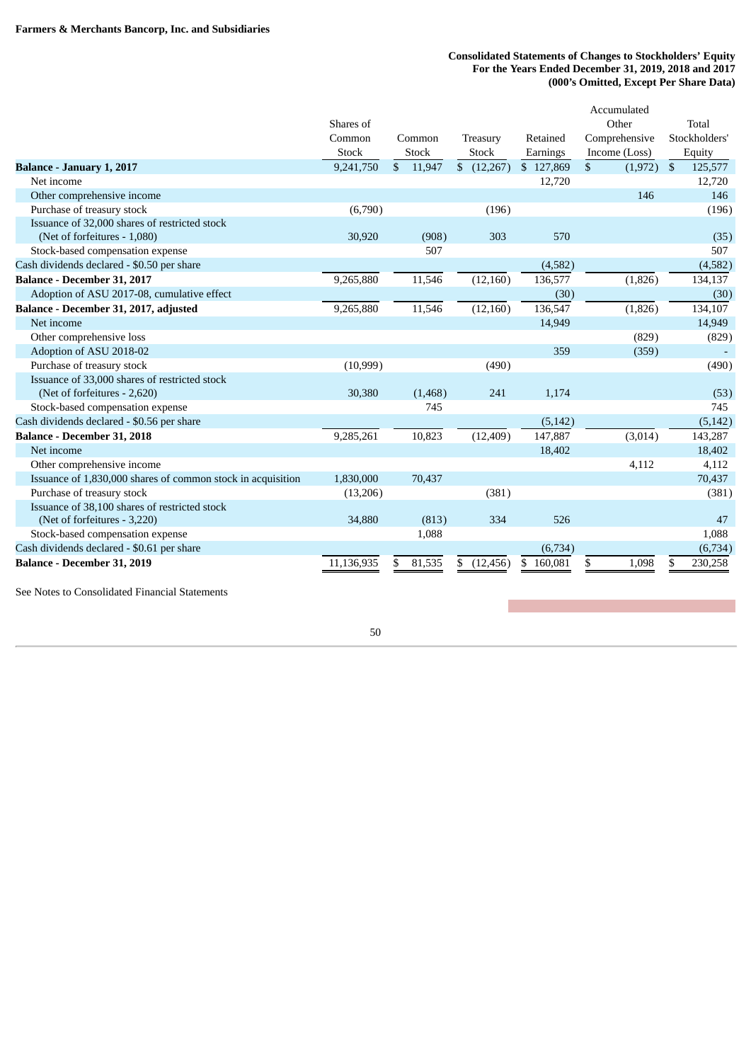**Farmers & Merchants Bancorp, Inc. and Subsidiaries**

**Consolidated Statements of Changes to Stockholders' Equity**
**For the Years Ended December 31, 2019, 2018 and 2017**
**(000's Omitted, Except Per Share Data)**

| | Shares of Common Stock | Common Stock | Treasury Stock | Retained Earnings | Accumulated Other Comprehensive Income (Loss) | Total Stockholders' Equity |
|---|---|---|---|---|---|---|
| **Balance - January 1, 2017** | 9,241,750 | $ 11,947 | $ (12,267) | $ 127,869 | $ (1,972) | $ 125,577 |
| Net income | | | | 12,720 | | 12,720 |
| Other comprehensive income | | | | | 146 | 146 |
| Purchase of treasury stock | (6,790) | | (196) | | | (196) |
| Issuance of 32,000 shares of restricted stock (Net of forfeitures - 1,080) | 30,920 | (908) | 303 | 570 | | (35) |
| Stock-based compensation expense | | 507 | | | | 507 |
| Cash dividends declared - $0.50 per share | | | | (4,582) | | (4,582) |
| **Balance - December 31, 2017** | 9,265,880 | 11,546 | (12,160) | 136,577 | (1,826) | 134,137 |
| Adoption of ASU 2017-08, cumulative effect | | | | (30) | | (30) |
| **Balance - December 31, 2017, adjusted** | 9,265,880 | 11,546 | (12,160) | 136,547 | (1,826) | 134,107 |
| Net income | | | | 14,949 | | 14,949 |
| Other comprehensive loss | | | | | (829) | (829) |
| Adoption of ASU 2018-02 | | | | 359 | (359) | - |
| Purchase of treasury stock | (10,999) | | (490) | | | (490) |
| Issuance of 33,000 shares of restricted stock (Net of forfeitures - 2,620) | 30,380 | (1,468) | 241 | 1,174 | | (53) |
| Stock-based compensation expense | | 745 | | | | 745 |
| Cash dividends declared - $0.56 per share | | | | (5,142) | | (5,142) |
| **Balance - December 31, 2018** | 9,285,261 | 10,823 | (12,409) | 147,887 | (3,014) | 143,287 |
| Net income | | | | 18,402 | | 18,402 |
| Other comprehensive income | | | | | 4,112 | 4,112 |
| Issuance of 1,830,000 shares of common stock in acquisition | 1,830,000 | 70,437 | | | | 70,437 |
| Purchase of treasury stock | (13,206) | | (381) | | | (381) |
| Issuance of 38,100 shares of restricted stock (Net of forfeitures - 3,220) | 34,880 | (813) | 334 | 526 | | 47 |
| Stock-based compensation expense | | 1,088 | | | | 1,088 |
| Cash dividends declared - $0.61 per share | | | | (6,734) | | (6,734) |
| **Balance - December 31, 2019** | 11,136,935 | $ 81,535 | $ (12,456) | $ 160,081 | $ 1,098 | $ 230,258 |

See Notes to Consolidated Financial Statements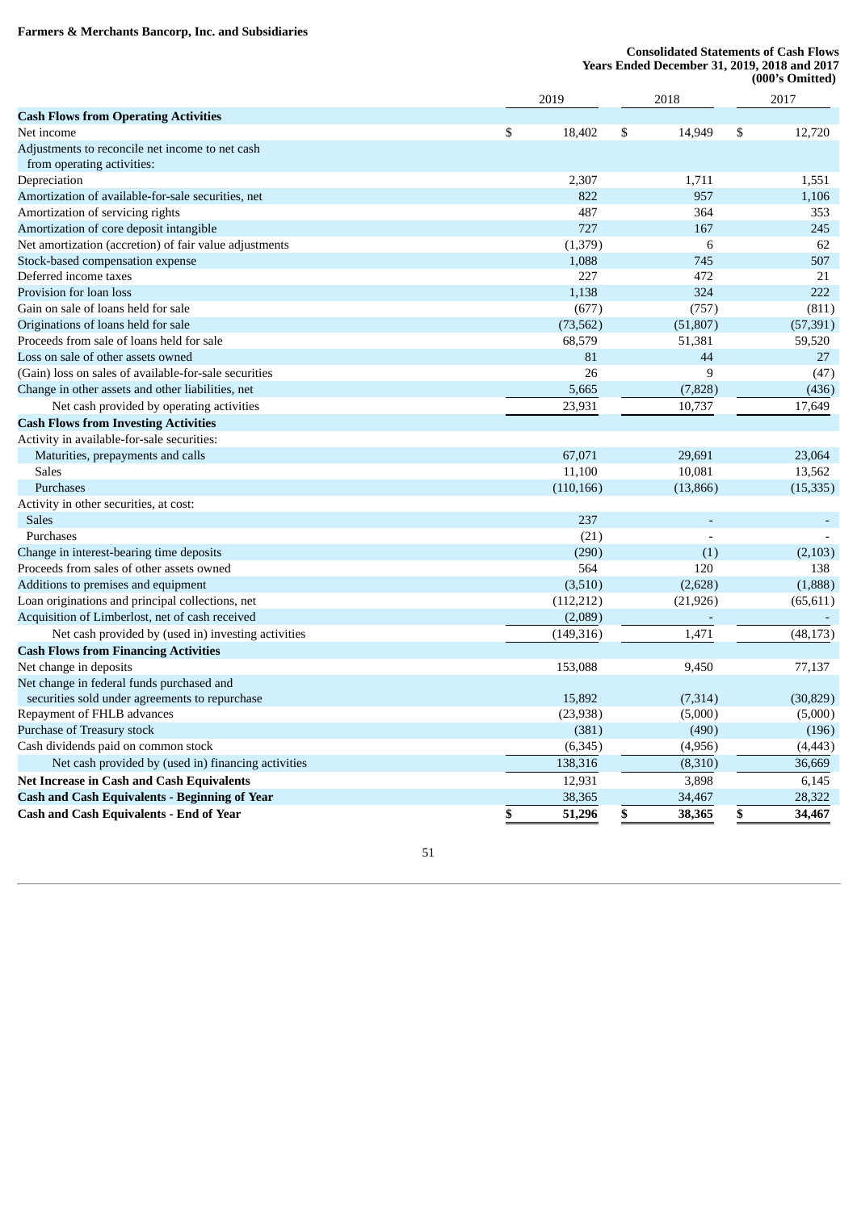**Farmers & Merchants Bancorp, Inc. and Subsidiaries**

**Consolidated Statements of Cash Flows**
**Years Ended December 31, 2019, 2018 and 2017**
**(000's Omitted)**

| | 2019 | 2018 | 2017 |
|---|---|---|---|
| **Cash Flows from Operating Activities** | | | |
| Net income | $ 18,402 | $ 14,949 | $ 12,720 |
| Adjustments to reconcile net income to net cash from operating activities: | | | |
| Depreciation | 2,307 | 1,711 | 1,551 |
| Amortization of available-for-sale securities, net | 822 | 957 | 1,106 |
| Amortization of servicing rights | 487 | 364 | 353 |
| Amortization of core deposit intangible | 727 | 167 | 245 |
| Net amortization (accretion) of fair value adjustments | (1,379) | 6 | 62 |
| Stock-based compensation expense | 1,088 | 745 | 507 |
| Deferred income taxes | 227 | 472 | 21 |
| Provision for loan loss | 1,138 | 324 | 222 |
| Gain on sale of loans held for sale | (677) | (757) | (811) |
| Originations of loans held for sale | (73,562) | (51,807) | (57,391) |
| Proceeds from sale of loans held for sale | 68,579 | 51,381 | 59,520 |
| Loss on sale of other assets owned | 81 | 44 | 27 |
| (Gain) loss on sales of available-for-sale securities | 26 | 9 | (47) |
| Change in other assets and other liabilities, net | 5,665 | (7,828) | (436) |
| Net cash provided by operating activities | 23,931 | 10,737 | 17,649 |
| **Cash Flows from Investing Activities** | | | |
| Activity in available-for-sale securities: | | | |
| Maturities, prepayments and calls | 67,071 | 29,691 | 23,064 |
| Sales | 11,100 | 10,081 | 13,562 |
| Purchases | (110,166) | (13,866) | (15,335) |
| Activity in other securities, at cost: | | | |
| Sales | 237 | - | - |
| Purchases | (21) | - | - |
| Change in interest-bearing time deposits | (290) | (1) | (2,103) |
| Proceeds from sales of other assets owned | 564 | 120 | 138 |
| Additions to premises and equipment | (3,510) | (2,628) | (1,888) |
| Loan originations and principal collections, net | (112,212) | (21,926) | (65,611) |
| Acquisition of Limberlost, net of cash received | (2,089) | - | - |
| Net cash provided by (used in) investing activities | (149,316) | 1,471 | (48,173) |
| **Cash Flows from Financing Activities** | | | |
| Net change in deposits | 153,088 | 9,450 | 77,137 |
| Net change in federal funds purchased and securities sold under agreements to repurchase | 15,892 | (7,314) | (30,829) |
| Repayment of FHLB advances | (23,938) | (5,000) | (5,000) |
| Purchase of Treasury stock | (381) | (490) | (196) |
| Cash dividends paid on common stock | (6,345) | (4,956) | (4,443) |
| Net cash provided by (used in) financing activities | 138,316 | (8,310) | 36,669 |
| **Net Increase in Cash and Cash Equivalents** | 12,931 | 3,898 | 6,145 |
| **Cash and Cash Equivalents - Beginning of Year** | 38,365 | 34,467 | 28,322 |
| **Cash and Cash Equivalents - End of Year** | **$ 51,296** | **$ 38,365** | **$ 34,467** |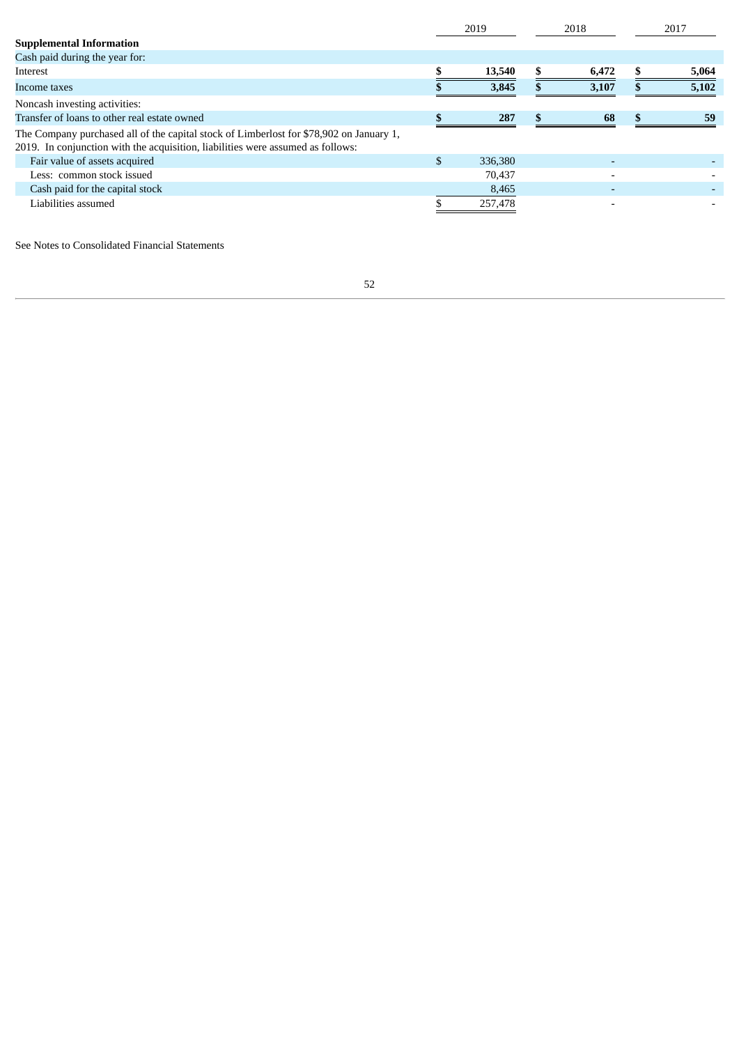| | 2019 | 2018 | 2017 |
|---|---|---|---|
| **Supplemental Information** | | | |
| Cash paid during the year for: | | | |
| Interest | **$ 13,540** | **$ 6,472** | **$ 5,064** |
| Income taxes | **$ 3,845** | **$ 3,107** | **$ 5,102** |
| Noncash investing activities: | | | |
| Transfer of loans to other real estate owned | **$ 287** | **$ 68** | **$ 59** |
| The Company purchased all of the capital stock of Limberlost for $78,902 on January 1, 2019. In conjunction with the acquisition, liabilities were assumed as follows: | | | |
| Fair value of assets acquired | $ 336,380 | - | - |
| Less: common stock issued | 70,437 | - | - |
| Cash paid for the capital stock | 8,465 | - | - |
| Liabilities assumed | $ 257,478 | - | - |

See Notes to Consolidated Financial Statements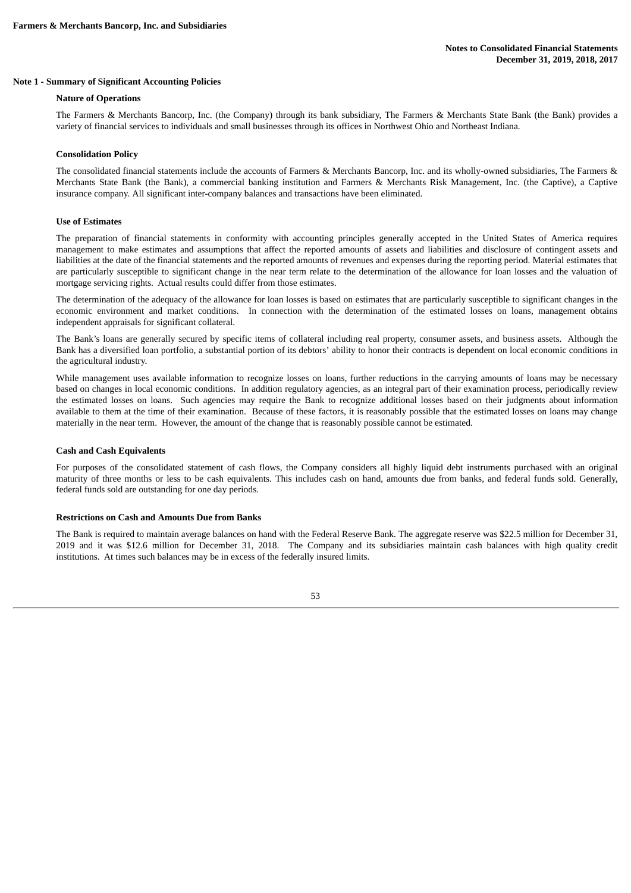## Note 1 - Summary of Significant Accounting Policies

### Nature of Operations

The Farmers & Merchants Bancorp, Inc. (the Company) through its bank subsidiary, The Farmers & Merchants State Bank (the Bank) provides a variety of financial services to individuals and small businesses through its offices in Northwest Ohio and Northeast Indiana.

### Consolidation Policy

The consolidated financial statements include the accounts of Farmers & Merchants Bancorp, Inc. and its wholly-owned subsidiaries, The Farmers & Merchants State Bank (the Bank), a commercial banking institution and Farmers & Merchants Risk Management, Inc. (the Captive), a Captive insurance company. All significant inter-company balances and transactions have been eliminated.

### Use of Estimates

The preparation of financial statements in conformity with accounting principles generally accepted in the United States of America requires management to make estimates and assumptions that affect the reported amounts of assets and liabilities and disclosure of contingent assets and liabilities at the date of the financial statements and the reported amounts of revenues and expenses during the reporting period. Material estimates that are particularly susceptible to significant change in the near term relate to the determination of the allowance for loan losses and the valuation of mortgage servicing rights. Actual results could differ from those estimates.

The determination of the adequacy of the allowance for loan losses is based on estimates that are particularly susceptible to significant changes in the economic environment and market conditions. In connection with the determination of the estimated losses on loans, management obtains independent appraisals for significant collateral.

The Bank's loans are generally secured by specific items of collateral including real property, consumer assets, and business assets. Although the Bank has a diversified loan portfolio, a substantial portion of its debtors' ability to honor their contracts is dependent on local economic conditions in the agricultural industry.

While management uses available information to recognize losses on loans, further reductions in the carrying amounts of loans may be necessary based on changes in local economic conditions. In addition regulatory agencies, as an integral part of their examination process, periodically review the estimated losses on loans. Such agencies may require the Bank to recognize additional losses based on their judgments about information available to them at the time of their examination. Because of these factors, it is reasonably possible that the estimated losses on loans may change materially in the near term. However, the amount of the change that is reasonably possible cannot be estimated.

### Cash and Cash Equivalents

For purposes of the consolidated statement of cash flows, the Company considers all highly liquid debt instruments purchased with an original maturity of three months or less to be cash equivalents. This includes cash on hand, amounts due from banks, and federal funds sold. Generally, federal funds sold are outstanding for one day periods.

### Restrictions on Cash and Amounts Due from Banks

The Bank is required to maintain average balances on hand with the Federal Reserve Bank. The aggregate reserve was $22.5 million for December 31, 2019 and it was $12.6 million for December 31, 2018. The Company and its subsidiaries maintain cash balances with high quality credit institutions. At times such balances may be in excess of the federally insured limits.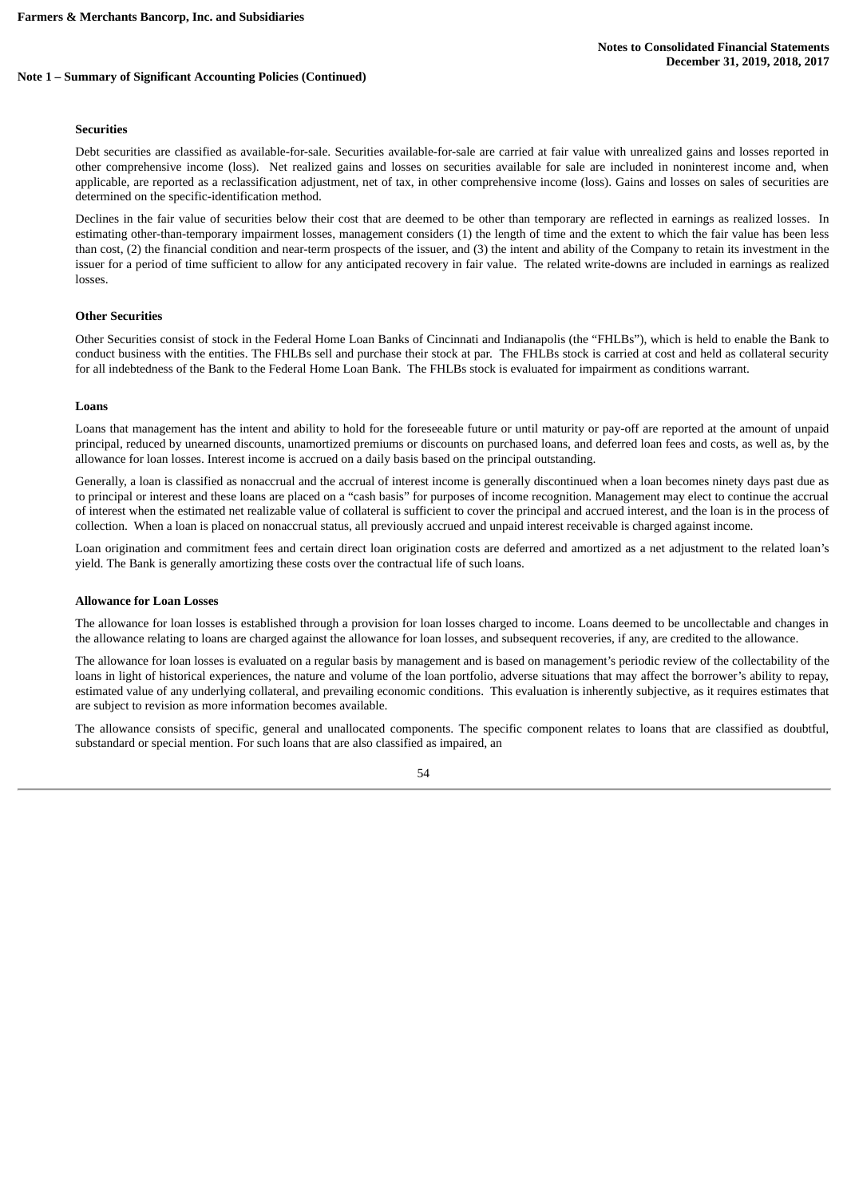**Note 1 – Summary of Significant Accounting Policies (Continued)**

**Securities**

Debt securities are classified as available-for-sale. Securities available-for-sale are carried at fair value with unrealized gains and losses reported in other comprehensive income (loss). Net realized gains and losses on securities available for sale are included in noninterest income and, when applicable, are reported as a reclassification adjustment, net of tax, in other comprehensive income (loss). Gains and losses on sales of securities are determined on the specific-identification method.

Declines in the fair value of securities below their cost that are deemed to be other than temporary are reflected in earnings as realized losses. In estimating other-than-temporary impairment losses, management considers (1) the length of time and the extent to which the fair value has been less than cost, (2) the financial condition and near-term prospects of the issuer, and (3) the intent and ability of the Company to retain its investment in the issuer for a period of time sufficient to allow for any anticipated recovery in fair value. The related write-downs are included in earnings as realized losses.

**Other Securities**

Other Securities consist of stock in the Federal Home Loan Banks of Cincinnati and Indianapolis (the "FHLBs"), which is held to enable the Bank to conduct business with the entities. The FHLBs sell and purchase their stock at par. The FHLBs stock is carried at cost and held as collateral security for all indebtedness of the Bank to the Federal Home Loan Bank. The FHLBs stock is evaluated for impairment as conditions warrant.

**Loans**

Loans that management has the intent and ability to hold for the foreseeable future or until maturity or pay-off are reported at the amount of unpaid principal, reduced by unearned discounts, unamortized premiums or discounts on purchased loans, and deferred loan fees and costs, as well as, by the allowance for loan losses. Interest income is accrued on a daily basis based on the principal outstanding.

Generally, a loan is classified as nonaccrual and the accrual of interest income is generally discontinued when a loan becomes ninety days past due as to principal or interest and these loans are placed on a "cash basis" for purposes of income recognition. Management may elect to continue the accrual of interest when the estimated net realizable value of collateral is sufficient to cover the principal and accrued interest, and the loan is in the process of collection. When a loan is placed on nonaccrual status, all previously accrued and unpaid interest receivable is charged against income.

Loan origination and commitment fees and certain direct loan origination costs are deferred and amortized as a net adjustment to the related loan's yield. The Bank is generally amortizing these costs over the contractual life of such loans.

**Allowance for Loan Losses**

The allowance for loan losses is established through a provision for loan losses charged to income. Loans deemed to be uncollectable and changes in the allowance relating to loans are charged against the allowance for loan losses, and subsequent recoveries, if any, are credited to the allowance.

The allowance for loan losses is evaluated on a regular basis by management and is based on management's periodic review of the collectability of the loans in light of historical experiences, the nature and volume of the loan portfolio, adverse situations that may affect the borrower's ability to repay, estimated value of any underlying collateral, and prevailing economic conditions. This evaluation is inherently subjective, as it requires estimates that are subject to revision as more information becomes available.

The allowance consists of specific, general and unallocated components. The specific component relates to loans that are classified as doubtful, substandard or special mention. For such loans that are also classified as impaired, an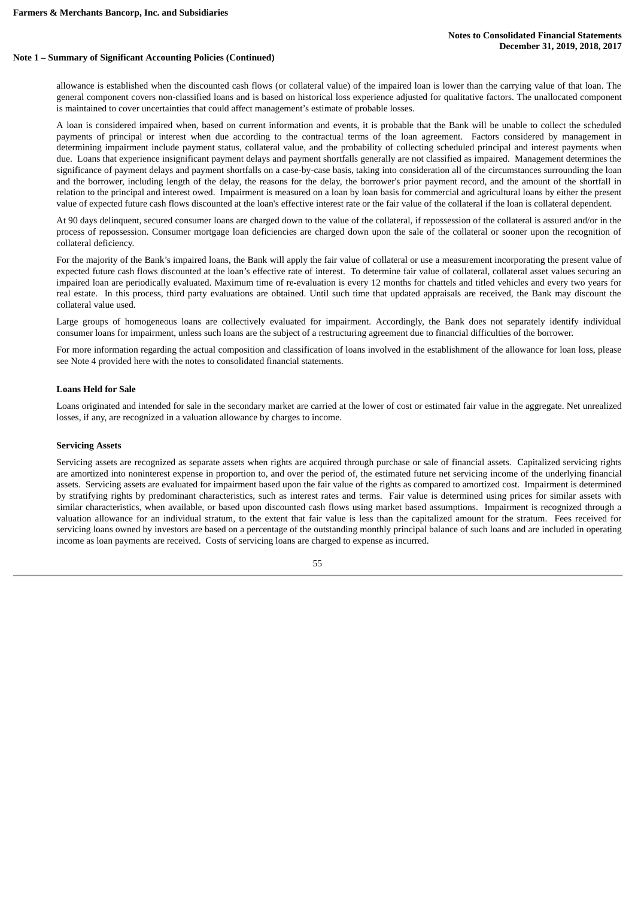allowance is established when the discounted cash flows (or collateral value) of the impaired loan is lower than the carrying value of that loan. The general component covers non-classified loans and is based on historical loss experience adjusted for qualitative factors. The unallocated component is maintained to cover uncertainties that could affect management's estimate of probable losses.

A loan is considered impaired when, based on current information and events, it is probable that the Bank will be unable to collect the scheduled payments of principal or interest when due according to the contractual terms of the loan agreement. Factors considered by management in determining impairment include payment status, collateral value, and the probability of collecting scheduled principal and interest payments when due. Loans that experience insignificant payment delays and payment shortfalls generally are not classified as impaired. Management determines the significance of payment delays and payment shortfalls on a case-by-case basis, taking into consideration all of the circumstances surrounding the loan and the borrower, including length of the delay, the reasons for the delay, the borrower's prior payment record, and the amount of the shortfall in relation to the principal and interest owed. Impairment is measured on a loan by loan basis for commercial and agricultural loans by either the present value of expected future cash flows discounted at the loan's effective interest rate or the fair value of the collateral if the loan is collateral dependent.

At 90 days delinquent, secured consumer loans are charged down to the value of the collateral, if repossession of the collateral is assured and/or in the process of repossession. Consumer mortgage loan deficiencies are charged down upon the sale of the collateral or sooner upon the recognition of collateral deficiency.

For the majority of the Bank's impaired loans, the Bank will apply the fair value of collateral or use a measurement incorporating the present value of expected future cash flows discounted at the loan's effective rate of interest. To determine fair value of collateral, collateral asset values securing an impaired loan are periodically evaluated. Maximum time of re-evaluation is every 12 months for chattels and titled vehicles and every two years for real estate. In this process, third party evaluations are obtained. Until such time that updated appraisals are received, the Bank may discount the collateral value used.

Large groups of homogeneous loans are collectively evaluated for impairment. Accordingly, the Bank does not separately identify individual consumer loans for impairment, unless such loans are the subject of a restructuring agreement due to financial difficulties of the borrower.

For more information regarding the actual composition and classification of loans involved in the establishment of the allowance for loan loss, please see Note 4 provided here with the notes to consolidated financial statements.

**Loans Held for Sale**

Loans originated and intended for sale in the secondary market are carried at the lower of cost or estimated fair value in the aggregate. Net unrealized losses, if any, are recognized in a valuation allowance by charges to income.

**Servicing Assets**

Servicing assets are recognized as separate assets when rights are acquired through purchase or sale of financial assets. Capitalized servicing rights are amortized into noninterest expense in proportion to, and over the period of, the estimated future net servicing income of the underlying financial assets. Servicing assets are evaluated for impairment based upon the fair value of the rights as compared to amortized cost. Impairment is determined by stratifying rights by predominant characteristics, such as interest rates and terms. Fair value is determined using prices for similar assets with similar characteristics, when available, or based upon discounted cash flows using market based assumptions. Impairment is recognized through a valuation allowance for an individual stratum, to the extent that fair value is less than the capitalized amount for the stratum. Fees received for servicing loans owned by investors are based on a percentage of the outstanding monthly principal balance of such loans and are included in operating income as loan payments are received. Costs of servicing loans are charged to expense as incurred.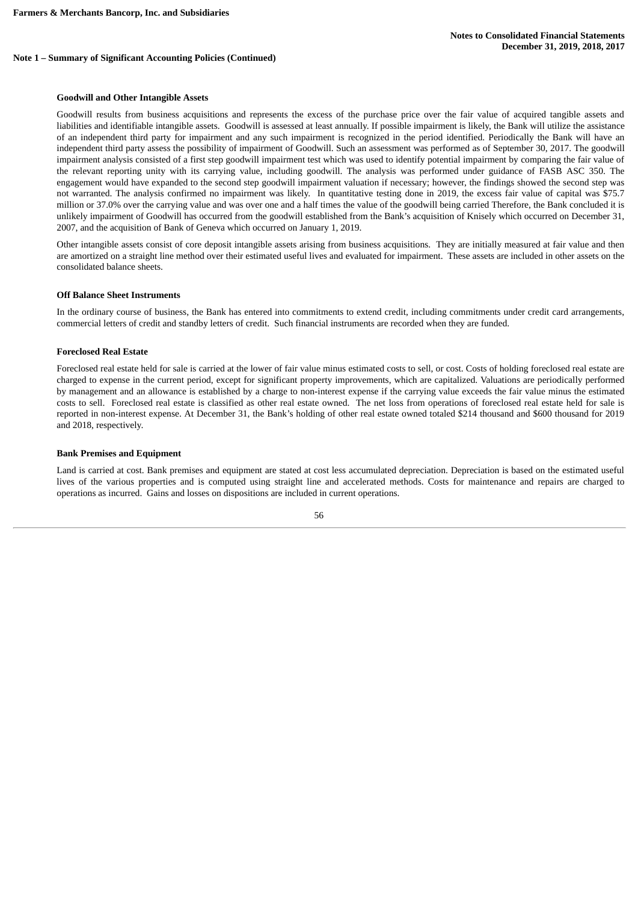**Note 1 – Summary of Significant Accounting Policies (Continued)**

#### Goodwill and Other Intangible Assets

Goodwill results from business acquisitions and represents the excess of the purchase price over the fair value of acquired tangible assets and liabilities and identifiable intangible assets. Goodwill is assessed at least annually. If possible impairment is likely, the Bank will utilize the assistance of an independent third party for impairment and any such impairment is recognized in the period identified. Periodically the Bank will have an independent third party assess the possibility of impairment of Goodwill. Such an assessment was performed as of September 30, 2017. The goodwill impairment analysis consisted of a first step goodwill impairment test which was used to identify potential impairment by comparing the fair value of the relevant reporting unity with its carrying value, including goodwill. The analysis was performed under guidance of FASB ASC 350. The engagement would have expanded to the second step goodwill impairment valuation if necessary; however, the findings showed the second step was not warranted. The analysis confirmed no impairment was likely. In quantitative testing done in 2019, the excess fair value of capital was $75.7 million or 37.0% over the carrying value and was over one and a half times the value of the goodwill being carried Therefore, the Bank concluded it is unlikely impairment of Goodwill has occurred from the goodwill established from the Bank's acquisition of Knisely which occurred on December 31, 2007, and the acquisition of Bank of Geneva which occurred on January 1, 2019.

Other intangible assets consist of core deposit intangible assets arising from business acquisitions. They are initially measured at fair value and then are amortized on a straight line method over their estimated useful lives and evaluated for impairment. These assets are included in other assets on the consolidated balance sheets.

#### Off Balance Sheet Instruments

In the ordinary course of business, the Bank has entered into commitments to extend credit, including commitments under credit card arrangements, commercial letters of credit and standby letters of credit. Such financial instruments are recorded when they are funded.

#### Foreclosed Real Estate

Foreclosed real estate held for sale is carried at the lower of fair value minus estimated costs to sell, or cost. Costs of holding foreclosed real estate are charged to expense in the current period, except for significant property improvements, which are capitalized. Valuations are periodically performed by management and an allowance is established by a charge to non-interest expense if the carrying value exceeds the fair value minus the estimated costs to sell. Foreclosed real estate is classified as other real estate owned. The net loss from operations of foreclosed real estate held for sale is reported in non-interest expense. At December 31, the Bank's holding of other real estate owned totaled $214 thousand and $600 thousand for 2019 and 2018, respectively.

#### Bank Premises and Equipment

Land is carried at cost. Bank premises and equipment are stated at cost less accumulated depreciation. Depreciation is based on the estimated useful lives of the various properties and is computed using straight line and accelerated methods. Costs for maintenance and repairs are charged to operations as incurred. Gains and losses on dispositions are included in current operations.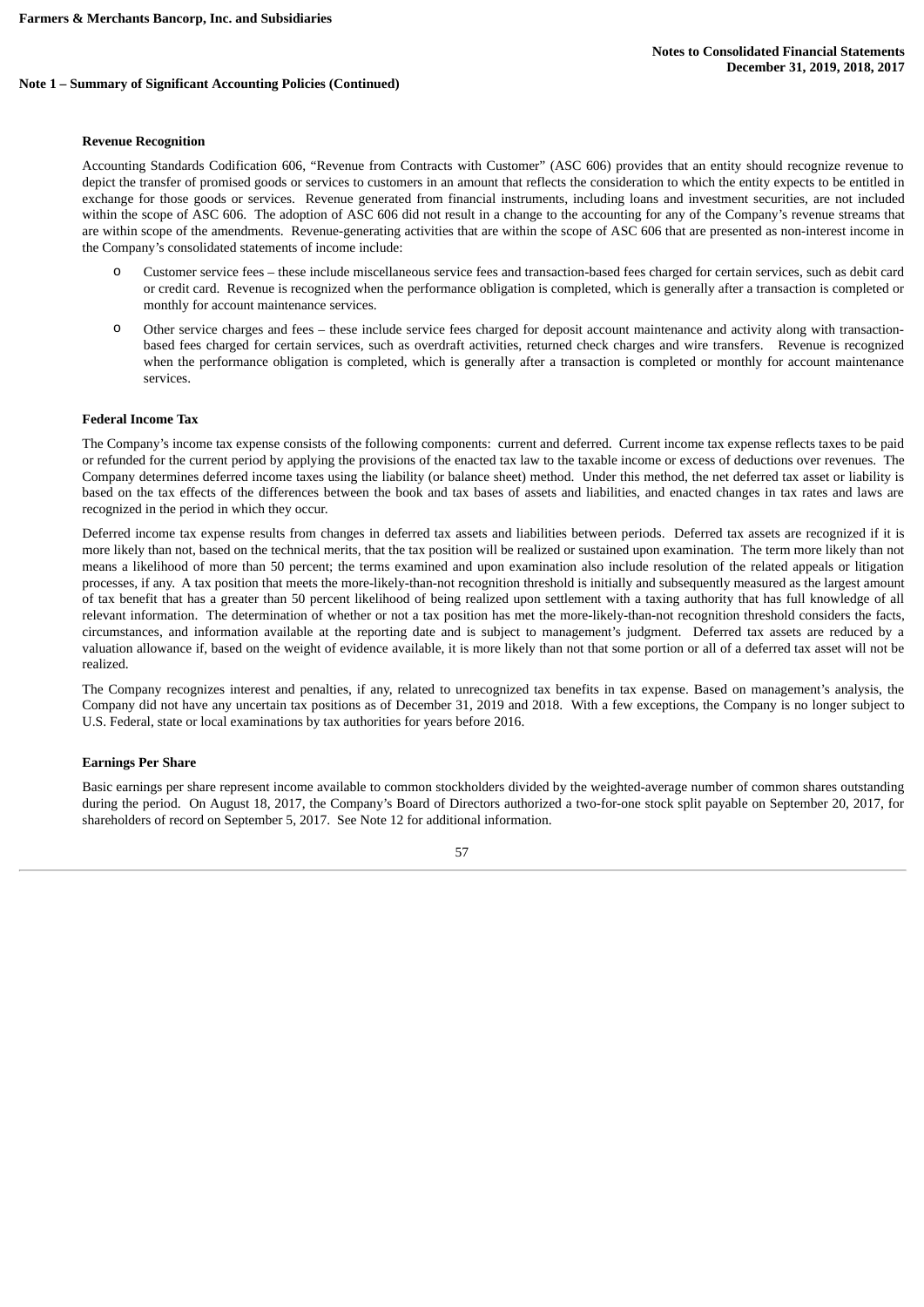**Note 1 – Summary of Significant Accounting Policies (Continued)**

**Revenue Recognition**

Accounting Standards Codification 606, "Revenue from Contracts with Customer" (ASC 606) provides that an entity should recognize revenue to depict the transfer of promised goods or services to customers in an amount that reflects the consideration to which the entity expects to be entitled in exchange for those goods or services. Revenue generated from financial instruments, including loans and investment securities, are not included within the scope of ASC 606. The adoption of ASC 606 did not result in a change to the accounting for any of the Company's revenue streams that are within scope of the amendments. Revenue-generating activities that are within the scope of ASC 606 that are presented as non-interest income in the Company's consolidated statements of income include:

- Customer service fees – these include miscellaneous service fees and transaction-based fees charged for certain services, such as debit card or credit card. Revenue is recognized when the performance obligation is completed, which is generally after a transaction is completed or monthly for account maintenance services.
- Other service charges and fees – these include service fees charged for deposit account maintenance and activity along with transaction-based fees charged for certain services, such as overdraft activities, returned check charges and wire transfers. Revenue is recognized when the performance obligation is completed, which is generally after a transaction is completed or monthly for account maintenance services.

**Federal Income Tax**

The Company's income tax expense consists of the following components: current and deferred. Current income tax expense reflects taxes to be paid or refunded for the current period by applying the provisions of the enacted tax law to the taxable income or excess of deductions over revenues. The Company determines deferred income taxes using the liability (or balance sheet) method. Under this method, the net deferred tax asset or liability is based on the tax effects of the differences between the book and tax bases of assets and liabilities, and enacted changes in tax rates and laws are recognized in the period in which they occur.

Deferred income tax expense results from changes in deferred tax assets and liabilities between periods. Deferred tax assets are recognized if it is more likely than not, based on the technical merits, that the tax position will be realized or sustained upon examination. The term more likely than not means a likelihood of more than 50 percent; the terms examined and upon examination also include resolution of the related appeals or litigation processes, if any. A tax position that meets the more-likely-than-not recognition threshold is initially and subsequently measured as the largest amount of tax benefit that has a greater than 50 percent likelihood of being realized upon settlement with a taxing authority that has full knowledge of all relevant information. The determination of whether or not a tax position has met the more-likely-than-not recognition threshold considers the facts, circumstances, and information available at the reporting date and is subject to management's judgment. Deferred tax assets are reduced by a valuation allowance if, based on the weight of evidence available, it is more likely than not that some portion or all of a deferred tax asset will not be realized.

The Company recognizes interest and penalties, if any, related to unrecognized tax benefits in tax expense. Based on management's analysis, the Company did not have any uncertain tax positions as of December 31, 2019 and 2018. With a few exceptions, the Company is no longer subject to U.S. Federal, state or local examinations by tax authorities for years before 2016.

**Earnings Per Share**

Basic earnings per share represent income available to common stockholders divided by the weighted-average number of common shares outstanding during the period. On August 18, 2017, the Company's Board of Directors authorized a two-for-one stock split payable on September 20, 2017, for shareholders of record on September 5, 2017. See Note 12 for additional information.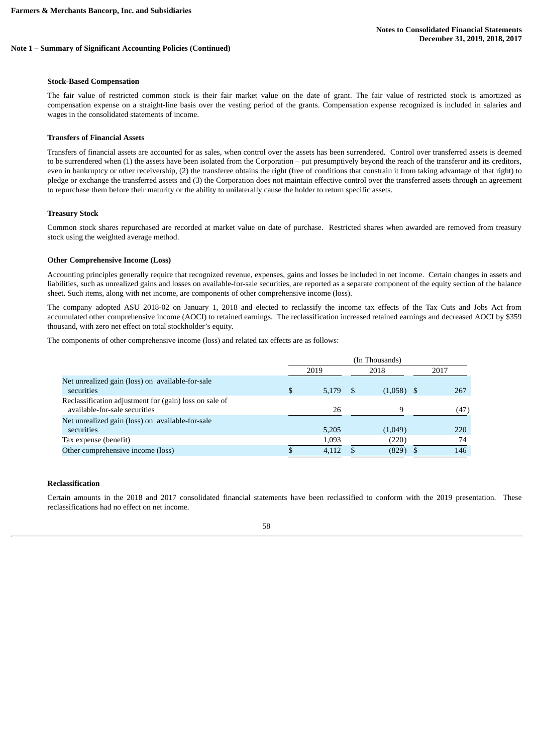## Note 1 – Summary of Significant Accounting Policies (Continued)

### Stock-Based Compensation

The fair value of restricted common stock is their fair market value on the date of grant. The fair value of restricted stock is amortized as compensation expense on a straight-line basis over the vesting period of the grants. Compensation expense recognized is included in salaries and wages in the consolidated statements of income.

### Transfers of Financial Assets

Transfers of financial assets are accounted for as sales, when control over the assets has been surrendered. Control over transferred assets is deemed to be surrendered when (1) the assets have been isolated from the Corporation – put presumptively beyond the reach of the transferor and its creditors, even in bankruptcy or other receivership, (2) the transferee obtains the right (free of conditions that constrain it from taking advantage of that right) to pledge or exchange the transferred assets and (3) the Corporation does not maintain effective control over the transferred assets through an agreement to repurchase them before their maturity or the ability to unilaterally cause the holder to return specific assets.

### Treasury Stock

Common stock shares repurchased are recorded at market value on date of purchase. Restricted shares when awarded are removed from treasury stock using the weighted average method.

### Other Comprehensive Income (Loss)

Accounting principles generally require that recognized revenue, expenses, gains and losses be included in net income. Certain changes in assets and liabilities, such as unrealized gains and losses on available-for-sale securities, are reported as a separate component of the equity section of the balance sheet. Such items, along with net income, are components of other comprehensive income (loss).

The company adopted ASU 2018-02 on January 1, 2018 and elected to reclassify the income tax effects of the Tax Cuts and Jobs Act from accumulated other comprehensive income (AOCI) to retained earnings. The reclassification increased retained earnings and decreased AOCI by $359 thousand, with zero net effect on total stockholder's equity.

The components of other comprehensive income (loss) and related tax effects are as follows:

| | (In Thousands) | | |
|---|---|---|---|
| | 2019 | 2018 | 2017 |
| Net unrealized gain (loss) on available-for-sale securities | $ 5,179 | $ (1,058) | $ 267 |
| Reclassification adjustment for (gain) loss on sale of available-for-sale securities | 26 | 9 | (47) |
| Net unrealized gain (loss) on available-for-sale securities | 5,205 | (1,049) | 220 |
| Tax expense (benefit) | 1,093 | (220) | 74 |
| Other comprehensive income (loss) | $ 4,112 | $ (829) | $ 146 |

### Reclassification

Certain amounts in the 2018 and 2017 consolidated financial statements have been reclassified to conform with the 2019 presentation. These reclassifications had no effect on net income.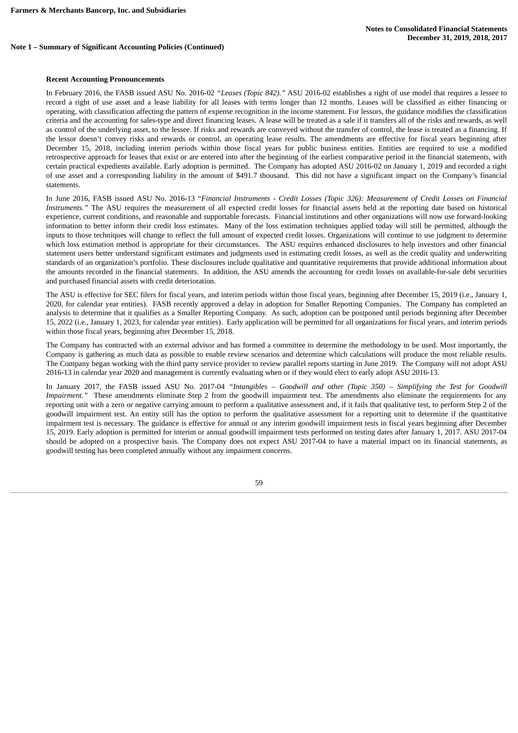## Note 1 – Summary of Significant Accounting Policies (Continued)

### Recent Accounting Pronouncements

In February 2016, the FASB issued ASU No. 2016-02 *"Leases (Topic 842)."* ASU 2016-02 establishes a right of use model that requires a lessee to record a right of use asset and a lease liability for all leases with terms longer than 12 months. Leases will be classified as either financing or operating, with classification affecting the pattern of expense recognition in the income statement. For lessors, the guidance modifies the classification criteria and the accounting for sales-type and direct financing leases. A lease will be treated as a sale if it transfers all of the risks and rewards, as well as control of the underlying asset, to the lessee. If risks and rewards are conveyed without the transfer of control, the lease is treated as a financing. If the lessor doesn't convey risks and rewards or control, an operating lease results. The amendments are effective for fiscal years beginning after December 15, 2018, including interim periods within those fiscal years for public business entities. Entities are required to use a modified retrospective approach for leases that exist or are entered into after the beginning of the earliest comparative period in the financial statements, with certain practical expedients available. Early adoption is permitted. The Company has adopted ASU 2016-02 on January 1, 2019 and recorded a right of use asset and a corresponding liability in the amount of $491.7 thousand. This did not have a significant impact on the Company's financial statements.

In June 2016, FASB issued ASU No. 2016-13 "*Financial Instruments - Credit Losses (Topic 326): Measurement of Credit Losses on Financial Instruments."* The ASU requires the measurement of all expected credit losses for financial assets held at the reporting date based on historical experience, current conditions, and reasonable and supportable forecasts. Financial institutions and other organizations will now use forward-looking information to better inform their credit loss estimates. Many of the loss estimation techniques applied today will still be permitted, although the inputs to those techniques will change to reflect the full amount of expected credit losses. Organizations will continue to use judgment to determine which loss estimation method is appropriate for their circumstances. The ASU requires enhanced disclosures to help investors and other financial statement users better understand significant estimates and judgments used in estimating credit losses, as well as the credit quality and underwriting standards of an organization's portfolio. These disclosures include qualitative and quantitative requirements that provide additional information about the amounts recorded in the financial statements. In addition, the ASU amends the accounting for credit losses on available-for-sale debt securities and purchased financial assets with credit deterioration.

The ASU is effective for SEC filers for fiscal years, and interim periods within those fiscal years, beginning after December 15, 2019 (i.e., January 1, 2020, for calendar year entities). FASB recently approved a delay in adoption for Smaller Reporting Companies. The Company has completed an analysis to determine that it qualifies as a Smaller Reporting Company. As such, adoption can be postponed until periods beginning after December 15, 2022 (i.e., January 1, 2023, for calendar year entities). Early application will be permitted for all organizations for fiscal years, and interim periods within those fiscal years, beginning after December 15, 2018.

The Company has contracted with an external advisor and has formed a committee to determine the methodology to be used. Most importantly, the Company is gathering as much data as possible to enable review scenarios and determine which calculations will produce the most reliable results. The Company began working with the third party service provider to review parallel reports starting in June 2019. The Company will not adopt ASU 2016-13 in calendar year 2020 and management is currently evaluating when or if they would elect to early adopt ASU 2016-13.

In January 2017, the FASB issued ASU No. 2017-04 "*Intangibles – Goodwill and other (Topic 350) – Simplifying the Test for Goodwill Impairment."* These amendments eliminate Step 2 from the goodwill impairment test. The amendments also eliminate the requirements for any reporting unit with a zero or negative carrying amount to perform a qualitative assessment and, if it fails that qualitative test, to perform Step 2 of the goodwill impairment test. An entity still has the option to perform the qualitative assessment for a reporting unit to determine if the quantitative impairment test is necessary. The guidance is effective for annual or any interim goodwill impairment tests in fiscal years beginning after December 15, 2019. Early adoption is permitted for interim or annual goodwill impairment tests performed on testing dates after January 1, 2017. ASU 2017-04 should be adopted on a prospective basis. The Company does not expect ASU 2017-04 to have a material impact on its financial statements, as goodwill testing has been completed annually without any impairment concerns.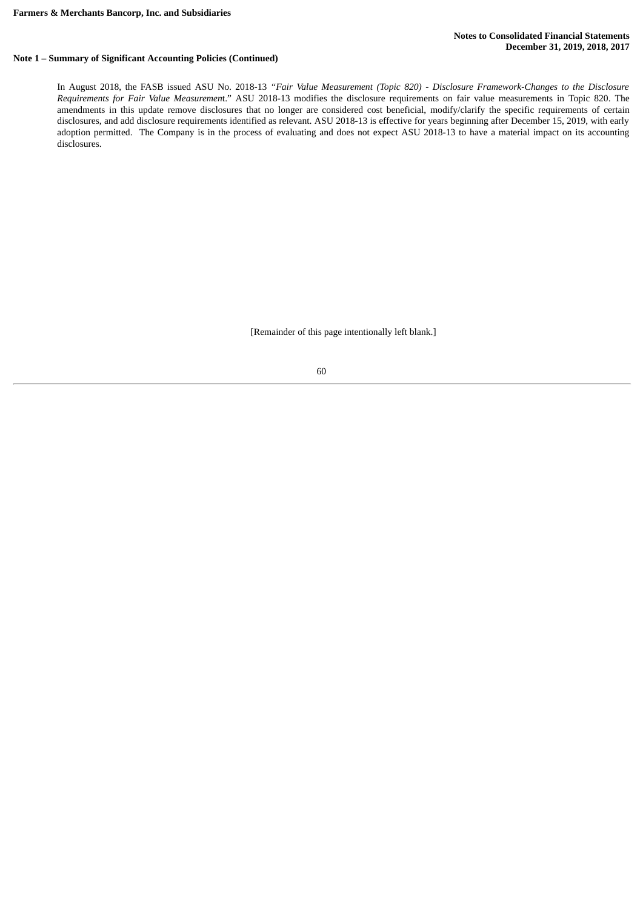**Note 1 – Summary of Significant Accounting Policies (Continued)**

In August 2018, the FASB issued ASU No. 2018-13 "*Fair Value Measurement (Topic 820) - Disclosure Framework-Changes to the Disclosure Requirements for Fair Value Measuremen*t." ASU 2018-13 modifies the disclosure requirements on fair value measurements in Topic 820. The amendments in this update remove disclosures that no longer are considered cost beneficial, modify/clarify the specific requirements of certain disclosures, and add disclosure requirements identified as relevant. ASU 2018-13 is effective for years beginning after December 15, 2019, with early adoption permitted. The Company is in the process of evaluating and does not expect ASU 2018-13 to have a material impact on its accounting disclosures.

[Remainder of this page intentionally left blank.]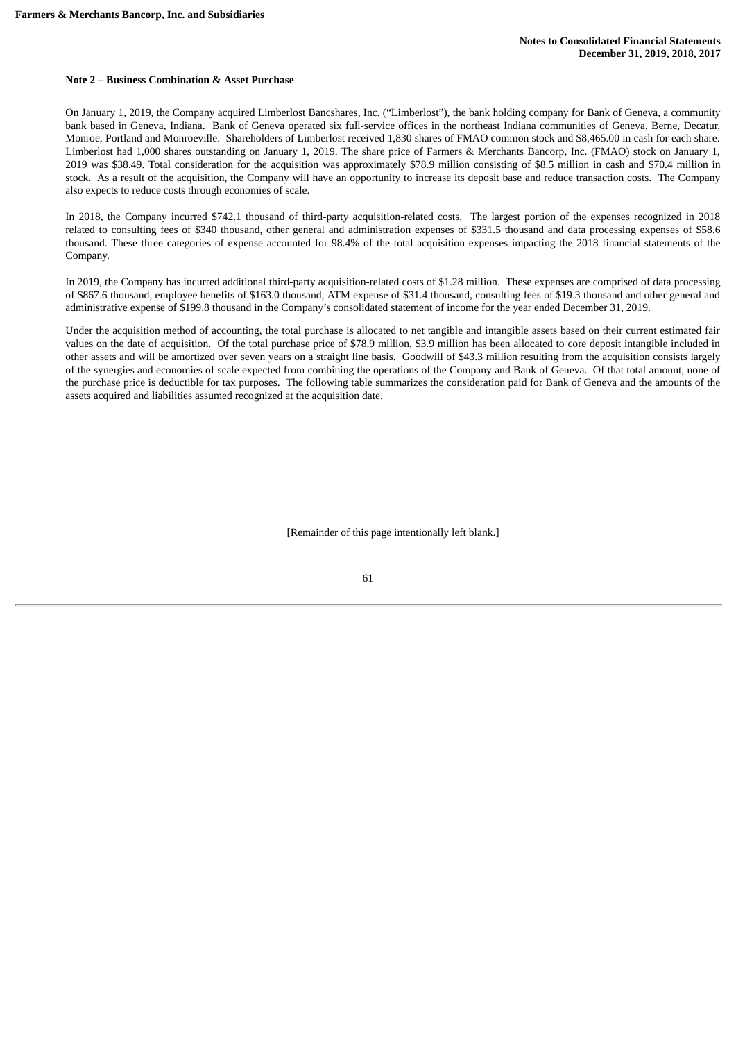## Note 2 – Business Combination & Asset Purchase

On January 1, 2019, the Company acquired Limberlost Bancshares, Inc. ("Limberlost"), the bank holding company for Bank of Geneva, a community bank based in Geneva, Indiana. Bank of Geneva operated six full-service offices in the northeast Indiana communities of Geneva, Berne, Decatur, Monroe, Portland and Monroeville. Shareholders of Limberlost received 1,830 shares of FMAO common stock and $8,465.00 in cash for each share. Limberlost had 1,000 shares outstanding on January 1, 2019. The share price of Farmers & Merchants Bancorp, Inc. (FMAO) stock on January 1, 2019 was $38.49. Total consideration for the acquisition was approximately $78.9 million consisting of $8.5 million in cash and $70.4 million in stock. As a result of the acquisition, the Company will have an opportunity to increase its deposit base and reduce transaction costs. The Company also expects to reduce costs through economies of scale.

In 2018, the Company incurred $742.1 thousand of third-party acquisition-related costs. The largest portion of the expenses recognized in 2018 related to consulting fees of $340 thousand, other general and administration expenses of $331.5 thousand and data processing expenses of $58.6 thousand. These three categories of expense accounted for 98.4% of the total acquisition expenses impacting the 2018 financial statements of the Company.

In 2019, the Company has incurred additional third-party acquisition-related costs of $1.28 million. These expenses are comprised of data processing of $867.6 thousand, employee benefits of $163.0 thousand, ATM expense of $31.4 thousand, consulting fees of $19.3 thousand and other general and administrative expense of $199.8 thousand in the Company's consolidated statement of income for the year ended December 31, 2019.

Under the acquisition method of accounting, the total purchase is allocated to net tangible and intangible assets based on their current estimated fair values on the date of acquisition. Of the total purchase price of $78.9 million, $3.9 million has been allocated to core deposit intangible included in other assets and will be amortized over seven years on a straight line basis. Goodwill of $43.3 million resulting from the acquisition consists largely of the synergies and economies of scale expected from combining the operations of the Company and Bank of Geneva. Of that total amount, none of the purchase price is deductible for tax purposes. The following table summarizes the consideration paid for Bank of Geneva and the amounts of the assets acquired and liabilities assumed recognized at the acquisition date.

[Remainder of this page intentionally left blank.]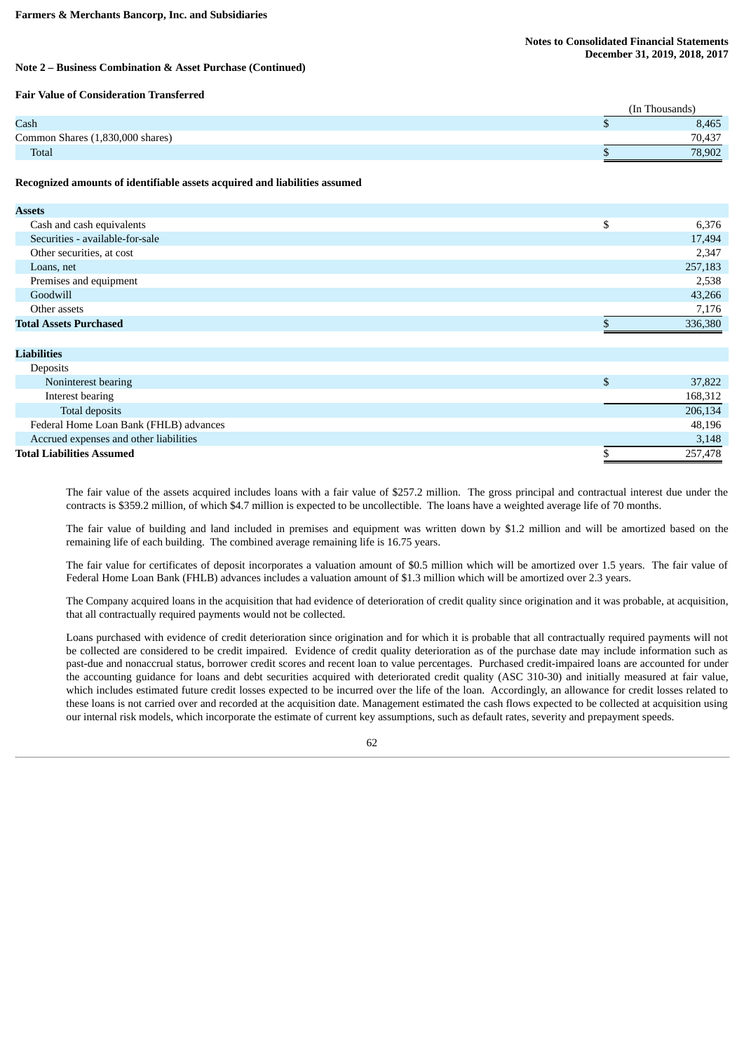### Note 2 – Business Combination & Asset Purchase (Continued)

**Fair Value of Consideration Transferred**

| | | (In Thousands) |
|---|---|---|
| Cash | $ | 8,465 |
| Common Shares (1,830,000 shares) | | 70,437 |
| Total | $ | 78,902 |

**Recognized amounts of identifiable assets acquired and liabilities assumed**

| | | |
|---|---|---|
| **Assets** | | |
| Cash and cash equivalents | $ | 6,376 |
| Securities - available-for-sale | | 17,494 |
| Other securities, at cost | | 2,347 |
| Loans, net | | 257,183 |
| Premises and equipment | | 2,538 |
| Goodwill | | 43,266 |
| Other assets | | 7,176 |
| **Total Assets Purchased** | $ | 336,380 |
| | | |
| **Liabilities** | | |
| Deposits | | |
| Noninterest bearing | $ | 37,822 |
| Interest bearing | | 168,312 |
| Total deposits | | 206,134 |
| Federal Home Loan Bank (FHLB) advances | | 48,196 |
| Accrued expenses and other liabilities | | 3,148 |
| **Total Liabilities Assumed** | $ | 257,478 |

The fair value of the assets acquired includes loans with a fair value of $257.2 million. The gross principal and contractual interest due under the contracts is $359.2 million, of which $4.7 million is expected to be uncollectible. The loans have a weighted average life of 70 months.

The fair value of building and land included in premises and equipment was written down by $1.2 million and will be amortized based on the remaining life of each building. The combined average remaining life is 16.75 years.

The fair value for certificates of deposit incorporates a valuation amount of $0.5 million which will be amortized over 1.5 years. The fair value of Federal Home Loan Bank (FHLB) advances includes a valuation amount of $1.3 million which will be amortized over 2.3 years.

The Company acquired loans in the acquisition that had evidence of deterioration of credit quality since origination and it was probable, at acquisition, that all contractually required payments would not be collected.

Loans purchased with evidence of credit deterioration since origination and for which it is probable that all contractually required payments will not be collected are considered to be credit impaired. Evidence of credit quality deterioration as of the purchase date may include information such as past-due and nonaccrual status, borrower credit scores and recent loan to value percentages. Purchased credit-impaired loans are accounted for under the accounting guidance for loans and debt securities acquired with deteriorated credit quality (ASC 310-30) and initially measured at fair value, which includes estimated future credit losses expected to be incurred over the life of the loan. Accordingly, an allowance for credit losses related to these loans is not carried over and recorded at the acquisition date. Management estimated the cash flows expected to be collected at acquisition using our internal risk models, which incorporate the estimate of current key assumptions, such as default rates, severity and prepayment speeds.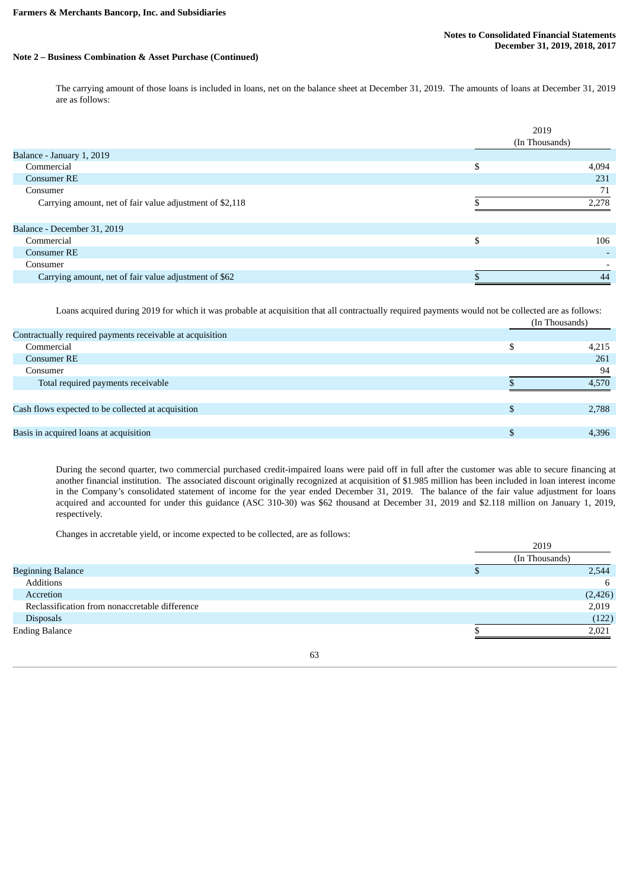### Note 2 – Business Combination & Asset Purchase (Continued)

The carrying amount of those loans is included in loans, net on the balance sheet at December 31, 2019. The amounts of loans at December 31, 2019 are as follows:

| | 2019 (In Thousands) |
|---|---|
| Balance - January 1, 2019 | |
| Commercial | $ 4,094 |
| Consumer RE | 231 |
| Consumer | 71 |
| Carrying amount, net of fair value adjustment of $2,118 | $ 2,278 |
| | |
| Balance - December 31, 2019 | |
| Commercial | $ 106 |
| Consumer RE | - |
| Consumer | - |
| Carrying amount, net of fair value adjustment of $62 | $ 44 |

Loans acquired during 2019 for which it was probable at acquisition that all contractually required payments would not be collected are as follows:

| | (In Thousands) |
|---|---|
| Contractually required payments receivable at acquisition | |
| Commercial | $ 4,215 |
| Consumer RE | 261 |
| Consumer | 94 |
| Total required payments receivable | $ 4,570 |
| | |
| Cash flows expected to be collected at acquisition | $ 2,788 |
| | |
| Basis in acquired loans at acquisition | $ 4,396 |

During the second quarter, two commercial purchased credit-impaired loans were paid off in full after the customer was able to secure financing at another financial institution. The associated discount originally recognized at acquisition of $1.985 million has been included in loan interest income in the Company's consolidated statement of income for the year ended December 31, 2019. The balance of the fair value adjustment for loans acquired and accounted for under this guidance (ASC 310-30) was $62 thousand at December 31, 2019 and $2.118 million on January 1, 2019, respectively.

Changes in accretable yield, or income expected to be collected, are as follows:

| | 2019 (In Thousands) |
|---|---|
| Beginning Balance | $ 2,544 |
| Additions | 6 |
| Accretion | (2,426) |
| Reclassification from nonaccretable difference | 2,019 |
| Disposals | (122) |
| Ending Balance | $ 2,021 |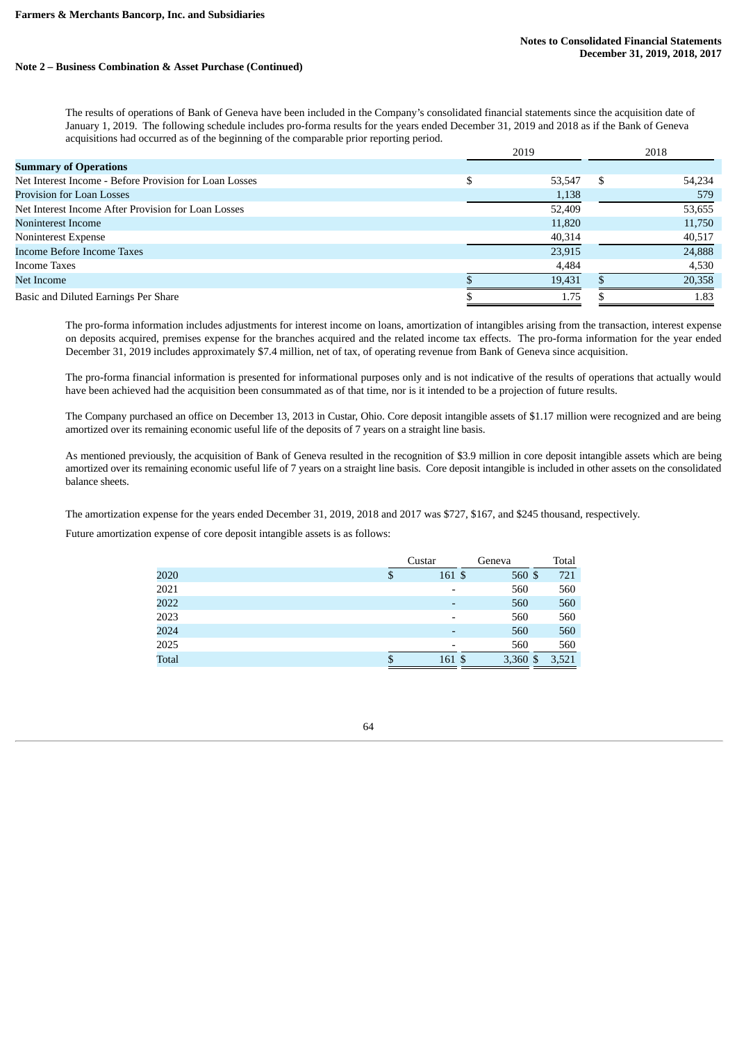### Note 2 – Business Combination & Asset Purchase (Continued)

The results of operations of Bank of Geneva have been included in the Company's consolidated financial statements since the acquisition date of January 1, 2019. The following schedule includes pro-forma results for the years ended December 31, 2019 and 2018 as if the Bank of Geneva acquisitions had occurred as of the beginning of the comparable prior reporting period.

| | 2019 | 2018 |
|---|---|---|
| **Summary of Operations** | | |
| Net Interest Income - Before Provision for Loan Losses | $ 53,547 | $ 54,234 |
| Provision for Loan Losses | 1,138 | 579 |
| Net Interest Income After Provision for Loan Losses | 52,409 | 53,655 |
| Noninterest Income | 11,820 | 11,750 |
| Noninterest Expense | 40,314 | 40,517 |
| Income Before Income Taxes | 23,915 | 24,888 |
| Income Taxes | 4,484 | 4,530 |
| Net Income | $ 19,431 | $ 20,358 |
| Basic and Diluted Earnings Per Share | $ 1.75 | $ 1.83 |

The pro-forma information includes adjustments for interest income on loans, amortization of intangibles arising from the transaction, interest expense on deposits acquired, premises expense for the branches acquired and the related income tax effects. The pro-forma information for the year ended December 31, 2019 includes approximately $7.4 million, net of tax, of operating revenue from Bank of Geneva since acquisition.

The pro-forma financial information is presented for informational purposes only and is not indicative of the results of operations that actually would have been achieved had the acquisition been consummated as of that time, nor is it intended to be a projection of future results.

The Company purchased an office on December 13, 2013 in Custar, Ohio. Core deposit intangible assets of $1.17 million were recognized and are being amortized over its remaining economic useful life of the deposits of 7 years on a straight line basis.

As mentioned previously, the acquisition of Bank of Geneva resulted in the recognition of $3.9 million in core deposit intangible assets which are being amortized over its remaining economic useful life of 7 years on a straight line basis. Core deposit intangible is included in other assets on the consolidated balance sheets.

The amortization expense for the years ended December 31, 2019, 2018 and 2017 was $727, $167, and $245 thousand, respectively.

Future amortization expense of core deposit intangible assets is as follows:

| | Custar | Geneva | Total |
|---|---|---|---|
| 2020 | $ 161 | $ 560 | $ 721 |
| 2021 | - | 560 | 560 |
| 2022 | - | 560 | 560 |
| 2023 | - | 560 | 560 |
| 2024 | - | 560 | 560 |
| 2025 | - | 560 | 560 |
| Total | $ 161 | $ 3,360 | $ 3,521 |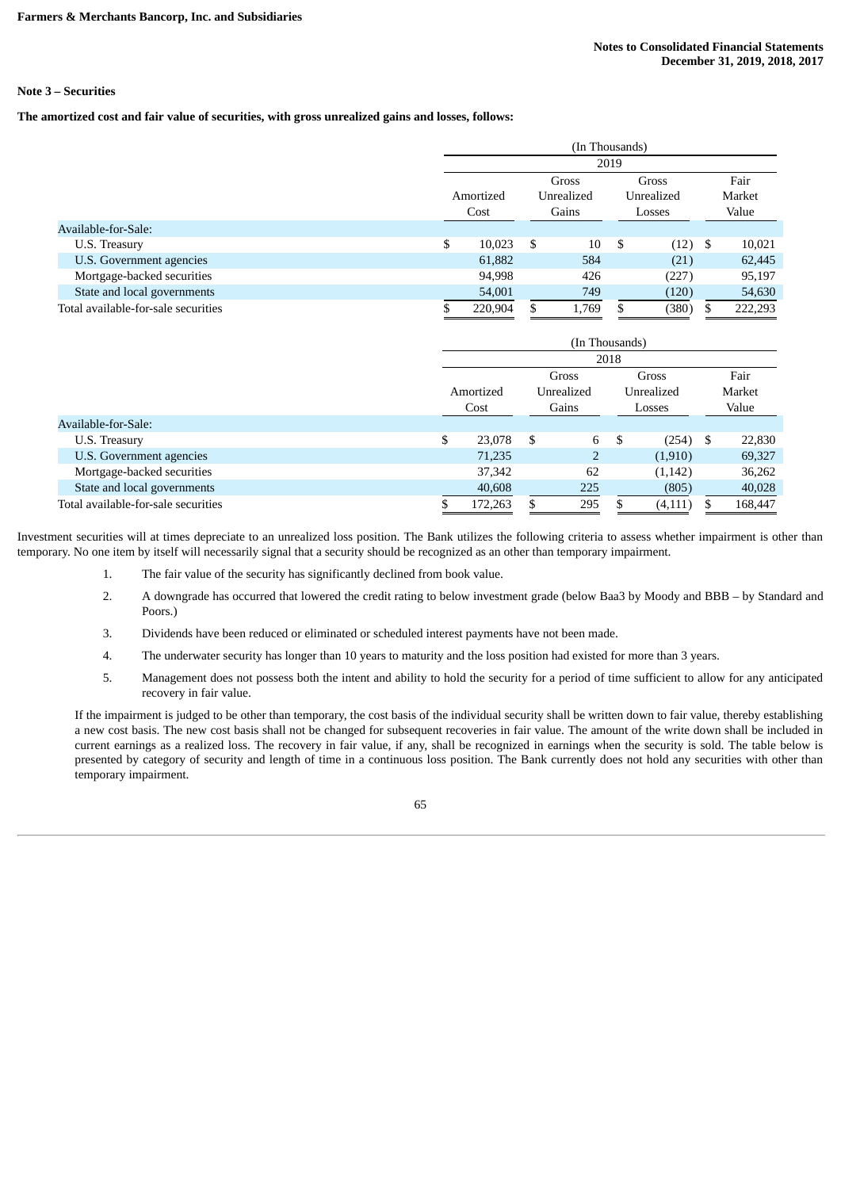## Note 3 – Securities

**The amortized cost and fair value of securities, with gross unrealized gains and losses, follows:**

| | (In Thousands) | | | |
|---|---|---|---|---|
| | 2019 | | | |
| | Amortized Cost | Gross Unrealized Gains | Gross Unrealized Losses | Fair Market Value |
| Available-for-Sale: | | | | |
| U.S. Treasury | $ 10,023 | $ 10 | $ (12) | $ 10,021 |
| U.S. Government agencies | 61,882 | 584 | (21) | 62,445 |
| Mortgage-backed securities | 94,998 | 426 | (227) | 95,197 |
| State and local governments | 54,001 | 749 | (120) | 54,630 |
| Total available-for-sale securities | $ 220,904 | $ 1,769 | $ (380) | $ 222,293 |

| | (In Thousands) | | | |
|---|---|---|---|---|
| | 2018 | | | |
| | Amortized Cost | Gross Unrealized Gains | Gross Unrealized Losses | Fair Market Value |
| Available-for-Sale: | | | | |
| U.S. Treasury | $ 23,078 | $ 6 | $ (254) | $ 22,830 |
| U.S. Government agencies | 71,235 | 2 | (1,910) | 69,327 |
| Mortgage-backed securities | 37,342 | 62 | (1,142) | 36,262 |
| State and local governments | 40,608 | 225 | (805) | 40,028 |
| Total available-for-sale securities | $ 172,263 | $ 295 | $ (4,111) | $ 168,447 |

Investment securities will at times depreciate to an unrealized loss position. The Bank utilizes the following criteria to assess whether impairment is other than temporary. No one item by itself will necessarily signal that a security should be recognized as an other than temporary impairment.

1. The fair value of the security has significantly declined from book value.
2. A downgrade has occurred that lowered the credit rating to below investment grade (below Baa3 by Moody and BBB – by Standard and Poors.)
3. Dividends have been reduced or eliminated or scheduled interest payments have not been made.
4. The underwater security has longer than 10 years to maturity and the loss position had existed for more than 3 years.
5. Management does not possess both the intent and ability to hold the security for a period of time sufficient to allow for any anticipated recovery in fair value.

If the impairment is judged to be other than temporary, the cost basis of the individual security shall be written down to fair value, thereby establishing a new cost basis. The new cost basis shall not be changed for subsequent recoveries in fair value. The amount of the write down shall be included in current earnings as a realized loss. The recovery in fair value, if any, shall be recognized in earnings when the security is sold. The table below is presented by category of security and length of time in a continuous loss position. The Bank currently does not hold any securities with other than temporary impairment.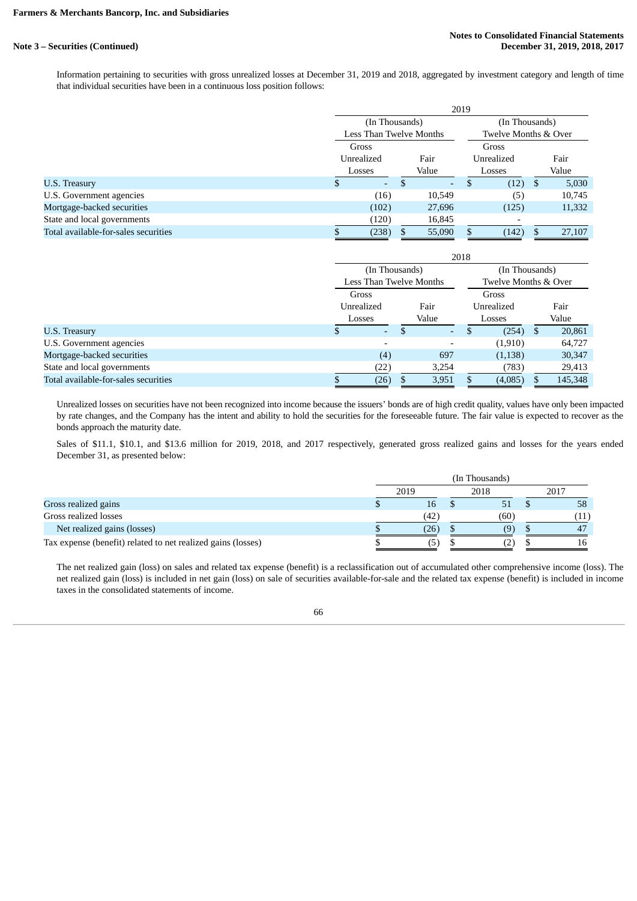Farmers & Merchants Bancorp, Inc. and Subsidiaries

Notes to Consolidated Financial Statements
December 31, 2019, 2018, 2017

**Note 3 – Securities (Continued)**

Information pertaining to securities with gross unrealized losses at December 31, 2019 and 2018, aggregated by investment category and length of time that individual securities have been in a continuous loss position follows:

| | 2019 | | | |
|---|---|---|---|---|
| | (In Thousands) Less Than Twelve Months | | (In Thousands) Twelve Months & Over | |
| | Gross Unrealized Losses | Fair Value | Gross Unrealized Losses | Fair Value |
| U.S. Treasury | $ - | $ - | $ (12) | $ 5,030 |
| U.S. Government agencies | (16) | 10,549 | (5) | 10,745 |
| Mortgage-backed securities | (102) | 27,696 | (125) | 11,332 |
| State and local governments | (120) | 16,845 | - | |
| Total available-for-sales securities | $ (238) | $ 55,090 | $ (142) | $ 27,107 |

| | 2018 | | | |
|---|---|---|---|---|
| | (In Thousands) Less Than Twelve Months | | (In Thousands) Twelve Months & Over | |
| | Gross Unrealized Losses | Fair Value | Gross Unrealized Losses | Fair Value |
| U.S. Treasury | $ - | $ - | $ (254) | $ 20,861 |
| U.S. Government agencies | - | - | (1,910) | 64,727 |
| Mortgage-backed securities | (4) | 697 | (1,138) | 30,347 |
| State and local governments | (22) | 3,254 | (783) | 29,413 |
| Total available-for-sales securities | $ (26) | $ 3,951 | $ (4,085) | $ 145,348 |

Unrealized losses on securities have not been recognized into income because the issuers' bonds are of high credit quality, values have only been impacted by rate changes, and the Company has the intent and ability to hold the securities for the foreseeable future. The fair value is expected to recover as the bonds approach the maturity date.

Sales of $11.1, $10.1, and $13.6 million for 2019, 2018, and 2017 respectively, generated gross realized gains and losses for the years ended December 31, as presented below:

| | (In Thousands) | | |
|---|---|---|---|
| | 2019 | 2018 | 2017 |
| Gross realized gains | $ 16 | $ 51 | $ 58 |
| Gross realized losses | (42) | (60) | (11) |
| Net realized gains (losses) | $ (26) | $ (9) | $ 47 |
| Tax expense (benefit) related to net realized gains (losses) | $ (5) | $ (2) | $ 16 |

The net realized gain (loss) on sales and related tax expense (benefit) is a reclassification out of accumulated other comprehensive income (loss). The net realized gain (loss) is included in net gain (loss) on sale of securities available-for-sale and the related tax expense (benefit) is included in income taxes in the consolidated statements of income.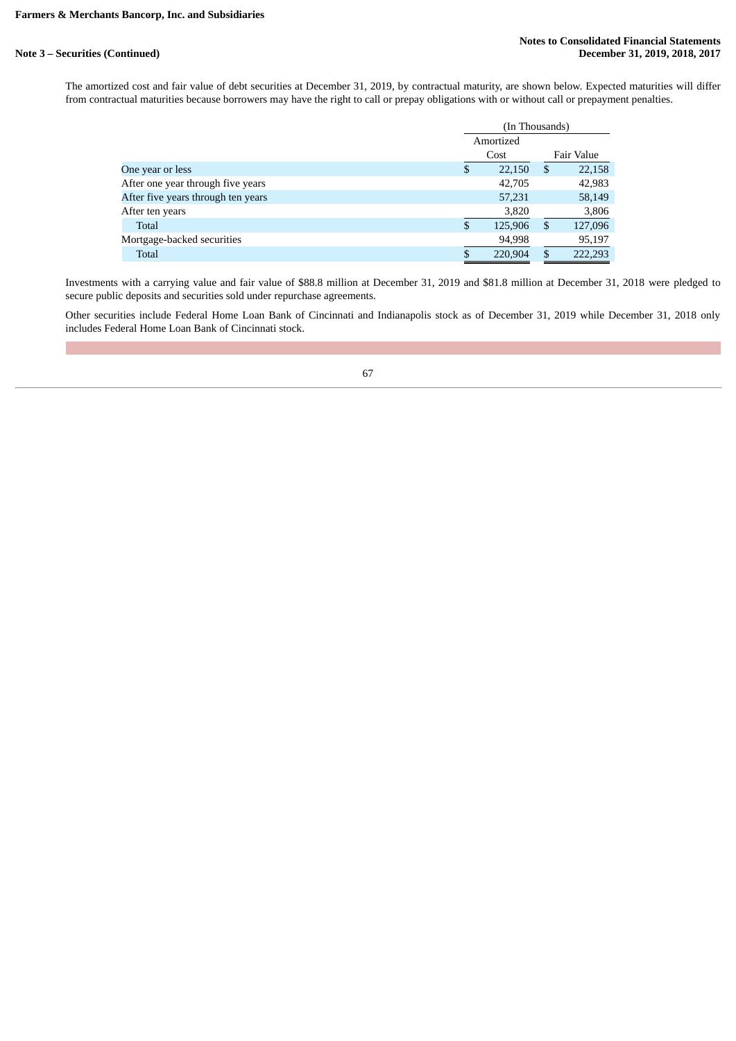**Note 3 – Securities (Continued)**

The amortized cost and fair value of debt securities at December 31, 2019, by contractual maturity, are shown below. Expected maturities will differ from contractual maturities because borrowers may have the right to call or prepay obligations with or without call or prepayment penalties.

| | (In Thousands) | |
|---|---|---|
| | Amortized Cost | Fair Value |
| One year or less | $ 22,150 | $ 22,158 |
| After one year through five years | 42,705 | 42,983 |
| After five years through ten years | 57,231 | 58,149 |
| After ten years | 3,820 | 3,806 |
| Total | $ 125,906 | $ 127,096 |
| Mortgage-backed securities | 94,998 | 95,197 |
| Total | $ 220,904 | $ 222,293 |

Investments with a carrying value and fair value of $88.8 million at December 31, 2019 and $81.8 million at December 31, 2018 were pledged to secure public deposits and securities sold under repurchase agreements.

Other securities include Federal Home Loan Bank of Cincinnati and Indianapolis stock as of December 31, 2019 while December 31, 2018 only includes Federal Home Loan Bank of Cincinnati stock.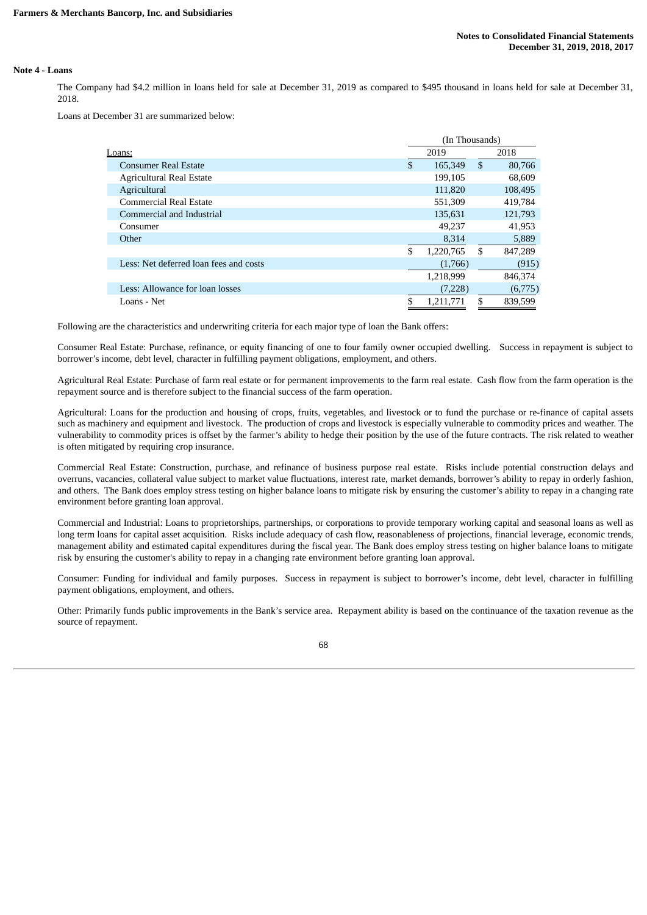## Note 4 - Loans

The Company had $4.2 million in loans held for sale at December 31, 2019 as compared to $495 thousand in loans held for sale at December 31, 2018.

Loans at December 31 are summarized below:

| | (In Thousands) | |
|---|---|---|
| Loans: | 2019 | 2018 |
| Consumer Real Estate | $ 165,349 | $ 80,766 |
| Agricultural Real Estate | 199,105 | 68,609 |
| Agricultural | 111,820 | 108,495 |
| Commercial Real Estate | 551,309 | 419,784 |
| Commercial and Industrial | 135,631 | 121,793 |
| Consumer | 49,237 | 41,953 |
| Other | 8,314 | 5,889 |
| | $ 1,220,765 | $ 847,289 |
| Less: Net deferred loan fees and costs | (1,766) | (915) |
| | 1,218,999 | 846,374 |
| Less: Allowance for loan losses | (7,228) | (6,775) |
| Loans - Net | $ 1,211,771 | $ 839,599 |

Following are the characteristics and underwriting criteria for each major type of loan the Bank offers:

Consumer Real Estate: Purchase, refinance, or equity financing of one to four family owner occupied dwelling. Success in repayment is subject to borrower's income, debt level, character in fulfilling payment obligations, employment, and others.

Agricultural Real Estate: Purchase of farm real estate or for permanent improvements to the farm real estate. Cash flow from the farm operation is the repayment source and is therefore subject to the financial success of the farm operation.

Agricultural: Loans for the production and housing of crops, fruits, vegetables, and livestock or to fund the purchase or re-finance of capital assets such as machinery and equipment and livestock. The production of crops and livestock is especially vulnerable to commodity prices and weather. The vulnerability to commodity prices is offset by the farmer's ability to hedge their position by the use of the future contracts. The risk related to weather is often mitigated by requiring crop insurance.

Commercial Real Estate: Construction, purchase, and refinance of business purpose real estate. Risks include potential construction delays and overruns, vacancies, collateral value subject to market value fluctuations, interest rate, market demands, borrower's ability to repay in orderly fashion, and others. The Bank does employ stress testing on higher balance loans to mitigate risk by ensuring the customer's ability to repay in a changing rate environment before granting loan approval.

Commercial and Industrial: Loans to proprietorships, partnerships, or corporations to provide temporary working capital and seasonal loans as well as long term loans for capital asset acquisition. Risks include adequacy of cash flow, reasonableness of projections, financial leverage, economic trends, management ability and estimated capital expenditures during the fiscal year. The Bank does employ stress testing on higher balance loans to mitigate risk by ensuring the customer's ability to repay in a changing rate environment before granting loan approval.

Consumer: Funding for individual and family purposes. Success in repayment is subject to borrower's income, debt level, character in fulfilling payment obligations, employment, and others.

Other: Primarily funds public improvements in the Bank's service area. Repayment ability is based on the continuance of the taxation revenue as the source of repayment.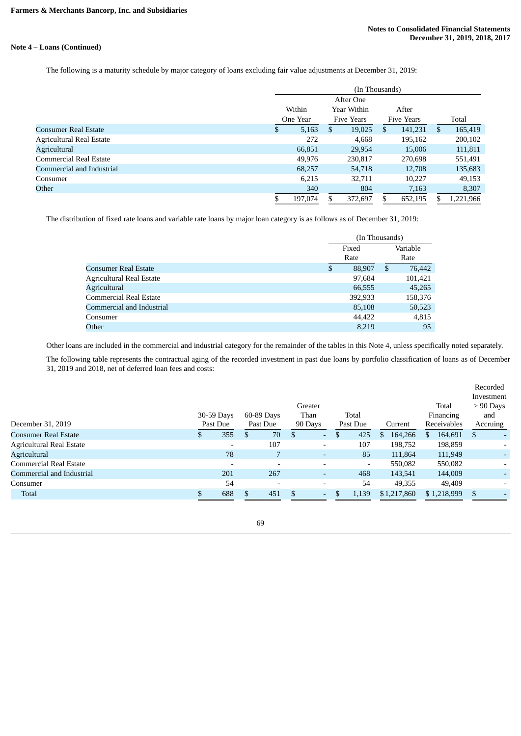**Note 4 – Loans (Continued)**

The following is a maturity schedule by major category of loans excluding fair value adjustments at December 31, 2019:

| | (In Thousands) | | | |
|---|---|---|---|---|
| | Within One Year | After One Year Within Five Years | After Five Years | Total |
| Consumer Real Estate | $ 5,163 | $ 19,025 | $ 141,231 | $ 165,419 |
| Agricultural Real Estate | 272 | 4,668 | 195,162 | 200,102 |
| Agricultural | 66,851 | 29,954 | 15,006 | 111,811 |
| Commercial Real Estate | 49,976 | 230,817 | 270,698 | 551,491 |
| Commercial and Industrial | 68,257 | 54,718 | 12,708 | 135,683 |
| Consumer | 6,215 | 32,711 | 10,227 | 49,153 |
| Other | 340 | 804 | 7,163 | 8,307 |
| | $ 197,074 | $ 372,697 | $ 652,195 | $ 1,221,966 |

The distribution of fixed rate loans and variable rate loans by major loan category is as follows as of December 31, 2019:

| | (In Thousands) | |
|---|---|---|
| | Fixed Rate | Variable Rate |
| Consumer Real Estate | $ 88,907 | $ 76,442 |
| Agricultural Real Estate | 97,684 | 101,421 |
| Agricultural | 66,555 | 45,265 |
| Commercial Real Estate | 392,933 | 158,376 |
| Commercial and Industrial | 85,108 | 50,523 |
| Consumer | 44,422 | 4,815 |
| Other | 8,219 | 95 |

Other loans are included in the commercial and industrial category for the remainder of the tables in this Note 4, unless specifically noted separately.

The following table represents the contractual aging of the recorded investment in past due loans by portfolio classification of loans as of December 31, 2019 and 2018, net of deferred loan fees and costs:

| December 31, 2019 | 30-59 Days Past Due | 60-89 Days Past Due | Greater Than 90 Days | Total Past Due | Current | Total Financing Receivables | Recorded Investment > 90 Days and Accruing |
|---|---|---|---|---|---|---|---|
| Consumer Real Estate | $ 355 | $ 70 | $ - | $ 425 | $ 164,266 | $ 164,691 | $ - |
| Agricultural Real Estate | - | 107 | - | 107 | 198,752 | 198,859 | - |
| Agricultural | 78 | 7 | - | 85 | 111,864 | 111,949 | - |
| Commercial Real Estate | - | - | - | - | 550,082 | 550,082 | - |
| Commercial and Industrial | 201 | 267 | - | 468 | 143,541 | 144,009 | - |
| Consumer | 54 | - | - | 54 | 49,355 | 49,409 | - |
| Total | $ 688 | $ 451 | $ - | $ 1,139 | $ 1,217,860 | $ 1,218,999 | $ - |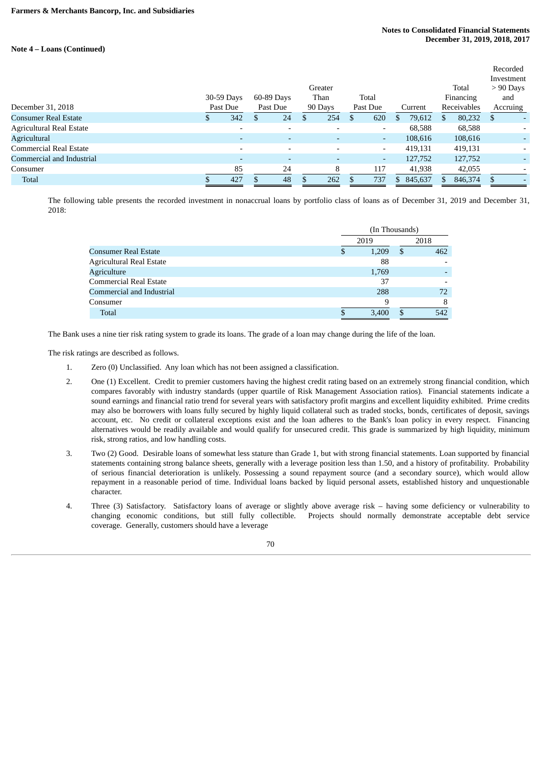**Note 4 – Loans (Continued)**

| December 31, 2018 | 30-59 Days Past Due | 60-89 Days Past Due | Greater Than 90 Days | Total Past Due | Current | Total Financing Receivables | Recorded Investment > 90 Days and Accruing |
|---|---|---|---|---|---|---|---|
| Consumer Real Estate | $ 342 | $ 24 | $ 254 | $ 620 | $ 79,612 | $ 80,232 | $ - |
| Agricultural Real Estate | - | - | - | - | 68,588 | 68,588 | - |
| Agricultural | - | - | - | - | 108,616 | 108,616 | - |
| Commercial Real Estate | - | - | - | - | 419,131 | 419,131 | - |
| Commercial and Industrial | - | - | - | - | 127,752 | 127,752 | - |
| Consumer | 85 | 24 | 8 | 117 | 41,938 | 42,055 | - |
| Total | $ 427 | $ 48 | $ 262 | $ 737 | $ 845,637 | $ 846,374 | $ - |

The following table presents the recorded investment in nonaccrual loans by portfolio class of loans as of December 31, 2019 and December 31, 2018:

| | (In Thousands) | |
|---|---|---|
| | 2019 | 2018 |
| Consumer Real Estate | $ 1,209 | $ 462 |
| Agricultural Real Estate | 88 | - |
| Agriculture | 1,769 | - |
| Commercial Real Estate | 37 | - |
| Commercial and Industrial | 288 | 72 |
| Consumer | 9 | 8 |
| Total | $ 3,400 | $ 542 |

The Bank uses a nine tier risk rating system to grade its loans. The grade of a loan may change during the life of the loan.

The risk ratings are described as follows.

1. Zero (0) Unclassified. Any loan which has not been assigned a classification.
2. One (1) Excellent. Credit to premier customers having the highest credit rating based on an extremely strong financial condition, which compares favorably with industry standards (upper quartile of Risk Management Association ratios). Financial statements indicate a sound earnings and financial ratio trend for several years with satisfactory profit margins and excellent liquidity exhibited. Prime credits may also be borrowers with loans fully secured by highly liquid collateral such as traded stocks, bonds, certificates of deposit, savings account, etc. No credit or collateral exceptions exist and the loan adheres to the Bank's loan policy in every respect. Financing alternatives would be readily available and would qualify for unsecured credit. This grade is summarized by high liquidity, minimum risk, strong ratios, and low handling costs.
3. Two (2) Good. Desirable loans of somewhat less stature than Grade 1, but with strong financial statements. Loan supported by financial statements containing strong balance sheets, generally with a leverage position less than 1.50, and a history of profitability. Probability of serious financial deterioration is unlikely. Possessing a sound repayment source (and a secondary source), which would allow repayment in a reasonable period of time. Individual loans backed by liquid personal assets, established history and unquestionable character.
4. Three (3) Satisfactory. Satisfactory loans of average or slightly above average risk – having some deficiency or vulnerability to changing economic conditions, but still fully collectible. Projects should normally demonstrate acceptable debt service coverage. Generally, customers should have a leverage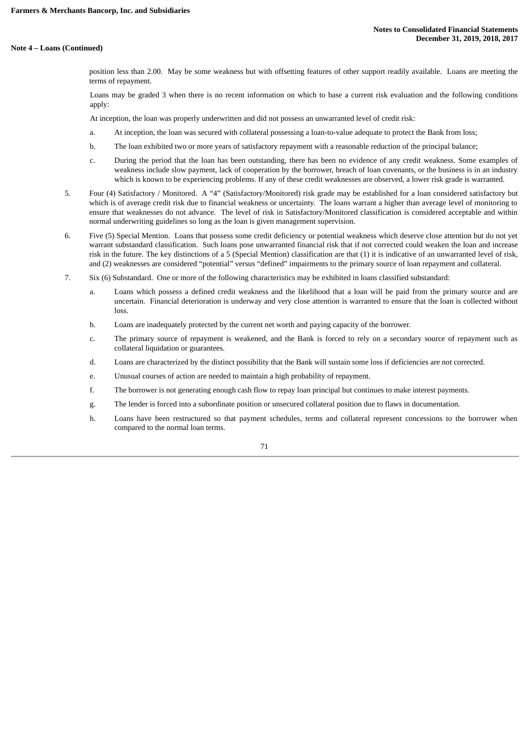**Note 4 – Loans (Continued)**

position less than 2.00. May be some weakness but with offsetting features of other support readily available. Loans are meeting the terms of repayment.

Loans may be graded 3 when there is no recent information on which to base a current risk evaluation and the following conditions apply:

At inception, the loan was properly underwritten and did not possess an unwarranted level of credit risk:

a. At inception, the loan was secured with collateral possessing a loan-to-value adequate to protect the Bank from loss;

b. The loan exhibited two or more years of satisfactory repayment with a reasonable reduction of the principal balance;

c. During the period that the loan has been outstanding, there has been no evidence of any credit weakness. Some examples of weakness include slow payment, lack of cooperation by the borrower, breach of loan covenants, or the business is in an industry which is known to be experiencing problems. If any of these credit weaknesses are observed, a lower risk grade is warranted.

5. Four (4) Satisfactory / Monitored. A "4" (Satisfactory/Monitored) risk grade may be established for a loan considered satisfactory but which is of average credit risk due to financial weakness or uncertainty. The loans warrant a higher than average level of monitoring to ensure that weaknesses do not advance. The level of risk in Satisfactory/Monitored classification is considered acceptable and within normal underwriting guidelines so long as the loan is given management supervision.

6. Five (5) Special Mention. Loans that possess some credit deficiency or potential weakness which deserve close attention but do not yet warrant substandard classification. Such loans pose unwarranted financial risk that if not corrected could weaken the loan and increase risk in the future. The key distinctions of a 5 (Special Mention) classification are that (1) it is indicative of an unwarranted level of risk, and (2) weaknesses are considered "potential" versus "defined" impairments to the primary source of loan repayment and collateral.

7. Six (6) Substandard. One or more of the following characteristics may be exhibited in loans classified substandard:

   a. Loans which possess a defined credit weakness and the likelihood that a loan will be paid from the primary source and are uncertain. Financial deterioration is underway and very close attention is warranted to ensure that the loan is collected without loss.

   b. Loans are inadequately protected by the current net worth and paying capacity of the borrower.

   c. The primary source of repayment is weakened, and the Bank is forced to rely on a secondary source of repayment such as collateral liquidation or guarantees.

   d. Loans are characterized by the distinct possibility that the Bank will sustain some loss if deficiencies are not corrected.

   e. Unusual courses of action are needed to maintain a high probability of repayment.

   f. The borrower is not generating enough cash flow to repay loan principal but continues to make interest payments.

   g. The lender is forced into a subordinate position or unsecured collateral position due to flaws in documentation.

   h. Loans have been restructured so that payment schedules, terms and collateral represent concessions to the borrower when compared to the normal loan terms.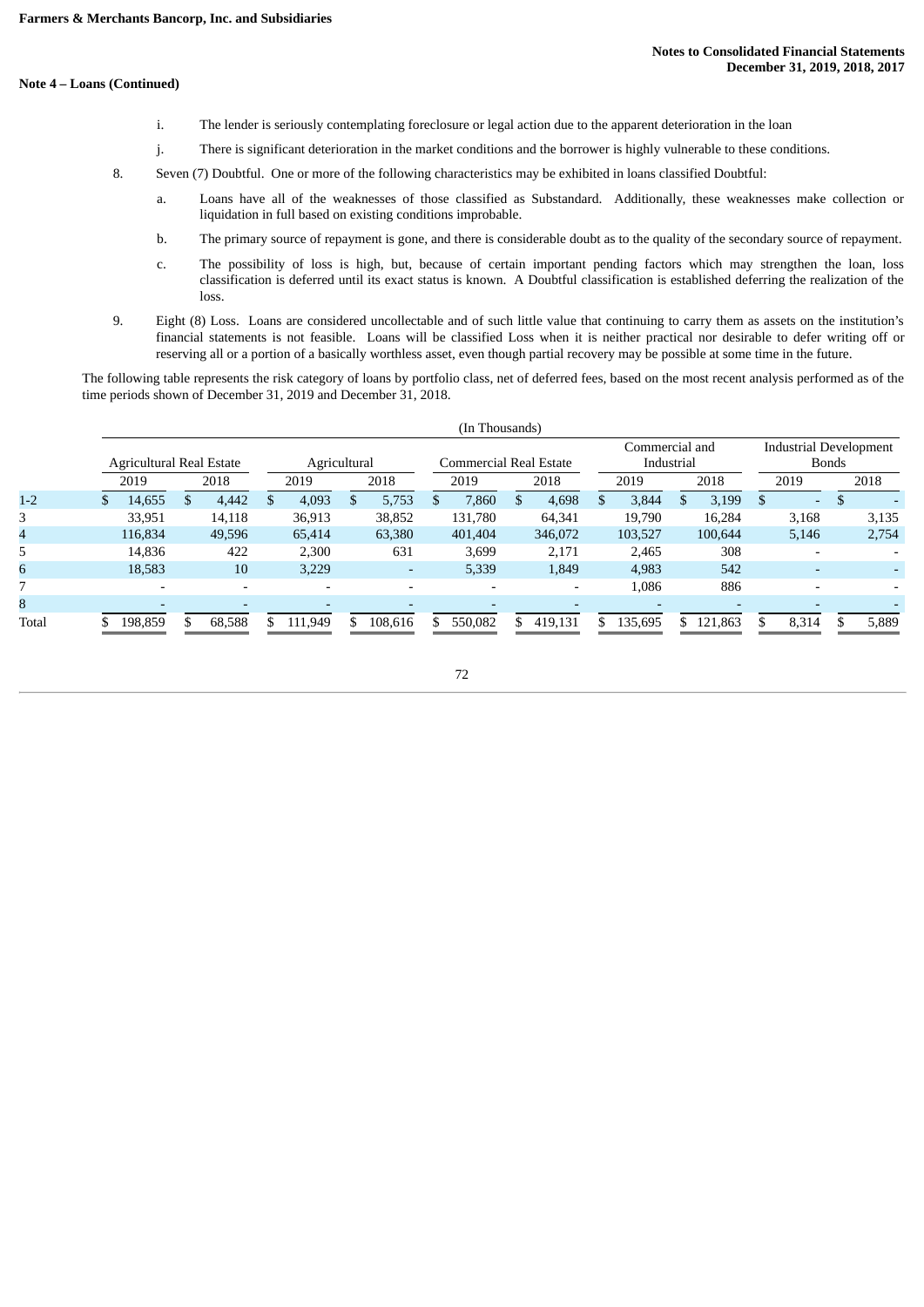**Note 4 – Loans (Continued)**

i. The lender is seriously contemplating foreclosure or legal action due to the apparent deterioration in the loan

j. There is significant deterioration in the market conditions and the borrower is highly vulnerable to these conditions.

8. Seven (7) Doubtful. One or more of the following characteristics may be exhibited in loans classified Doubtful:

   a. Loans have all of the weaknesses of those classified as Substandard. Additionally, these weaknesses make collection or liquidation in full based on existing conditions improbable.

   b. The primary source of repayment is gone, and there is considerable doubt as to the quality of the secondary source of repayment.

   c. The possibility of loss is high, but, because of certain important pending factors which may strengthen the loan, loss classification is deferred until its exact status is known. A Doubtful classification is established deferring the realization of the loss.

9. Eight (8) Loss. Loans are considered uncollectable and of such little value that continuing to carry them as assets on the institution's financial statements is not feasible. Loans will be classified Loss when it is neither practical nor desirable to defer writing off or reserving all or a portion of a basically worthless asset, even though partial recovery may be possible at some time in the future.

The following table represents the risk category of loans by portfolio class, net of deferred fees, based on the most recent analysis performed as of the time periods shown of December 31, 2019 and December 31, 2018.

(In Thousands)

| | Agricultural Real Estate | | Agricultural | | Commercial Real Estate | | Commercial and Industrial | | Industrial Development Bonds | |
|---|---|---|---|---|---|---|---|---|---|---|
| | 2019 | 2018 | 2019 | 2018 | 2019 | 2018 | 2019 | 2018 | 2019 | 2018 |
| 1-2 | $ 14,655 | $ 4,442 | $ 4,093 | $ 5,753 | $ 7,860 | $ 4,698 | $ 3,844 | $ 3,199 | $ - | $ - |
| 3 | 33,951 | 14,118 | 36,913 | 38,852 | 131,780 | 64,341 | 19,790 | 16,284 | 3,168 | 3,135 |
| 4 | 116,834 | 49,596 | 65,414 | 63,380 | 401,404 | 346,072 | 103,527 | 100,644 | 5,146 | 2,754 |
| 5 | 14,836 | 422 | 2,300 | 631 | 3,699 | 2,171 | 2,465 | 308 | - | - |
| 6 | 18,583 | 10 | 3,229 | - | 5,339 | 1,849 | 4,983 | 542 | - | - |
| 7 | - | - | - | - | - | - | 1,086 | 886 | - | - |
| 8 | - | - | - | - | - | - | - | - | - | - |
| Total | $ 198,859 | $ 68,588 | $ 111,949 | $ 108,616 | $ 550,082 | $ 419,131 | $ 135,695 | $ 121,863 | $ 8,314 | $ 5,889 |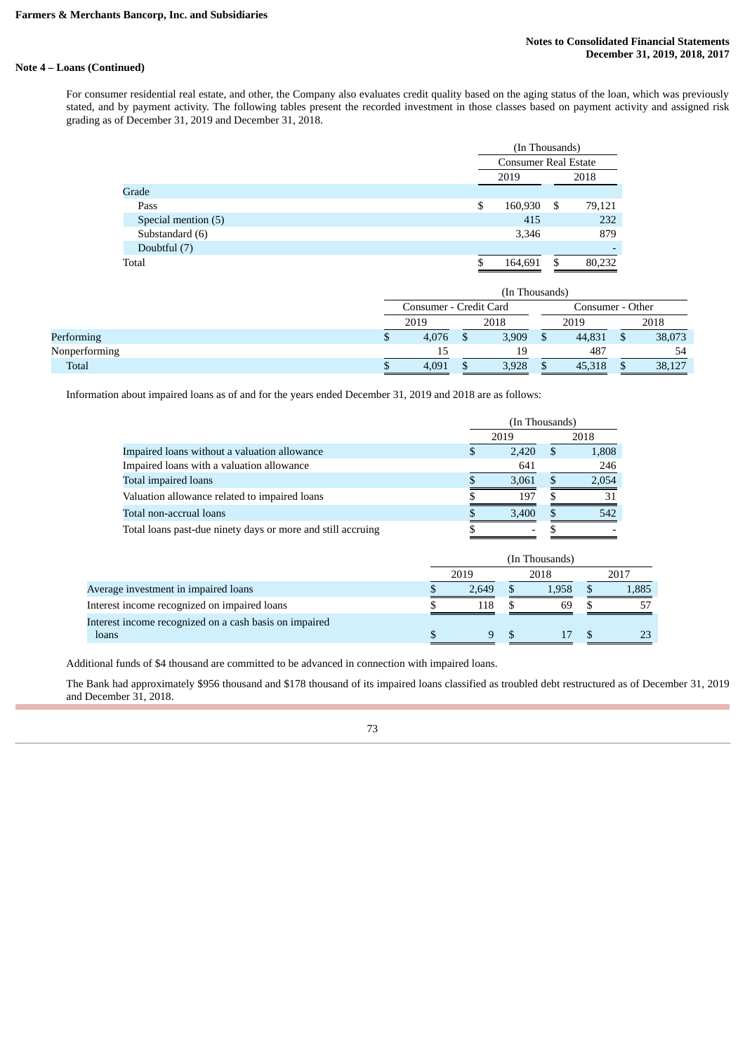**Farmers & Merchants Bancorp, Inc. and Subsidiaries**

**Notes to Consolidated Financial Statements**
**December 31, 2019, 2018, 2017**

**Note 4 – Loans (Continued)**

For consumer residential real estate, and other, the Company also evaluates credit quality based on the aging status of the loan, which was previously stated, and by payment activity. The following tables present the recorded investment in those classes based on payment activity and assigned risk grading as of December 31, 2019 and December 31, 2018.

| | (In Thousands) | |
|---|---|---|
| | Consumer Real Estate | |
| | 2019 | 2018 |
| Grade | | |
| Pass | $ 160,930 | $ 79,121 |
| Special mention (5) | 415 | 232 |
| Substandard (6) | 3,346 | 879 |
| Doubtful (7) | | - |
| Total | $ 164,691 | $ 80,232 |

| | (In Thousands) | | | |
|---|---|---|---|---|
| | Consumer - Credit Card | | Consumer - Other | |
| | 2019 | 2018 | 2019 | 2018 |
| Performing | $ 4,076 | $ 3,909 | $ 44,831 | $ 38,073 |
| Nonperforming | 15 | 19 | 487 | 54 |
| Total | $ 4,091 | $ 3,928 | $ 45,318 | $ 38,127 |

Information about impaired loans as of and for the years ended December 31, 2019 and 2018 are as follows:

| | (In Thousands) | |
|---|---|---|
| | 2019 | 2018 |
| Impaired loans without a valuation allowance | $ 2,420 | $ 1,808 |
| Impaired loans with a valuation allowance | 641 | 246 |
| Total impaired loans | $ 3,061 | $ 2,054 |
| Valuation allowance related to impaired loans | $ 197 | $ 31 |
| Total non-accrual loans | $ 3,400 | $ 542 |
| Total loans past-due ninety days or more and still accruing | $ - | $ - |

| | (In Thousands) | | |
|---|---|---|---|
| | 2019 | 2018 | 2017 |
| Average investment in impaired loans | $ 2,649 | $ 1,958 | $ 1,885 |
| Interest income recognized on impaired loans | $ 118 | $ 69 | $ 57 |
| Interest income recognized on a cash basis on impaired loans | $ 9 | $ 17 | $ 23 |

Additional funds of $4 thousand are committed to be advanced in connection with impaired loans.

The Bank had approximately $956 thousand and $178 thousand of its impaired loans classified as troubled debt restructured as of December 31, 2019 and December 31, 2018.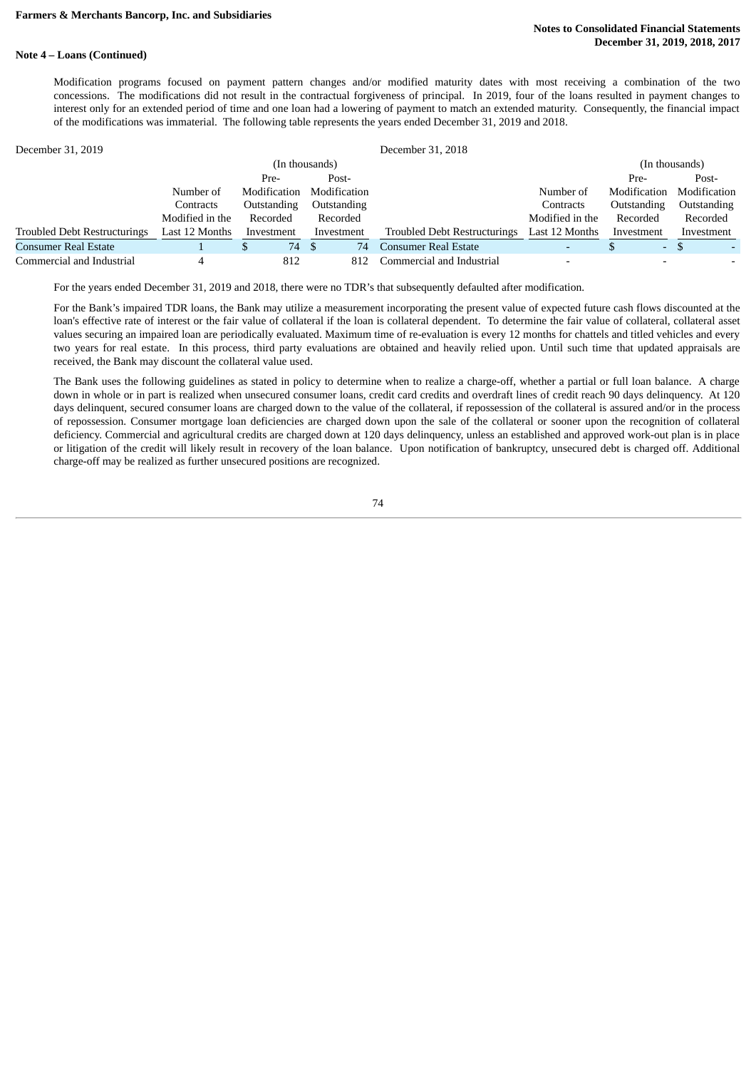**Note 4 – Loans (Continued)**

Modification programs focused on payment pattern changes and/or modified maturity dates with most receiving a combination of the two concessions. The modifications did not result in the contractual forgiveness of principal. In 2019, four of the loans resulted in payment changes to interest only for an extended period of time and one loan had a lowering of payment to match an extended maturity. Consequently, the financial impact of the modifications was immaterial. The following table represents the years ended December 31, 2019 and 2018.

December 31, 2019

| Troubled Debt Restructurings | Number of Contracts Modified in the Last 12 Months | Pre-Modification Outstanding Recorded Investment (In thousands) | Post-Modification Outstanding Recorded Investment (In thousands) |
|---|---|---|---|
| Consumer Real Estate | 1 | $ 74 | $ 74 |
| Commercial and Industrial | 4 | 812 | 812 |

December 31, 2018

| Troubled Debt Restructurings | Number of Contracts Modified in the Last 12 Months | Pre-Modification Outstanding Recorded Investment (In thousands) | Post-Modification Outstanding Recorded Investment (In thousands) |
|---|---|---|---|
| Consumer Real Estate | - | $ - | $ - |
| Commercial and Industrial | - | - | - |

For the years ended December 31, 2019 and 2018, there were no TDR's that subsequently defaulted after modification.

For the Bank's impaired TDR loans, the Bank may utilize a measurement incorporating the present value of expected future cash flows discounted at the loan's effective rate of interest or the fair value of collateral if the loan is collateral dependent. To determine the fair value of collateral, collateral asset values securing an impaired loan are periodically evaluated. Maximum time of re-evaluation is every 12 months for chattels and titled vehicles and every two years for real estate. In this process, third party evaluations are obtained and heavily relied upon. Until such time that updated appraisals are received, the Bank may discount the collateral value used.

The Bank uses the following guidelines as stated in policy to determine when to realize a charge-off, whether a partial or full loan balance. A charge down in whole or in part is realized when unsecured consumer loans, credit card credits and overdraft lines of credit reach 90 days delinquency. At 120 days delinquent, secured consumer loans are charged down to the value of the collateral, if repossession of the collateral is assured and/or in the process of repossession. Consumer mortgage loan deficiencies are charged down upon the sale of the collateral or sooner upon the recognition of collateral deficiency. Commercial and agricultural credits are charged down at 120 days delinquency, unless an established and approved work-out plan is in place or litigation of the credit will likely result in recovery of the loan balance. Upon notification of bankruptcy, unsecured debt is charged off. Additional charge-off may be realized as further unsecured positions are recognized.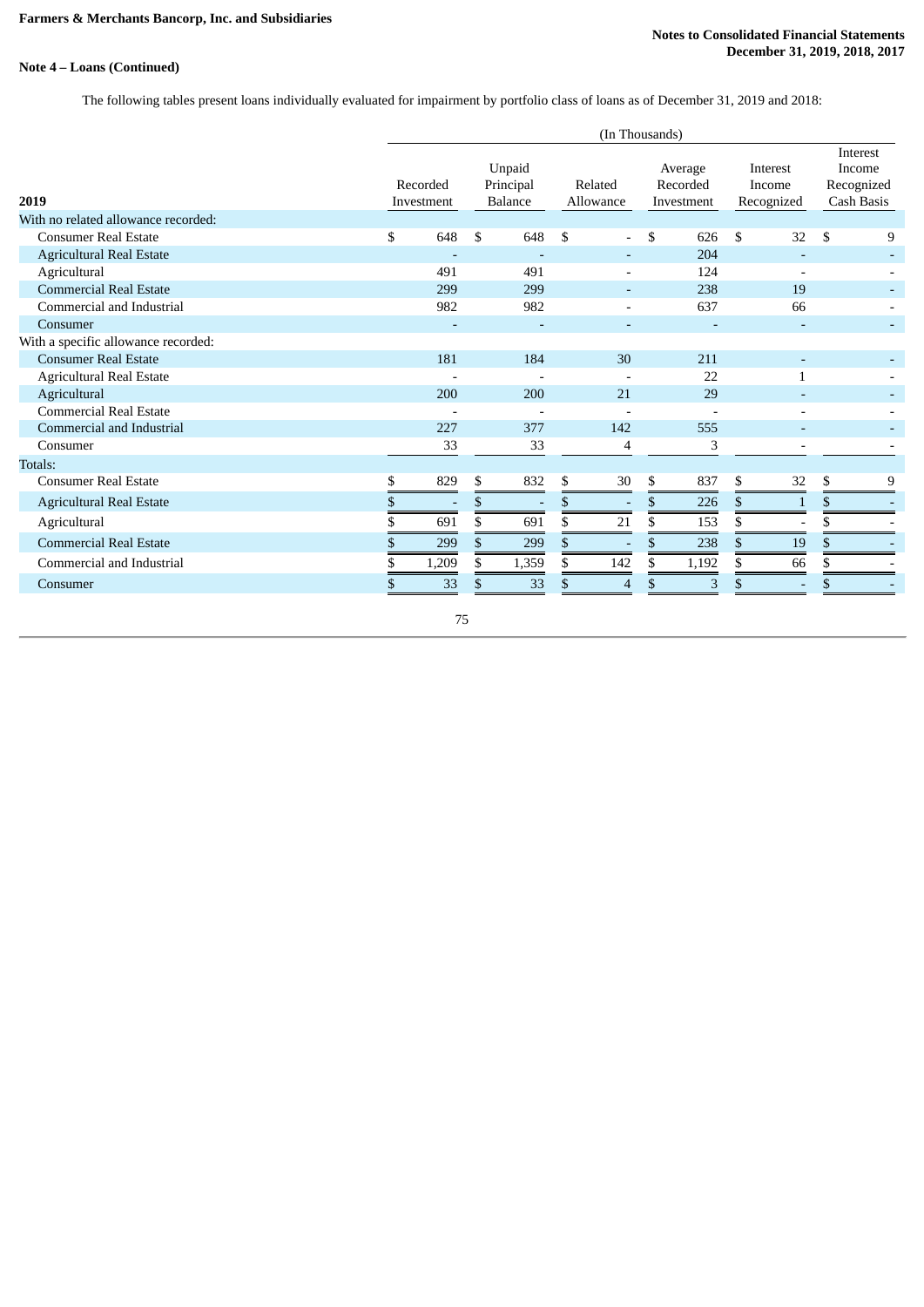**Farmers & Merchants Bancorp, Inc. and Subsidiaries**

**Notes to Consolidated Financial Statements**
**December 31, 2019, 2018, 2017**

**Note 4 – Loans (Continued)**

The following tables present loans individually evaluated for impairment by portfolio class of loans as of December 31, 2019 and 2018:

| | (In Thousands) | | | | | |
|---|---|---|---|---|---|---|
| **2019** | Recorded Investment | Unpaid Principal Balance | Related Allowance | Average Recorded Investment | Interest Income Recognized | Interest Income Recognized Cash Basis |
| With no related allowance recorded: | | | | | | |
| Consumer Real Estate | $ 648 | $ 648 | $ - | $ 626 | $ 32 | $ 9 |
| Agricultural Real Estate | - | - | - | 204 | - | - |
| Agricultural | 491 | 491 | - | 124 | - | - |
| Commercial Real Estate | 299 | 299 | - | 238 | 19 | - |
| Commercial and Industrial | 982 | 982 | - | 637 | 66 | - |
| Consumer | - | - | - | - | - | - |
| With a specific allowance recorded: | | | | | | |
| Consumer Real Estate | 181 | 184 | 30 | 211 | - | - |
| Agricultural Real Estate | - | - | - | 22 | 1 | - |
| Agricultural | 200 | 200 | 21 | 29 | - | - |
| Commercial Real Estate | - | - | - | - | - | - |
| Commercial and Industrial | 227 | 377 | 142 | 555 | - | - |
| Consumer | 33 | 33 | 4 | 3 | - | - |
| Totals: | | | | | | |
| Consumer Real Estate | $ 829 | $ 832 | $ 30 | $ 837 | $ 32 | $ 9 |
| Agricultural Real Estate | $ - | $ - | $ - | $ 226 | $ 1 | $ - |
| Agricultural | $ 691 | $ 691 | $ 21 | $ 153 | $ - | $ - |
| Commercial Real Estate | $ 299 | $ 299 | $ - | $ 238 | $ 19 | $ - |
| Commercial and Industrial | $ 1,209 | $ 1,359 | $ 142 | $ 1,192 | $ 66 | $ - |
| Consumer | $ 33 | $ 33 | $ 4 | $ 3 | $ - | $ - |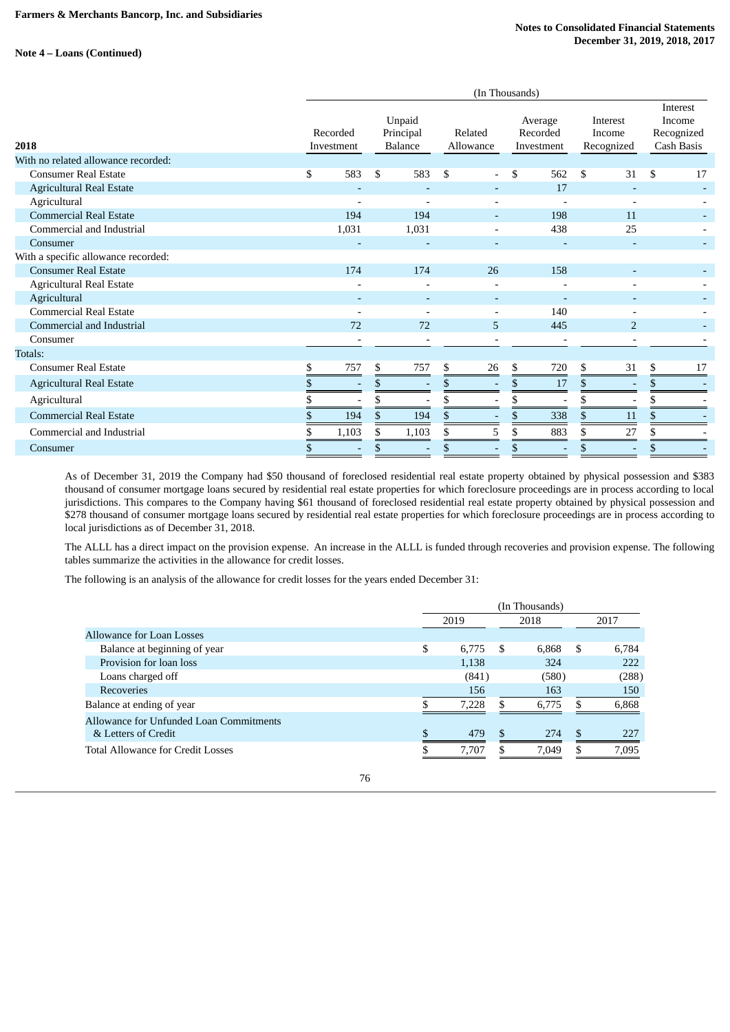**Note 4 – Loans (Continued)**

| 2018 | Recorded Investment | Unpaid Principal Balance | Related Allowance | Average Recorded Investment | Interest Income Recognized | Interest Income Recognized Cash Basis |
|---|---|---|---|---|---|---|
| (In Thousands) | | | | | | |
| With no related allowance recorded: | | | | | | |
| Consumer Real Estate | $ 583 | $ 583 | $ - | $ 562 | $ 31 | $ 17 |
| Agricultural Real Estate | - | - | - | 17 | - | - |
| Agricultural | - | - | - | - | - | - |
| Commercial Real Estate | 194 | 194 | - | 198 | 11 | - |
| Commercial and Industrial | 1,031 | 1,031 | - | 438 | 25 | - |
| Consumer | - | - | - | - | - | - |
| With a specific allowance recorded: | | | | | | |
| Consumer Real Estate | 174 | 174 | 26 | 158 | - | - |
| Agricultural Real Estate | - | - | - | - | - | - |
| Agricultural | - | - | - | - | - | - |
| Commercial Real Estate | - | - | - | 140 | - | - |
| Commercial and Industrial | 72 | 72 | 5 | 445 | 2 | - |
| Consumer | - | - | - | - | - | - |
| Totals: | | | | | | |
| Consumer Real Estate | $ 757 | $ 757 | $ 26 | $ 720 | $ 31 | $ 17 |
| Agricultural Real Estate | $ - | $ - | $ - | $ 17 | $ - | $ - |
| Agricultural | $ - | $ - | $ - | $ - | $ - | $ - |
| Commercial Real Estate | $ 194 | $ 194 | $ - | $ 338 | $ 11 | $ - |
| Commercial and Industrial | $ 1,103 | $ 1,103 | $ 5 | $ 883 | $ 27 | $ - |
| Consumer | $ - | $ - | $ - | $ - | $ - | $ - |

As of December 31, 2019 the Company had $50 thousand of foreclosed residential real estate property obtained by physical possession and $383 thousand of consumer mortgage loans secured by residential real estate properties for which foreclosure proceedings are in process according to local jurisdictions. This compares to the Company having $61 thousand of foreclosed residential real estate property obtained by physical possession and $278 thousand of consumer mortgage loans secured by residential real estate properties for which foreclosure proceedings are in process according to local jurisdictions as of December 31, 2018.

The ALLL has a direct impact on the provision expense. An increase in the ALLL is funded through recoveries and provision expense. The following tables summarize the activities in the allowance for credit losses.

The following is an analysis of the allowance for credit losses for the years ended December 31:

| | 2019 | 2018 | 2017 |
|---|---|---|---|
| | (In Thousands) | | |
| Allowance for Loan Losses | | | |
| Balance at beginning of year | $ 6,775 | $ 6,868 | $ 6,784 |
| Provision for loan loss | 1,138 | 324 | 222 |
| Loans charged off | (841) | (580) | (288) |
| Recoveries | 156 | 163 | 150 |
| Balance at ending of year | $ 7,228 | $ 6,775 | $ 6,868 |
| Allowance for Unfunded Loan Commitments & Letters of Credit | $ 479 | $ 274 | $ 227 |
| Total Allowance for Credit Losses | $ 7,707 | $ 7,049 | $ 7,095 |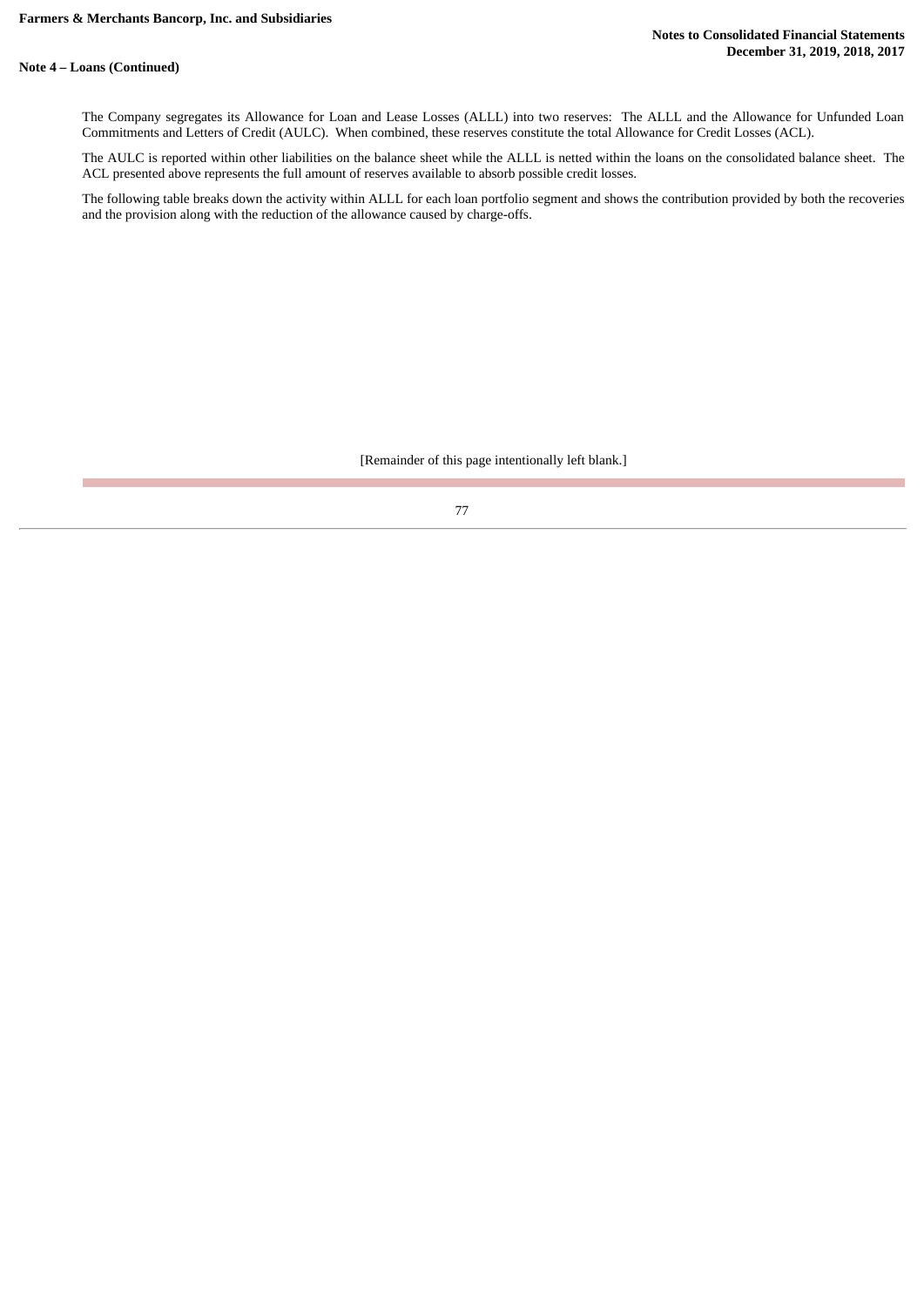## Note 4 – Loans (Continued)

The Company segregates its Allowance for Loan and Lease Losses (ALLL) into two reserves: The ALLL and the Allowance for Unfunded Loan Commitments and Letters of Credit (AULC). When combined, these reserves constitute the total Allowance for Credit Losses (ACL).

The AULC is reported within other liabilities on the balance sheet while the ALLL is netted within the loans on the consolidated balance sheet. The ACL presented above represents the full amount of reserves available to absorb possible credit losses.

The following table breaks down the activity within ALLL for each loan portfolio segment and shows the contribution provided by both the recoveries and the provision along with the reduction of the allowance caused by charge-offs.

[Remainder of this page intentionally left blank.]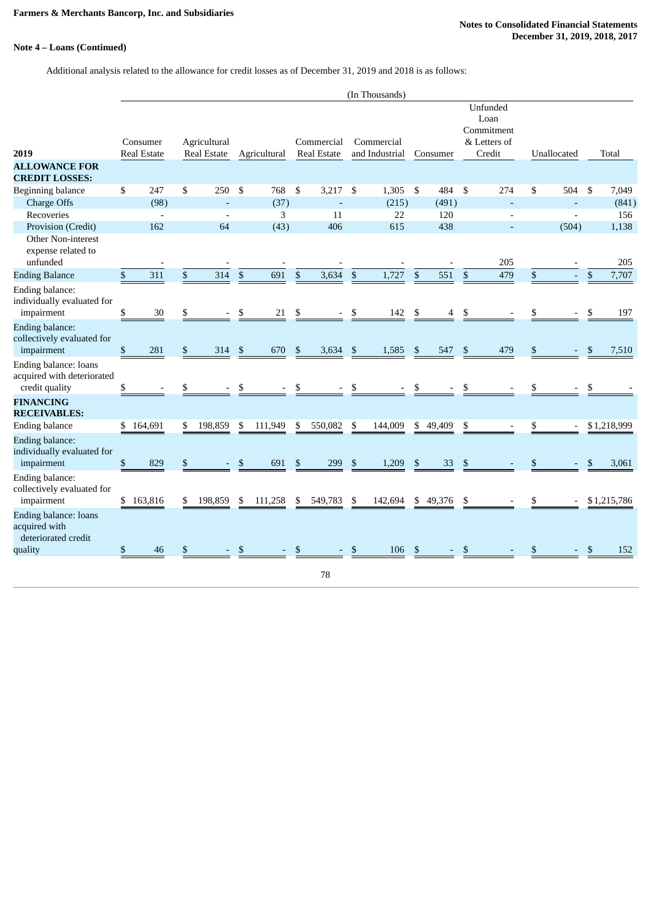**Farmers & Merchants Bancorp, Inc. and Subsidiaries**

**Notes to Consolidated Financial Statements**
**December 31, 2019, 2018, 2017**

**Note 4 – Loans (Continued)**

Additional analysis related to the allowance for credit losses as of December 31, 2019 and 2018 is as follows:

| | (In Thousands) | | | | | | | | |
|---|---|---|---|---|---|---|---|---|---|
| **2019** | Consumer Real Estate | Agricultural Real Estate | Agricultural | Commercial Real Estate | Commercial and Industrial | Consumer | Unfunded Loan Commitment & Letters of Credit | Unallocated | Total |
| **ALLOWANCE FOR CREDIT LOSSES:** | | | | | | | | | |
| Beginning balance | $ 247 | $ 250 | $ 768 | $ 3,217 | $ 1,305 | $ 484 | $ 274 | $ 504 | $ 7,049 |
| Charge Offs | (98) | - | (37) | - | (215) | (491) | - | - | (841) |
| Recoveries | - | - | 3 | 11 | 22 | 120 | - | - | 156 |
| Provision (Credit) | 162 | 64 | (43) | 406 | 615 | 438 | - | (504) | 1,138 |
| Other Non-interest expense related to unfunded | - | - | - | - | - | - | 205 | - | 205 |
| Ending Balance | $ 311 | $ 314 | $ 691 | $ 3,634 | $ 1,727 | $ 551 | $ 479 | $ - | $ 7,707 |
| Ending balance: individually evaluated for impairment | $ 30 | $ - | $ 21 | $ - | $ 142 | $ 4 | $ - | $ - | $ 197 |
| Ending balance: collectively evaluated for impairment | $ 281 | $ 314 | $ 670 | $ 3,634 | $ 1,585 | $ 547 | $ 479 | $ - | $ 7,510 |
| Ending balance: loans acquired with deteriorated credit quality | $ - | $ - | $ - | $ - | $ - | $ - | $ - | $ - | $ - |
| **FINANCING RECEIVABLES:** | | | | | | | | | |
| Ending balance | $ 164,691 | $ 198,859 | $ 111,949 | $ 550,082 | $ 144,009 | $ 49,409 | $ - | $ - | $ 1,218,999 |
| Ending balance: individually evaluated for impairment | $ 829 | $ - | $ 691 | $ 299 | $ 1,209 | $ 33 | $ - | $ - | $ 3,061 |
| Ending balance: collectively evaluated for impairment | $ 163,816 | $ 198,859 | $ 111,258 | $ 549,783 | $ 142,694 | $ 49,376 | $ - | $ - | $ 1,215,786 |
| Ending balance: loans acquired with deteriorated credit quality | $ 46 | $ - | $ - | $ - | $ 106 | $ - | $ - | $ - | $ 152 |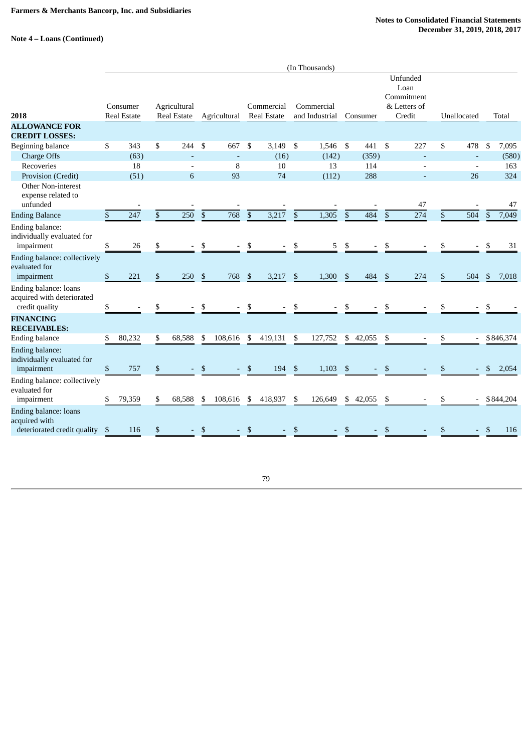**Note 4 – Loans (Continued)**

| | (In Thousands) | | | | | | | | |
|---|---|---|---|---|---|---|---|---|---|
| **2018** | Consumer Real Estate | Agricultural Real Estate | Agricultural | Commercial Real Estate | Commercial and Industrial | Consumer | Unfunded Loan Commitment & Letters of Credit | Unallocated | Total |
| **ALLOWANCE FOR CREDIT LOSSES:** | | | | | | | | | |
| Beginning balance | $ 343 | $ 244 | $ 667 | $ 3,149 | $ 1,546 | $ 441 | $ 227 | $ 478 | $ 7,095 |
| Charge Offs | (63) | - | - | (16) | (142) | (359) | - | - | (580) |
| Recoveries | 18 | - | 8 | 10 | 13 | 114 | - | - | 163 |
| Provision (Credit) | (51) | 6 | 93 | 74 | (112) | 288 | - | 26 | 324 |
| Other Non-interest expense related to unfunded | - | - | - | - | - | - | 47 | - | 47 |
| Ending Balance | $ 247 | $ 250 | $ 768 | $ 3,217 | $ 1,305 | $ 484 | $ 274 | $ 504 | $ 7,049 |
| Ending balance: individually evaluated for impairment | $ 26 | $ - | $ - | $ - | $ 5 | $ - | $ - | $ - | $ 31 |
| Ending balance: collectively evaluated for impairment | $ 221 | $ 250 | $ 768 | $ 3,217 | $ 1,300 | $ 484 | $ 274 | $ 504 | $ 7,018 |
| Ending balance: loans acquired with deteriorated credit quality | $ - | $ - | $ - | $ - | $ - | $ - | $ - | $ - | $ - |
| **FINANCING RECEIVABLES:** | | | | | | | | | |
| Ending balance | $ 80,232 | $ 68,588 | $ 108,616 | $ 419,131 | $ 127,752 | $ 42,055 | $ - | $ - | $ 846,374 |
| Ending balance: individually evaluated for impairment | $ 757 | $ - | $ - | $ 194 | $ 1,103 | $ - | $ - | $ - | $ 2,054 |
| Ending balance: collectively evaluated for impairment | $ 79,359 | $ 68,588 | $ 108,616 | $ 418,937 | $ 126,649 | $ 42,055 | $ - | $ - | $ 844,204 |
| Ending balance: loans acquired with deteriorated credit quality | $ 116 | $ - | $ - | $ - | $ - | $ - | $ - | $ - | $ 116 |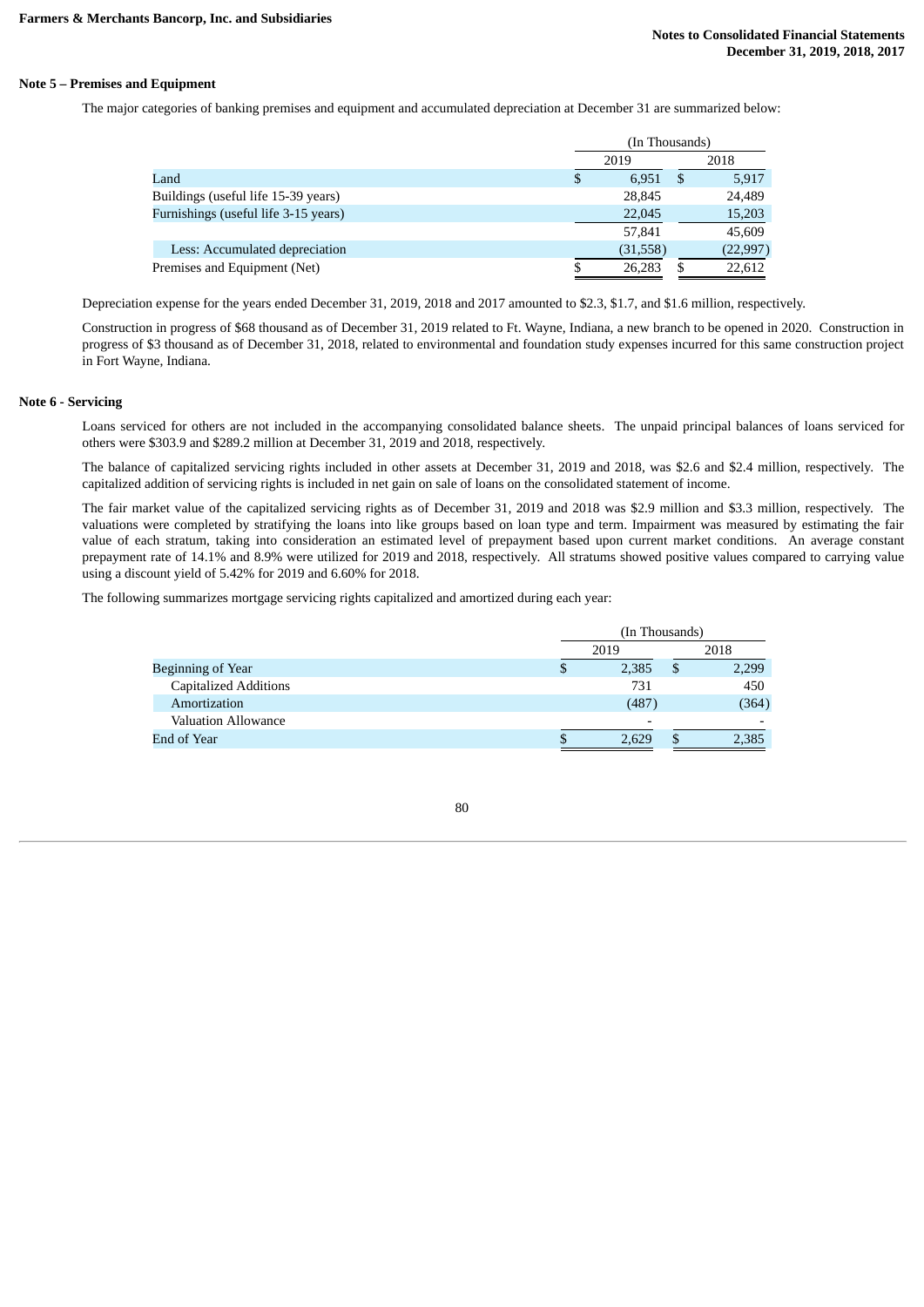## Note 5 – Premises and Equipment

The major categories of banking premises and equipment and accumulated depreciation at December 31 are summarized below:

| | (In Thousands) | |
|---|---|---|
| | 2019 | 2018 |
| Land | $ 6,951 | $ 5,917 |
| Buildings (useful life 15-39 years) | 28,845 | 24,489 |
| Furnishings (useful life 3-15 years) | 22,045 | 15,203 |
| | 57,841 | 45,609 |
| Less: Accumulated depreciation | (31,558) | (22,997) |
| Premises and Equipment (Net) | $ 26,283 | $ 22,612 |

Depreciation expense for the years ended December 31, 2019, 2018 and 2017 amounted to $2.3, $1.7, and $1.6 million, respectively.

Construction in progress of $68 thousand as of December 31, 2019 related to Ft. Wayne, Indiana, a new branch to be opened in 2020. Construction in progress of $3 thousand as of December 31, 2018, related to environmental and foundation study expenses incurred for this same construction project in Fort Wayne, Indiana.

## Note 6 - Servicing

Loans serviced for others are not included in the accompanying consolidated balance sheets. The unpaid principal balances of loans serviced for others were $303.9 and $289.2 million at December 31, 2019 and 2018, respectively.

The balance of capitalized servicing rights included in other assets at December 31, 2019 and 2018, was $2.6 and $2.4 million, respectively. The capitalized addition of servicing rights is included in net gain on sale of loans on the consolidated statement of income.

The fair market value of the capitalized servicing rights as of December 31, 2019 and 2018 was $2.9 million and $3.3 million, respectively. The valuations were completed by stratifying the loans into like groups based on loan type and term. Impairment was measured by estimating the fair value of each stratum, taking into consideration an estimated level of prepayment based upon current market conditions. An average constant prepayment rate of 14.1% and 8.9% were utilized for 2019 and 2018, respectively. All stratums showed positive values compared to carrying value using a discount yield of 5.42% for 2019 and 6.60% for 2018.

The following summarizes mortgage servicing rights capitalized and amortized during each year:

| | (In Thousands) | |
|---|---|---|
| | 2019 | 2018 |
| Beginning of Year | $ 2,385 | $ 2,299 |
| Capitalized Additions | 731 | 450 |
| Amortization | (487) | (364) |
| Valuation Allowance | - | - |
| End of Year | $ 2,629 | $ 2,385 |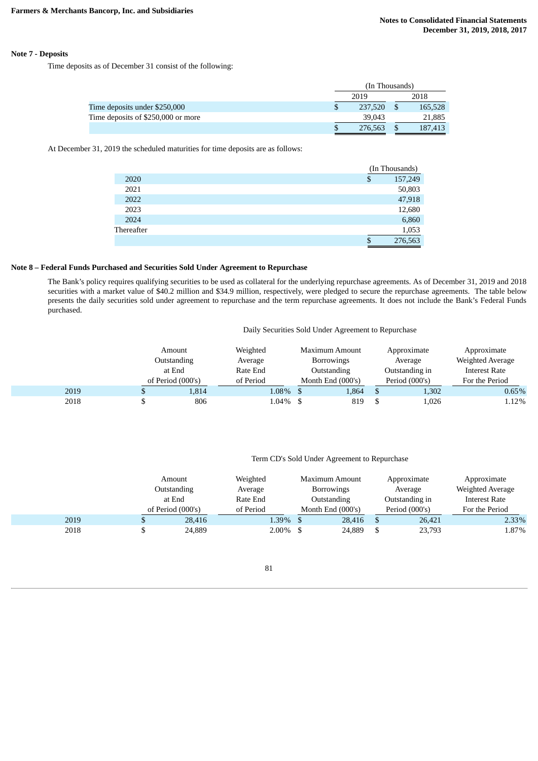## Note 7 - Deposits

Time deposits as of December 31 consist of the following:

| | (In Thousands) | |
|---|---|---|
| | 2019 | 2018 |
| Time deposits under $250,000 | $ 237,520 | $ 165,528 |
| Time deposits of $250,000 or more | 39,043 | 21,885 |
| | $ 276,563 | $ 187,413 |

At December 31, 2019 the scheduled maturities for time deposits are as follows:

| | (In Thousands) |
|---|---|
| 2020 | $ 157,249 |
| 2021 | 50,803 |
| 2022 | 47,918 |
| 2023 | 12,680 |
| 2024 | 6,860 |
| Thereafter | 1,053 |
| | $ 276,563 |

## Note 8 – Federal Funds Purchased and Securities Sold Under Agreement to Repurchase

The Bank's policy requires qualifying securities to be used as collateral for the underlying repurchase agreements. As of December 31, 2019 and 2018 securities with a market value of $40.2 million and $34.9 million, respectively, were pledged to secure the repurchase agreements. The table below presents the daily securities sold under agreement to repurchase and the term repurchase agreements. It does not include the Bank's Federal Funds purchased.

Daily Securities Sold Under Agreement to Repurchase

| | Amount Outstanding at End of Period (000's) | Weighted Average Rate End of Period | Maximum Amount Borrowings Outstanding Month End (000's) | Approximate Average Outstanding in Period (000's) | Approximate Weighted Average Interest Rate For the Period |
|---|---|---|---|---|---|
| 2019 | $ 1,814 | 1.08% | $ 1,864 | $ 1,302 | 0.65% |
| 2018 | $ 806 | 1.04% | $ 819 | $ 1,026 | 1.12% |

Term CD's Sold Under Agreement to Repurchase

| | Amount Outstanding at End of Period (000's) | Weighted Average Rate End of Period | Maximum Amount Borrowings Outstanding Month End (000's) | Approximate Average Outstanding in Period (000's) | Approximate Weighted Average Interest Rate For the Period |
|---|---|---|---|---|---|
| 2019 | $ 28,416 | 1.39% | $ 28,416 | $ 26,421 | 2.33% |
| 2018 | $ 24,889 | 2.00% | $ 24,889 | $ 23,793 | 1.87% |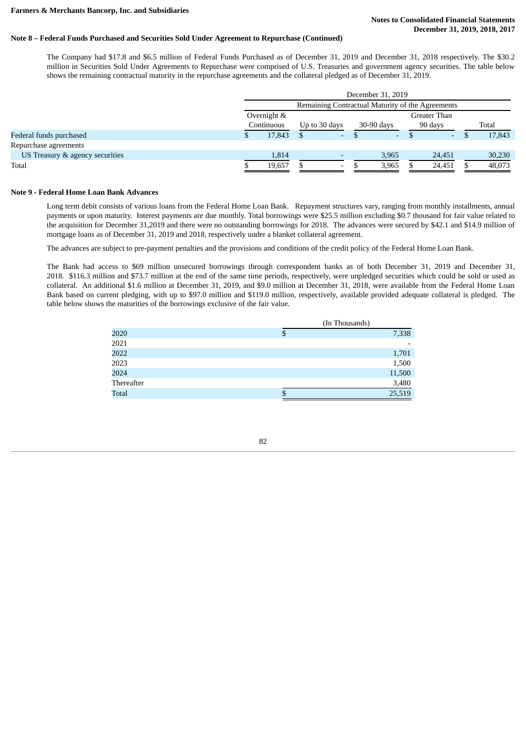## Note 8 – Federal Funds Purchased and Securities Sold Under Agreement to Repurchase (Continued)

The Company had $17.8 and $6.5 million of Federal Funds Purchased as of December 31, 2019 and December 31, 2018 respectively. The $30.2 million in Securities Sold Under Agreements to Repurchase were comprised of U.S. Treasuries and government agency securities. The table below shows the remaining contractual maturity in the repurchase agreements and the collateral pledged as of December 31, 2019.

| | December 31, 2019 | | | | |
|---|---|---|---|---|---|
| | Remaining Contractual Maturity of the Agreements | | | | |
| | Overnight & Continuous | Up to 30 days | 30-90 days | Greater Than 90 days | Total |
| Federal funds purchased | $ 17,843 | $ - | $ - | $ - | $ 17,843 |
| Repurchase agreements | | | | | |
| US Treasury & agency securities | 1,814 | - | 3,965 | 24,451 | 30,230 |
| Total | $ 19,657 | $ - | $ 3,965 | $ 24,451 | $ 48,073 |

## Note 9 - Federal Home Loan Bank Advances

Long term debit consists of various loans from the Federal Home Loan Bank. Repayment structures vary, ranging from monthly installments, annual payments or upon maturity. Interest payments are due monthly. Total borrowings were $25.5 million excluding $0.7 thousand for fair value related to the acquisition for December 31,2019 and there were no outstanding borrowings for 2018. The advances were secured by $42.1 and $14.9 million of mortgage loans as of December 31, 2019 and 2018, respectively under a blanket collateral agreement.

The advances are subject to pre-payment penalties and the provisions and conditions of the credit policy of the Federal Home Loan Bank.

The Bank had access to $69 million unsecured borrowings through correspondent banks as of both December 31, 2019 and December 31, 2018. $116.3 million and $73.7 million at the end of the same time periods, respectively, were unpledged securities which could be sold or used as collateral. An additional $1.6 million at December 31, 2019, and $9.0 million at December 31, 2018, were available from the Federal Home Loan Bank based on current pledging, with up to $97.0 million and $119.0 million, respectively, available provided adequate collateral is pledged. The table below shows the maturities of the borrowings exclusive of the fair value.

| | (In Thousands) |
|---|---|
| 2020 | $ 7,338 |
| 2021 | - |
| 2022 | 1,701 |
| 2023 | 1,500 |
| 2024 | 11,500 |
| Thereafter | 3,480 |
| Total | $ 25,519 |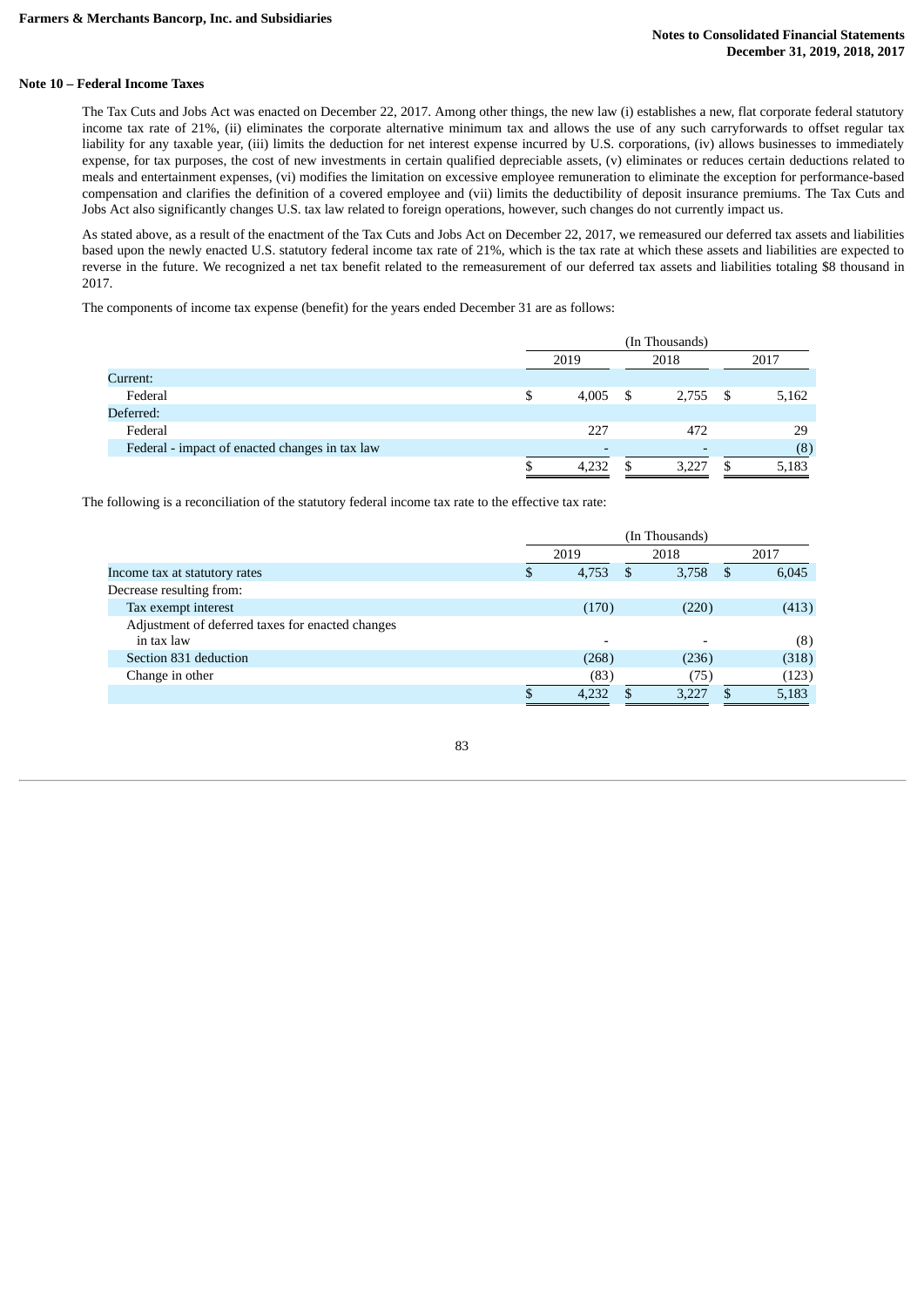### Note 10 – Federal Income Taxes

The Tax Cuts and Jobs Act was enacted on December 22, 2017. Among other things, the new law (i) establishes a new, flat corporate federal statutory income tax rate of 21%, (ii) eliminates the corporate alternative minimum tax and allows the use of any such carryforwards to offset regular tax liability for any taxable year, (iii) limits the deduction for net interest expense incurred by U.S. corporations, (iv) allows businesses to immediately expense, for tax purposes, the cost of new investments in certain qualified depreciable assets, (v) eliminates or reduces certain deductions related to meals and entertainment expenses, (vi) modifies the limitation on excessive employee remuneration to eliminate the exception for performance-based compensation and clarifies the definition of a covered employee and (vii) limits the deductibility of deposit insurance premiums. The Tax Cuts and Jobs Act also significantly changes U.S. tax law related to foreign operations, however, such changes do not currently impact us.

As stated above, as a result of the enactment of the Tax Cuts and Jobs Act on December 22, 2017, we remeasured our deferred tax assets and liabilities based upon the newly enacted U.S. statutory federal income tax rate of 21%, which is the tax rate at which these assets and liabilities are expected to reverse in the future. We recognized a net tax benefit related to the remeasurement of our deferred tax assets and liabilities totaling $8 thousand in 2017.

The components of income tax expense (benefit) for the years ended December 31 are as follows:

| | (In Thousands) | | |
|---|---|---|---|
| | 2019 | 2018 | 2017 |
| Current: | | | |
| Federal | $ 4,005 | $ 2,755 | $ 5,162 |
| Deferred: | | | |
| Federal | 227 | 472 | 29 |
| Federal - impact of enacted changes in tax law | - | - | (8) |
| | $ 4,232 | $ 3,227 | $ 5,183 |

The following is a reconciliation of the statutory federal income tax rate to the effective tax rate:

| | (In Thousands) | | |
|---|---|---|---|
| | 2019 | 2018 | 2017 |
| Income tax at statutory rates | $ 4,753 | $ 3,758 | $ 6,045 |
| Decrease resulting from: | | | |
| Tax exempt interest | (170) | (220) | (413) |
| Adjustment of deferred taxes for enacted changes in tax law | - | - | (8) |
| Section 831 deduction | (268) | (236) | (318) |
| Change in other | (83) | (75) | (123) |
| | $ 4,232 | $ 3,227 | $ 5,183 |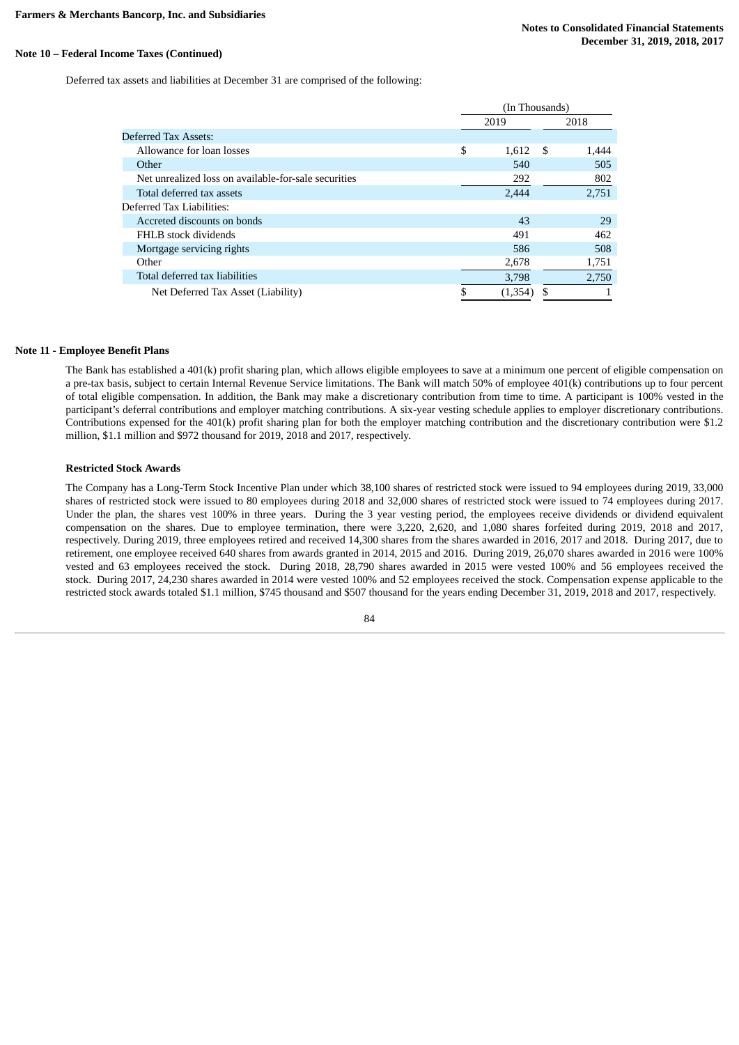### Note 10 – Federal Income Taxes (Continued)

Deferred tax assets and liabilities at December 31 are comprised of the following:

| | (In Thousands) | |
|---|---|---|
| | 2019 | 2018 |
| Deferred Tax Assets: | | |
| Allowance for loan losses | $ 1,612 | $ 1,444 |
| Other | 540 | 505 |
| Net unrealized loss on available-for-sale securities | 292 | 802 |
| Total deferred tax assets | 2,444 | 2,751 |
| Deferred Tax Liabilities: | | |
| Accreted discounts on bonds | 43 | 29 |
| FHLB stock dividends | 491 | 462 |
| Mortgage servicing rights | 586 | 508 |
| Other | 2,678 | 1,751 |
| Total deferred tax liabilities | 3,798 | 2,750 |
| Net Deferred Tax Asset (Liability) | $ (1,354) | $ 1 |

### Note 11 - Employee Benefit Plans

The Bank has established a 401(k) profit sharing plan, which allows eligible employees to save at a minimum one percent of eligible compensation on a pre-tax basis, subject to certain Internal Revenue Service limitations. The Bank will match 50% of employee 401(k) contributions up to four percent of total eligible compensation. In addition, the Bank may make a discretionary contribution from time to time. A participant is 100% vested in the participant's deferral contributions and employer matching contributions. A six-year vesting schedule applies to employer discretionary contributions. Contributions expensed for the 401(k) profit sharing plan for both the employer matching contribution and the discretionary contribution were $1.2 million, $1.1 million and $972 thousand for 2019, 2018 and 2017, respectively.

**Restricted Stock Awards**

The Company has a Long-Term Stock Incentive Plan under which 38,100 shares of restricted stock were issued to 94 employees during 2019, 33,000 shares of restricted stock were issued to 80 employees during 2018 and 32,000 shares of restricted stock were issued to 74 employees during 2017. Under the plan, the shares vest 100% in three years. During the 3 year vesting period, the employees receive dividends or dividend equivalent compensation on the shares. Due to employee termination, there were 3,220, 2,620, and 1,080 shares forfeited during 2019, 2018 and 2017, respectively. During 2019, three employees retired and received 14,300 shares from the shares awarded in 2016, 2017 and 2018. During 2017, due to retirement, one employee received 640 shares from awards granted in 2014, 2015 and 2016. During 2019, 26,070 shares awarded in 2016 were 100% vested and 63 employees received the stock. During 2018, 28,790 shares awarded in 2015 were vested 100% and 56 employees received the stock. During 2017, 24,230 shares awarded in 2014 were vested 100% and 52 employees received the stock. Compensation expense applicable to the restricted stock awards totaled $1.1 million, $745 thousand and $507 thousand for the years ending December 31, 2019, 2018 and 2017, respectively.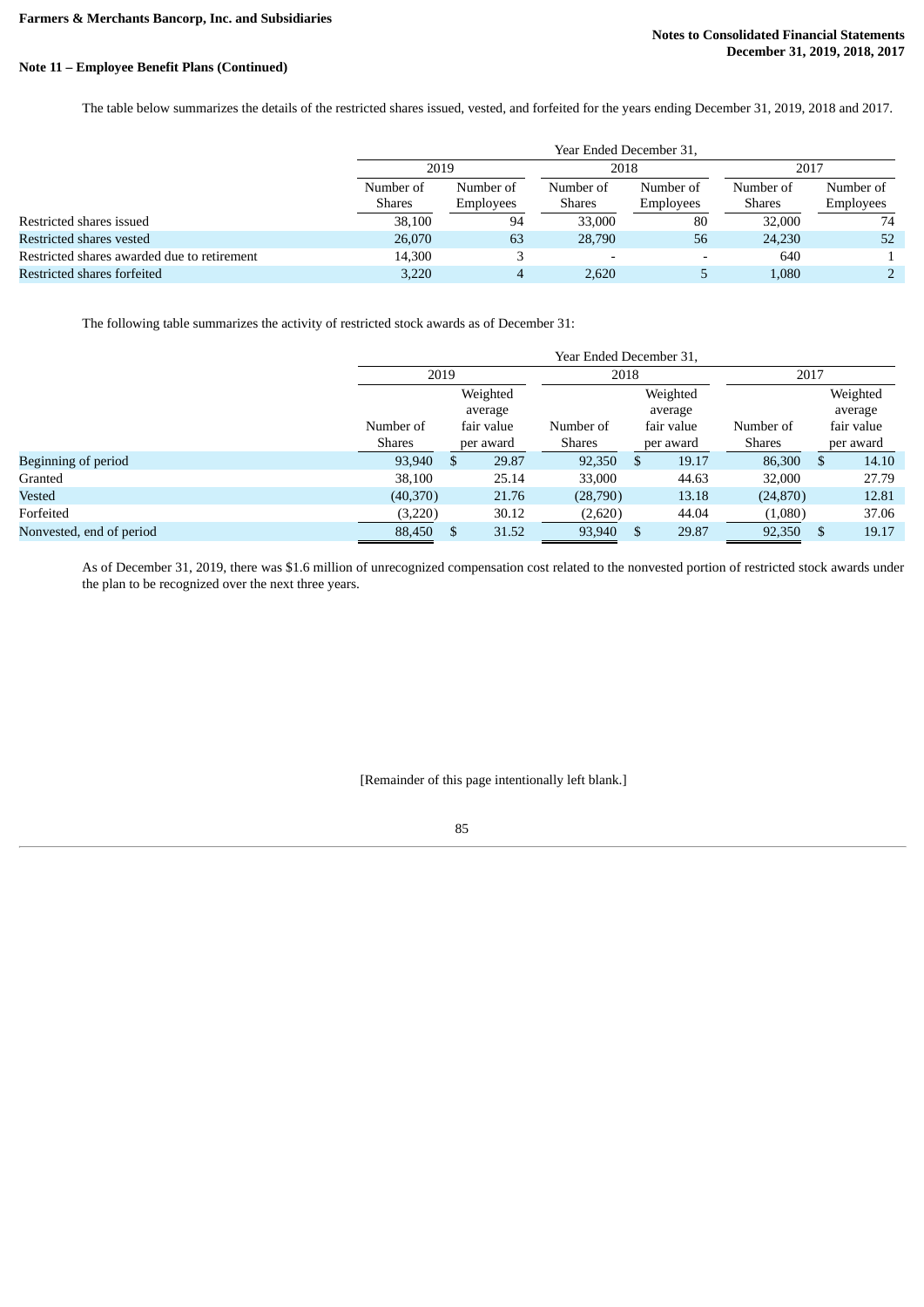**Note 11 – Employee Benefit Plans (Continued)**

The table below summarizes the details of the restricted shares issued, vested, and forfeited for the years ending December 31, 2019, 2018 and 2017.

| | Year Ended December 31, | | | | | |
|---|---|---|---|---|---|---|
| | 2019 | | 2018 | | 2017 | |
| | Number of Shares | Number of Employees | Number of Shares | Number of Employees | Number of Shares | Number of Employees |
| Restricted shares issued | 38,100 | 94 | 33,000 | 80 | 32,000 | 74 |
| Restricted shares vested | 26,070 | 63 | 28,790 | 56 | 24,230 | 52 |
| Restricted shares awarded due to retirement | 14,300 | 3 | - | - | 640 | 1 |
| Restricted shares forfeited | 3,220 | 4 | 2,620 | 5 | 1,080 | 2 |

The following table summarizes the activity of restricted stock awards as of December 31:

| | Year Ended December 31, | | | | | |
|---|---|---|---|---|---|---|
| | 2019 | | 2018 | | 2017 | |
| | Number of Shares | Weighted average fair value per award | Number of Shares | Weighted average fair value per award | Number of Shares | Weighted average fair value per award |
| Beginning of period | 93,940 | $ 29.87 | 92,350 | $ 19.17 | 86,300 | $ 14.10 |
| Granted | 38,100 | 25.14 | 33,000 | 44.63 | 32,000 | 27.79 |
| Vested | (40,370) | 21.76 | (28,790) | 13.18 | (24,870) | 12.81 |
| Forfeited | (3,220) | 30.12 | (2,620) | 44.04 | (1,080) | 37.06 |
| Nonvested, end of period | 88,450 | $ 31.52 | 93,940 | $ 29.87 | 92,350 | $ 19.17 |

As of December 31, 2019, there was $1.6 million of unrecognized compensation cost related to the nonvested portion of restricted stock awards under the plan to be recognized over the next three years.

[Remainder of this page intentionally left blank.]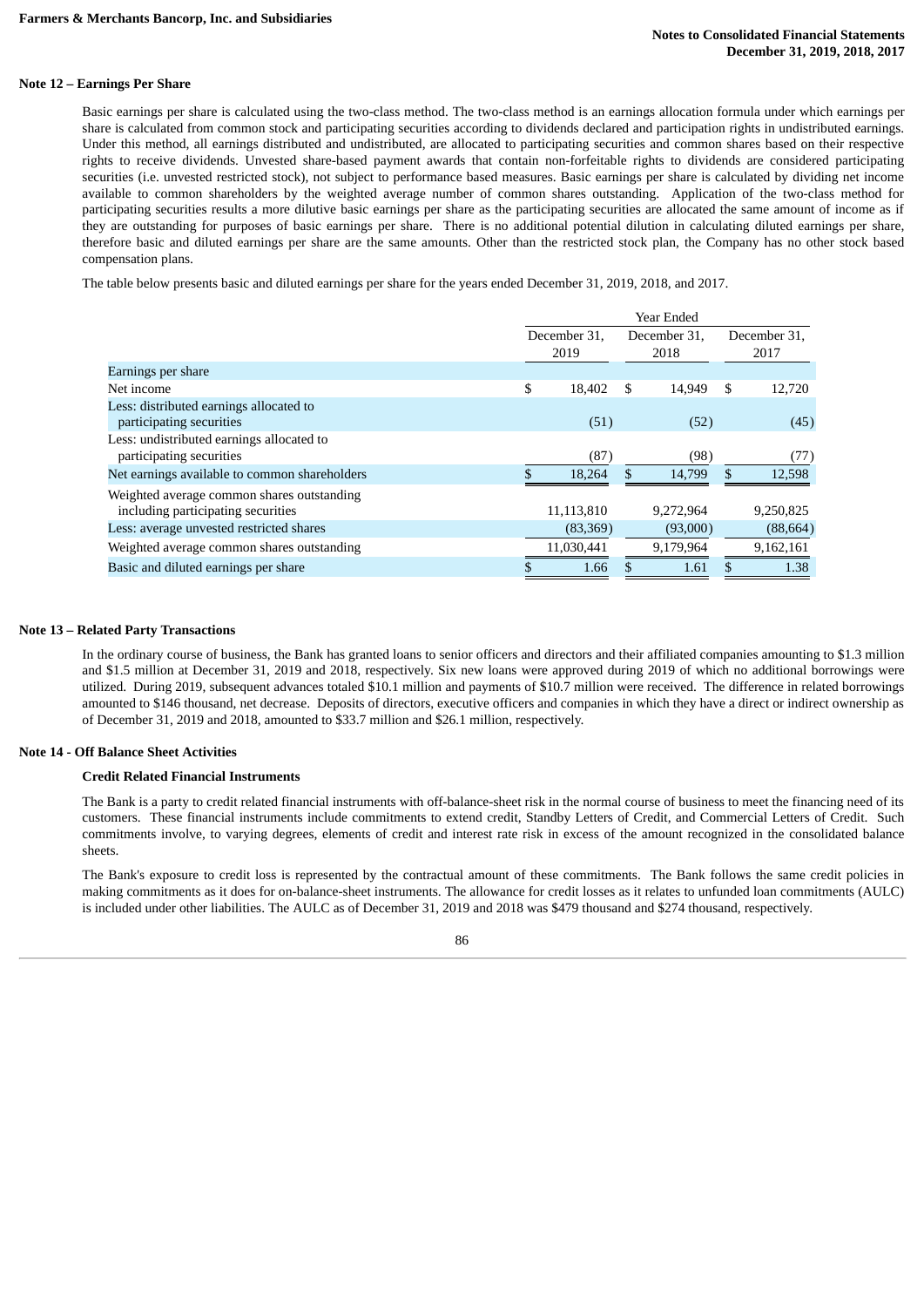## Note 12 – Earnings Per Share

Basic earnings per share is calculated using the two-class method. The two-class method is an earnings allocation formula under which earnings per share is calculated from common stock and participating securities according to dividends declared and participation rights in undistributed earnings. Under this method, all earnings distributed and undistributed, are allocated to participating securities and common shares based on their respective rights to receive dividends. Unvested share-based payment awards that contain non-forfeitable rights to dividends are considered participating securities (i.e. unvested restricted stock), not subject to performance based measures. Basic earnings per share is calculated by dividing net income available to common shareholders by the weighted average number of common shares outstanding. Application of the two-class method for participating securities results a more dilutive basic earnings per share as the participating securities are allocated the same amount of income as if they are outstanding for purposes of basic earnings per share. There is no additional potential dilution in calculating diluted earnings per share, therefore basic and diluted earnings per share are the same amounts. Other than the restricted stock plan, the Company has no other stock based compensation plans.

The table below presents basic and diluted earnings per share for the years ended December 31, 2019, 2018, and 2017.

| | Year Ended | | |
|---|---|---|---|
| | December 31, 2019 | December 31, 2018 | December 31, 2017 |
| Earnings per share | | | |
| Net income | $ 18,402 | $ 14,949 | $ 12,720 |
| Less: distributed earnings allocated to participating securities | (51) | (52) | (45) |
| Less: undistributed earnings allocated to participating securities | (87) | (98) | (77) |
| Net earnings available to common shareholders | $ 18,264 | $ 14,799 | $ 12,598 |
| Weighted average common shares outstanding including participating securities | 11,113,810 | 9,272,964 | 9,250,825 |
| Less: average unvested restricted shares | (83,369) | (93,000) | (88,664) |
| Weighted average common shares outstanding | 11,030,441 | 9,179,964 | 9,162,161 |
| Basic and diluted earnings per share | $ 1.66 | $ 1.61 | $ 1.38 |

## Note 13 – Related Party Transactions

In the ordinary course of business, the Bank has granted loans to senior officers and directors and their affiliated companies amounting to $1.3 million and $1.5 million at December 31, 2019 and 2018, respectively. Six new loans were approved during 2019 of which no additional borrowings were utilized. During 2019, subsequent advances totaled $10.1 million and payments of $10.7 million were received. The difference in related borrowings amounted to $146 thousand, net decrease. Deposits of directors, executive officers and companies in which they have a direct or indirect ownership as of December 31, 2019 and 2018, amounted to $33.7 million and $26.1 million, respectively.

## Note 14 - Off Balance Sheet Activities

### Credit Related Financial Instruments

The Bank is a party to credit related financial instruments with off-balance-sheet risk in the normal course of business to meet the financing need of its customers. These financial instruments include commitments to extend credit, Standby Letters of Credit, and Commercial Letters of Credit. Such commitments involve, to varying degrees, elements of credit and interest rate risk in excess of the amount recognized in the consolidated balance sheets.

The Bank's exposure to credit loss is represented by the contractual amount of these commitments. The Bank follows the same credit policies in making commitments as it does for on-balance-sheet instruments. The allowance for credit losses as it relates to unfunded loan commitments (AULC) is included under other liabilities. The AULC as of December 31, 2019 and 2018 was $479 thousand and $274 thousand, respectively.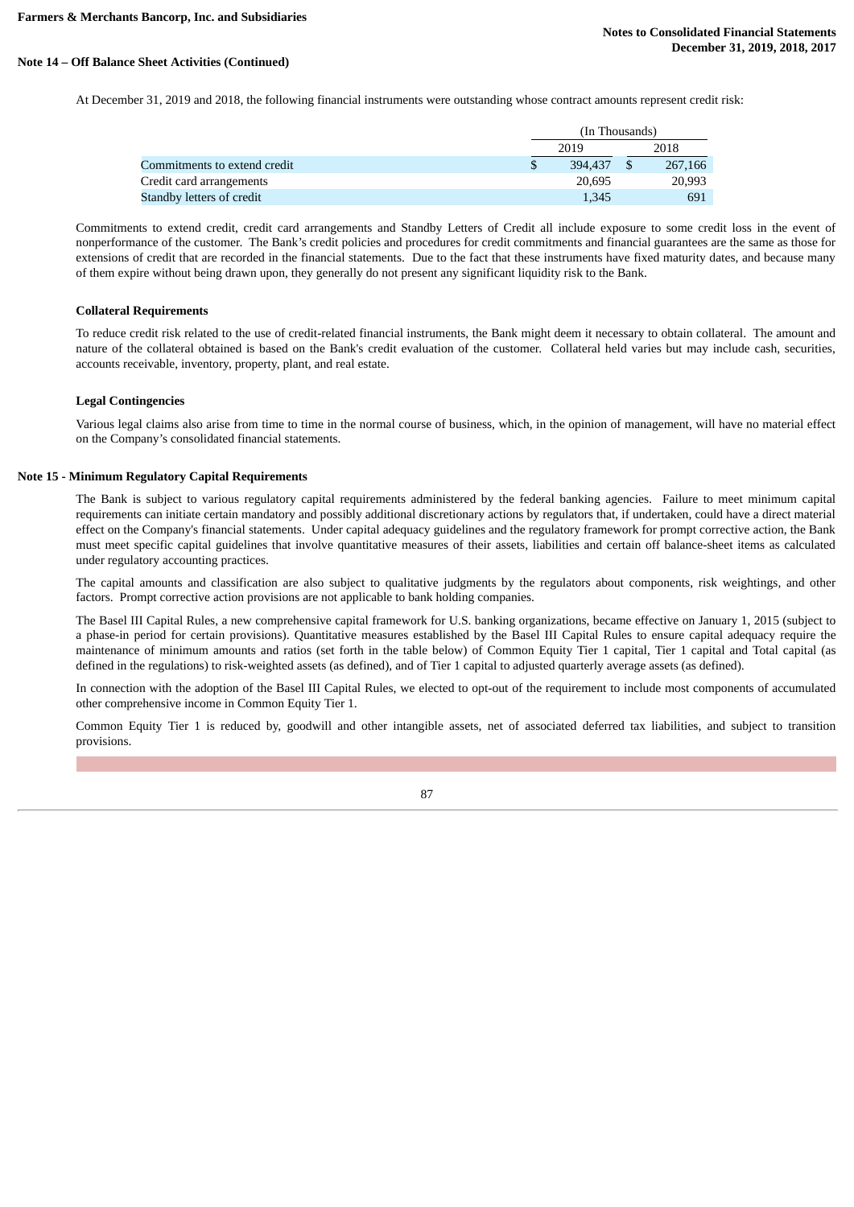## Note 14 – Off Balance Sheet Activities (Continued)

At December 31, 2019 and 2018, the following financial instruments were outstanding whose contract amounts represent credit risk:

| | (In Thousands) | |
|---|---|---|
| | 2019 | 2018 |
| Commitments to extend credit | $ 394,437 | $ 267,166 |
| Credit card arrangements | 20,695 | 20,993 |
| Standby letters of credit | 1,345 | 691 |

Commitments to extend credit, credit card arrangements and Standby Letters of Credit all include exposure to some credit loss in the event of nonperformance of the customer. The Bank's credit policies and procedures for credit commitments and financial guarantees are the same as those for extensions of credit that are recorded in the financial statements. Due to the fact that these instruments have fixed maturity dates, and because many of them expire without being drawn upon, they generally do not present any significant liquidity risk to the Bank.

### Collateral Requirements

To reduce credit risk related to the use of credit-related financial instruments, the Bank might deem it necessary to obtain collateral. The amount and nature of the collateral obtained is based on the Bank's credit evaluation of the customer. Collateral held varies but may include cash, securities, accounts receivable, inventory, property, plant, and real estate.

### Legal Contingencies

Various legal claims also arise from time to time in the normal course of business, which, in the opinion of management, will have no material effect on the Company's consolidated financial statements.

## Note 15 - Minimum Regulatory Capital Requirements

The Bank is subject to various regulatory capital requirements administered by the federal banking agencies. Failure to meet minimum capital requirements can initiate certain mandatory and possibly additional discretionary actions by regulators that, if undertaken, could have a direct material effect on the Company's financial statements. Under capital adequacy guidelines and the regulatory framework for prompt corrective action, the Bank must meet specific capital guidelines that involve quantitative measures of their assets, liabilities and certain off balance-sheet items as calculated under regulatory accounting practices.

The capital amounts and classification are also subject to qualitative judgments by the regulators about components, risk weightings, and other factors. Prompt corrective action provisions are not applicable to bank holding companies.

The Basel III Capital Rules, a new comprehensive capital framework for U.S. banking organizations, became effective on January 1, 2015 (subject to a phase-in period for certain provisions). Quantitative measures established by the Basel III Capital Rules to ensure capital adequacy require the maintenance of minimum amounts and ratios (set forth in the table below) of Common Equity Tier 1 capital, Tier 1 capital and Total capital (as defined in the regulations) to risk-weighted assets (as defined), and of Tier 1 capital to adjusted quarterly average assets (as defined).

In connection with the adoption of the Basel III Capital Rules, we elected to opt-out of the requirement to include most components of accumulated other comprehensive income in Common Equity Tier 1.

Common Equity Tier 1 is reduced by, goodwill and other intangible assets, net of associated deferred tax liabilities, and subject to transition provisions.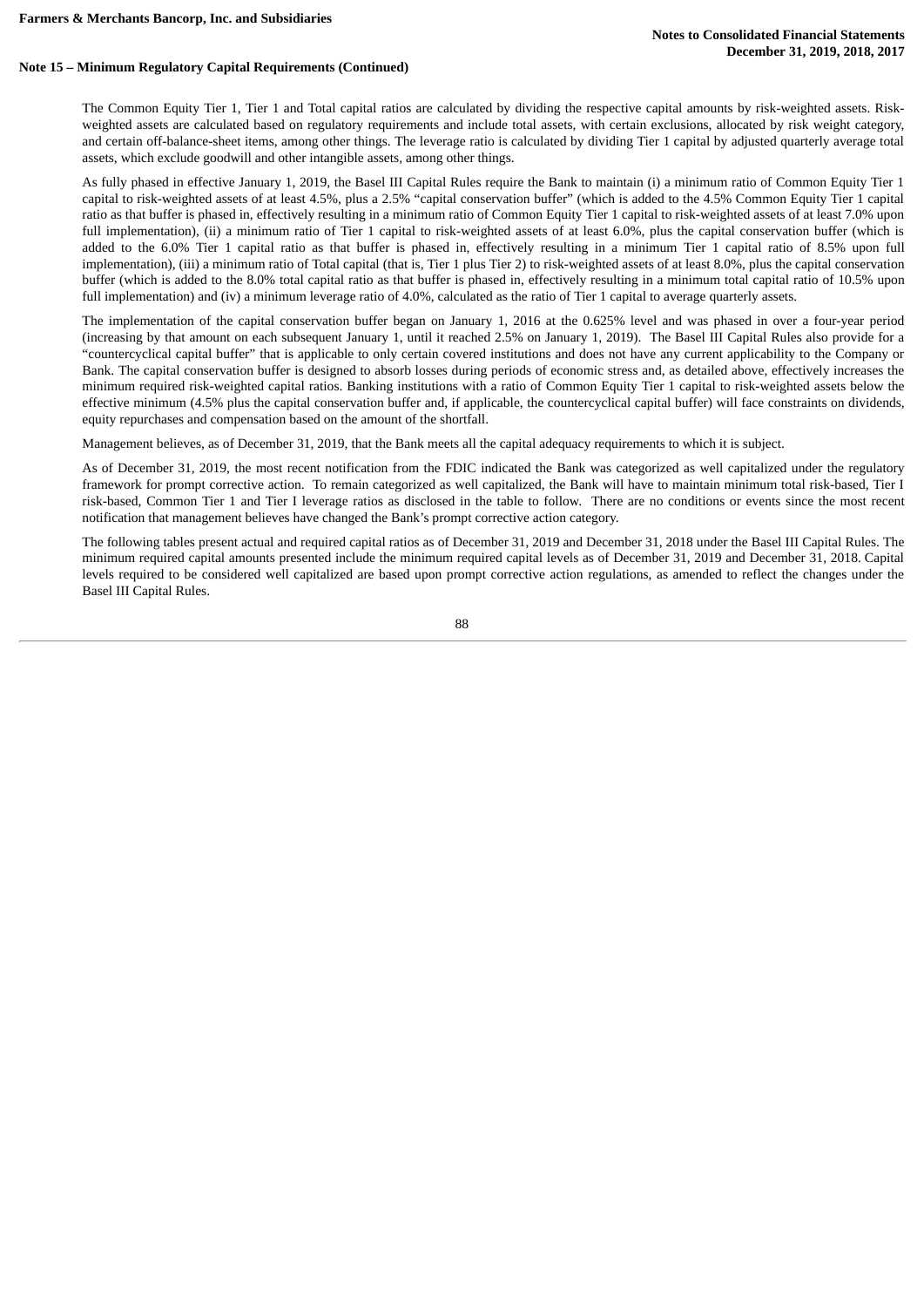**Note 15 – Minimum Regulatory Capital Requirements (Continued)**

The Common Equity Tier 1, Tier 1 and Total capital ratios are calculated by dividing the respective capital amounts by risk-weighted assets. Risk-weighted assets are calculated based on regulatory requirements and include total assets, with certain exclusions, allocated by risk weight category, and certain off-balance-sheet items, among other things. The leverage ratio is calculated by dividing Tier 1 capital by adjusted quarterly average total assets, which exclude goodwill and other intangible assets, among other things.

As fully phased in effective January 1, 2019, the Basel III Capital Rules require the Bank to maintain (i) a minimum ratio of Common Equity Tier 1 capital to risk-weighted assets of at least 4.5%, plus a 2.5% "capital conservation buffer" (which is added to the 4.5% Common Equity Tier 1 capital ratio as that buffer is phased in, effectively resulting in a minimum ratio of Common Equity Tier 1 capital to risk-weighted assets of at least 7.0% upon full implementation), (ii) a minimum ratio of Tier 1 capital to risk-weighted assets of at least 6.0%, plus the capital conservation buffer (which is added to the 6.0% Tier 1 capital ratio as that buffer is phased in, effectively resulting in a minimum Tier 1 capital ratio of 8.5% upon full implementation), (iii) a minimum ratio of Total capital (that is, Tier 1 plus Tier 2) to risk-weighted assets of at least 8.0%, plus the capital conservation buffer (which is added to the 8.0% total capital ratio as that buffer is phased in, effectively resulting in a minimum total capital ratio of 10.5% upon full implementation) and (iv) a minimum leverage ratio of 4.0%, calculated as the ratio of Tier 1 capital to average quarterly assets.

The implementation of the capital conservation buffer began on January 1, 2016 at the 0.625% level and was phased in over a four-year period (increasing by that amount on each subsequent January 1, until it reached 2.5% on January 1, 2019). The Basel III Capital Rules also provide for a "countercyclical capital buffer" that is applicable to only certain covered institutions and does not have any current applicability to the Company or Bank. The capital conservation buffer is designed to absorb losses during periods of economic stress and, as detailed above, effectively increases the minimum required risk-weighted capital ratios. Banking institutions with a ratio of Common Equity Tier 1 capital to risk-weighted assets below the effective minimum (4.5% plus the capital conservation buffer and, if applicable, the countercyclical capital buffer) will face constraints on dividends, equity repurchases and compensation based on the amount of the shortfall.

Management believes, as of December 31, 2019, that the Bank meets all the capital adequacy requirements to which it is subject.

As of December 31, 2019, the most recent notification from the FDIC indicated the Bank was categorized as well capitalized under the regulatory framework for prompt corrective action. To remain categorized as well capitalized, the Bank will have to maintain minimum total risk-based, Tier I risk-based, Common Tier 1 and Tier I leverage ratios as disclosed in the table to follow. There are no conditions or events since the most recent notification that management believes have changed the Bank's prompt corrective action category.

The following tables present actual and required capital ratios as of December 31, 2019 and December 31, 2018 under the Basel III Capital Rules. The minimum required capital amounts presented include the minimum required capital levels as of December 31, 2019 and December 31, 2018. Capital levels required to be considered well capitalized are based upon prompt corrective action regulations, as amended to reflect the changes under the Basel III Capital Rules.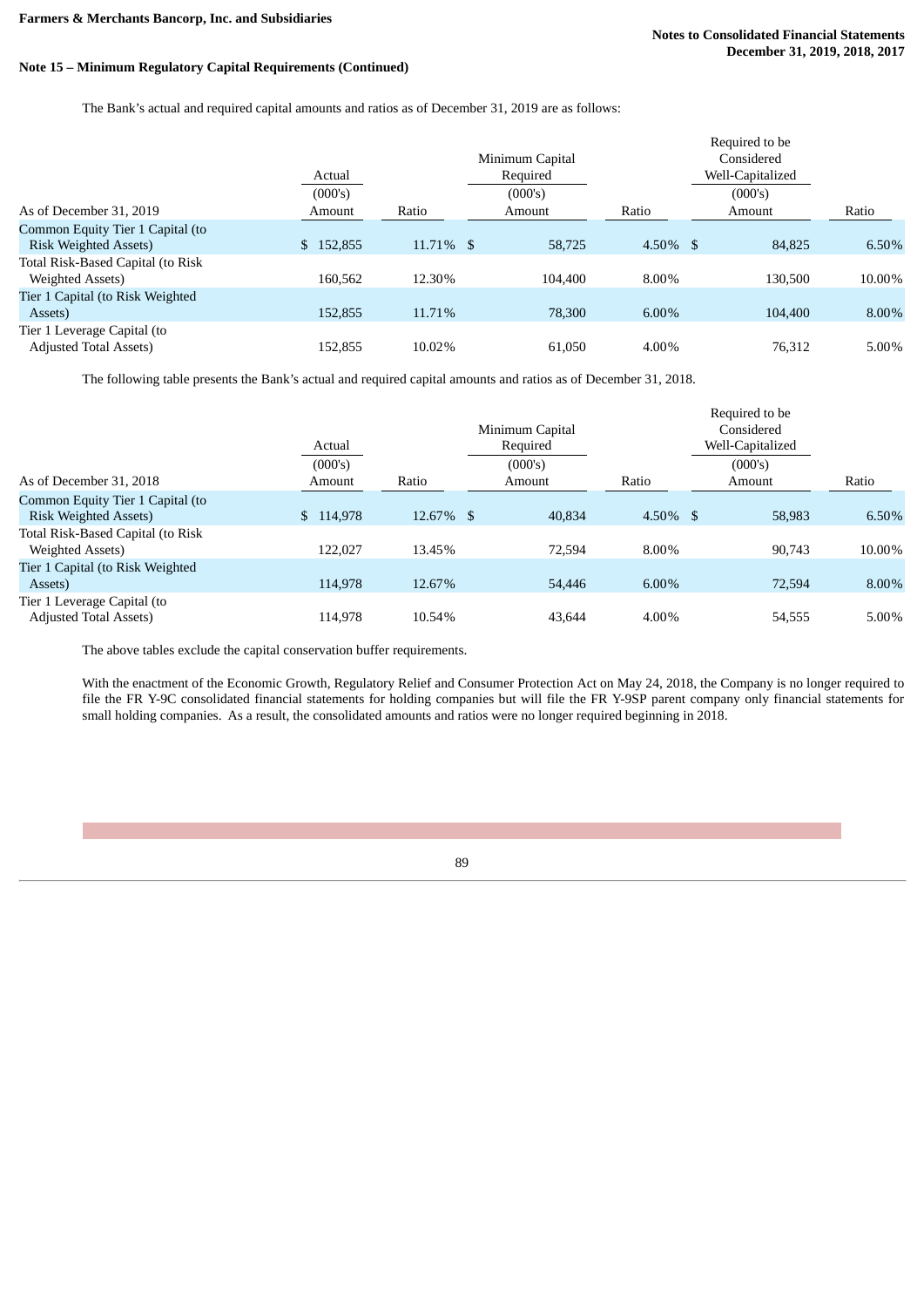## Note 15 – Minimum Regulatory Capital Requirements (Continued)

The Bank's actual and required capital amounts and ratios as of December 31, 2019 are as follows:

| As of December 31, 2019 | Actual (000's) Amount | Ratio | Minimum Capital Required (000's) Amount | Ratio | Required to be Considered Well-Capitalized (000's) Amount | Ratio |
|---|---|---|---|---|---|---|
| Common Equity Tier 1 Capital (to Risk Weighted Assets) | $ 152,855 | 11.71% | $ 58,725 | 4.50% | $ 84,825 | 6.50% |
| Total Risk-Based Capital (to Risk Weighted Assets) | 160,562 | 12.30% | 104,400 | 8.00% | 130,500 | 10.00% |
| Tier 1 Capital (to Risk Weighted Assets) | 152,855 | 11.71% | 78,300 | 6.00% | 104,400 | 8.00% |
| Tier 1 Leverage Capital (to Adjusted Total Assets) | 152,855 | 10.02% | 61,050 | 4.00% | 76,312 | 5.00% |

The following table presents the Bank's actual and required capital amounts and ratios as of December 31, 2018.

| As of December 31, 2018 | Actual (000's) Amount | Ratio | Minimum Capital Required (000's) Amount | Ratio | Required to be Considered Well-Capitalized (000's) Amount | Ratio |
|---|---|---|---|---|---|---|
| Common Equity Tier 1 Capital (to Risk Weighted Assets) | $ 114,978 | 12.67% | $ 40,834 | 4.50% | $ 58,983 | 6.50% |
| Total Risk-Based Capital (to Risk Weighted Assets) | 122,027 | 13.45% | 72,594 | 8.00% | 90,743 | 10.00% |
| Tier 1 Capital (to Risk Weighted Assets) | 114,978 | 12.67% | 54,446 | 6.00% | 72,594 | 8.00% |
| Tier 1 Leverage Capital (to Adjusted Total Assets) | 114,978 | 10.54% | 43,644 | 4.00% | 54,555 | 5.00% |

The above tables exclude the capital conservation buffer requirements.

With the enactment of the Economic Growth, Regulatory Relief and Consumer Protection Act on May 24, 2018, the Company is no longer required to file the FR Y-9C consolidated financial statements for holding companies but will file the FR Y-9SP parent company only financial statements for small holding companies. As a result, the consolidated amounts and ratios were no longer required beginning in 2018.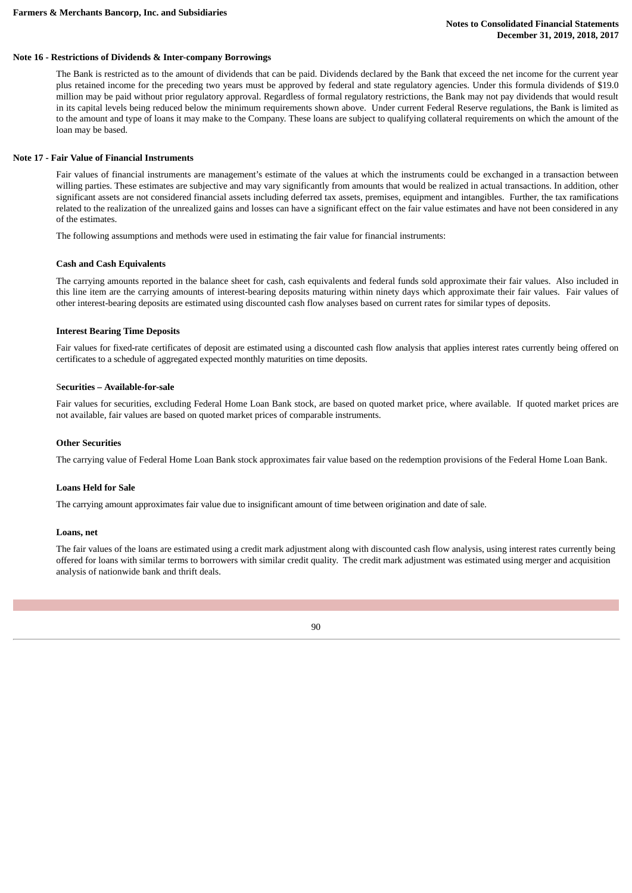### Note 16 - Restrictions of Dividends & Inter-company Borrowings

The Bank is restricted as to the amount of dividends that can be paid. Dividends declared by the Bank that exceed the net income for the current year plus retained income for the preceding two years must be approved by federal and state regulatory agencies. Under this formula dividends of $19.0 million may be paid without prior regulatory approval. Regardless of formal regulatory restrictions, the Bank may not pay dividends that would result in its capital levels being reduced below the minimum requirements shown above. Under current Federal Reserve regulations, the Bank is limited as to the amount and type of loans it may make to the Company. These loans are subject to qualifying collateral requirements on which the amount of the loan may be based.

### Note 17 - Fair Value of Financial Instruments

Fair values of financial instruments are management's estimate of the values at which the instruments could be exchanged in a transaction between willing parties. These estimates are subjective and may vary significantly from amounts that would be realized in actual transactions. In addition, other significant assets are not considered financial assets including deferred tax assets, premises, equipment and intangibles. Further, the tax ramifications related to the realization of the unrealized gains and losses can have a significant effect on the fair value estimates and have not been considered in any of the estimates.

The following assumptions and methods were used in estimating the fair value for financial instruments:

**Cash and Cash Equivalents**

The carrying amounts reported in the balance sheet for cash, cash equivalents and federal funds sold approximate their fair values. Also included in this line item are the carrying amounts of interest-bearing deposits maturing within ninety days which approximate their fair values. Fair values of other interest-bearing deposits are estimated using discounted cash flow analyses based on current rates for similar types of deposits.

**Interest Bearing Time Deposits**

Fair values for fixed-rate certificates of deposit are estimated using a discounted cash flow analysis that applies interest rates currently being offered on certificates to a schedule of aggregated expected monthly maturities on time deposits.

**Securities – Available-for-sale**

Fair values for securities, excluding Federal Home Loan Bank stock, are based on quoted market price, where available. If quoted market prices are not available, fair values are based on quoted market prices of comparable instruments.

**Other Securities**

The carrying value of Federal Home Loan Bank stock approximates fair value based on the redemption provisions of the Federal Home Loan Bank.

**Loans Held for Sale**

The carrying amount approximates fair value due to insignificant amount of time between origination and date of sale.

**Loans, net**

The fair values of the loans are estimated using a credit mark adjustment along with discounted cash flow analysis, using interest rates currently being offered for loans with similar terms to borrowers with similar credit quality. The credit mark adjustment was estimated using merger and acquisition analysis of nationwide bank and thrift deals.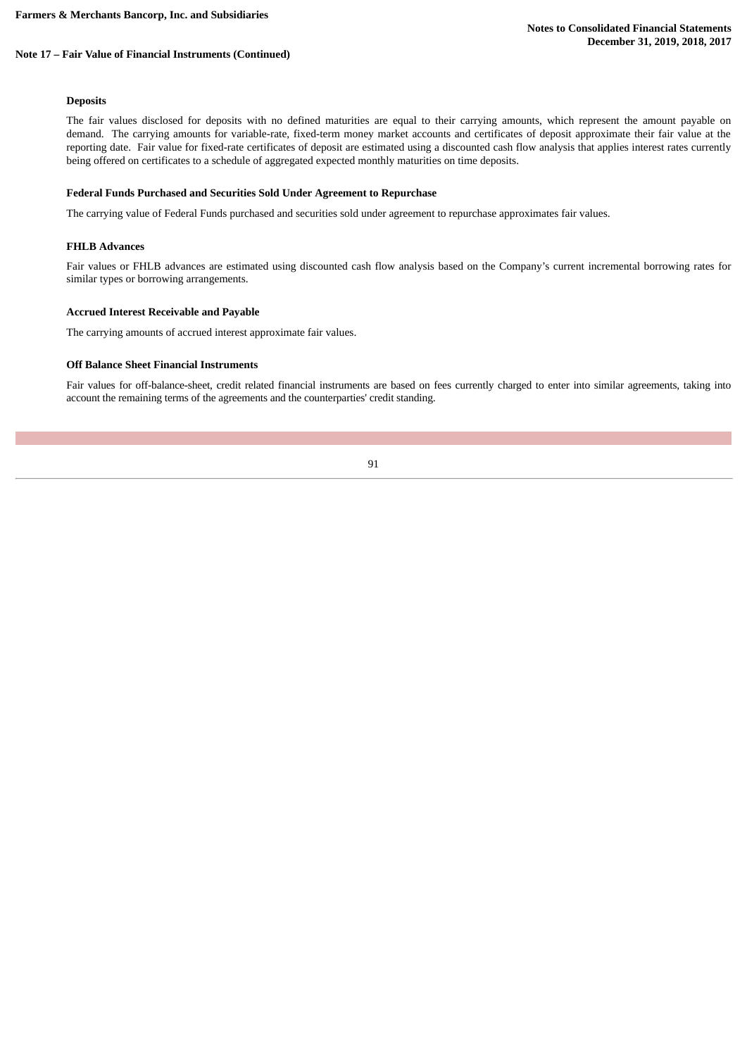## Note 17 – Fair Value of Financial Instruments (Continued)

### Deposits

The fair values disclosed for deposits with no defined maturities are equal to their carrying amounts, which represent the amount payable on demand. The carrying amounts for variable-rate, fixed-term money market accounts and certificates of deposit approximate their fair value at the reporting date. Fair value for fixed-rate certificates of deposit are estimated using a discounted cash flow analysis that applies interest rates currently being offered on certificates to a schedule of aggregated expected monthly maturities on time deposits.

### Federal Funds Purchased and Securities Sold Under Agreement to Repurchase

The carrying value of Federal Funds purchased and securities sold under agreement to repurchase approximates fair values.

### FHLB Advances

Fair values or FHLB advances are estimated using discounted cash flow analysis based on the Company's current incremental borrowing rates for similar types or borrowing arrangements.

### Accrued Interest Receivable and Payable

The carrying amounts of accrued interest approximate fair values.

### Off Balance Sheet Financial Instruments

Fair values for off-balance-sheet, credit related financial instruments are based on fees currently charged to enter into similar agreements, taking into account the remaining terms of the agreements and the counterparties' credit standing.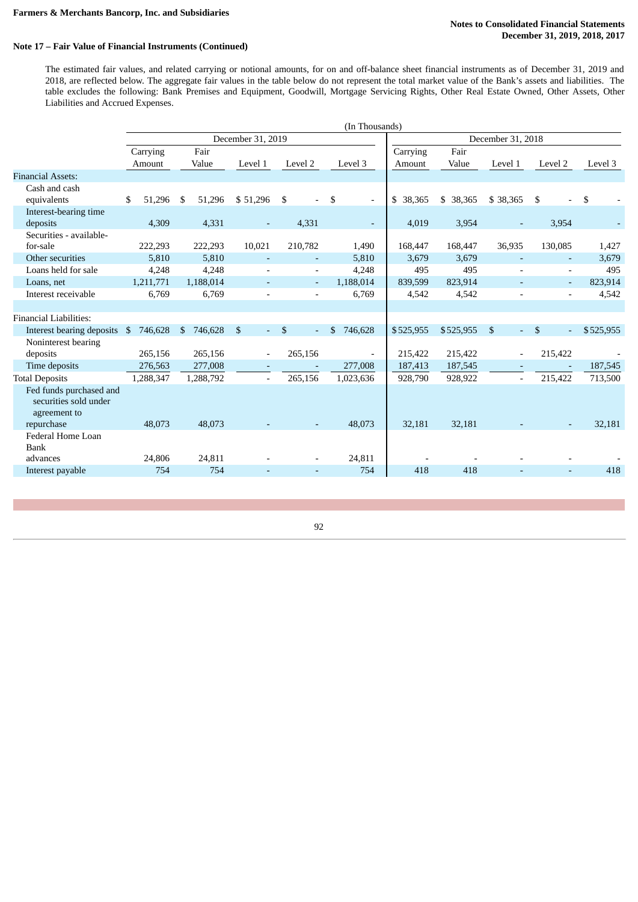**Note 17 – Fair Value of Financial Instruments (Continued)**

The estimated fair values, and related carrying or notional amounts, for on and off-balance sheet financial instruments as of December 31, 2019 and 2018, are reflected below. The aggregate fair values in the table below do not represent the total market value of the Bank's assets and liabilities. The table excludes the following: Bank Premises and Equipment, Goodwill, Mortgage Servicing Rights, Other Real Estate Owned, Other Assets, Other Liabilities and Accrued Expenses.

(In Thousands)

| | December 31, 2019 | | | | | December 31, 2018 | | | | |
|---|---|---|---|---|---|---|---|---|---|---|
| | Carrying Amount | Fair Value | Level 1 | Level 2 | Level 3 | Carrying Amount | Fair Value | Level 1 | Level 2 | Level 3 |
| **Financial Assets:** | | | | | | | | | | |
| Cash and cash equivalents | $ 51,296 | $ 51,296 | $ 51,296 | $ - | $ - | $ 38,365 | $ 38,365 | $ 38,365 | $ - | $ - |
| Interest-bearing time deposits | 4,309 | 4,331 | - | 4,331 | - | 4,019 | 3,954 | - | 3,954 | - |
| Securities - available-for-sale | 222,293 | 222,293 | 10,021 | 210,782 | 1,490 | 168,447 | 168,447 | 36,935 | 130,085 | 1,427 |
| Other securities | 5,810 | 5,810 | - | - | 5,810 | 3,679 | 3,679 | - | - | 3,679 |
| Loans held for sale | 4,248 | 4,248 | - | - | 4,248 | 495 | 495 | - | - | 495 |
| Loans, net | 1,211,771 | 1,188,014 | - | - | 1,188,014 | 839,599 | 823,914 | - | - | 823,914 |
| Interest receivable | 6,769 | 6,769 | - | - | 6,769 | 4,542 | 4,542 | - | - | 4,542 |
| **Financial Liabilities:** | | | | | | | | | | |
| Interest bearing deposits | $ 746,628 | $ 746,628 | $ - | $ - | $ 746,628 | $ 525,955 | $ 525,955 | $ - | $ - | $ 525,955 |
| Noninterest bearing deposits | 265,156 | 265,156 | - | 265,156 | - | 215,422 | 215,422 | - | 215,422 | - |
| Time deposits | 276,563 | 277,008 | - | - | 277,008 | 187,413 | 187,545 | - | - | 187,545 |
| Total Deposits | 1,288,347 | 1,288,792 | - | 265,156 | 1,023,636 | 928,790 | 928,922 | - | 215,422 | 713,500 |
| Fed funds purchased and securities sold under agreement to repurchase | 48,073 | 48,073 | - | - | 48,073 | 32,181 | 32,181 | - | - | 32,181 |
| Federal Home Loan Bank advances | 24,806 | 24,811 | - | - | 24,811 | - | - | - | - | - |
| Interest payable | 754 | 754 | - | - | 754 | 418 | 418 | - | - | 418 |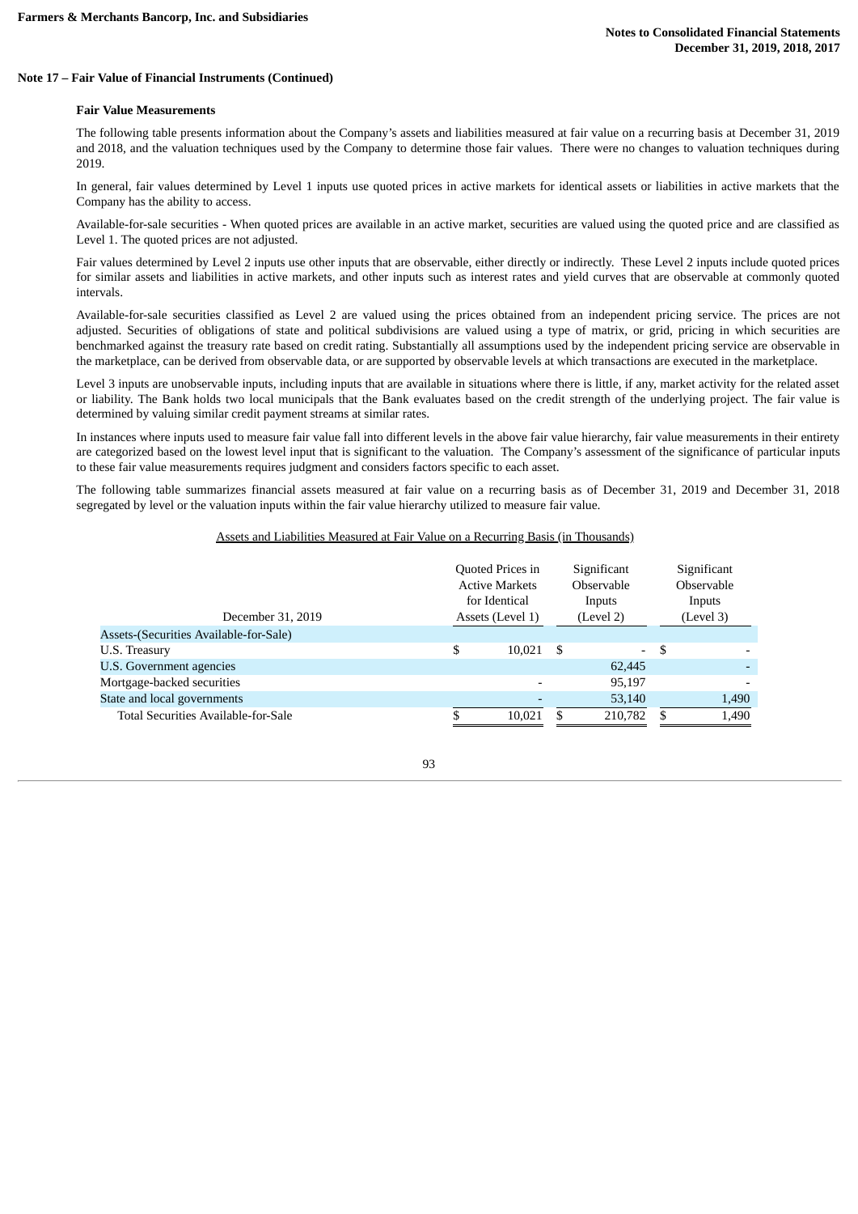### Note 17 – Fair Value of Financial Instruments (Continued)

**Fair Value Measurements**

The following table presents information about the Company's assets and liabilities measured at fair value on a recurring basis at December 31, 2019 and 2018, and the valuation techniques used by the Company to determine those fair values. There were no changes to valuation techniques during 2019.

In general, fair values determined by Level 1 inputs use quoted prices in active markets for identical assets or liabilities in active markets that the Company has the ability to access.

Available-for-sale securities - When quoted prices are available in an active market, securities are valued using the quoted price and are classified as Level 1. The quoted prices are not adjusted.

Fair values determined by Level 2 inputs use other inputs that are observable, either directly or indirectly. These Level 2 inputs include quoted prices for similar assets and liabilities in active markets, and other inputs such as interest rates and yield curves that are observable at commonly quoted intervals.

Available-for-sale securities classified as Level 2 are valued using the prices obtained from an independent pricing service. The prices are not adjusted. Securities of obligations of state and political subdivisions are valued using a type of matrix, or grid, pricing in which securities are benchmarked against the treasury rate based on credit rating. Substantially all assumptions used by the independent pricing service are observable in the marketplace, can be derived from observable data, or are supported by observable levels at which transactions are executed in the marketplace.

Level 3 inputs are unobservable inputs, including inputs that are available in situations where there is little, if any, market activity for the related asset or liability. The Bank holds two local municipals that the Bank evaluates based on the credit strength of the underlying project. The fair value is determined by valuing similar credit payment streams at similar rates.

In instances where inputs used to measure fair value fall into different levels in the above fair value hierarchy, fair value measurements in their entirety are categorized based on the lowest level input that is significant to the valuation. The Company's assessment of the significance of particular inputs to these fair value measurements requires judgment and considers factors specific to each asset.

The following table summarizes financial assets measured at fair value on a recurring basis as of December 31, 2019 and December 31, 2018 segregated by level or the valuation inputs within the fair value hierarchy utilized to measure fair value.

Assets and Liabilities Measured at Fair Value on a Recurring Basis (in Thousands)

| December 31, 2019 | Quoted Prices in Active Markets for Identical Assets (Level 1) | Significant Observable Inputs (Level 2) | Significant Observable Inputs (Level 3) |
|---|---|---|---|
| Assets-(Securities Available-for-Sale) | | | |
| U.S. Treasury | $ 10,021 | $ - | $ - |
| U.S. Government agencies | | 62,445 | - |
| Mortgage-backed securities | - | 95,197 | - |
| State and local governments | - | 53,140 | 1,490 |
| Total Securities Available-for-Sale | $ 10,021 | $ 210,782 | $ 1,490 |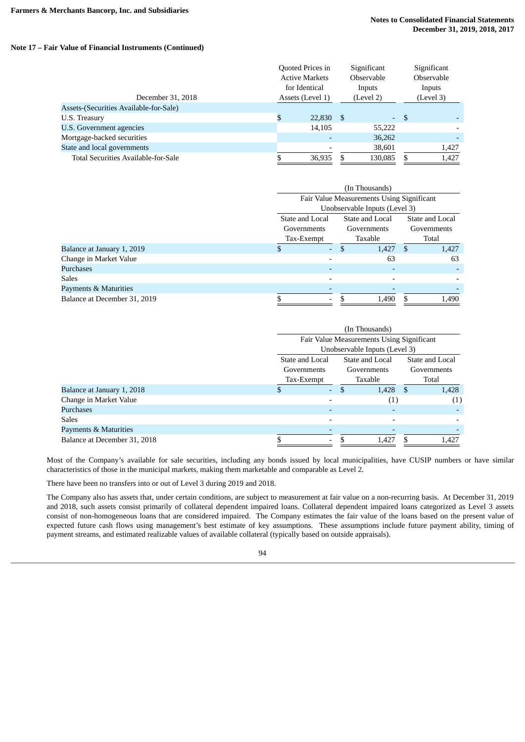## Note 17 – Fair Value of Financial Instruments (Continued)

| December 31, 2018 | Quoted Prices in Active Markets for Identical Assets (Level 1) | Significant Observable Inputs (Level 2) | Significant Observable Inputs (Level 3) |
|---|---|---|---|
| Assets-(Securities Available-for-Sale) | | | |
| U.S. Treasury | $ 22,830 | $ - | $ - |
| U.S. Government agencies | 14,105 | 55,222 | - |
| Mortgage-backed securities | - | 36,262 | - |
| State and local governments | - | 38,601 | 1,427 |
| Total Securities Available-for-Sale | $ 36,935 | $ 130,085 | $ 1,427 |

| | (In Thousands) Fair Value Measurements Using Significant Unobservable Inputs (Level 3) | | |
|---|---|---|---|
| | State and Local Governments Tax-Exempt | State and Local Governments Taxable | State and Local Governments Total |
| Balance at January 1, 2019 | $ - | $ 1,427 | $ 1,427 |
| Change in Market Value | - | 63 | 63 |
| Purchases | - | - | - |
| Sales | - | - | - |
| Payments & Maturities | - | - | - |
| Balance at December 31, 2019 | $ - | $ 1,490 | $ 1,490 |

| | (In Thousands) Fair Value Measurements Using Significant Unobservable Inputs (Level 3) | | |
|---|---|---|---|
| | State and Local Governments Tax-Exempt | State and Local Governments Taxable | State and Local Governments Total |
| Balance at January 1, 2018 | $ - | $ 1,428 | $ 1,428 |
| Change in Market Value | - | (1) | (1) |
| Purchases | - | - | - |
| Sales | - | - | - |
| Payments & Maturities | - | - | - |
| Balance at December 31, 2018 | $ - | $ 1,427 | $ 1,427 |

Most of the Company's available for sale securities, including any bonds issued by local municipalities, have CUSIP numbers or have similar characteristics of those in the municipal markets, making them marketable and comparable as Level 2.

There have been no transfers into or out of Level 3 during 2019 and 2018.

The Company also has assets that, under certain conditions, are subject to measurement at fair value on a non-recurring basis. At December 31, 2019 and 2018, such assets consist primarily of collateral dependent impaired loans. Collateral dependent impaired loans categorized as Level 3 assets consist of non-homogeneous loans that are considered impaired. The Company estimates the fair value of the loans based on the present value of expected future cash flows using management's best estimate of key assumptions. These assumptions include future payment ability, timing of payment streams, and estimated realizable values of available collateral (typically based on outside appraisals).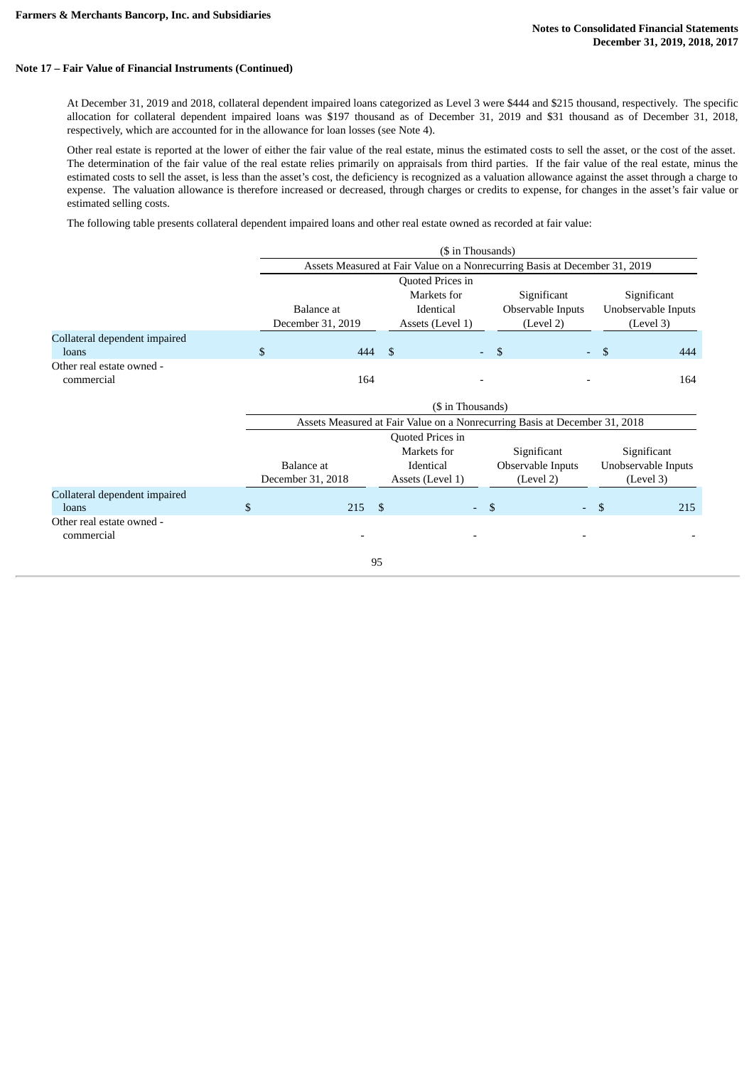## Note 17 – Fair Value of Financial Instruments (Continued)

At December 31, 2019 and 2018, collateral dependent impaired loans categorized as Level 3 were $444 and $215 thousand, respectively. The specific allocation for collateral dependent impaired loans was $197 thousand as of December 31, 2019 and $31 thousand as of December 31, 2018, respectively, which are accounted for in the allowance for loan losses (see Note 4).

Other real estate is reported at the lower of either the fair value of the real estate, minus the estimated costs to sell the asset, or the cost of the asset. The determination of the fair value of the real estate relies primarily on appraisals from third parties. If the fair value of the real estate, minus the estimated costs to sell the asset, is less than the asset's cost, the deficiency is recognized as a valuation allowance against the asset through a charge to expense. The valuation allowance is therefore increased or decreased, through charges or credits to expense, for changes in the asset's fair value or estimated selling costs.

The following table presents collateral dependent impaired loans and other real estate owned as recorded at fair value:

| | ($ in Thousands) | | | |
|---|---|---|---|---|
| | Assets Measured at Fair Value on a Nonrecurring Basis at December 31, 2019 | | | |
| | Balance at December 31, 2019 | Quoted Prices in Markets for Identical Assets (Level 1) | Significant Observable Inputs (Level 2) | Significant Unobservable Inputs (Level 3) |
| Collateral dependent impaired loans | $ 444 | $ - | $ - | $ 444 |
| Other real estate owned - commercial | 164 | - | - | 164 |

| | ($ in Thousands) | | | |
|---|---|---|---|---|
| | Assets Measured at Fair Value on a Nonrecurring Basis at December 31, 2018 | | | |
| | Balance at December 31, 2018 | Quoted Prices in Markets for Identical Assets (Level 1) | Significant Observable Inputs (Level 2) | Significant Unobservable Inputs (Level 3) |
| Collateral dependent impaired loans | $ 215 | $ - | $ - | $ 215 |
| Other real estate owned - commercial | - | - | - | - |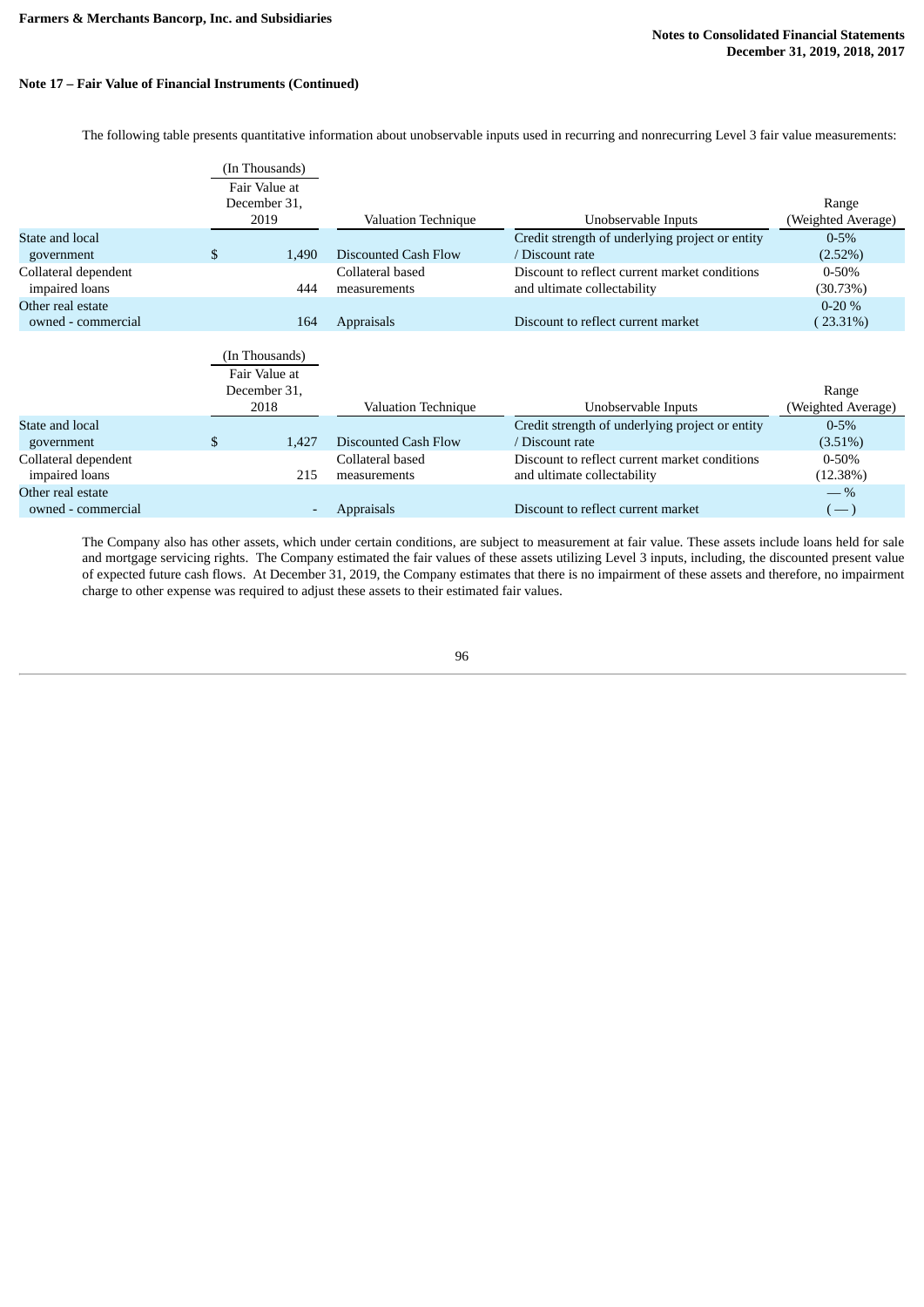**Note 17 – Fair Value of Financial Instruments (Continued)**

The following table presents quantitative information about unobservable inputs used in recurring and nonrecurring Level 3 fair value measurements:

| | (In Thousands) Fair Value at December 31, 2019 | Valuation Technique | Unobservable Inputs | Range (Weighted Average) |
|---|---|---|---|---|
| State and local government | $ 1,490 | Discounted Cash Flow | Credit strength of underlying project or entity / Discount rate | 0-5% (2.52%) |
| Collateral dependent impaired loans | 444 | Collateral based measurements | Discount to reflect current market conditions and ultimate collectability | 0-50% (30.73%) |
| Other real estate owned - commercial | 164 | Appraisals | Discount to reflect current market | 0-20 % ( 23.31%) |

| | (In Thousands) Fair Value at December 31, 2018 | Valuation Technique | Unobservable Inputs | Range (Weighted Average) |
|---|---|---|---|---|
| State and local government | $ 1,427 | Discounted Cash Flow | Credit strength of underlying project or entity / Discount rate | 0-5% (3.51%) |
| Collateral dependent impaired loans | 215 | Collateral based measurements | Discount to reflect current market conditions and ultimate collectability | 0-50% (12.38%) |
| Other real estate owned - commercial | - | Appraisals | Discount to reflect current market | — % ( — ) |

The Company also has other assets, which under certain conditions, are subject to measurement at fair value. These assets include loans held for sale and mortgage servicing rights. The Company estimated the fair values of these assets utilizing Level 3 inputs, including, the discounted present value of expected future cash flows. At December 31, 2019, the Company estimates that there is no impairment of these assets and therefore, no impairment charge to other expense was required to adjust these assets to their estimated fair values.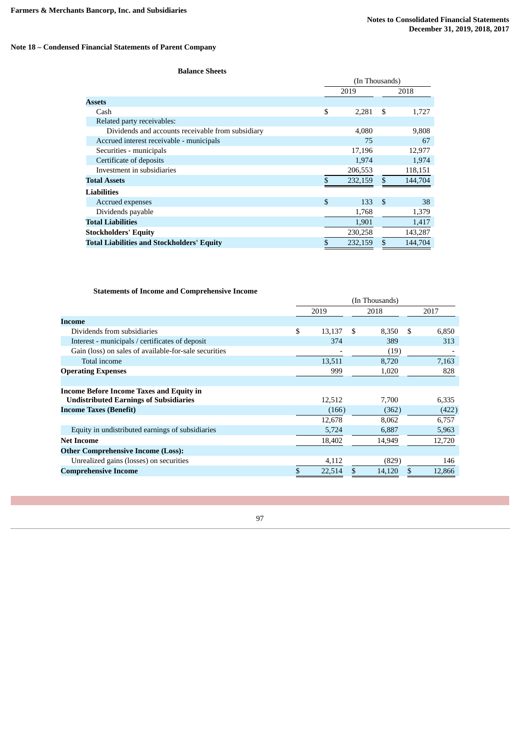## Note 18 – Condensed Financial Statements of Parent Company

### Balance Sheets

| | (In Thousands) | |
|---|---|---|
| | 2019 | 2018 |
| **Assets** | | |
| Cash | $ 2,281 | $ 1,727 |
| Related party receivables: | | |
| Dividends and accounts receivable from subsidiary | 4,080 | 9,808 |
| Accrued interest receivable - municipals | 75 | 67 |
| Securities - municipals | 17,196 | 12,977 |
| Certificate of deposits | 1,974 | 1,974 |
| Investment in subsidiaries | 206,553 | 118,151 |
| **Total Assets** | $ 232,159 | $ 144,704 |
| **Liabilities** | | |
| Accrued expenses | $ 133 | $ 38 |
| Dividends payable | 1,768 | 1,379 |
| **Total Liabilities** | 1,901 | 1,417 |
| **Stockholders' Equity** | 230,258 | 143,287 |
| **Total Liabilities and Stockholders' Equity** | $ 232,159 | $ 144,704 |

### Statements of Income and Comprehensive Income

| | (In Thousands) | | |
|---|---|---|---|
| | 2019 | 2018 | 2017 |
| **Income** | | | |
| Dividends from subsidiaries | $ 13,137 | $ 8,350 | $ 6,850 |
| Interest - municipals / certificates of deposit | 374 | 389 | 313 |
| Gain (loss) on sales of available-for-sale securities | - | (19) | - |
| Total income | 13,511 | 8,720 | 7,163 |
| **Operating Expenses** | 999 | 1,020 | 828 |
| | | | |
| **Income Before Income Taxes and Equity in Undistributed Earnings of Subsidiaries** | 12,512 | 7,700 | 6,335 |
| **Income Taxes (Benefit)** | (166) | (362) | (422) |
| | 12,678 | 8,062 | 6,757 |
| Equity in undistributed earnings of subsidiaries | 5,724 | 6,887 | 5,963 |
| **Net Income** | 18,402 | 14,949 | 12,720 |
| **Other Comprehensive Income (Loss):** | | | |
| Unrealized gains (losses) on securities | 4,112 | (829) | 146 |
| **Comprehensive Income** | $ 22,514 | $ 14,120 | $ 12,866 |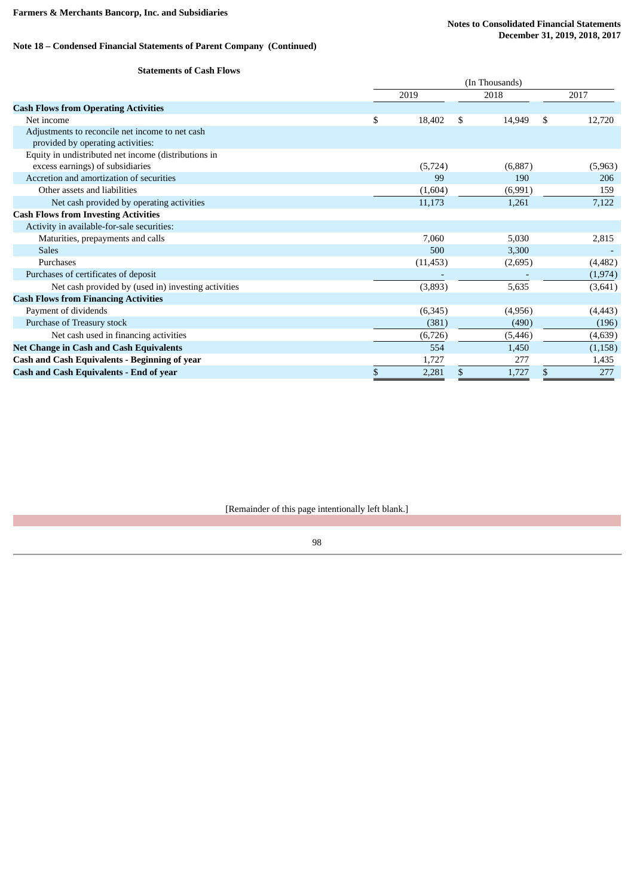## Note 18 – Condensed Financial Statements of Parent Company (Continued)

### Statements of Cash Flows

| | (In Thousands) | | |
|---|---|---|---|
| | 2019 | 2018 | 2017 |
| **Cash Flows from Operating Activities** | | | |
| Net income | $ 18,402 | $ 14,949 | $ 12,720 |
| Adjustments to reconcile net income to net cash provided by operating activities: | | | |
| Equity in undistributed net income (distributions in excess earnings) of subsidiaries | (5,724) | (6,887) | (5,963) |
| Accretion and amortization of securities | 99 | 190 | 206 |
| Other assets and liabilities | (1,604) | (6,991) | 159 |
| Net cash provided by operating activities | 11,173 | 1,261 | 7,122 |
| **Cash Flows from Investing Activities** | | | |
| Activity in available-for-sale securities: | | | |
| Maturities, prepayments and calls | 7,060 | 5,030 | 2,815 |
| Sales | 500 | 3,300 | - |
| Purchases | (11,453) | (2,695) | (4,482) |
| Purchases of certificates of deposit | - | - | (1,974) |
| Net cash provided by (used in) investing activities | (3,893) | 5,635 | (3,641) |
| **Cash Flows from Financing Activities** | | | |
| Payment of dividends | (6,345) | (4,956) | (4,443) |
| Purchase of Treasury stock | (381) | (490) | (196) |
| Net cash used in financing activities | (6,726) | (5,446) | (4,639) |
| **Net Change in Cash and Cash Equivalents** | 554 | 1,450 | (1,158) |
| **Cash and Cash Equivalents - Beginning of year** | 1,727 | 277 | 1,435 |
| **Cash and Cash Equivalents - End of year** | $ 2,281 | $ 1,727 | $ 277 |

[Remainder of this page intentionally left blank.]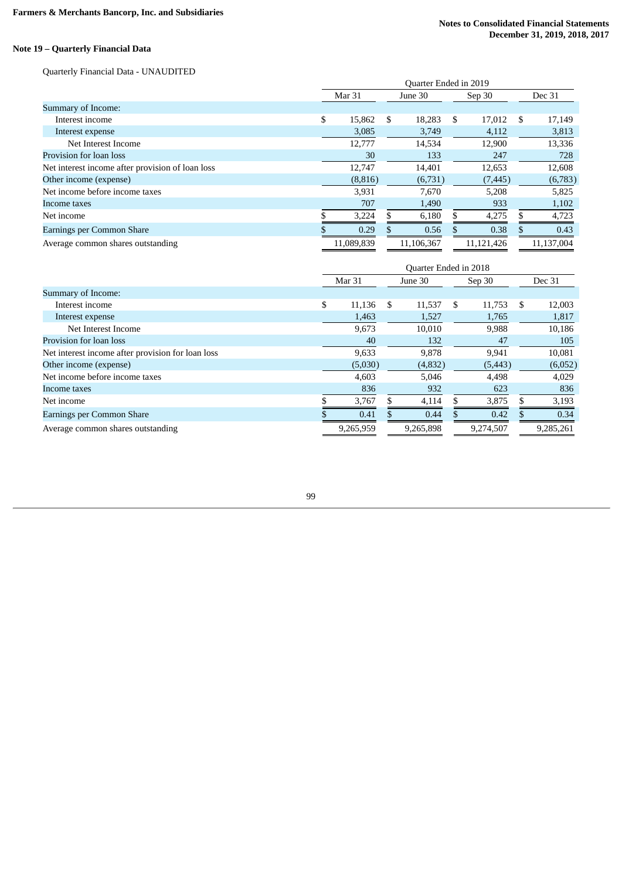## Note 19 – Quarterly Financial Data

Quarterly Financial Data - UNAUDITED

| | Quarter Ended in 2019 | | | |
|---|---|---|---|---|
| | Mar 31 | June 30 | Sep 30 | Dec 31 |
| Summary of Income: | | | | |
| Interest income | $ 15,862 | $ 18,283 | $ 17,012 | $ 17,149 |
| Interest expense | 3,085 | 3,749 | 4,112 | 3,813 |
| Net Interest Income | 12,777 | 14,534 | 12,900 | 13,336 |
| Provision for loan loss | 30 | 133 | 247 | 728 |
| Net interest income after provision of loan loss | 12,747 | 14,401 | 12,653 | 12,608 |
| Other income (expense) | (8,816) | (6,731) | (7,445) | (6,783) |
| Net income before income taxes | 3,931 | 7,670 | 5,208 | 5,825 |
| Income taxes | 707 | 1,490 | 933 | 1,102 |
| Net income | $ 3,224 | $ 6,180 | $ 4,275 | $ 4,723 |
| Earnings per Common Share | $ 0.29 | $ 0.56 | $ 0.38 | $ 0.43 |
| Average common shares outstanding | 11,089,839 | 11,106,367 | 11,121,426 | 11,137,004 |

| | Quarter Ended in 2018 | | | |
|---|---|---|---|---|
| | Mar 31 | June 30 | Sep 30 | Dec 31 |
| Summary of Income: | | | | |
| Interest income | $ 11,136 | $ 11,537 | $ 11,753 | $ 12,003 |
| Interest expense | 1,463 | 1,527 | 1,765 | 1,817 |
| Net Interest Income | 9,673 | 10,010 | 9,988 | 10,186 |
| Provision for loan loss | 40 | 132 | 47 | 105 |
| Net interest income after provision for loan loss | 9,633 | 9,878 | 9,941 | 10,081 |
| Other income (expense) | (5,030) | (4,832) | (5,443) | (6,052) |
| Net income before income taxes | 4,603 | 5,046 | 4,498 | 4,029 |
| Income taxes | 836 | 932 | 623 | 836 |
| Net income | $ 3,767 | $ 4,114 | $ 3,875 | $ 3,193 |
| Earnings per Common Share | $ 0.41 | $ 0.44 | $ 0.42 | $ 0.34 |
| Average common shares outstanding | 9,265,959 | 9,265,898 | 9,274,507 | 9,285,261 |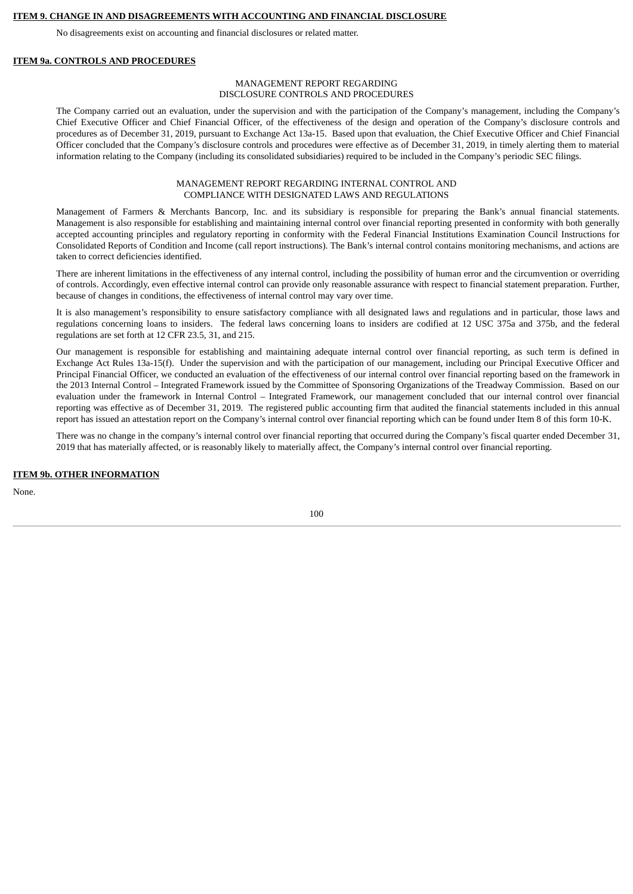**ITEM 9. CHANGE IN AND DISAGREEMENTS WITH ACCOUNTING AND FINANCIAL DISCLOSURE**

No disagreements exist on accounting and financial disclosures or related matter.

**ITEM 9a. CONTROLS AND PROCEDURES**

MANAGEMENT REPORT REGARDING
DISCLOSURE CONTROLS AND PROCEDURES

The Company carried out an evaluation, under the supervision and with the participation of the Company's management, including the Company's Chief Executive Officer and Chief Financial Officer, of the effectiveness of the design and operation of the Company's disclosure controls and procedures as of December 31, 2019, pursuant to Exchange Act 13a-15. Based upon that evaluation, the Chief Executive Officer and Chief Financial Officer concluded that the Company's disclosure controls and procedures were effective as of December 31, 2019, in timely alerting them to material information relating to the Company (including its consolidated subsidiaries) required to be included in the Company's periodic SEC filings.

MANAGEMENT REPORT REGARDING INTERNAL CONTROL AND
COMPLIANCE WITH DESIGNATED LAWS AND REGULATIONS

Management of Farmers & Merchants Bancorp, Inc. and its subsidiary is responsible for preparing the Bank's annual financial statements. Management is also responsible for establishing and maintaining internal control over financial reporting presented in conformity with both generally accepted accounting principles and regulatory reporting in conformity with the Federal Financial Institutions Examination Council Instructions for Consolidated Reports of Condition and Income (call report instructions). The Bank's internal control contains monitoring mechanisms, and actions are taken to correct deficiencies identified.

There are inherent limitations in the effectiveness of any internal control, including the possibility of human error and the circumvention or overriding of controls. Accordingly, even effective internal control can provide only reasonable assurance with respect to financial statement preparation. Further, because of changes in conditions, the effectiveness of internal control may vary over time.

It is also management's responsibility to ensure satisfactory compliance with all designated laws and regulations and in particular, those laws and regulations concerning loans to insiders. The federal laws concerning loans to insiders are codified at 12 USC 375a and 375b, and the federal regulations are set forth at 12 CFR 23.5, 31, and 215.

Our management is responsible for establishing and maintaining adequate internal control over financial reporting, as such term is defined in Exchange Act Rules 13a-15(f). Under the supervision and with the participation of our management, including our Principal Executive Officer and Principal Financial Officer, we conducted an evaluation of the effectiveness of our internal control over financial reporting based on the framework in the 2013 Internal Control – Integrated Framework issued by the Committee of Sponsoring Organizations of the Treadway Commission. Based on our evaluation under the framework in Internal Control – Integrated Framework, our management concluded that our internal control over financial reporting was effective as of December 31, 2019. The registered public accounting firm that audited the financial statements included in this annual report has issued an attestation report on the Company's internal control over financial reporting which can be found under Item 8 of this form 10-K.

There was no change in the company's internal control over financial reporting that occurred during the Company's fiscal quarter ended December 31, 2019 that has materially affected, or is reasonably likely to materially affect, the Company's internal control over financial reporting.

**ITEM 9b. OTHER INFORMATION**

None.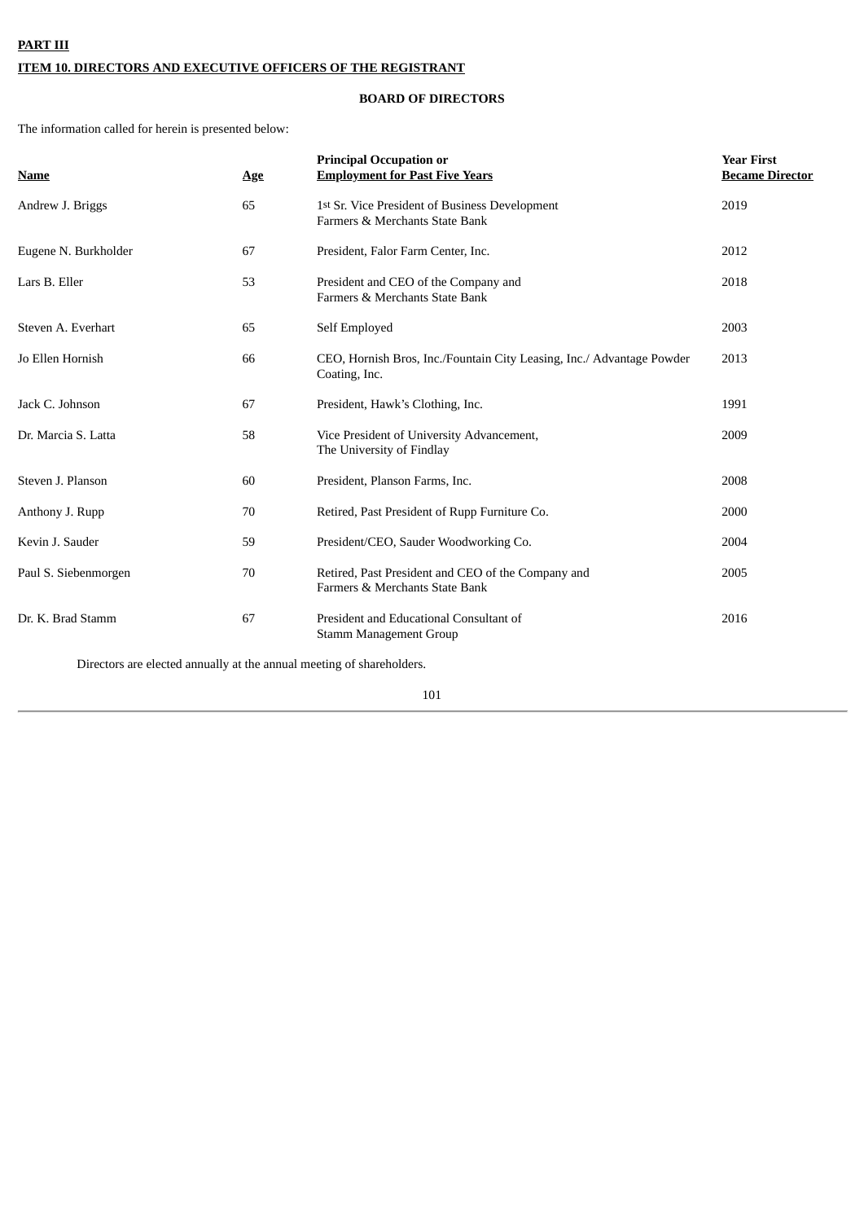**PART III**

**ITEM 10. DIRECTORS AND EXECUTIVE OFFICERS OF THE REGISTRANT**

**BOARD OF DIRECTORS**

The information called for herein is presented below:

| Name | Age | Principal Occupation or Employment for Past Five Years | Year First Became Director |
|---|---|---|---|
| Andrew J. Briggs | 65 | 1st Sr. Vice President of Business Development Farmers & Merchants State Bank | 2019 |
| Eugene N. Burkholder | 67 | President, Falor Farm Center, Inc. | 2012 |
| Lars B. Eller | 53 | President and CEO of the Company and Farmers & Merchants State Bank | 2018 |
| Steven A. Everhart | 65 | Self Employed | 2003 |
| Jo Ellen Hornish | 66 | CEO, Hornish Bros, Inc./Fountain City Leasing, Inc./ Advantage Powder Coating, Inc. | 2013 |
| Jack C. Johnson | 67 | President, Hawk's Clothing, Inc. | 1991 |
| Dr. Marcia S. Latta | 58 | Vice President of University Advancement, The University of Findlay | 2009 |
| Steven J. Planson | 60 | President, Planson Farms, Inc. | 2008 |
| Anthony J. Rupp | 70 | Retired, Past President of Rupp Furniture Co. | 2000 |
| Kevin J. Sauder | 59 | President/CEO, Sauder Woodworking Co. | 2004 |
| Paul S. Siebenmorgen | 70 | Retired, Past President and CEO of the Company and Farmers & Merchants State Bank | 2005 |
| Dr. K. Brad Stamm | 67 | President and Educational Consultant of Stamm Management Group | 2016 |

Directors are elected annually at the annual meeting of shareholders.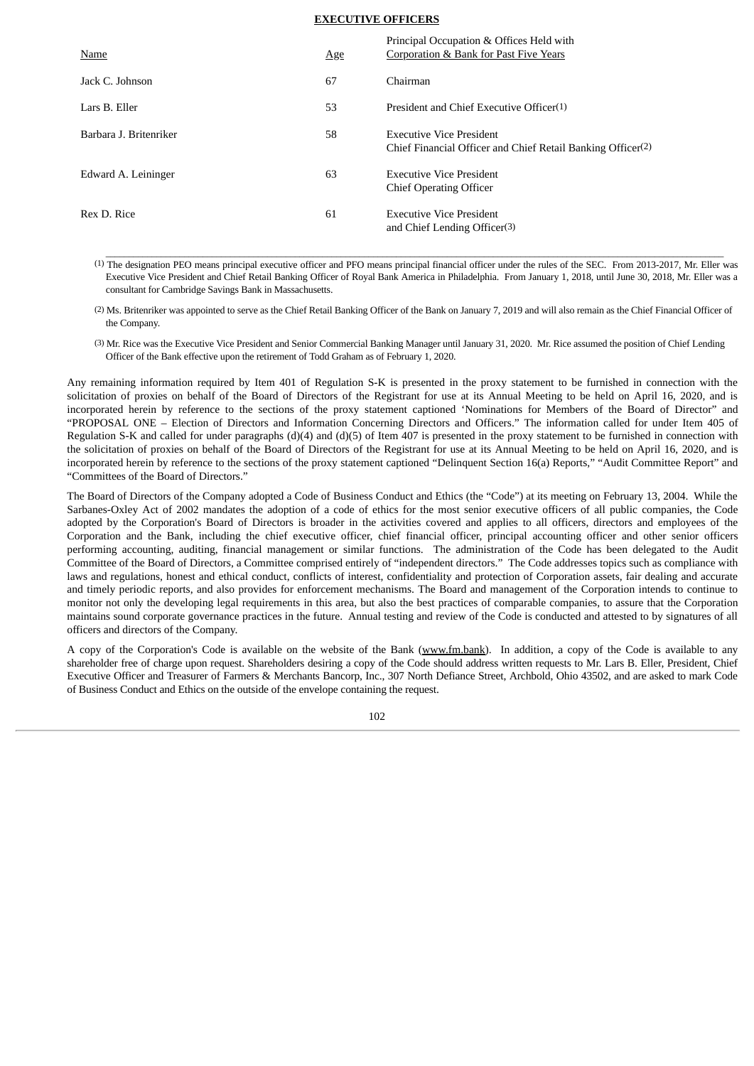## EXECUTIVE OFFICERS

| Name | Age | Principal Occupation & Offices Held with Corporation & Bank for Past Five Years |
|---|---|---|
| Jack C. Johnson | 67 | Chairman |
| Lars B. Eller | 53 | President and Chief Executive Officer(1) |
| Barbara J. Britenriker | 58 | Executive Vice President<br>Chief Financial Officer and Chief Retail Banking Officer(2) |
| Edward A. Leininger | 63 | Executive Vice President<br>Chief Operating Officer |
| Rex D. Rice | 61 | Executive Vice President<br>and Chief Lending Officer(3) |

(1) The designation PEO means principal executive officer and PFO means principal financial officer under the rules of the SEC. From 2013-2017, Mr. Eller was Executive Vice President and Chief Retail Banking Officer of Royal Bank America in Philadelphia. From January 1, 2018, until June 30, 2018, Mr. Eller was a consultant for Cambridge Savings Bank in Massachusetts.

(2) Ms. Britenriker was appointed to serve as the Chief Retail Banking Officer of the Bank on January 7, 2019 and will also remain as the Chief Financial Officer of the Company.

(3) Mr. Rice was the Executive Vice President and Senior Commercial Banking Manager until January 31, 2020. Mr. Rice assumed the position of Chief Lending Officer of the Bank effective upon the retirement of Todd Graham as of February 1, 2020.

Any remaining information required by Item 401 of Regulation S-K is presented in the proxy statement to be furnished in connection with the solicitation of proxies on behalf of the Board of Directors of the Registrant for use at its Annual Meeting to be held on April 16, 2020, and is incorporated herein by reference to the sections of the proxy statement captioned 'Nominations for Members of the Board of Director" and "PROPOSAL ONE – Election of Directors and Information Concerning Directors and Officers." The information called for under Item 405 of Regulation S-K and called for under paragraphs (d)(4) and (d)(5) of Item 407 is presented in the proxy statement to be furnished in connection with the solicitation of proxies on behalf of the Board of Directors of the Registrant for use at its Annual Meeting to be held on April 16, 2020, and is incorporated herein by reference to the sections of the proxy statement captioned "Delinquent Section 16(a) Reports," "Audit Committee Report" and "Committees of the Board of Directors."

The Board of Directors of the Company adopted a Code of Business Conduct and Ethics (the "Code") at its meeting on February 13, 2004. While the Sarbanes-Oxley Act of 2002 mandates the adoption of a code of ethics for the most senior executive officers of all public companies, the Code adopted by the Corporation's Board of Directors is broader in the activities covered and applies to all officers, directors and employees of the Corporation and the Bank, including the chief executive officer, chief financial officer, principal accounting officer and other senior officers performing accounting, auditing, financial management or similar functions. The administration of the Code has been delegated to the Audit Committee of the Board of Directors, a Committee comprised entirely of "independent directors." The Code addresses topics such as compliance with laws and regulations, honest and ethical conduct, conflicts of interest, confidentiality and protection of Corporation assets, fair dealing and accurate and timely periodic reports, and also provides for enforcement mechanisms. The Board and management of the Corporation intends to continue to monitor not only the developing legal requirements in this area, but also the best practices of comparable companies, to assure that the Corporation maintains sound corporate governance practices in the future. Annual testing and review of the Code is conducted and attested to by signatures of all officers and directors of the Company.

A copy of the Corporation's Code is available on the website of the Bank (www.fm.bank). In addition, a copy of the Code is available to any shareholder free of charge upon request. Shareholders desiring a copy of the Code should address written requests to Mr. Lars B. Eller, President, Chief Executive Officer and Treasurer of Farmers & Merchants Bancorp, Inc., 307 North Defiance Street, Archbold, Ohio 43502, and are asked to mark Code of Business Conduct and Ethics on the outside of the envelope containing the request.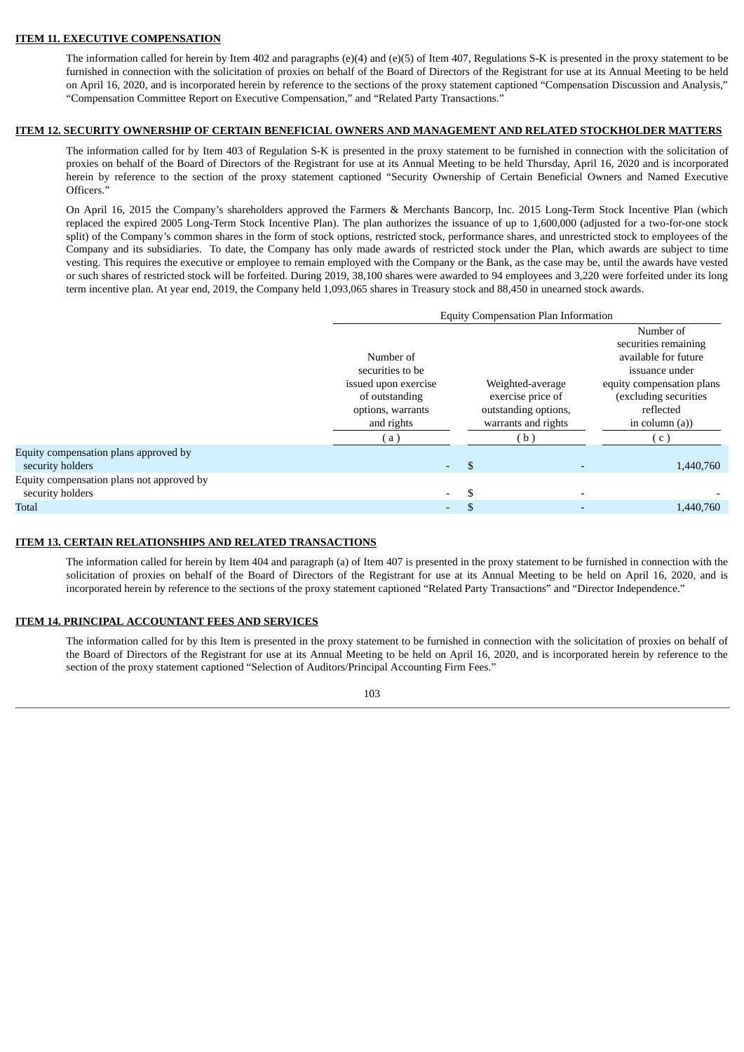**ITEM 11. EXECUTIVE COMPENSATION**

The information called for herein by Item 402 and paragraphs (e)(4) and (e)(5) of Item 407, Regulations S-K is presented in the proxy statement to be furnished in connection with the solicitation of proxies on behalf of the Board of Directors of the Registrant for use at its Annual Meeting to be held on April 16, 2020, and is incorporated herein by reference to the sections of the proxy statement captioned "Compensation Discussion and Analysis," "Compensation Committee Report on Executive Compensation," and "Related Party Transactions."

**ITEM 12. SECURITY OWNERSHIP OF CERTAIN BENEFICIAL OWNERS AND MANAGEMENT AND RELATED STOCKHOLDER MATTERS**

The information called for by Item 403 of Regulation S-K is presented in the proxy statement to be furnished in connection with the solicitation of proxies on behalf of the Board of Directors of the Registrant for use at its Annual Meeting to be held Thursday, April 16, 2020 and is incorporated herein by reference to the section of the proxy statement captioned "Security Ownership of Certain Beneficial Owners and Named Executive Officers."

On April 16, 2015 the Company's shareholders approved the Farmers & Merchants Bancorp, Inc. 2015 Long-Term Stock Incentive Plan (which replaced the expired 2005 Long-Term Stock Incentive Plan). The plan authorizes the issuance of up to 1,600,000 (adjusted for a two-for-one stock split) of the Company's common shares in the form of stock options, restricted stock, performance shares, and unrestricted stock to employees of the Company and its subsidiaries. To date, the Company has only made awards of restricted stock under the Plan, which awards are subject to time vesting. This requires the executive or employee to remain employed with the Company or the Bank, as the case may be, until the awards have vested or such shares of restricted stock will be forfeited. During 2019, 38,100 shares were awarded to 94 employees and 3,220 were forfeited under its long term incentive plan. At year end, 2019, the Company held 1,093,065 shares in Treasury stock and 88,450 in unearned stock awards.

| | Equity Compensation Plan Information | | |
|---|---|---|---|
| | Number of securities to be issued upon exercise of outstanding options, warrants and rights | Weighted-average exercise price of outstanding options, warrants and rights | Number of securities remaining available for future issuance under equity compensation plans (excluding securities reflected in column (a)) |
| | ( a ) | ( b ) | ( c ) |
| Equity compensation plans approved by security holders | - | $ - | 1,440,760 |
| Equity compensation plans not approved by security holders | - | $ - | - |
| Total | - | $ - | 1,440,760 |

**ITEM 13. CERTAIN RELATIONSHIPS AND RELATED TRANSACTIONS**

The information called for herein by Item 404 and paragraph (a) of Item 407 is presented in the proxy statement to be furnished in connection with the solicitation of proxies on behalf of the Board of Directors of the Registrant for use at its Annual Meeting to be held on April 16, 2020, and is incorporated herein by reference to the sections of the proxy statement captioned "Related Party Transactions" and "Director Independence."

**ITEM 14. PRINCIPAL ACCOUNTANT FEES AND SERVICES**

The information called for by this Item is presented in the proxy statement to be furnished in connection with the solicitation of proxies on behalf of the Board of Directors of the Registrant for use at its Annual Meeting to be held on April 16, 2020, and is incorporated herein by reference to the section of the proxy statement captioned "Selection of Auditors/Principal Accounting Firm Fees."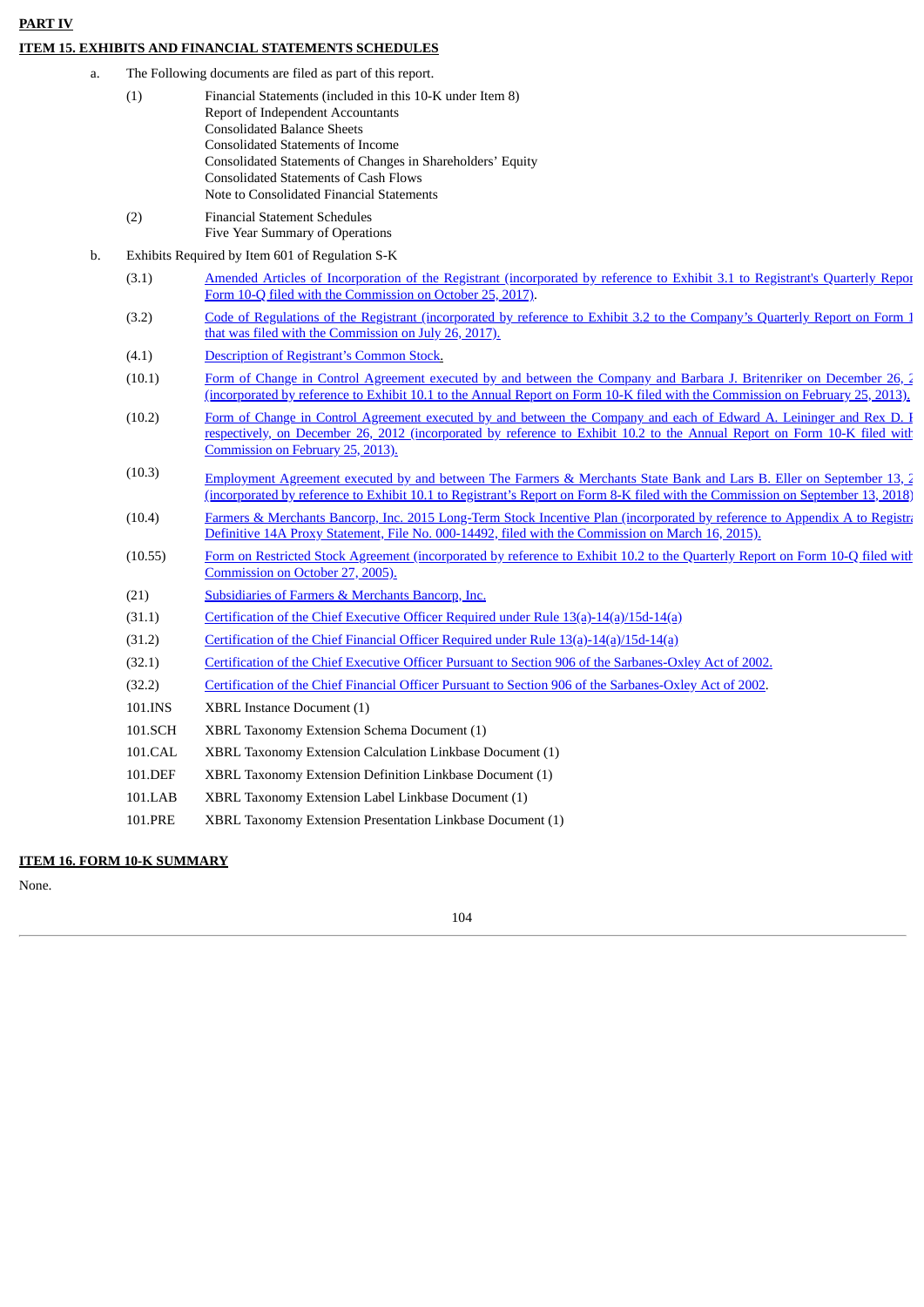**PART IV**

**ITEM 15. EXHIBITS AND FINANCIAL STATEMENTS SCHEDULES**

a. The Following documents are filed as part of this report.

| | |
|---|---|
| (1) | Financial Statements (included in this 10-K under Item 8)<br>Report of Independent Accountants<br>Consolidated Balance Sheets<br>Consolidated Statements of Income<br>Consolidated Statements of Changes in Shareholders' Equity<br>Consolidated Statements of Cash Flows<br>Note to Consolidated Financial Statements |
| (2) | Financial Statement Schedules<br>Five Year Summary of Operations |

b. Exhibits Required by Item 601 of Regulation S-K

| | |
|---|---|
| (3.1) | Amended Articles of Incorporation of the Registrant (incorporated by reference to Exhibit 3.1 to Registrant's Quarterly Report Form 10-Q filed with the Commission on October 25, 2017). |
| (3.2) | Code of Regulations of the Registrant (incorporated by reference to Exhibit 3.2 to the Company's Quarterly Report on Form 1 that was filed with the Commission on July 26, 2017). |
| (4.1) | Description of Registrant's Common Stock. |
| (10.1) | Form of Change in Control Agreement executed by and between the Company and Barbara J. Britenriker on December 26, 2 (incorporated by reference to Exhibit 10.1 to the Annual Report on Form 10-K filed with the Commission on February 25, 2013). |
| (10.2) | Form of Change in Control Agreement executed by and between the Company and each of Edward A. Leininger and Rex D. I respectively, on December 26, 2012 (incorporated by reference to Exhibit 10.2 to the Annual Report on Form 10-K filed with Commission on February 25, 2013). |
| (10.3) | Employment Agreement executed by and between The Farmers & Merchants State Bank and Lars B. Eller on September 13, 2 (incorporated by reference to Exhibit 10.1 to Registrant's Report on Form 8-K filed with the Commission on September 13, 2018) |
| (10.4) | Farmers & Merchants Bancorp, Inc. 2015 Long-Term Stock Incentive Plan (incorporated by reference to Appendix A to Registra Definitive 14A Proxy Statement, File No. 000-14492, filed with the Commission on March 16, 2015). |
| (10.55) | Form on Restricted Stock Agreement (incorporated by reference to Exhibit 10.2 to the Quarterly Report on Form 10-Q filed with Commission on October 27, 2005). |
| (21) | Subsidiaries of Farmers & Merchants Bancorp, Inc. |
| (31.1) | Certification of the Chief Executive Officer Required under Rule 13(a)-14(a)/15d-14(a) |
| (31.2) | Certification of the Chief Financial Officer Required under Rule 13(a)-14(a)/15d-14(a) |
| (32.1) | Certification of the Chief Executive Officer Pursuant to Section 906 of the Sarbanes-Oxley Act of 2002. |
| (32.2) | Certification of the Chief Financial Officer Pursuant to Section 906 of the Sarbanes-Oxley Act of 2002. |
| 101.INS | XBRL Instance Document (1) |
| 101.SCH | XBRL Taxonomy Extension Schema Document (1) |
| 101.CAL | XBRL Taxonomy Extension Calculation Linkbase Document (1) |
| 101.DEF | XBRL Taxonomy Extension Definition Linkbase Document (1) |
| 101.LAB | XBRL Taxonomy Extension Label Linkbase Document (1) |
| 101.PRE | XBRL Taxonomy Extension Presentation Linkbase Document (1) |

**ITEM 16. FORM 10-K SUMMARY**

None.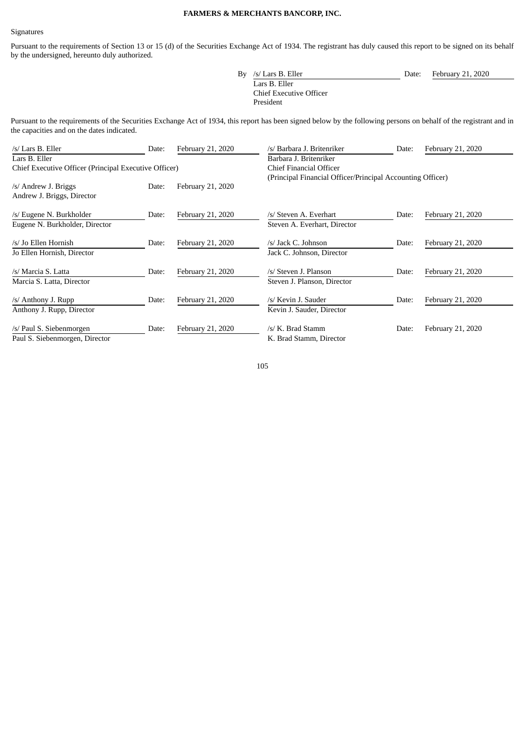**FARMERS & MERCHANTS BANCORP, INC.**

Signatures

Pursuant to the requirements of Section 13 or 15 (d) of the Securities Exchange Act of 1934. The registrant has duly caused this report to be signed on its behalf by the undersigned, hereunto duly authorized.

By /s/ Lars B. Eller Date: February 21, 2020
Lars B. Eller
Chief Executive Officer
President

Pursuant to the requirements of the Securities Exchange Act of 1934, this report has been signed below by the following persons on behalf of the registrant and in the capacities and on the dates indicated.

| | | | | | |
|---|---|---|---|---|---|
| /s/ Lars B. Eller | Date: | February 21, 2020 | /s/ Barbara J. Britenriker | Date: | February 21, 2020 |
| Lars B. Eller<br>Chief Executive Officer (Principal Executive Officer) | | | Barbara J. Britenriker<br>Chief Financial Officer<br>(Principal Financial Officer/Principal Accounting Officer) | | |
| /s/ Andrew J. Briggs<br>Andrew J. Briggs, Director | Date: | February 21, 2020 | | | |
| /s/ Eugene N. Burkholder<br>Eugene N. Burkholder, Director | Date: | February 21, 2020 | /s/ Steven A. Everhart<br>Steven A. Everhart, Director | Date: | February 21, 2020 |
| /s/ Jo Ellen Hornish<br>Jo Ellen Hornish, Director | Date: | February 21, 2020 | /s/ Jack C. Johnson<br>Jack C. Johnson, Director | Date: | February 21, 2020 |
| /s/ Marcia S. Latta<br>Marcia S. Latta, Director | Date: | February 21, 2020 | /s/ Steven J. Planson<br>Steven J. Planson, Director | Date: | February 21, 2020 |
| /s/ Anthony J. Rupp<br>Anthony J. Rupp, Director | Date: | February 21, 2020 | /s/ Kevin J. Sauder<br>Kevin J. Sauder, Director | Date: | February 21, 2020 |
| /s/ Paul S. Siebenmorgen<br>Paul S. Siebenmorgen, Director | Date: | February 21, 2020 | /s/ K. Brad Stamm<br>K. Brad Stamm, Director | Date: | February 21, 2020 |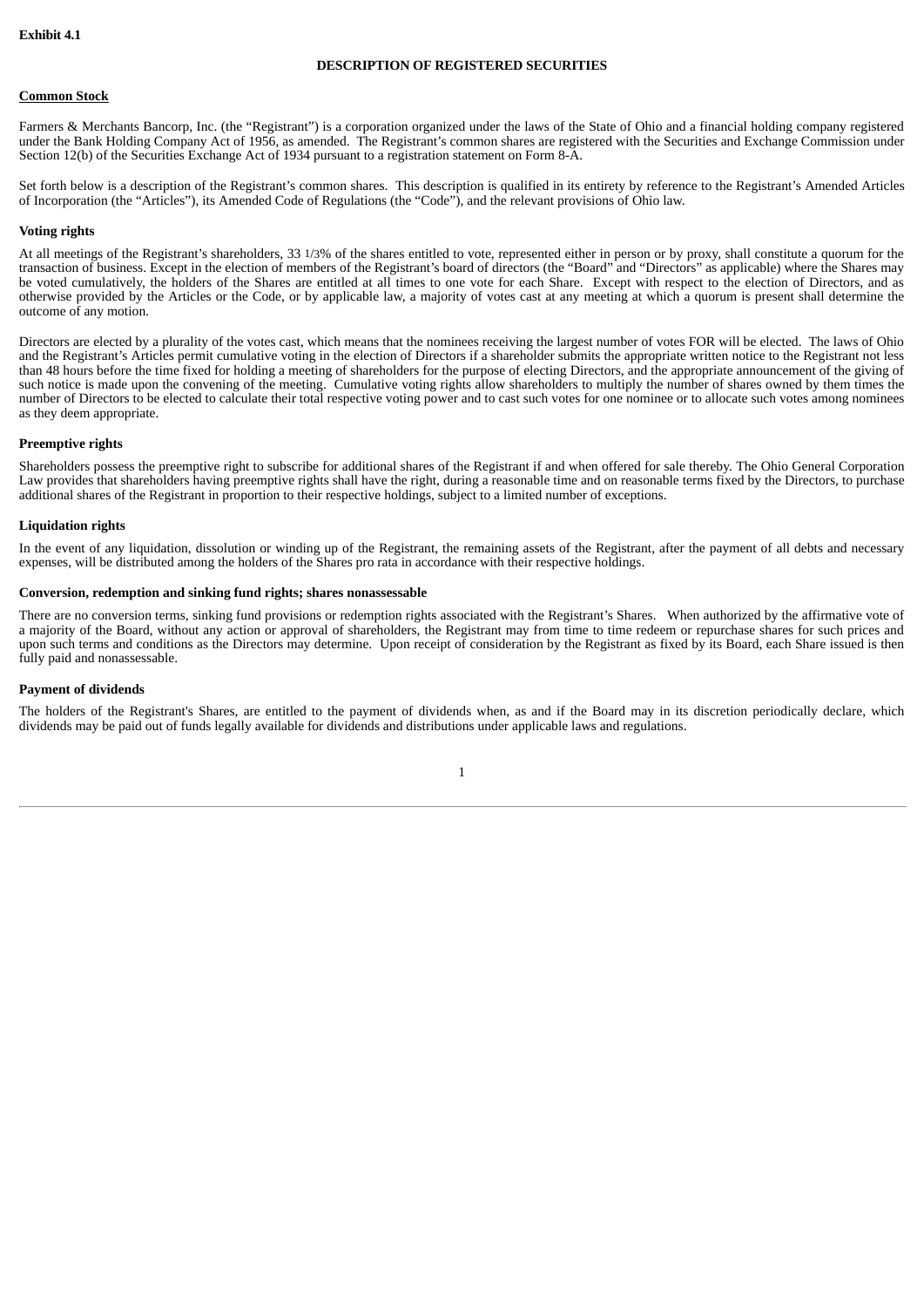**Exhibit 4.1**

**DESCRIPTION OF REGISTERED SECURITIES**

**Common Stock**

Farmers & Merchants Bancorp, Inc. (the "Registrant") is a corporation organized under the laws of the State of Ohio and a financial holding company registered under the Bank Holding Company Act of 1956, as amended. The Registrant's common shares are registered with the Securities and Exchange Commission under Section 12(b) of the Securities Exchange Act of 1934 pursuant to a registration statement on Form 8-A.

Set forth below is a description of the Registrant's common shares. This description is qualified in its entirety by reference to the Registrant's Amended Articles of Incorporation (the "Articles"), its Amended Code of Regulations (the "Code"), and the relevant provisions of Ohio law.

**Voting rights**

At all meetings of the Registrant's shareholders, 33 1/3% of the shares entitled to vote, represented either in person or by proxy, shall constitute a quorum for the transaction of business. Except in the election of members of the Registrant's board of directors (the "Board" and "Directors" as applicable) where the Shares may be voted cumulatively, the holders of the Shares are entitled at all times to one vote for each Share. Except with respect to the election of Directors, and as otherwise provided by the Articles or the Code, or by applicable law, a majority of votes cast at any meeting at which a quorum is present shall determine the outcome of any motion.

Directors are elected by a plurality of the votes cast, which means that the nominees receiving the largest number of votes FOR will be elected. The laws of Ohio and the Registrant's Articles permit cumulative voting in the election of Directors if a shareholder submits the appropriate written notice to the Registrant not less than 48 hours before the time fixed for holding a meeting of shareholders for the purpose of electing Directors, and the appropriate announcement of the giving of such notice is made upon the convening of the meeting. Cumulative voting rights allow shareholders to multiply the number of shares owned by them times the number of Directors to be elected to calculate their total respective voting power and to cast such votes for one nominee or to allocate such votes among nominees as they deem appropriate.

**Preemptive rights**

Shareholders possess the preemptive right to subscribe for additional shares of the Registrant if and when offered for sale thereby. The Ohio General Corporation Law provides that shareholders having preemptive rights shall have the right, during a reasonable time and on reasonable terms fixed by the Directors, to purchase additional shares of the Registrant in proportion to their respective holdings, subject to a limited number of exceptions.

**Liquidation rights**

In the event of any liquidation, dissolution or winding up of the Registrant, the remaining assets of the Registrant, after the payment of all debts and necessary expenses, will be distributed among the holders of the Shares pro rata in accordance with their respective holdings.

**Conversion, redemption and sinking fund rights; shares nonassessable**

There are no conversion terms, sinking fund provisions or redemption rights associated with the Registrant's Shares. When authorized by the affirmative vote of a majority of the Board, without any action or approval of shareholders, the Registrant may from time to time redeem or repurchase shares for such prices and upon such terms and conditions as the Directors may determine. Upon receipt of consideration by the Registrant as fixed by its Board, each Share issued is then fully paid and nonassessable.

**Payment of dividends**

The holders of the Registrant's Shares, are entitled to the payment of dividends when, as and if the Board may in its discretion periodically declare, which dividends may be paid out of funds legally available for dividends and distributions under applicable laws and regulations.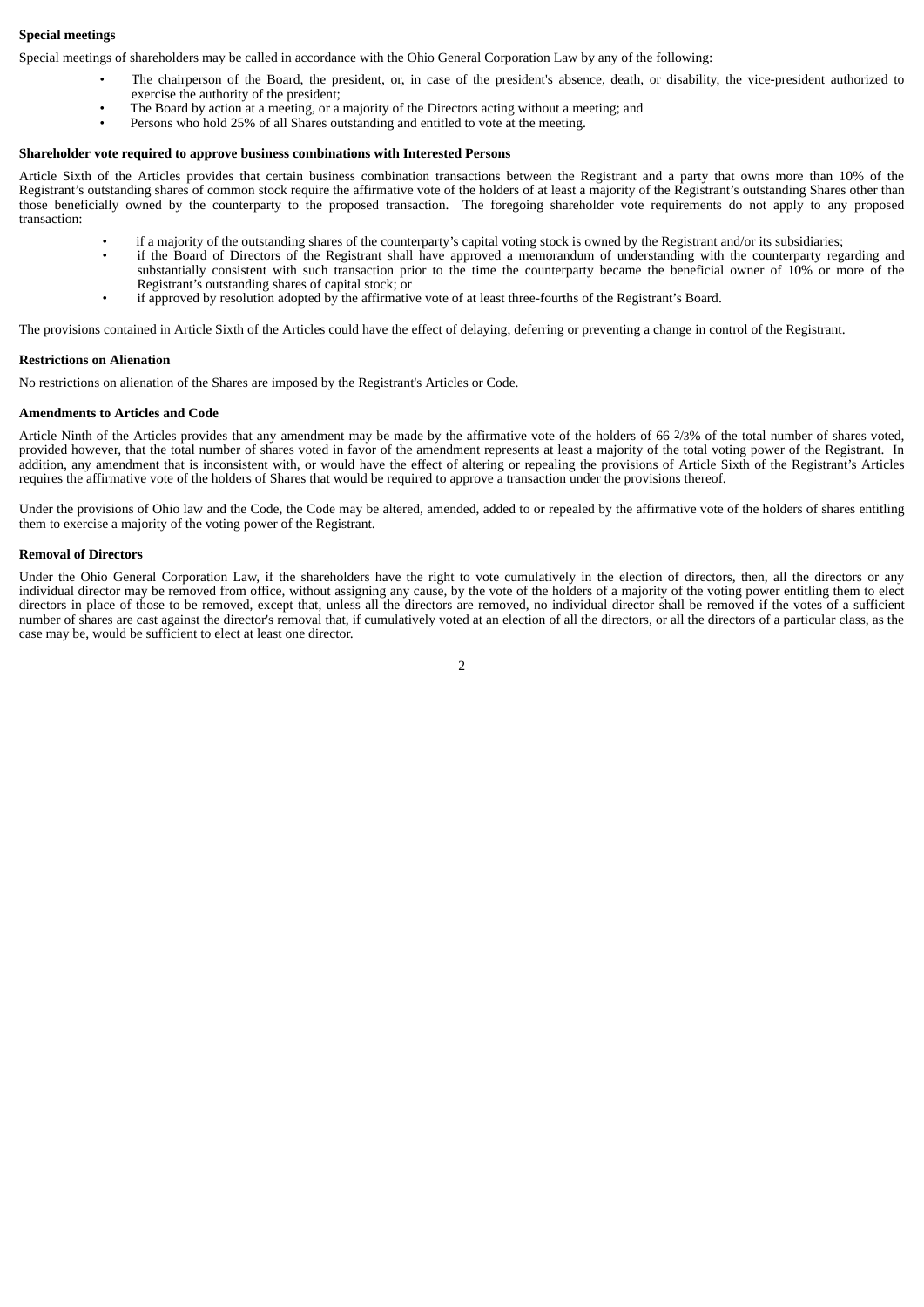**Special meetings**

Special meetings of shareholders may be called in accordance with the Ohio General Corporation Law by any of the following:

- The chairperson of the Board, the president, or, in case of the president's absence, death, or disability, the vice-president authorized to exercise the authority of the president;
- The Board by action at a meeting, or a majority of the Directors acting without a meeting; and
- Persons who hold 25% of all Shares outstanding and entitled to vote at the meeting.

**Shareholder vote required to approve business combinations with Interested Persons**

Article Sixth of the Articles provides that certain business combination transactions between the Registrant and a party that owns more than 10% of the Registrant's outstanding shares of common stock require the affirmative vote of the holders of at least a majority of the Registrant's outstanding Shares other than those beneficially owned by the counterparty to the proposed transaction. The foregoing shareholder vote requirements do not apply to any proposed transaction:

- if a majority of the outstanding shares of the counterparty's capital voting stock is owned by the Registrant and/or its subsidiaries;
- if the Board of Directors of the Registrant shall have approved a memorandum of understanding with the counterparty regarding and substantially consistent with such transaction prior to the time the counterparty became the beneficial owner of 10% or more of the Registrant's outstanding shares of capital stock; or
- if approved by resolution adopted by the affirmative vote of at least three-fourths of the Registrant's Board.

The provisions contained in Article Sixth of the Articles could have the effect of delaying, deferring or preventing a change in control of the Registrant.

**Restrictions on Alienation**

No restrictions on alienation of the Shares are imposed by the Registrant's Articles or Code.

**Amendments to Articles and Code**

Article Ninth of the Articles provides that any amendment may be made by the affirmative vote of the holders of 66 2/3% of the total number of shares voted, provided however, that the total number of shares voted in favor of the amendment represents at least a majority of the total voting power of the Registrant. In addition, any amendment that is inconsistent with, or would have the effect of altering or repealing the provisions of Article Sixth of the Registrant's Articles requires the affirmative vote of the holders of Shares that would be required to approve a transaction under the provisions thereof.

Under the provisions of Ohio law and the Code, the Code may be altered, amended, added to or repealed by the affirmative vote of the holders of shares entitling them to exercise a majority of the voting power of the Registrant.

**Removal of Directors**

Under the Ohio General Corporation Law, if the shareholders have the right to vote cumulatively in the election of directors, then, all the directors or any individual director may be removed from office, without assigning any cause, by the vote of the holders of a majority of the voting power entitling them to elect directors in place of those to be removed, except that, unless all the directors are removed, no individual director shall be removed if the votes of a sufficient number of shares are cast against the director's removal that, if cumulatively voted at an election of all the directors, or all the directors of a particular class, as the case may be, would be sufficient to elect at least one director.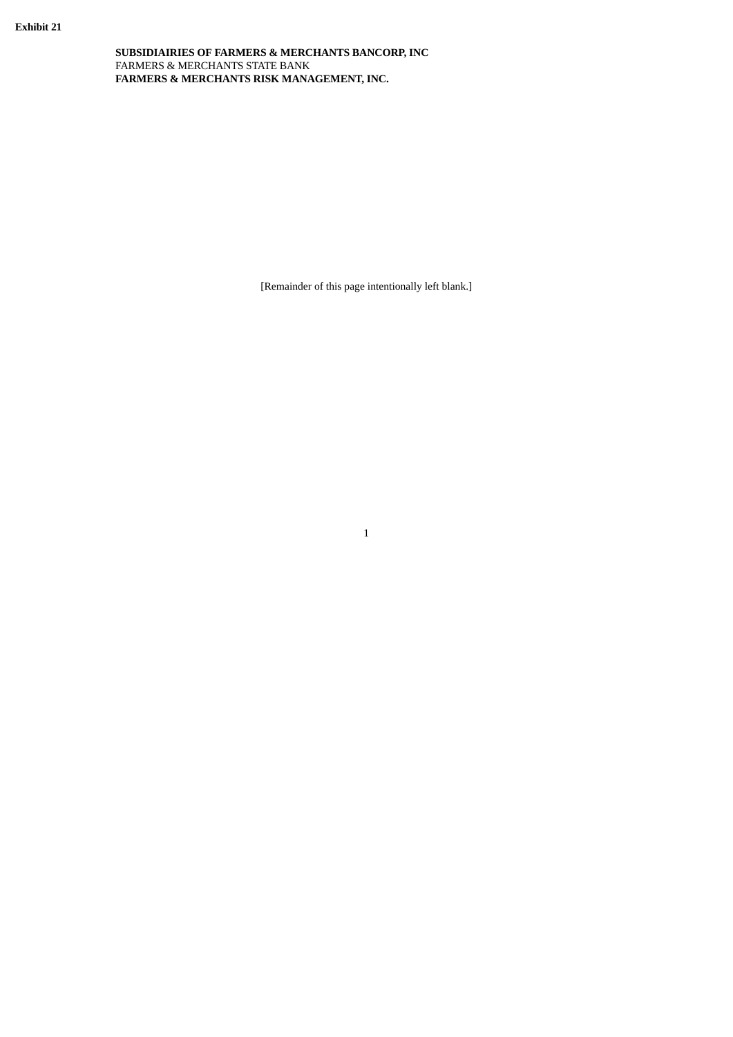**Exhibit 21**

**SUBSIDIAIRIES OF FARMERS & MERCHANTS BANCORP, INC**
FARMERS & MERCHANTS STATE BANK
**FARMERS & MERCHANTS RISK MANAGEMENT, INC.**

[Remainder of this page intentionally left blank.]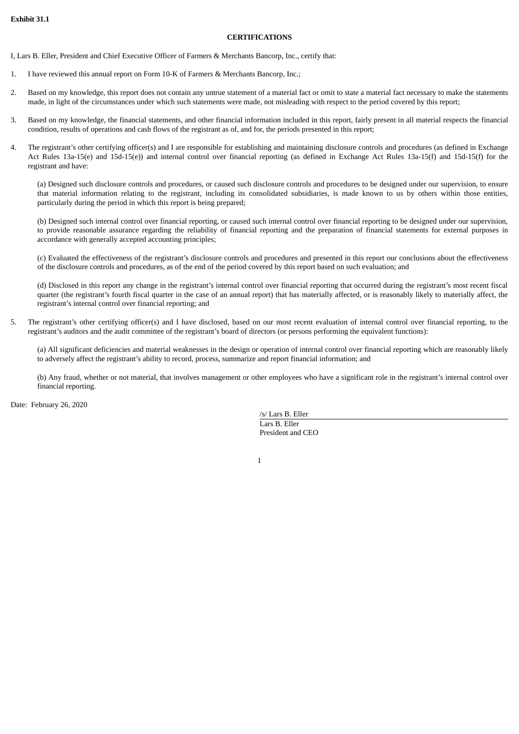**Exhibit 31.1**

**CERTIFICATIONS**

I, Lars B. Eller, President and Chief Executive Officer of Farmers & Merchants Bancorp, Inc., certify that:

1. I have reviewed this annual report on Form 10-K of Farmers & Merchants Bancorp, Inc.;

2. Based on my knowledge, this report does not contain any untrue statement of a material fact or omit to state a material fact necessary to make the statements made, in light of the circumstances under which such statements were made, not misleading with respect to the period covered by this report;

3. Based on my knowledge, the financial statements, and other financial information included in this report, fairly present in all material respects the financial condition, results of operations and cash flows of the registrant as of, and for, the periods presented in this report;

4. The registrant's other certifying officer(s) and I are responsible for establishing and maintaining disclosure controls and procedures (as defined in Exchange Act Rules 13a-15(e) and 15d-15(e)) and internal control over financial reporting (as defined in Exchange Act Rules 13a-15(f) and 15d-15(f) for the registrant and have:

   (a) Designed such disclosure controls and procedures, or caused such disclosure controls and procedures to be designed under our supervision, to ensure that material information relating to the registrant, including its consolidated subsidiaries, is made known to us by others within those entities, particularly during the period in which this report is being prepared;

   (b) Designed such internal control over financial reporting, or caused such internal control over financial reporting to be designed under our supervision, to provide reasonable assurance regarding the reliability of financial reporting and the preparation of financial statements for external purposes in accordance with generally accepted accounting principles;

   (c) Evaluated the effectiveness of the registrant's disclosure controls and procedures and presented in this report our conclusions about the effectiveness of the disclosure controls and procedures, as of the end of the period covered by this report based on such evaluation; and

   (d) Disclosed in this report any change in the registrant's internal control over financial reporting that occurred during the registrant's most recent fiscal quarter (the registrant's fourth fiscal quarter in the case of an annual report) that has materially affected, or is reasonably likely to materially affect, the registrant's internal control over financial reporting; and

5. The registrant's other certifying officer(s) and I have disclosed, based on our most recent evaluation of internal control over financial reporting, to the registrant's auditors and the audit committee of the registrant's board of directors (or persons performing the equivalent functions):

   (a) All significant deficiencies and material weaknesses in the design or operation of internal control over financial reporting which are reasonably likely to adversely affect the registrant's ability to record, process, summarize and report financial information; and

   (b) Any fraud, whether or not material, that involves management or other employees who have a significant role in the registrant's internal control over financial reporting.

Date: February 26, 2020

/s/ Lars B. Eller
Lars B. Eller
President and CEO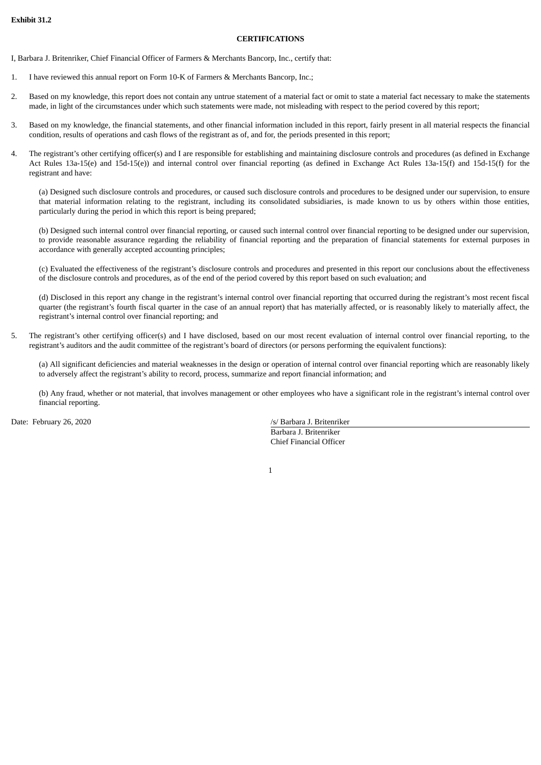**Exhibit 31.2**

**CERTIFICATIONS**

I, Barbara J. Britenriker, Chief Financial Officer of Farmers & Merchants Bancorp, Inc., certify that:

1. I have reviewed this annual report on Form 10-K of Farmers & Merchants Bancorp, Inc.;

2. Based on my knowledge, this report does not contain any untrue statement of a material fact or omit to state a material fact necessary to make the statements made, in light of the circumstances under which such statements were made, not misleading with respect to the period covered by this report;

3. Based on my knowledge, the financial statements, and other financial information included in this report, fairly present in all material respects the financial condition, results of operations and cash flows of the registrant as of, and for, the periods presented in this report;

4. The registrant's other certifying officer(s) and I are responsible for establishing and maintaining disclosure controls and procedures (as defined in Exchange Act Rules 13a-15(e) and 15d-15(e)) and internal control over financial reporting (as defined in Exchange Act Rules 13a-15(f) and 15d-15(f) for the registrant and have:

   (a) Designed such disclosure controls and procedures, or caused such disclosure controls and procedures to be designed under our supervision, to ensure that material information relating to the registrant, including its consolidated subsidiaries, is made known to us by others within those entities, particularly during the period in which this report is being prepared;

   (b) Designed such internal control over financial reporting, or caused such internal control over financial reporting to be designed under our supervision, to provide reasonable assurance regarding the reliability of financial reporting and the preparation of financial statements for external purposes in accordance with generally accepted accounting principles;

   (c) Evaluated the effectiveness of the registrant's disclosure controls and procedures and presented in this report our conclusions about the effectiveness of the disclosure controls and procedures, as of the end of the period covered by this report based on such evaluation; and

   (d) Disclosed in this report any change in the registrant's internal control over financial reporting that occurred during the registrant's most recent fiscal quarter (the registrant's fourth fiscal quarter in the case of an annual report) that has materially affected, or is reasonably likely to materially affect, the registrant's internal control over financial reporting; and

5. The registrant's other certifying officer(s) and I have disclosed, based on our most recent evaluation of internal control over financial reporting, to the registrant's auditors and the audit committee of the registrant's board of directors (or persons performing the equivalent functions):

   (a) All significant deficiencies and material weaknesses in the design or operation of internal control over financial reporting which are reasonably likely to adversely affect the registrant's ability to record, process, summarize and report financial information; and

   (b) Any fraud, whether or not material, that involves management or other employees who have a significant role in the registrant's internal control over financial reporting.

Date: February 26, 2020

/s/ Barbara J. Britenriker
Barbara J. Britenriker
Chief Financial Officer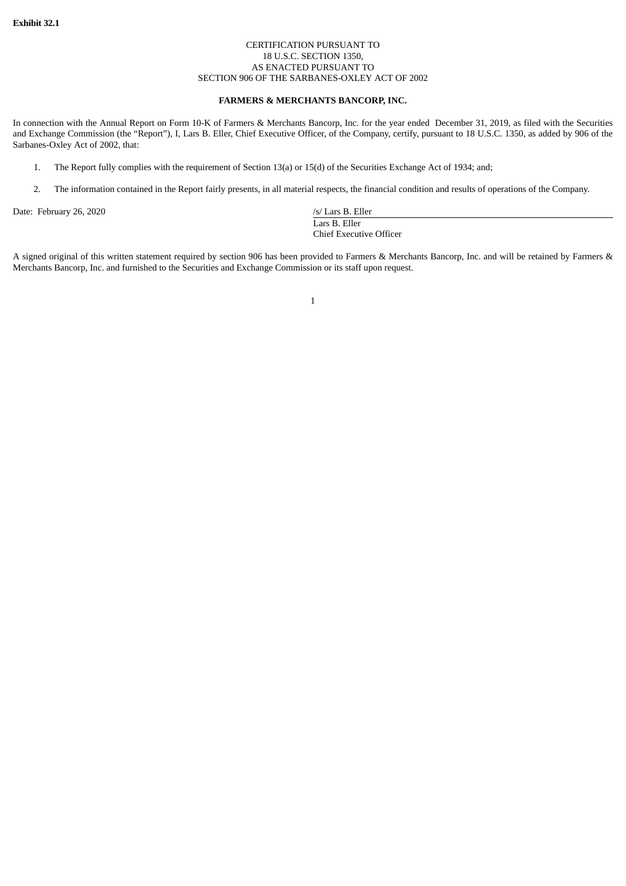**Exhibit 32.1**

CERTIFICATION PURSUANT TO
18 U.S.C. SECTION 1350,
AS ENACTED PURSUANT TO
SECTION 906 OF THE SARBANES-OXLEY ACT OF 2002

**FARMERS & MERCHANTS BANCORP, INC.**

In connection with the Annual Report on Form 10-K of Farmers & Merchants Bancorp, Inc. for the year ended December 31, 2019, as filed with the Securities and Exchange Commission (the "Report"), I, Lars B. Eller, Chief Executive Officer, of the Company, certify, pursuant to 18 U.S.C. 1350, as added by 906 of the Sarbanes-Oxley Act of 2002, that:

1. The Report fully complies with the requirement of Section 13(a) or 15(d) of the Securities Exchange Act of 1934; and;
2. The information contained in the Report fairly presents, in all material respects, the financial condition and results of operations of the Company.

Date: February 26, 2020

/s/ Lars B. Eller
Lars B. Eller
Chief Executive Officer

A signed original of this written statement required by section 906 has been provided to Farmers & Merchants Bancorp, Inc. and will be retained by Farmers & Merchants Bancorp, Inc. and furnished to the Securities and Exchange Commission or its staff upon request.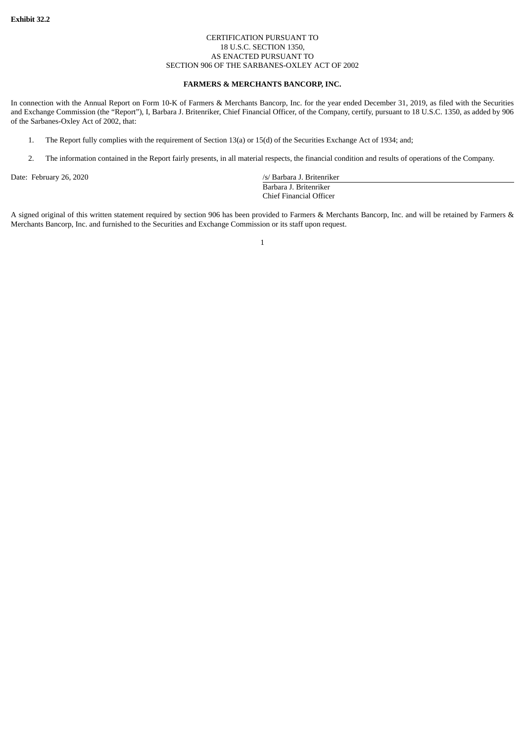**Exhibit 32.2**

CERTIFICATION PURSUANT TO
18 U.S.C. SECTION 1350,
AS ENACTED PURSUANT TO
SECTION 906 OF THE SARBANES-OXLEY ACT OF 2002

**FARMERS & MERCHANTS BANCORP, INC.**

In connection with the Annual Report on Form 10-K of Farmers & Merchants Bancorp, Inc. for the year ended December 31, 2019, as filed with the Securities and Exchange Commission (the “Report”), I, Barbara J. Britenriker, Chief Financial Officer, of the Company, certify, pursuant to 18 U.S.C. 1350, as added by 906 of the Sarbanes-Oxley Act of 2002, that:

1. The Report fully complies with the requirement of Section 13(a) or 15(d) of the Securities Exchange Act of 1934; and;
2. The information contained in the Report fairly presents, in all material respects, the financial condition and results of operations of the Company.

Date: February 26, 2020

/s/ Barbara J. Britenriker
Barbara J. Britenriker
Chief Financial Officer

A signed original of this written statement required by section 906 has been provided to Farmers & Merchants Bancorp, Inc. and will be retained by Farmers & Merchants Bancorp, Inc. and furnished to the Securities and Exchange Commission or its staff upon request.